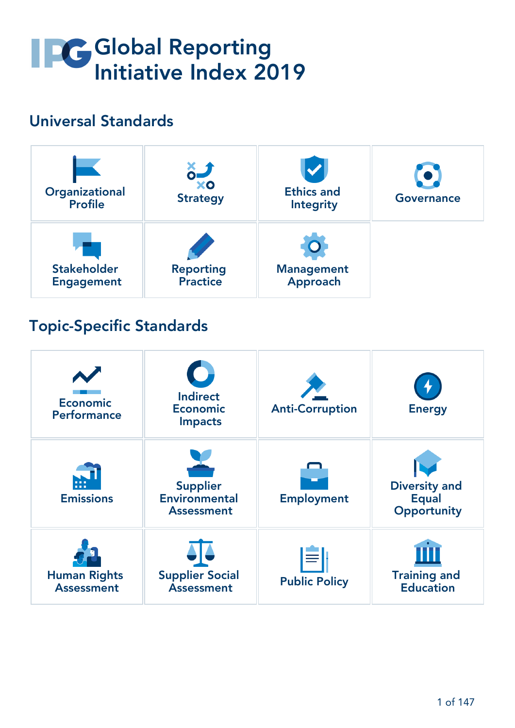# IPG Global Reporting Initiative Index 2019

## Universal Standards

- Organizational Profile
- Strategy
- Ethics and Integrity
- Governance
- Stakeholder Engagement
- Reporting Practice
- Management Approach

## Topic-Specific Standards

- Economic Performance
- Indirect Economic Impacts
- Anti-Corruption
- Energy
- Emissions
- Supplier Environmental Assessment
- Employment
- Diversity and Equal Opportunity
- Human Rights Assessment
- Supplier Social Assessment
- Public Policy
- Training and Education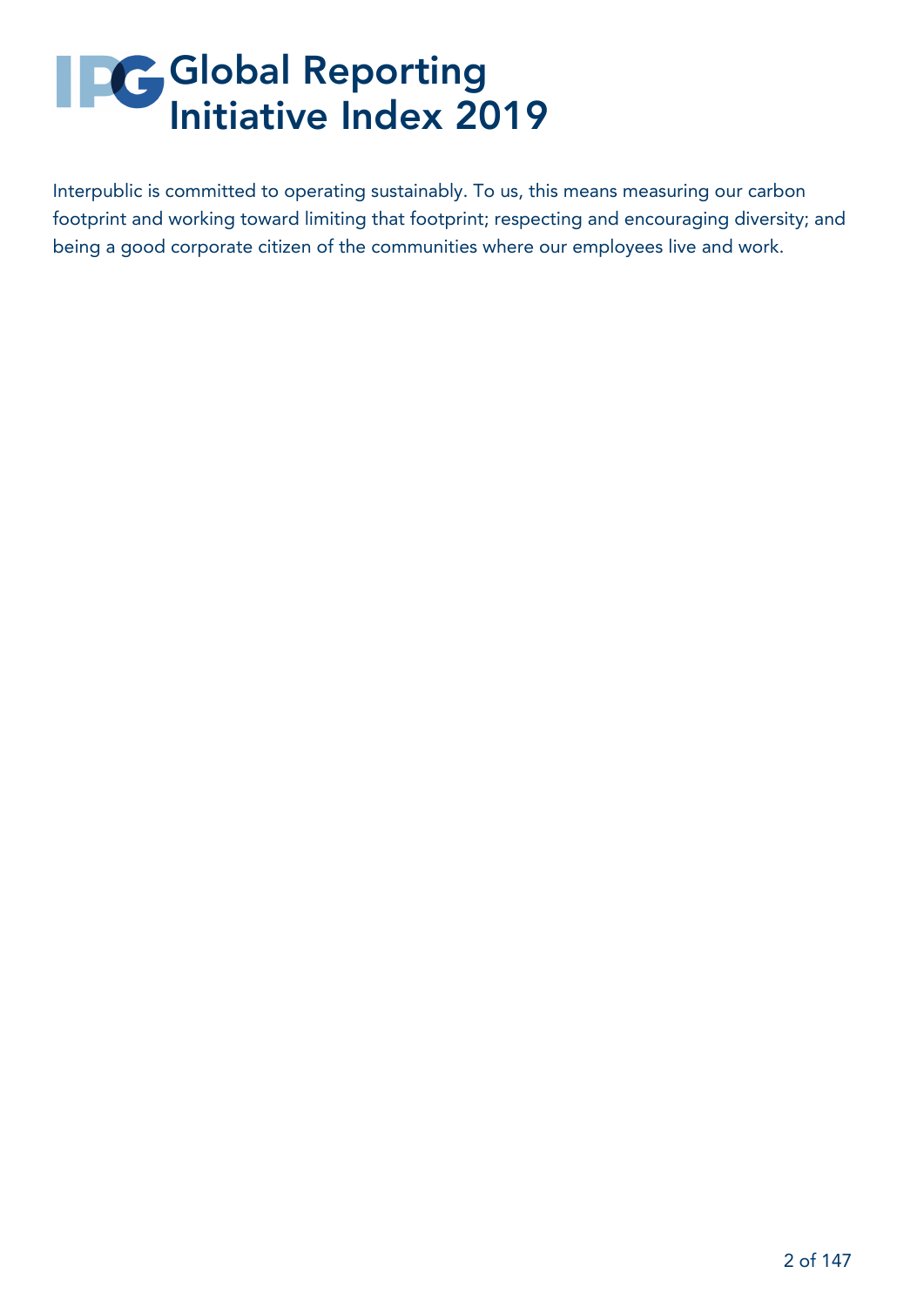# Global Reporting Initiative Index 2019

Interpublic is committed to operating sustainably. To us, this means measuring our carbon footprint and working toward limiting that footprint; respecting and encouraging diversity; and being a good corporate citizen of the communities where our employees live and work.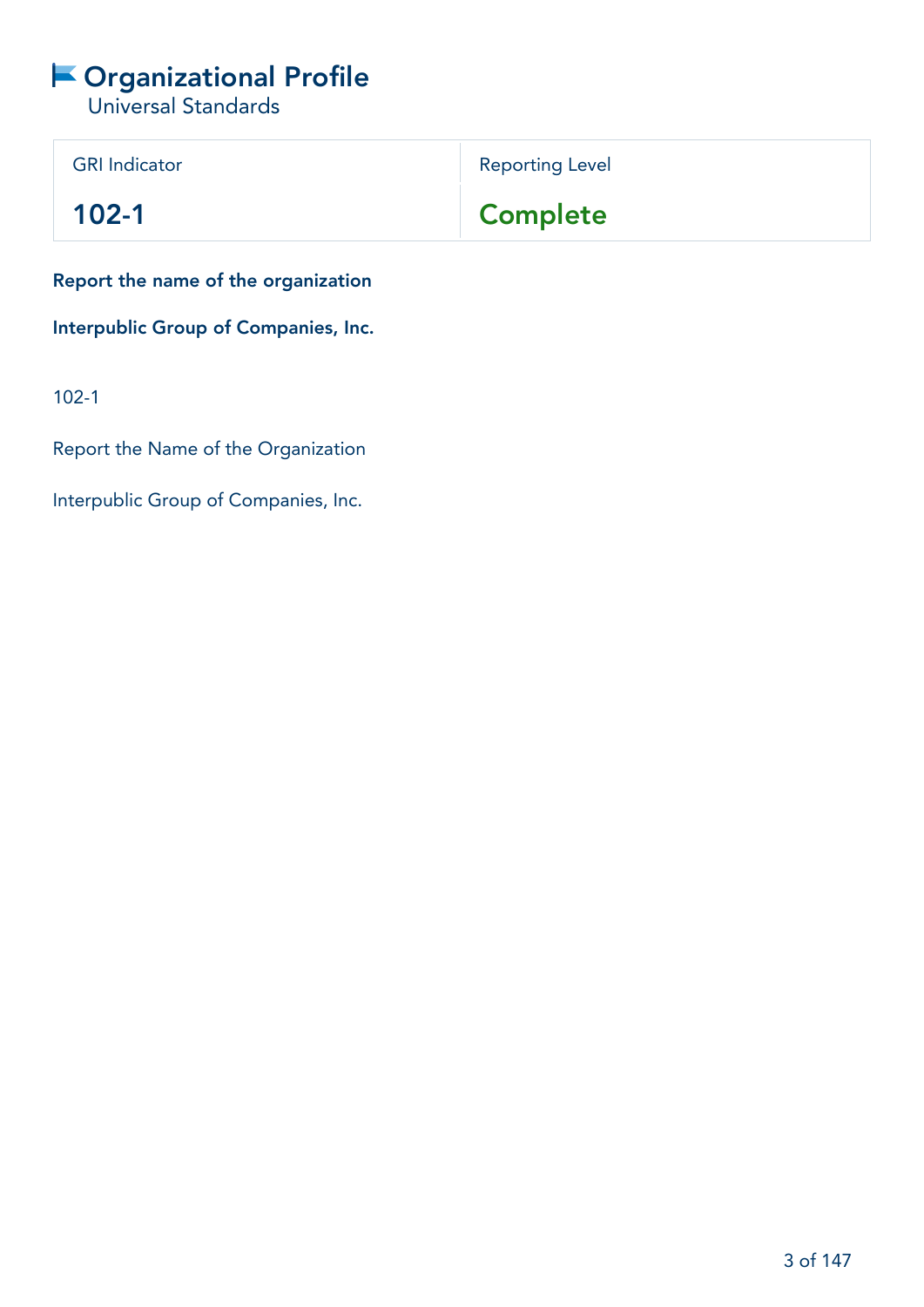# Organizational Profile

## Universal Standards

| GRI Indicator | Reporting Level |
| --- | --- |
| **102-1** | **Complete** |

**Report the name of the organization**

**Interpublic Group of Companies, Inc.**

102-1

Report the Name of the Organization

Interpublic Group of Companies, Inc.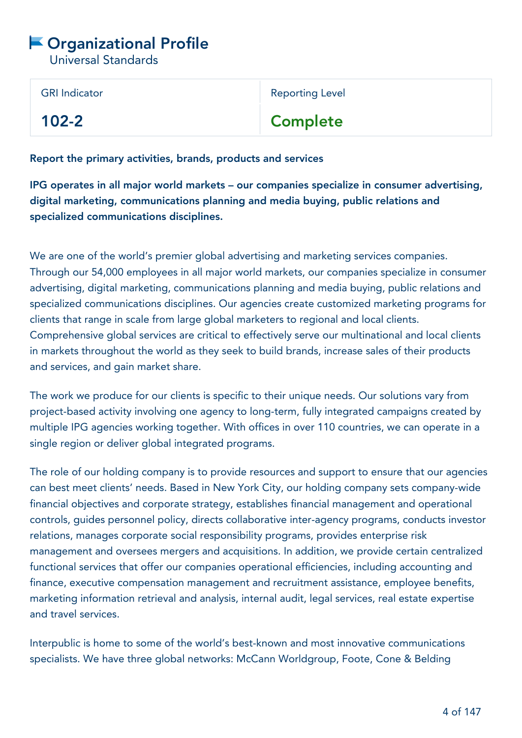# Organizational Profile

Universal Standards

| GRI Indicator | Reporting Level |
| --- | --- |
| **102-2** | **Complete** |

**Report the primary activities, brands, products and services**

**IPG operates in all major world markets – our companies specialize in consumer advertising, digital marketing, communications planning and media buying, public relations and specialized communications disciplines.**

We are one of the world's premier global advertising and marketing services companies. Through our 54,000 employees in all major world markets, our companies specialize in consumer advertising, digital marketing, communications planning and media buying, public relations and specialized communications disciplines. Our agencies create customized marketing programs for clients that range in scale from large global marketers to regional and local clients. Comprehensive global services are critical to effectively serve our multinational and local clients in markets throughout the world as they seek to build brands, increase sales of their products and services, and gain market share.

The work we produce for our clients is specific to their unique needs. Our solutions vary from project-based activity involving one agency to long-term, fully integrated campaigns created by multiple IPG agencies working together. With offices in over 110 countries, we can operate in a single region or deliver global integrated programs.

The role of our holding company is to provide resources and support to ensure that our agencies can best meet clients' needs. Based in New York City, our holding company sets company-wide financial objectives and corporate strategy, establishes financial management and operational controls, guides personnel policy, directs collaborative inter-agency programs, conducts investor relations, manages corporate social responsibility programs, provides enterprise risk management and oversees mergers and acquisitions. In addition, we provide certain centralized functional services that offer our companies operational efficiencies, including accounting and finance, executive compensation management and recruitment assistance, employee benefits, marketing information retrieval and analysis, internal audit, legal services, real estate expertise and travel services.

Interpublic is home to some of the world's best-known and most innovative communications specialists. We have three global networks: McCann Worldgroup, Foote, Cone & Belding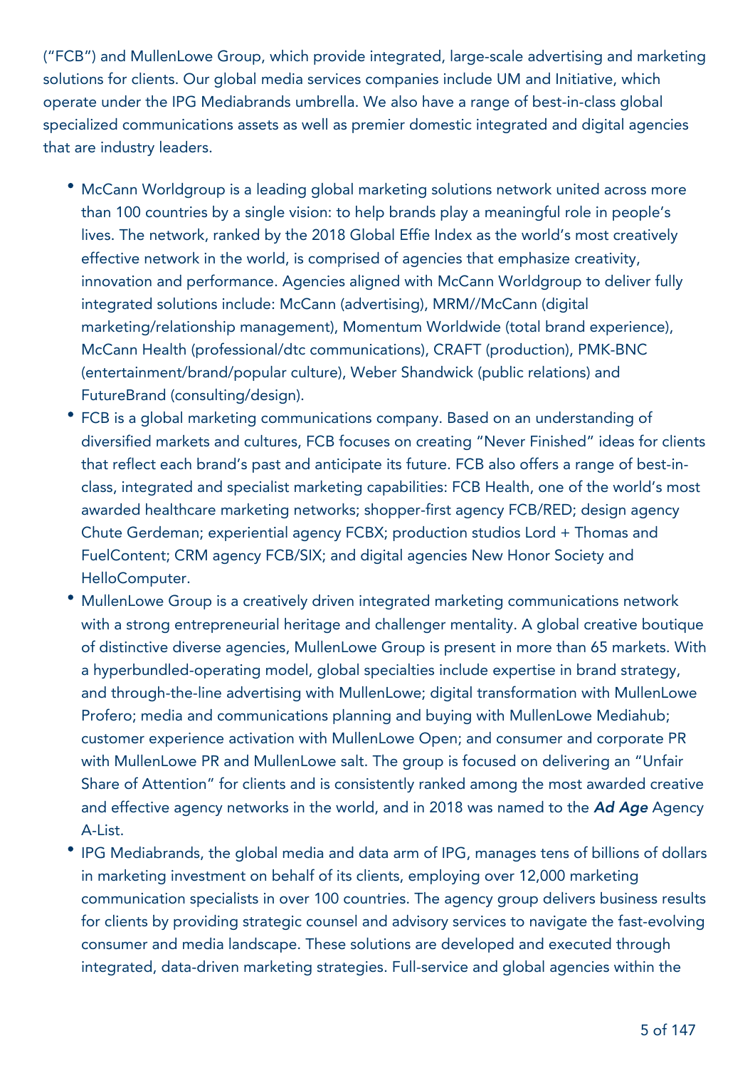("FCB") and MullenLowe Group, which provide integrated, large-scale advertising and marketing solutions for clients. Our global media services companies include UM and Initiative, which operate under the IPG Mediabrands umbrella. We also have a range of best-in-class global specialized communications assets as well as premier domestic integrated and digital agencies that are industry leaders.

- McCann Worldgroup is a leading global marketing solutions network united across more than 100 countries by a single vision: to help brands play a meaningful role in people's lives. The network, ranked by the 2018 Global Effie Index as the world's most creatively effective network in the world, is comprised of agencies that emphasize creativity, innovation and performance. Agencies aligned with McCann Worldgroup to deliver fully integrated solutions include: McCann (advertising), MRM//McCann (digital marketing/relationship management), Momentum Worldwide (total brand experience), McCann Health (professional/dtc communications), CRAFT (production), PMK-BNC (entertainment/brand/popular culture), Weber Shandwick (public relations) and FutureBrand (consulting/design).
- FCB is a global marketing communications company. Based on an understanding of diversified markets and cultures, FCB focuses on creating "Never Finished" ideas for clients that reflect each brand's past and anticipate its future. FCB also offers a range of best-in-class, integrated and specialist marketing capabilities: FCB Health, one of the world's most awarded healthcare marketing networks; shopper-first agency FCB/RED; design agency Chute Gerdeman; experiential agency FCBX; production studios Lord + Thomas and FuelContent; CRM agency FCB/SIX; and digital agencies New Honor Society and HelloComputer.
- MullenLowe Group is a creatively driven integrated marketing communications network with a strong entrepreneurial heritage and challenger mentality. A global creative boutique of distinctive diverse agencies, MullenLowe Group is present in more than 65 markets. With a hyperbundled-operating model, global specialties include expertise in brand strategy, and through-the-line advertising with MullenLowe; digital transformation with MullenLowe Profero; media and communications planning and buying with MullenLowe Mediahub; customer experience activation with MullenLowe Open; and consumer and corporate PR with MullenLowe PR and MullenLowe salt. The group is focused on delivering an "Unfair Share of Attention" for clients and is consistently ranked among the most awarded creative and effective agency networks in the world, and in 2018 was named to the ***Ad Age*** Agency A-List.
- IPG Mediabrands, the global media and data arm of IPG, manages tens of billions of dollars in marketing investment on behalf of its clients, employing over 12,000 marketing communication specialists in over 100 countries. The agency group delivers business results for clients by providing strategic counsel and advisory services to navigate the fast-evolving consumer and media landscape. These solutions are developed and executed through integrated, data-driven marketing strategies. Full-service and global agencies within the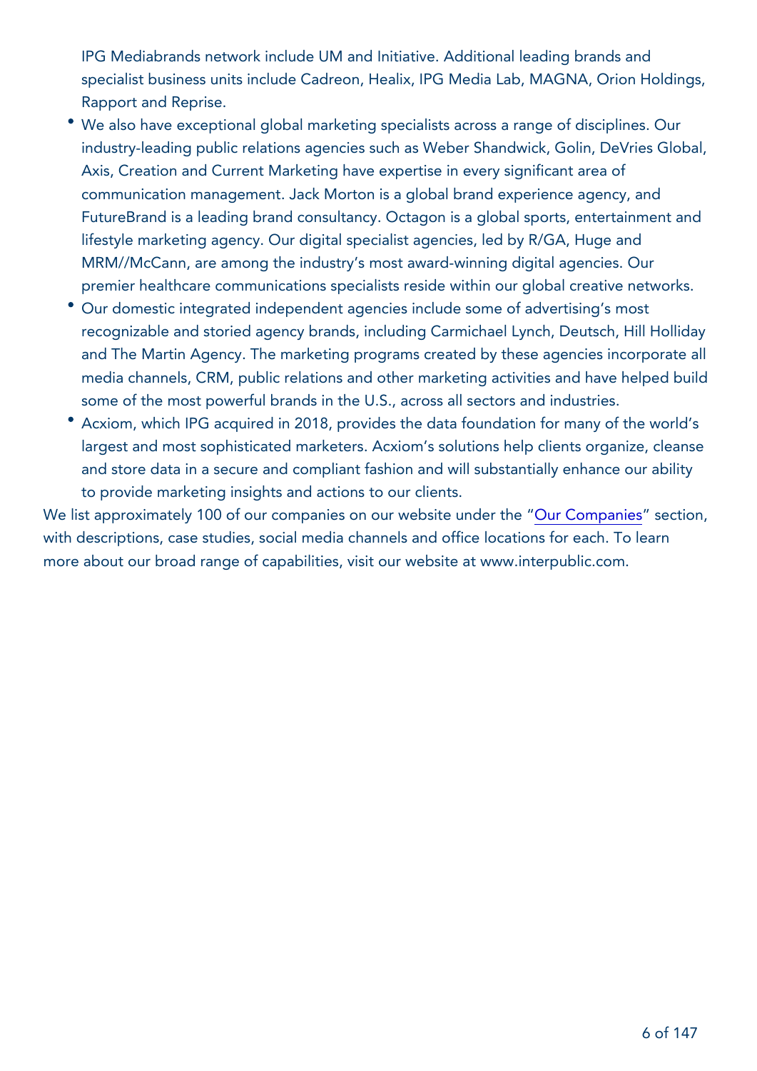IPG Mediabrands network include UM and Initiative. Additional leading brands and specialist business units include Cadreon, Healix, IPG Media Lab, MAGNA, Orion Holdings, Rapport and Reprise.

- We also have exceptional global marketing specialists across a range of disciplines. Our industry-leading public relations agencies such as Weber Shandwick, Golin, DeVries Global, Axis, Creation and Current Marketing have expertise in every significant area of communication management. Jack Morton is a global brand experience agency, and FutureBrand is a leading brand consultancy. Octagon is a global sports, entertainment and lifestyle marketing agency. Our digital specialist agencies, led by R/GA, Huge and MRM//McCann, are among the industry's most award-winning digital agencies. Our premier healthcare communications specialists reside within our global creative networks.
- Our domestic integrated independent agencies include some of advertising's most recognizable and storied agency brands, including Carmichael Lynch, Deutsch, Hill Holliday and The Martin Agency. The marketing programs created by these agencies incorporate all media channels, CRM, public relations and other marketing activities and have helped build some of the most powerful brands in the U.S., across all sectors and industries.
- Acxiom, which IPG acquired in 2018, provides the data foundation for many of the world's largest and most sophisticated marketers. Acxiom's solutions help clients organize, cleanse and store data in a secure and compliant fashion and will substantially enhance our ability to provide marketing insights and actions to our clients.

We list approximately 100 of our companies on our website under the "Our Companies" section, with descriptions, case studies, social media channels and office locations for each. To learn more about our broad range of capabilities, visit our website at www.interpublic.com.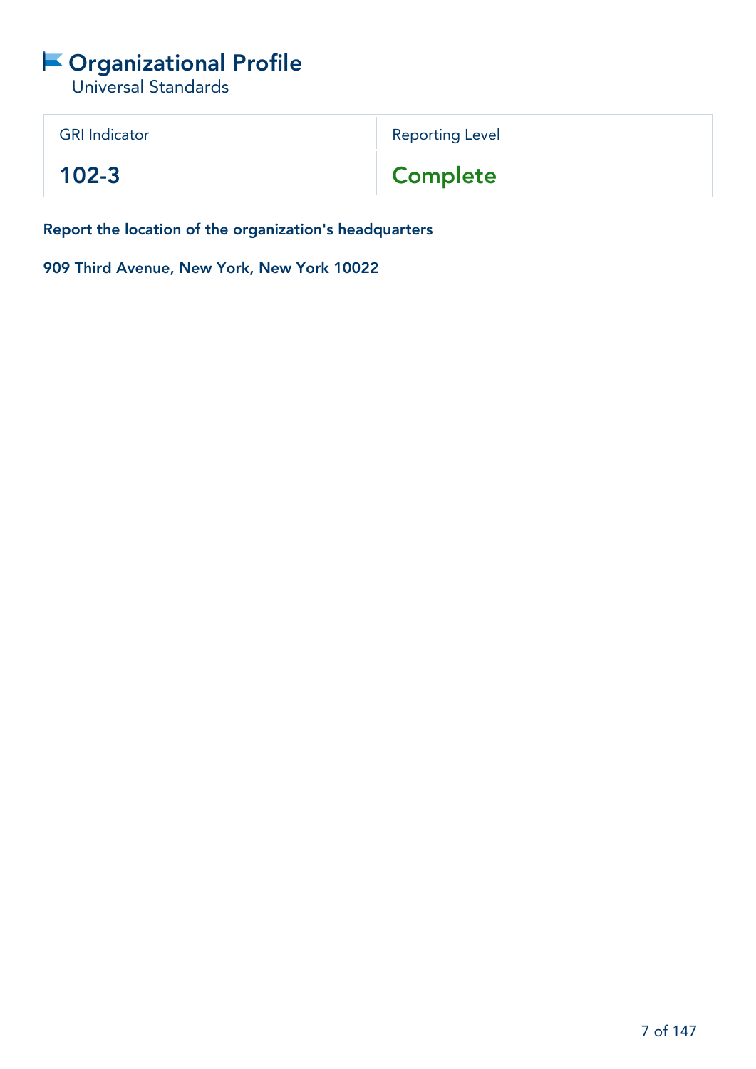# Organizational Profile

Universal Standards

| GRI Indicator | Reporting Level |
| --- | --- |
| **102-3** | **Complete** |

**Report the location of the organization's headquarters**

**909 Third Avenue, New York, New York 10022**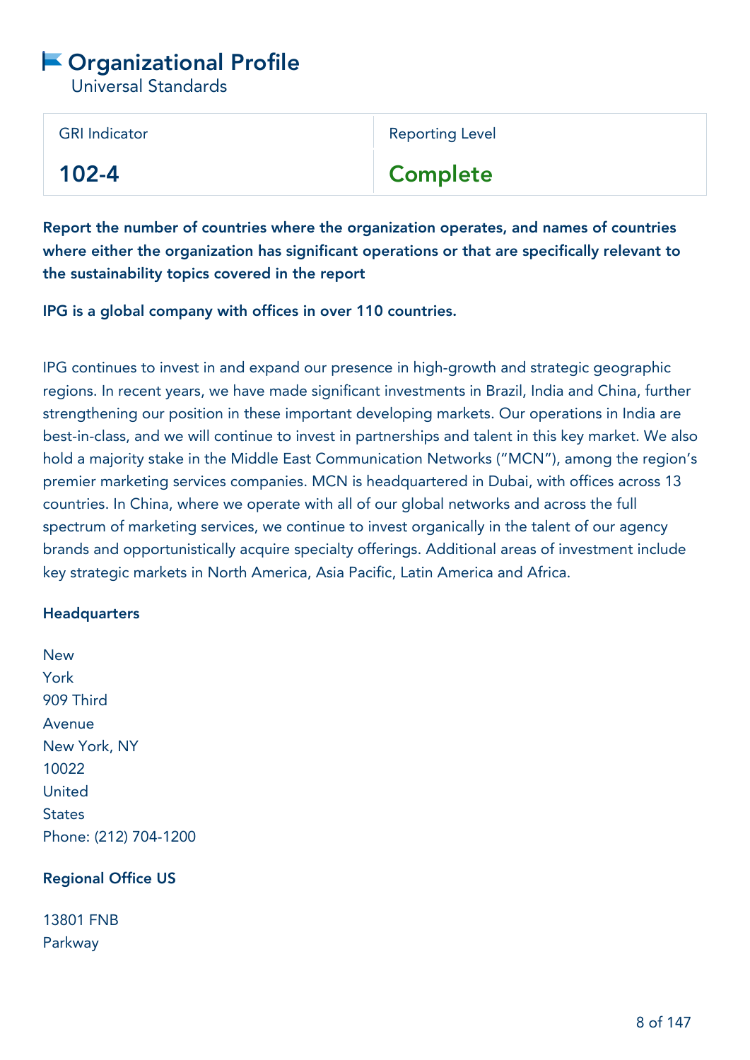# Organizational Profile

Universal Standards

| GRI Indicator | Reporting Level |
| --- | --- |
| **102-4** | **Complete** |

**Report the number of countries where the organization operates, and names of countries where either the organization has significant operations or that are specifically relevant to the sustainability topics covered in the report**

**IPG is a global company with offices in over 110 countries.**

IPG continues to invest in and expand our presence in high-growth and strategic geographic regions. In recent years, we have made significant investments in Brazil, India and China, further strengthening our position in these important developing markets. Our operations in India are best-in-class, and we will continue to invest in partnerships and talent in this key market. We also hold a majority stake in the Middle East Communication Networks ("MCN"), among the region's premier marketing services companies. MCN is headquartered in Dubai, with offices across 13 countries. In China, where we operate with all of our global networks and across the full spectrum of marketing services, we continue to invest organically in the talent of our agency brands and opportunistically acquire specialty offerings. Additional areas of investment include key strategic markets in North America, Asia Pacific, Latin America and Africa.

**Headquarters**

New York
909 Third Avenue
New York, NY 10022
United States
Phone: (212) 704-1200

**Regional Office US**

13801 FNB Parkway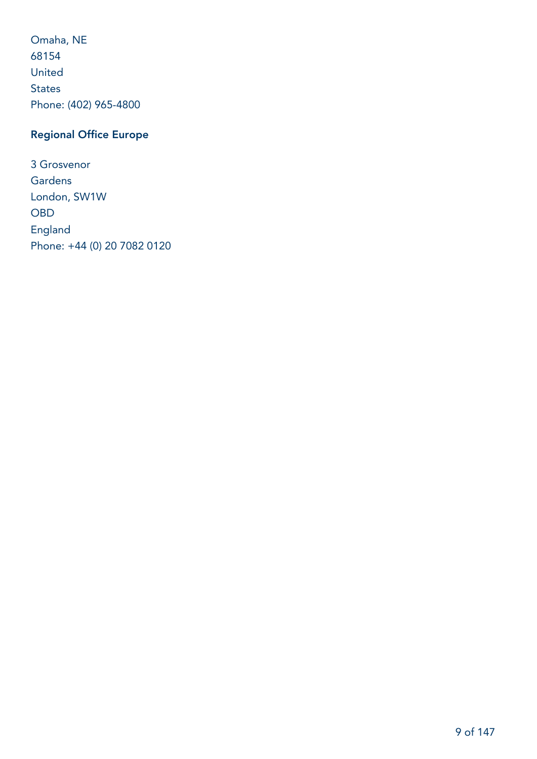Omaha, NE
68154
United
States
Phone: (402) 965-4800

### Regional Office Europe

3 Grosvenor
Gardens
London, SW1W
OBD
England
Phone: +44 (0) 20 7082 0120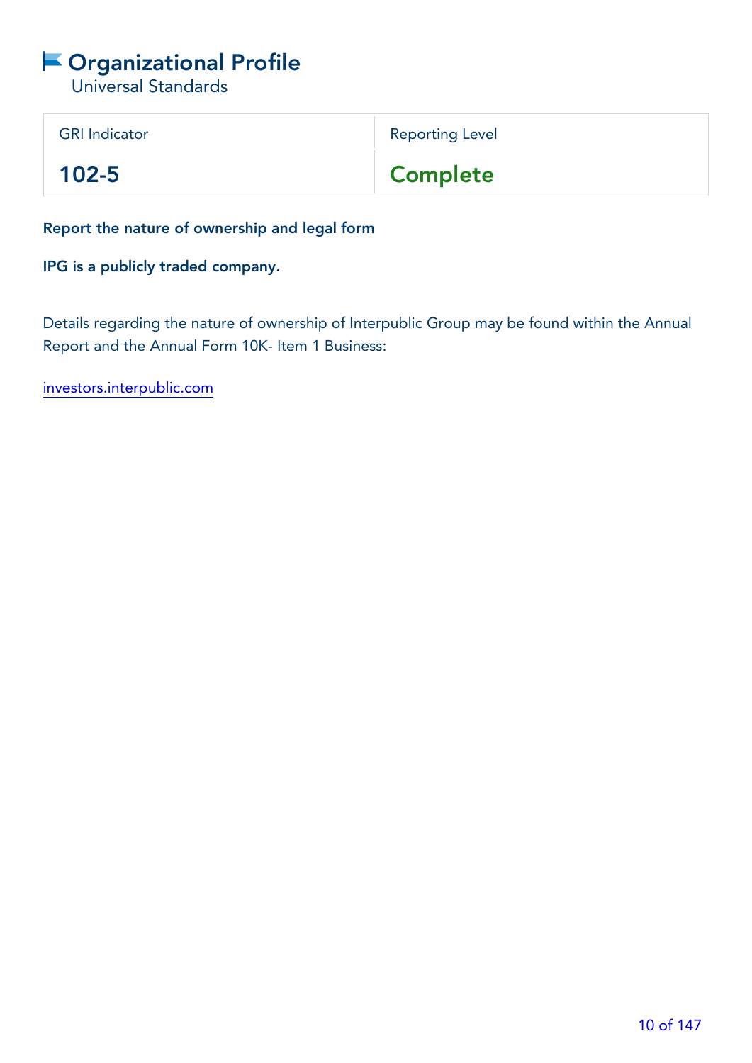# Organizational Profile

Universal Standards

| GRI Indicator | Reporting Level |
| --- | --- |
| **102-5** | **Complete** |

**Report the nature of ownership and legal form**

**IPG is a publicly traded company.**

Details regarding the nature of ownership of Interpublic Group may be found within the Annual Report and the Annual Form 10K- Item 1 Business:

[investors.interpublic.com](investors.interpublic.com)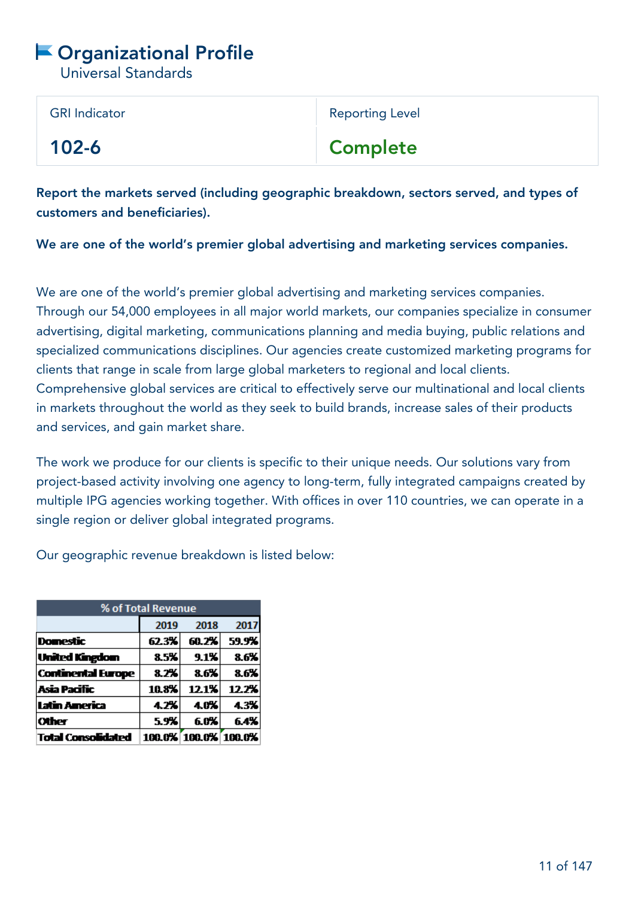# Organizational Profile

Universal Standards

| GRI Indicator | Reporting Level |
| --- | --- |
| 102-6 | Complete |

**Report the markets served (including geographic breakdown, sectors served, and types of customers and beneficiaries).**

**We are one of the world's premier global advertising and marketing services companies.**

We are one of the world's premier global advertising and marketing services companies. Through our 54,000 employees in all major world markets, our companies specialize in consumer advertising, digital marketing, communications planning and media buying, public relations and specialized communications disciplines. Our agencies create customized marketing programs for clients that range in scale from large global marketers to regional and local clients. Comprehensive global services are critical to effectively serve our multinational and local clients in markets throughout the world as they seek to build brands, increase sales of their products and services, and gain market share.

The work we produce for our clients is specific to their unique needs. Our solutions vary from project-based activity involving one agency to long-term, fully integrated campaigns created by multiple IPG agencies working together. With offices in over 110 countries, we can operate in a single region or deliver global integrated programs.

Our geographic revenue breakdown is listed below:

| % of Total Revenue | | | |
| --- | --- | --- | --- |
| | 2019 | 2018 | 2017 |
| Domestic | 62.3% | 60.2% | 59.9% |
| United Kingdom | 8.5% | 9.1% | 8.6% |
| Continental Europe | 8.2% | 8.6% | 8.6% |
| Asia Pacific | 10.8% | 12.1% | 12.2% |
| Latin America | 4.2% | 4.0% | 4.3% |
| Other | 5.9% | 6.0% | 6.4% |
| Total Consolidated | 100.0% | 100.0% | 100.0% |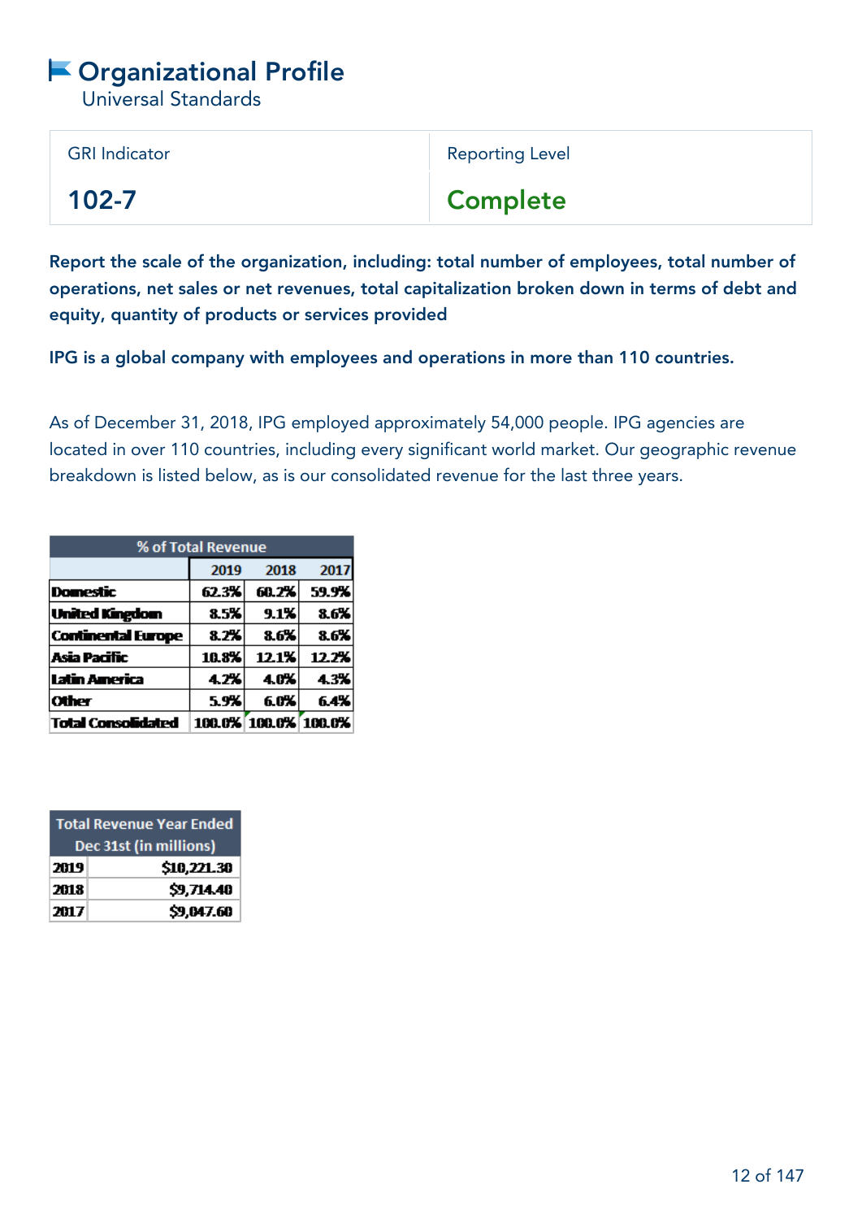# Organizational Profile

Universal Standards

| GRI Indicator | Reporting Level |
|---|---|
| 102-7 | Complete |

**Report the scale of the organization, including: total number of employees, total number of operations, net sales or net revenues, total capitalization broken down in terms of debt and equity, quantity of products or services provided**

**IPG is a global company with employees and operations in more than 110 countries.**

As of December 31, 2018, IPG employed approximately 54,000 people. IPG agencies are located in over 110 countries, including every significant world market. Our geographic revenue breakdown is listed below, as is our consolidated revenue for the last three years.

| % of Total Revenue | | | |
|---|---|---|---|
| | 2019 | 2018 | 2017 |
| Domestic | 62.3% | 60.2% | 59.9% |
| United Kingdom | 8.5% | 9.1% | 8.6% |
| Continental Europe | 8.2% | 8.6% | 8.6% |
| Asia Pacific | 10.8% | 12.1% | 12.2% |
| Latin America | 4.2% | 4.0% | 4.3% |
| Other | 5.9% | 6.0% | 6.4% |
| Total Consolidated | 100.0% | 100.0% | 100.0% |

| Total Revenue Year Ended Dec 31st (in millions) | |
|---|---|
| 2019 | $10,221.30 |
| 2018 | $9,714.40 |
| 2017 | $9,047.60 |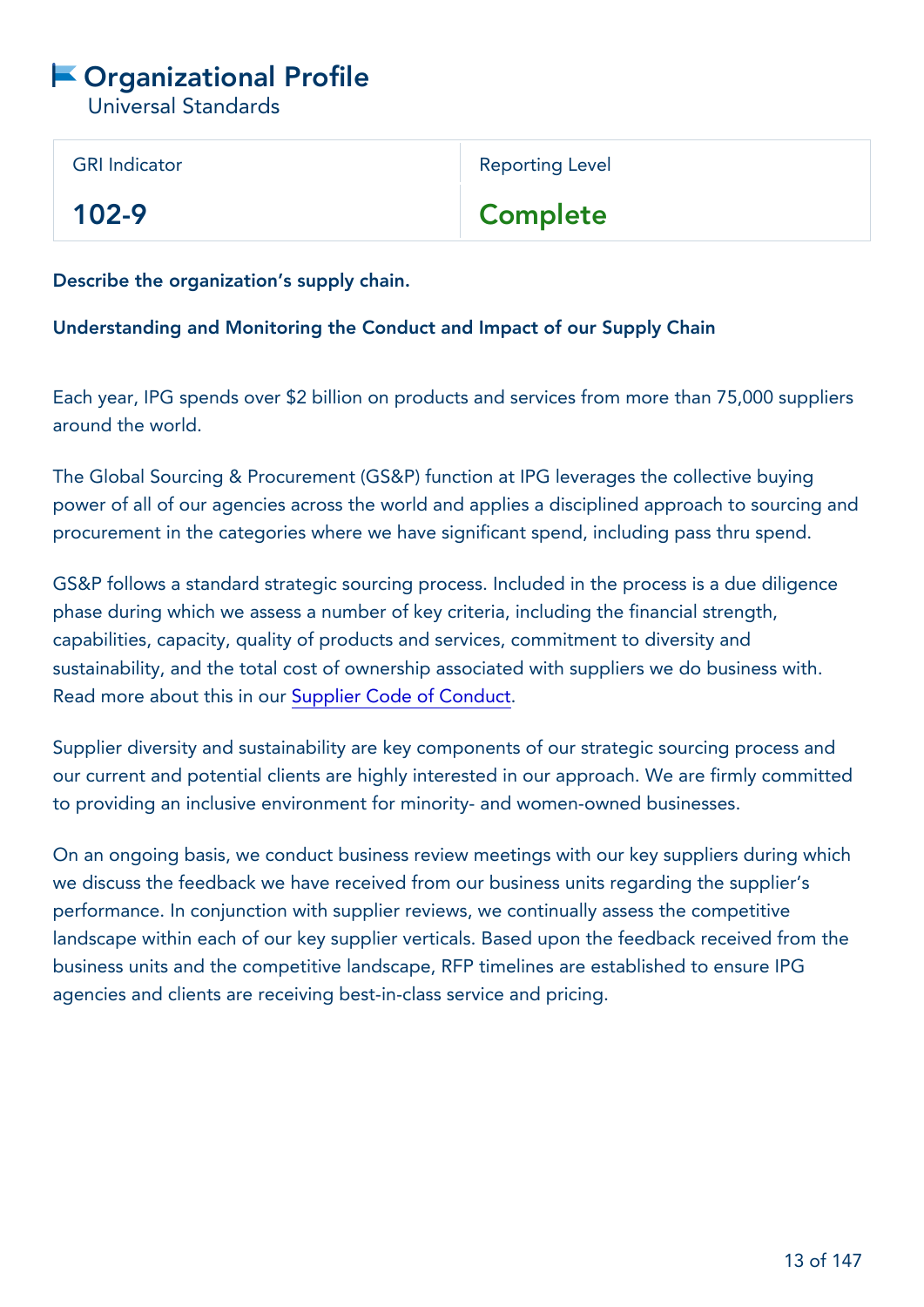# Organizational Profile

Universal Standards

| GRI Indicator | Reporting Level |
| --- | --- |
| **102-9** | **Complete** |

**Describe the organization's supply chain.**

**Understanding and Monitoring the Conduct and Impact of our Supply Chain**

Each year, IPG spends over $2 billion on products and services from more than 75,000 suppliers around the world.

The Global Sourcing & Procurement (GS&P) function at IPG leverages the collective buying power of all of our agencies across the world and applies a disciplined approach to sourcing and procurement in the categories where we have significant spend, including pass thru spend.

GS&P follows a standard strategic sourcing process. Included in the process is a due diligence phase during which we assess a number of key criteria, including the financial strength, capabilities, capacity, quality of products and services, commitment to diversity and sustainability, and the total cost of ownership associated with suppliers we do business with. Read more about this in our Supplier Code of Conduct.

Supplier diversity and sustainability are key components of our strategic sourcing process and our current and potential clients are highly interested in our approach. We are firmly committed to providing an inclusive environment for minority- and women-owned businesses.

On an ongoing basis, we conduct business review meetings with our key suppliers during which we discuss the feedback we have received from our business units regarding the supplier's performance. In conjunction with supplier reviews, we continually assess the competitive landscape within each of our key supplier verticals. Based upon the feedback received from the business units and the competitive landscape, RFP timelines are established to ensure IPG agencies and clients are receiving best-in-class service and pricing.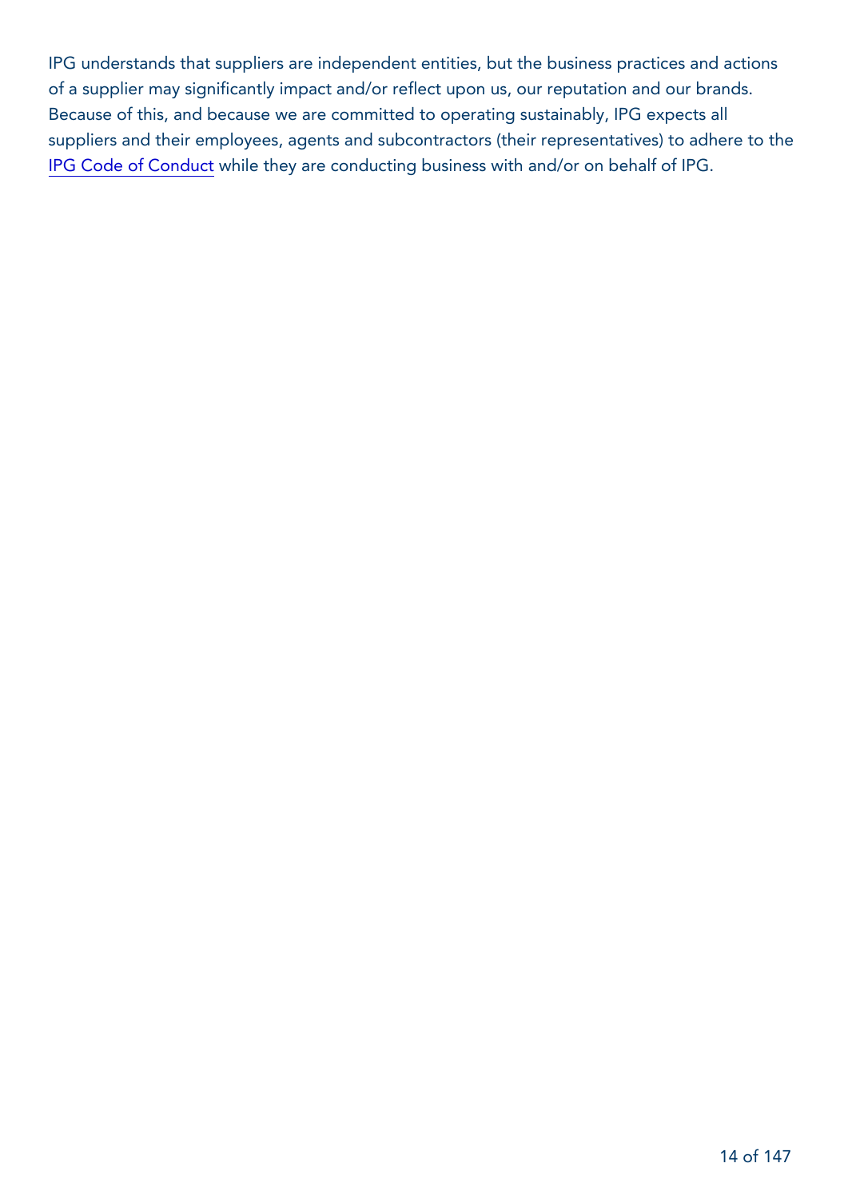IPG understands that suppliers are independent entities, but the business practices and actions of a supplier may significantly impact and/or reflect upon us, our reputation and our brands. Because of this, and because we are committed to operating sustainably, IPG expects all suppliers and their employees, agents and subcontractors (their representatives) to adhere to the IPG Code of Conduct while they are conducting business with and/or on behalf of IPG.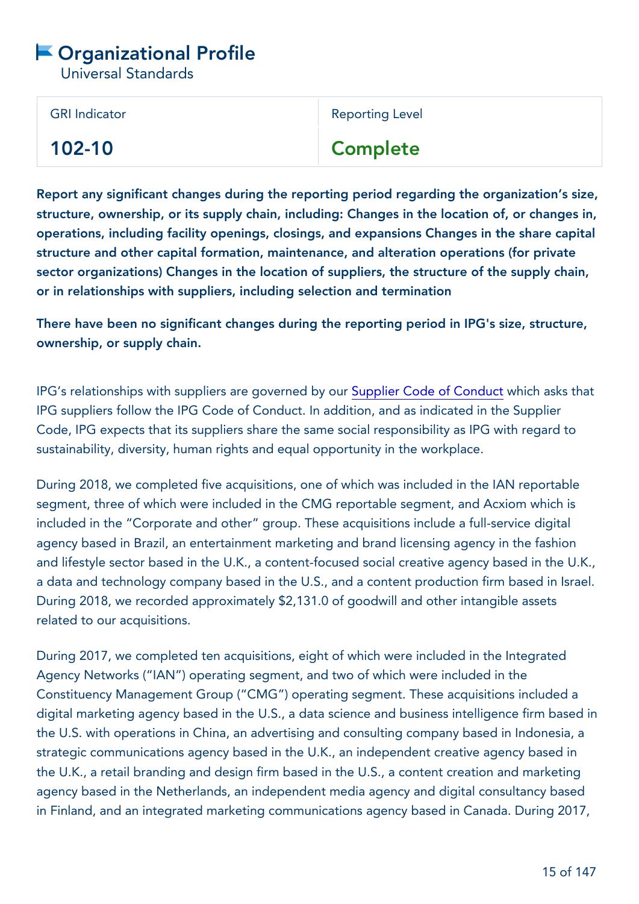# Organizational Profile

Universal Standards

| GRI Indicator | Reporting Level |
| --- | --- |
| **102-10** | **Complete** |

**Report any significant changes during the reporting period regarding the organization's size, structure, ownership, or its supply chain, including: Changes in the location of, or changes in, operations, including facility openings, closings, and expansions Changes in the share capital structure and other capital formation, maintenance, and alteration operations (for private sector organizations) Changes in the location of suppliers, the structure of the supply chain, or in relationships with suppliers, including selection and termination**

**There have been no significant changes during the reporting period in IPG's size, structure, ownership, or supply chain.**

IPG's relationships with suppliers are governed by our Supplier Code of Conduct which asks that IPG suppliers follow the IPG Code of Conduct. In addition, and as indicated in the Supplier Code, IPG expects that its suppliers share the same social responsibility as IPG with regard to sustainability, diversity, human rights and equal opportunity in the workplace.

During 2018, we completed five acquisitions, one of which was included in the IAN reportable segment, three of which were included in the CMG reportable segment, and Acxiom which is included in the "Corporate and other" group. These acquisitions include a full-service digital agency based in Brazil, an entertainment marketing and brand licensing agency in the fashion and lifestyle sector based in the U.K., a content-focused social creative agency based in the U.K., a data and technology company based in the U.S., and a content production firm based in Israel. During 2018, we recorded approximately $2,131.0 of goodwill and other intangible assets related to our acquisitions.

During 2017, we completed ten acquisitions, eight of which were included in the Integrated Agency Networks ("IAN") operating segment, and two of which were included in the Constituency Management Group ("CMG") operating segment. These acquisitions included a digital marketing agency based in the U.S., a data science and business intelligence firm based in the U.S. with operations in China, an advertising and consulting company based in Indonesia, a strategic communications agency based in the U.K., an independent creative agency based in the U.K., a retail branding and design firm based in the U.S., a content creation and marketing agency based in the Netherlands, an independent media agency and digital consultancy based in Finland, and an integrated marketing communications agency based in Canada. During 2017,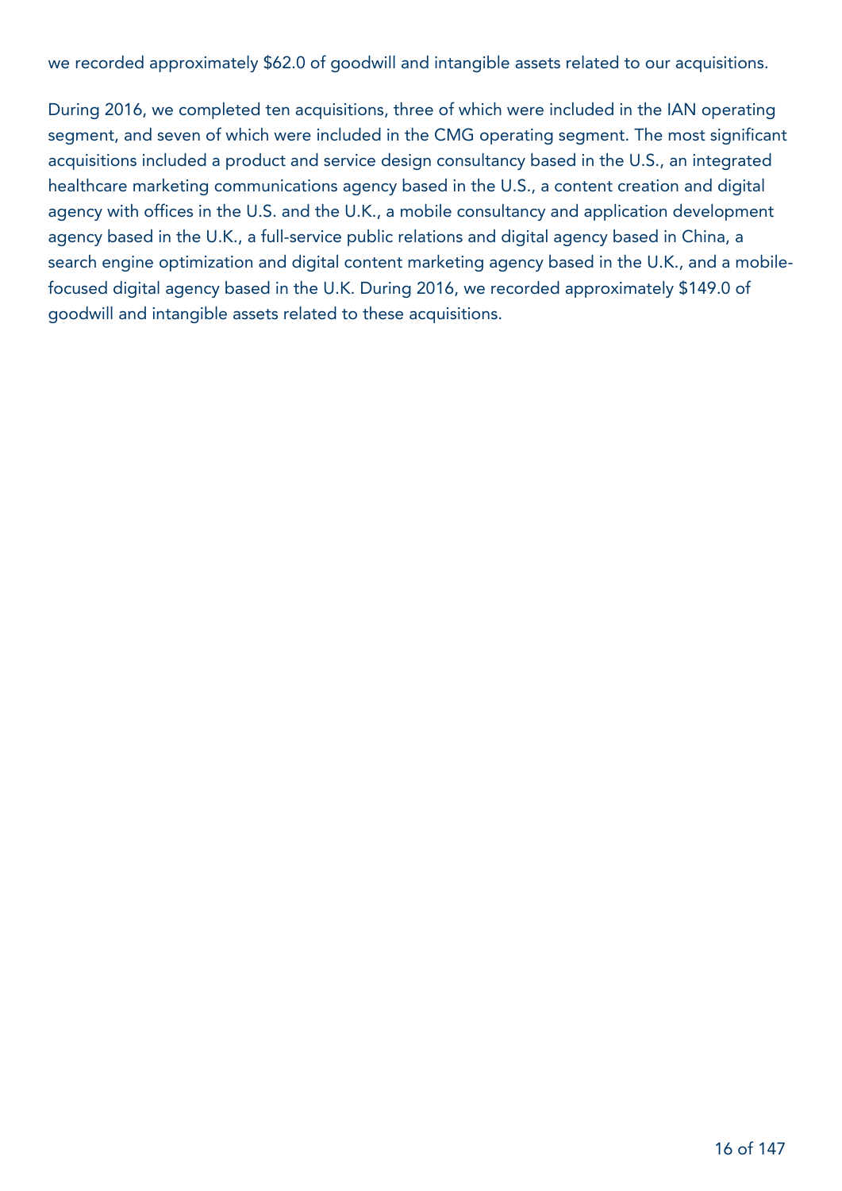we recorded approximately $62.0 of goodwill and intangible assets related to our acquisitions.

During 2016, we completed ten acquisitions, three of which were included in the IAN operating segment, and seven of which were included in the CMG operating segment. The most significant acquisitions included a product and service design consultancy based in the U.S., an integrated healthcare marketing communications agency based in the U.S., a content creation and digital agency with offices in the U.S. and the U.K., a mobile consultancy and application development agency based in the U.K., a full-service public relations and digital agency based in China, a search engine optimization and digital content marketing agency based in the U.K., and a mobile-focused digital agency based in the U.K. During 2016, we recorded approximately $149.0 of goodwill and intangible assets related to these acquisitions.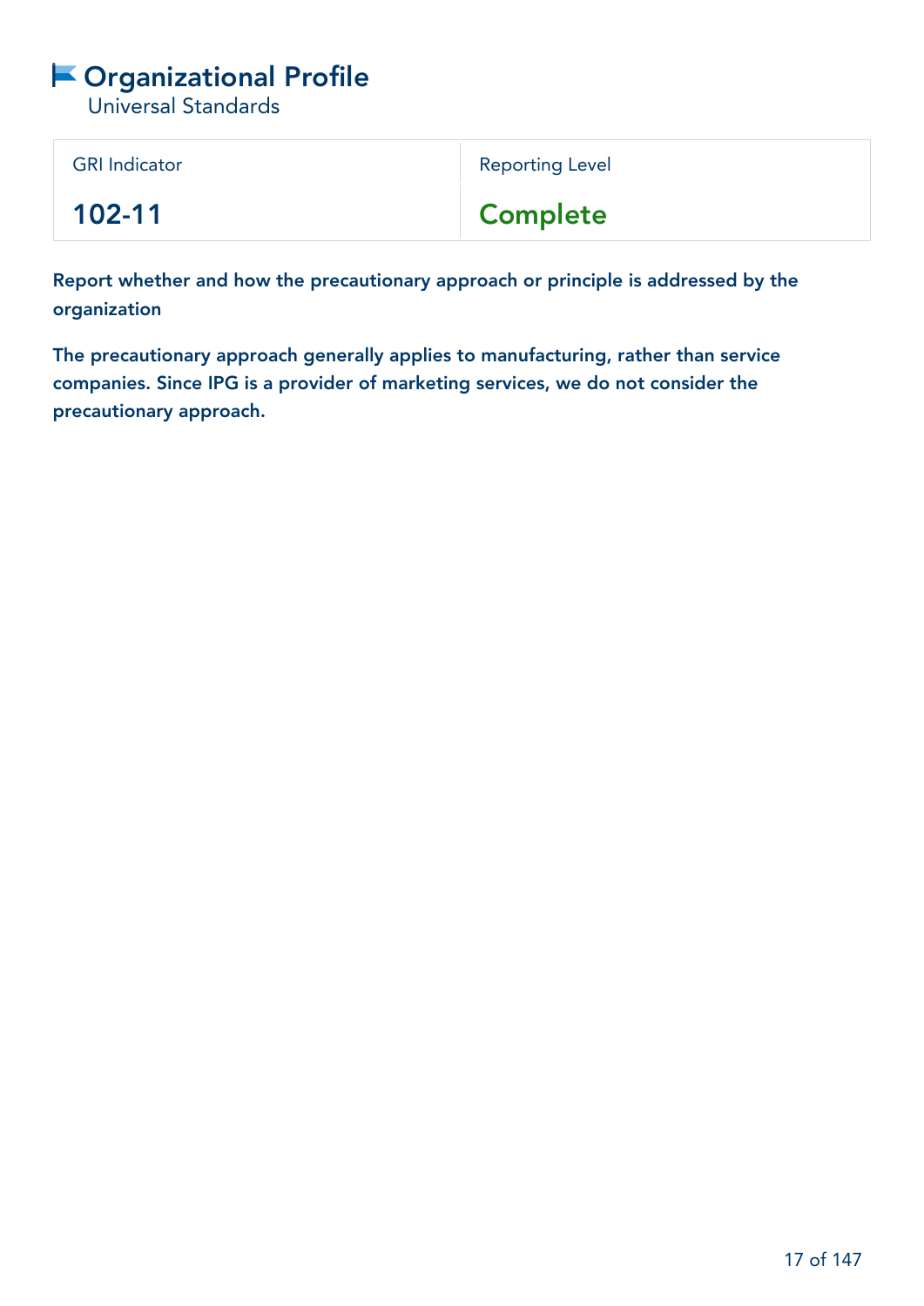# Organizational Profile

Universal Standards

| GRI Indicator | Reporting Level |
| --- | --- |
| **102-11** | **Complete** |

**Report whether and how the precautionary approach or principle is addressed by the organization**

**The precautionary approach generally applies to manufacturing, rather than service companies. Since IPG is a provider of marketing services, we do not consider the precautionary approach.**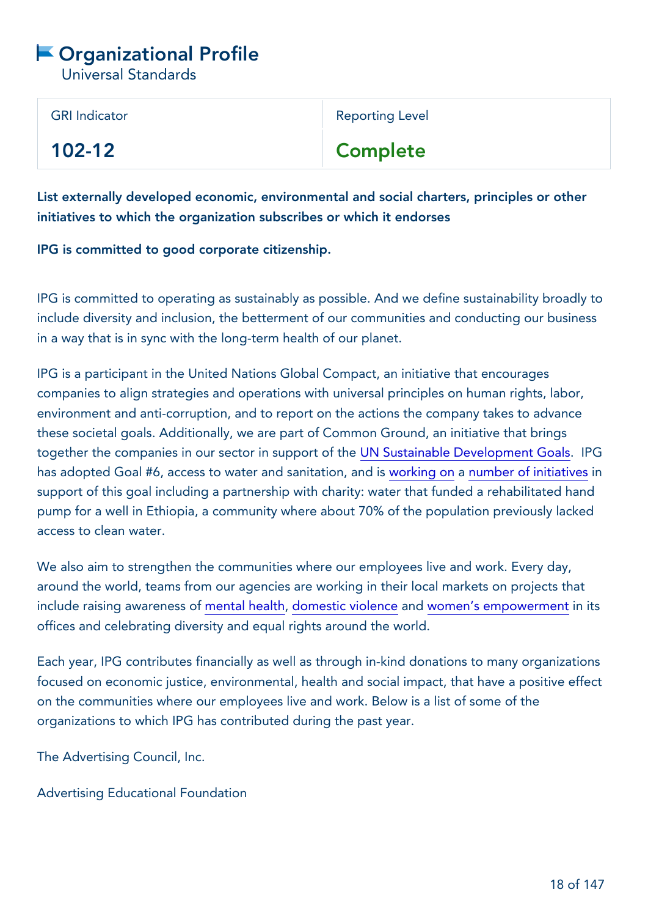# Organizational Profile

Universal Standards

| GRI Indicator | Reporting Level |
| --- | --- |
| **102-12** | **Complete** |

**List externally developed economic, environmental and social charters, principles or other initiatives to which the organization subscribes or which it endorses**

**IPG is committed to good corporate citizenship.**

IPG is committed to operating as sustainably as possible. And we define sustainability broadly to include diversity and inclusion, the betterment of our communities and conducting our business in a way that is in sync with the long-term health of our planet.

IPG is a participant in the United Nations Global Compact, an initiative that encourages companies to align strategies and operations with universal principles on human rights, labor, environment and anti-corruption, and to report on the actions the company takes to advance these societal goals. Additionally, we are part of Common Ground, an initiative that brings together the companies in our sector in support of the UN Sustainable Development Goals. IPG has adopted Goal #6, access to water and sanitation, and is working on a number of initiatives in support of this goal including a partnership with charity: water that funded a rehabilitated hand pump for a well in Ethiopia, a community where about 70% of the population previously lacked access to clean water.

We also aim to strengthen the communities where our employees live and work. Every day, around the world, teams from our agencies are working in their local markets on projects that include raising awareness of mental health, domestic violence and women's empowerment in its offices and celebrating diversity and equal rights around the world.

Each year, IPG contributes financially as well as through in-kind donations to many organizations focused on economic justice, environmental, health and social impact, that have a positive effect on the communities where our employees live and work. Below is a list of some of the organizations to which IPG has contributed during the past year.

The Advertising Council, Inc.

Advertising Educational Foundation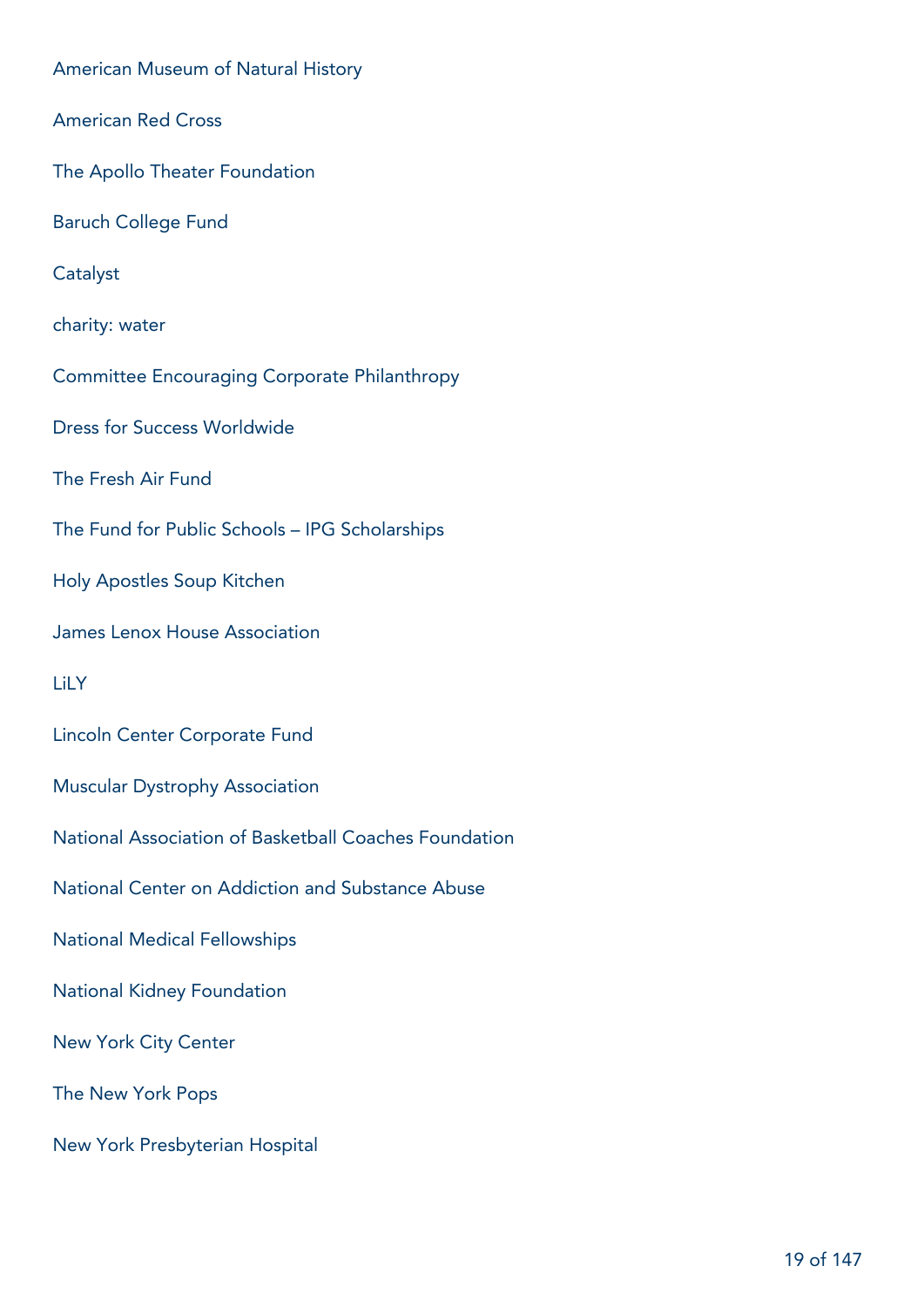American Museum of Natural History

American Red Cross

The Apollo Theater Foundation

Baruch College Fund

Catalyst

charity: water

Committee Encouraging Corporate Philanthropy

Dress for Success Worldwide

The Fresh Air Fund

The Fund for Public Schools – IPG Scholarships

Holy Apostles Soup Kitchen

James Lenox House Association

LiLY

Lincoln Center Corporate Fund

Muscular Dystrophy Association

National Association of Basketball Coaches Foundation

National Center on Addiction and Substance Abuse

National Medical Fellowships

National Kidney Foundation

New York City Center

The New York Pops

New York Presbyterian Hospital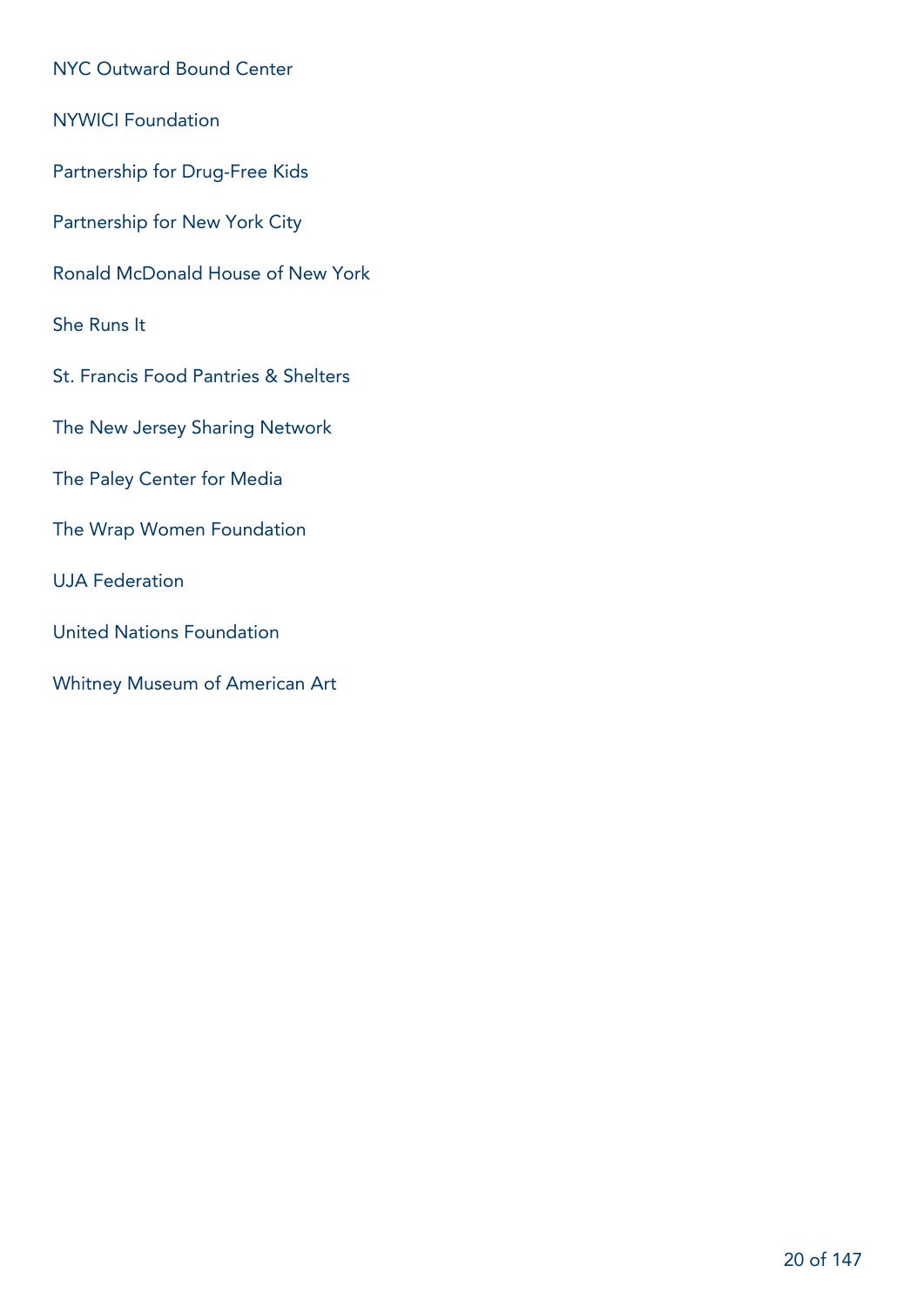NYC Outward Bound Center

NYWICI Foundation

Partnership for Drug-Free Kids

Partnership for New York City

Ronald McDonald House of New York

She Runs It

St. Francis Food Pantries & Shelters

The New Jersey Sharing Network

The Paley Center for Media

The Wrap Women Foundation

UJA Federation

United Nations Foundation

Whitney Museum of American Art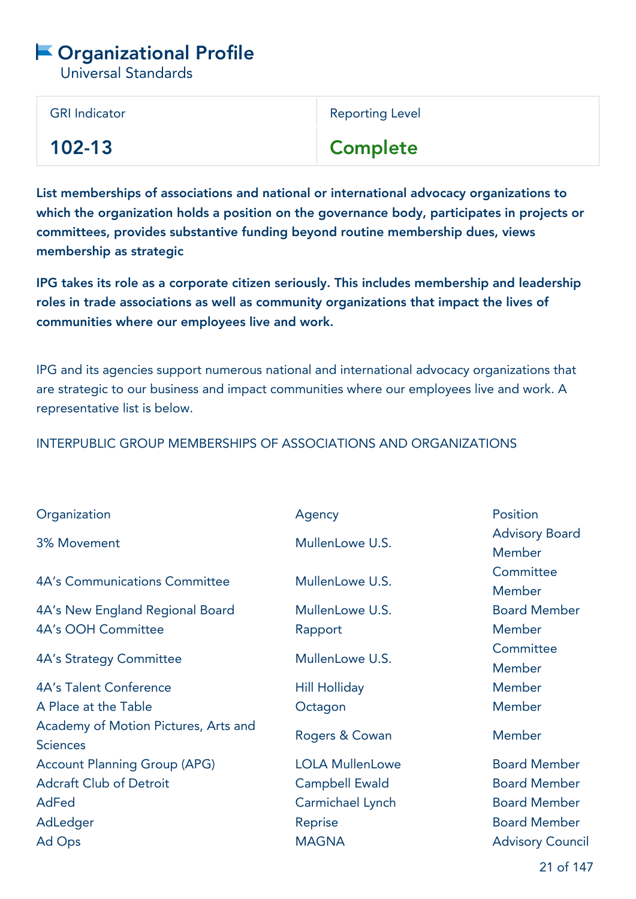# Organizational Profile

Universal Standards

| GRI Indicator | Reporting Level |
|---|---|
| **102-13** | **Complete** |

**List memberships of associations and national or international advocacy organizations to which the organization holds a position on the governance body, participates in projects or committees, provides substantive funding beyond routine membership dues, views membership as strategic**

**IPG takes its role as a corporate citizen seriously. This includes membership and leadership roles in trade associations as well as community organizations that impact the lives of communities where our employees live and work.**

IPG and its agencies support numerous national and international advocacy organizations that are strategic to our business and impact communities where our employees live and work. A representative list is below.

INTERPUBLIC GROUP MEMBERSHIPS OF ASSOCIATIONS AND ORGANIZATIONS

| Organization | Agency | Position |
|---|---|---|
| 3% Movement | MullenLowe U.S. | Advisory Board Member |
| 4A's Communications Committee | MullenLowe U.S. | Committee Member |
| 4A's New England Regional Board | MullenLowe U.S. | Board Member |
| 4A's OOH Committee | Rapport | Member |
| 4A's Strategy Committee | MullenLowe U.S. | Committee Member |
| 4A's Talent Conference | Hill Holliday | Member |
| A Place at the Table | Octagon | Member |
| Academy of Motion Pictures, Arts and Sciences | Rogers & Cowan | Member |
| Account Planning Group (APG) | LOLA MullenLowe | Board Member |
| Adcraft Club of Detroit | Campbell Ewald | Board Member |
| AdFed | Carmichael Lynch | Board Member |
| AdLedger | Reprise | Board Member |
| Ad Ops | MAGNA | Advisory Council |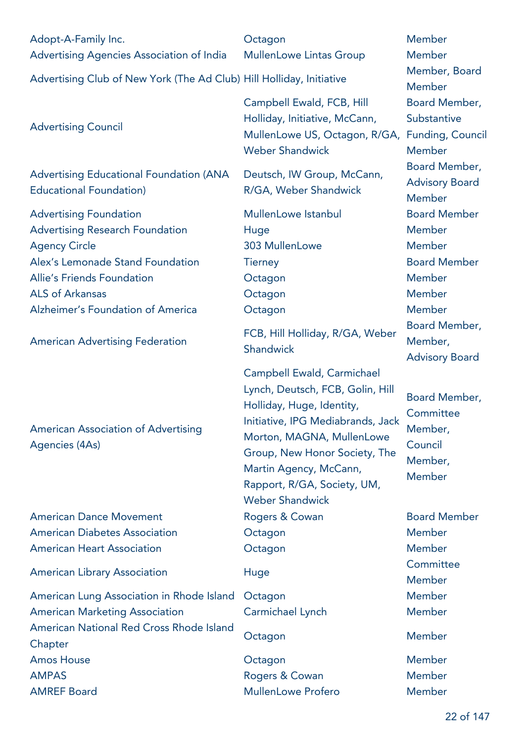| | | |
|---|---|---|
| Adopt-A-Family Inc. | Octagon | Member |
| Advertising Agencies Association of India | MullenLowe Lintas Group | Member |
| Advertising Club of New York (The Ad Club) | Hill Holliday, Initiative | Member, Board Member |
| Advertising Council | Campbell Ewald, FCB, Hill Holliday, Initiative, McCann, MullenLowe US, Octagon, R/GA, Weber Shandwick | Board Member, Substantive Funding, Council Member |
| Advertising Educational Foundation (ANA Educational Foundation) | Deutsch, IW Group, McCann, R/GA, Weber Shandwick | Board Member, Advisory Board Member |
| Advertising Foundation | MullenLowe Istanbul | Board Member |
| Advertising Research Foundation | Huge | Member |
| Agency Circle | 303 MullenLowe | Member |
| Alex's Lemonade Stand Foundation | Tierney | Board Member |
| Allie's Friends Foundation | Octagon | Member |
| ALS of Arkansas | Octagon | Member |
| Alzheimer's Foundation of America | Octagon | Member |
| American Advertising Federation | FCB, Hill Holliday, R/GA, Weber Shandwick | Board Member, Member, Advisory Board |
| American Association of Advertising Agencies (4As) | Campbell Ewald, Carmichael Lynch, Deutsch, FCB, Golin, Hill Holliday, Huge, Identity, Initiative, IPG Mediabrands, Jack Morton, MAGNA, MullenLowe Group, New Honor Society, The Martin Agency, McCann, Rapport, R/GA, Society, UM, Weber Shandwick | Board Member, Committee Member, Council Member, Member |
| American Dance Movement | Rogers & Cowan | Board Member |
| American Diabetes Association | Octagon | Member |
| American Heart Association | Octagon | Member |
| American Library Association | Huge | Committee Member |
| American Lung Association in Rhode Island | Octagon | Member |
| American Marketing Association | Carmichael Lynch | Member |
| American National Red Cross Rhode Island Chapter | Octagon | Member |
| Amos House | Octagon | Member |
| AMPAS | Rogers & Cowan | Member |
| AMREF Board | MullenLowe Profero | Member |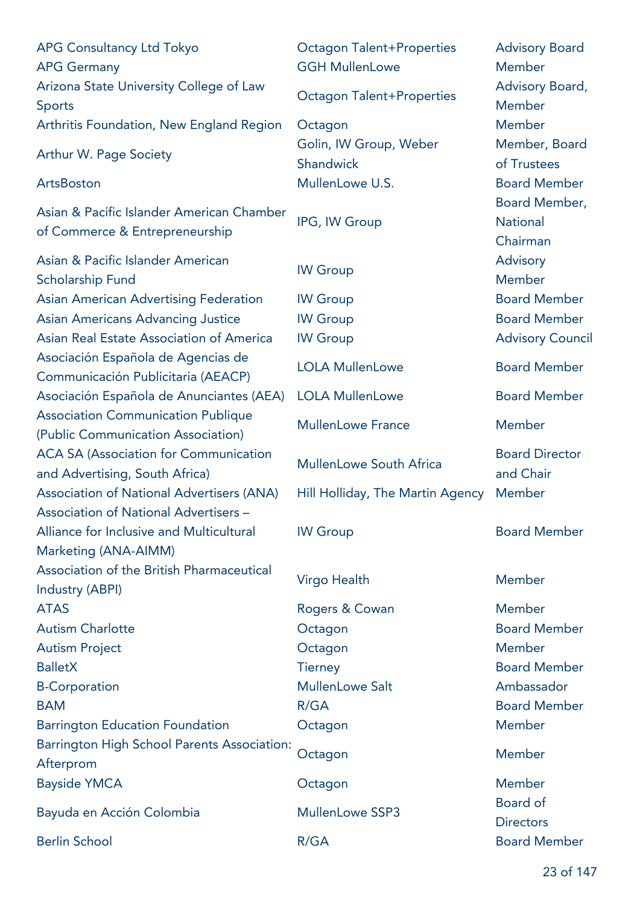| | | |
|---|---|---|
| APG Consultancy Ltd Tokyo | Octagon Talent+Properties | Advisory Board |
| APG Germany | GGH MullenLowe | Member |
| Arizona State University College of Law Sports | Octagon Talent+Properties | Advisory Board, Member |
| Arthritis Foundation, New England Region | Octagon | Member |
| Arthur W. Page Society | Golin, IW Group, Weber Shandwick | Member, Board of Trustees |
| ArtsBoston | MullenLowe U.S. | Board Member |
| Asian & Pacific Islander American Chamber of Commerce & Entrepreneurship | IPG, IW Group | Board Member, National Chairman |
| Asian & Pacific Islander American Scholarship Fund | IW Group | Advisory Member |
| Asian American Advertising Federation | IW Group | Board Member |
| Asian Americans Advancing Justice | IW Group | Board Member |
| Asian Real Estate Association of America | IW Group | Advisory Council |
| Asociación Española de Agencias de Communicación Publicitaria (AEACP) | LOLA MullenLowe | Board Member |
| Asociación Española de Anunciantes (AEA) | LOLA MullenLowe | Board Member |
| Association Communication Publique (Public Communication Association) | MullenLowe France | Member |
| ACA SA (Association for Communication and Advertising, South Africa) | MullenLowe South Africa | Board Director and Chair |
| Association of National Advertisers (ANA) | Hill Holliday, The Martin Agency | Member |
| Association of National Advertisers – Alliance for Inclusive and Multicultural Marketing (ANA-AIMM) | IW Group | Board Member |
| Association of the British Pharmaceutical Industry (ABPI) | Virgo Health | Member |
| ATAS | Rogers & Cowan | Member |
| Autism Charlotte | Octagon | Board Member |
| Autism Project | Octagon | Member |
| BalletX | Tierney | Board Member |
| B-Corporation | MullenLowe Salt | Ambassador |
| BAM | R/GA | Board Member |
| Barrington Education Foundation | Octagon | Member |
| Barrington High School Parents Association: Afterprom | Octagon | Member |
| Bayside YMCA | Octagon | Member |
| Bayuda en Acción Colombia | MullenLowe SSP3 | Board of Directors |
| Berlin School | R/GA | Board Member |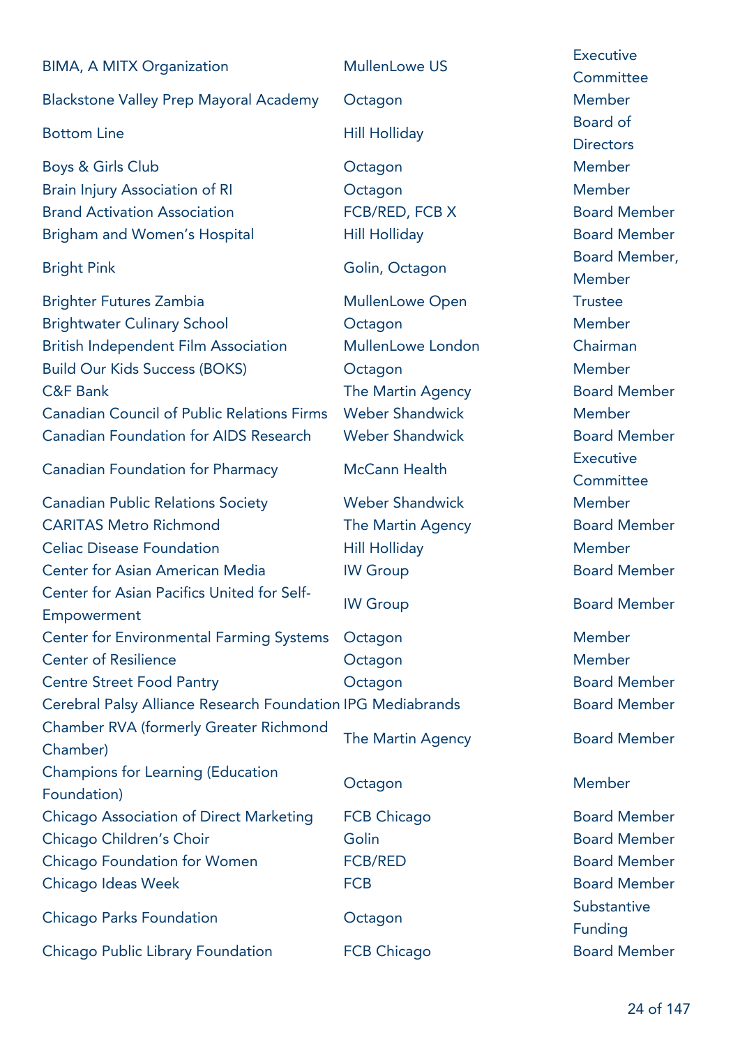| | | |
|---|---|---|
| BIMA, A MITX Organization | MullenLowe US | Executive Committee |
| Blackstone Valley Prep Mayoral Academy | Octagon | Member |
| Bottom Line | Hill Holliday | Board of Directors |
| Boys & Girls Club | Octagon | Member |
| Brain Injury Association of RI | Octagon | Member |
| Brand Activation Association | FCB/RED, FCB X | Board Member |
| Brigham and Women's Hospital | Hill Holliday | Board Member |
| Bright Pink | Golin, Octagon | Board Member, Member |
| Brighter Futures Zambia | MullenLowe Open | Trustee |
| Brightwater Culinary School | Octagon | Member |
| British Independent Film Association | MullenLowe London | Chairman |
| Build Our Kids Success (BOKS) | Octagon | Member |
| C&F Bank | The Martin Agency | Board Member |
| Canadian Council of Public Relations Firms | Weber Shandwick | Member |
| Canadian Foundation for AIDS Research | Weber Shandwick | Board Member |
| Canadian Foundation for Pharmacy | McCann Health | Executive Committee |
| Canadian Public Relations Society | Weber Shandwick | Member |
| CARITAS Metro Richmond | The Martin Agency | Board Member |
| Celiac Disease Foundation | Hill Holliday | Member |
| Center for Asian American Media | IW Group | Board Member |
| Center for Asian Pacifics United for Self-Empowerment | IW Group | Board Member |
| Center for Environmental Farming Systems | Octagon | Member |
| Center of Resilience | Octagon | Member |
| Centre Street Food Pantry | Octagon | Board Member |
| Cerebral Palsy Alliance Research Foundation | IPG Mediabrands | Board Member |
| Chamber RVA (formerly Greater Richmond Chamber) | The Martin Agency | Board Member |
| Champions for Learning (Education Foundation) | Octagon | Member |
| Chicago Association of Direct Marketing | FCB Chicago | Board Member |
| Chicago Children's Choir | Golin | Board Member |
| Chicago Foundation for Women | FCB/RED | Board Member |
| Chicago Ideas Week | FCB | Board Member |
| Chicago Parks Foundation | Octagon | Substantive Funding |
| Chicago Public Library Foundation | FCB Chicago | Board Member |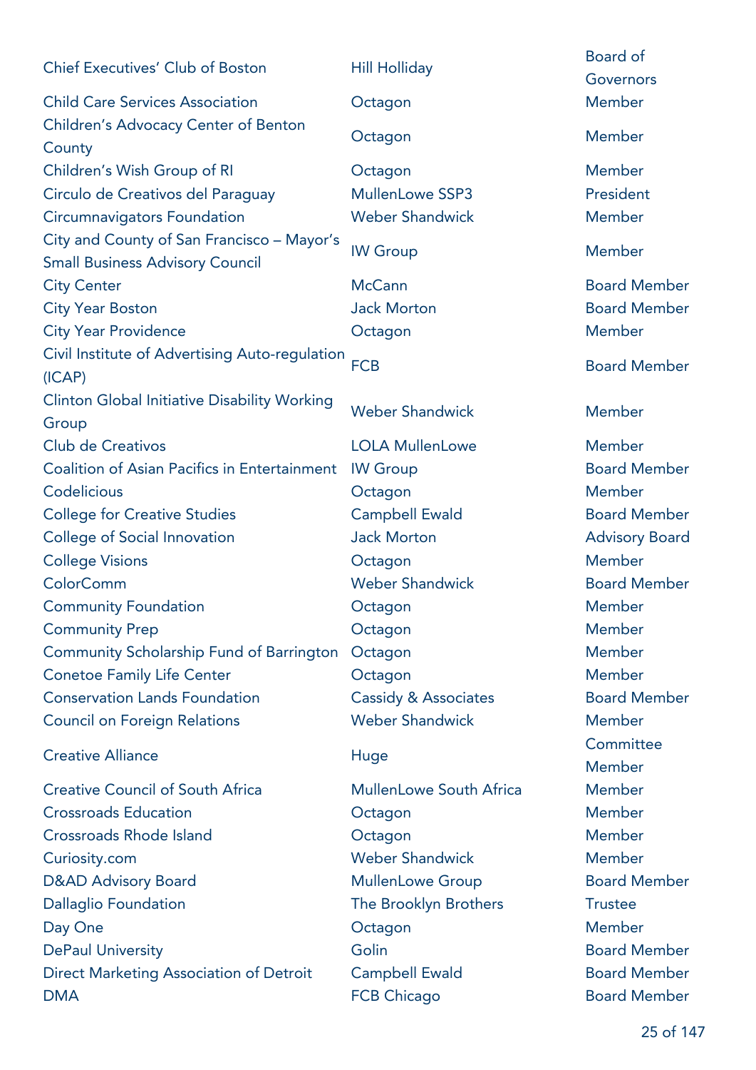| | | |
|---|---|---|
| Chief Executives' Club of Boston | Hill Holliday | Board of Governors |
| Child Care Services Association | Octagon | Member |
| Children's Advocacy Center of Benton County | Octagon | Member |
| Children's Wish Group of RI | Octagon | Member |
| Circulo de Creativos del Paraguay | MullenLowe SSP3 | President |
| Circumnavigators Foundation | Weber Shandwick | Member |
| City and County of San Francisco – Mayor's Small Business Advisory Council | IW Group | Member |
| City Center | McCann | Board Member |
| City Year Boston | Jack Morton | Board Member |
| City Year Providence | Octagon | Member |
| Civil Institute of Advertising Auto-regulation (ICAP) | FCB | Board Member |
| Clinton Global Initiative Disability Working Group | Weber Shandwick | Member |
| Club de Creativos | LOLA MullenLowe | Member |
| Coalition of Asian Pacifics in Entertainment | IW Group | Board Member |
| Codelicious | Octagon | Member |
| College for Creative Studies | Campbell Ewald | Board Member |
| College of Social Innovation | Jack Morton | Advisory Board |
| College Visions | Octagon | Member |
| ColorComm | Weber Shandwick | Board Member |
| Community Foundation | Octagon | Member |
| Community Prep | Octagon | Member |
| Community Scholarship Fund of Barrington | Octagon | Member |
| Conetoe Family Life Center | Octagon | Member |
| Conservation Lands Foundation | Cassidy & Associates | Board Member |
| Council on Foreign Relations | Weber Shandwick | Member |
| Creative Alliance | Huge | Committee Member |
| Creative Council of South Africa | MullenLowe South Africa | Member |
| Crossroads Education | Octagon | Member |
| Crossroads Rhode Island | Octagon | Member |
| Curiosity.com | Weber Shandwick | Member |
| D&AD Advisory Board | MullenLowe Group | Board Member |
| Dallaglio Foundation | The Brooklyn Brothers | Trustee |
| Day One | Octagon | Member |
| DePaul University | Golin | Board Member |
| Direct Marketing Association of Detroit | Campbell Ewald | Board Member |
| DMA | FCB Chicago | Board Member |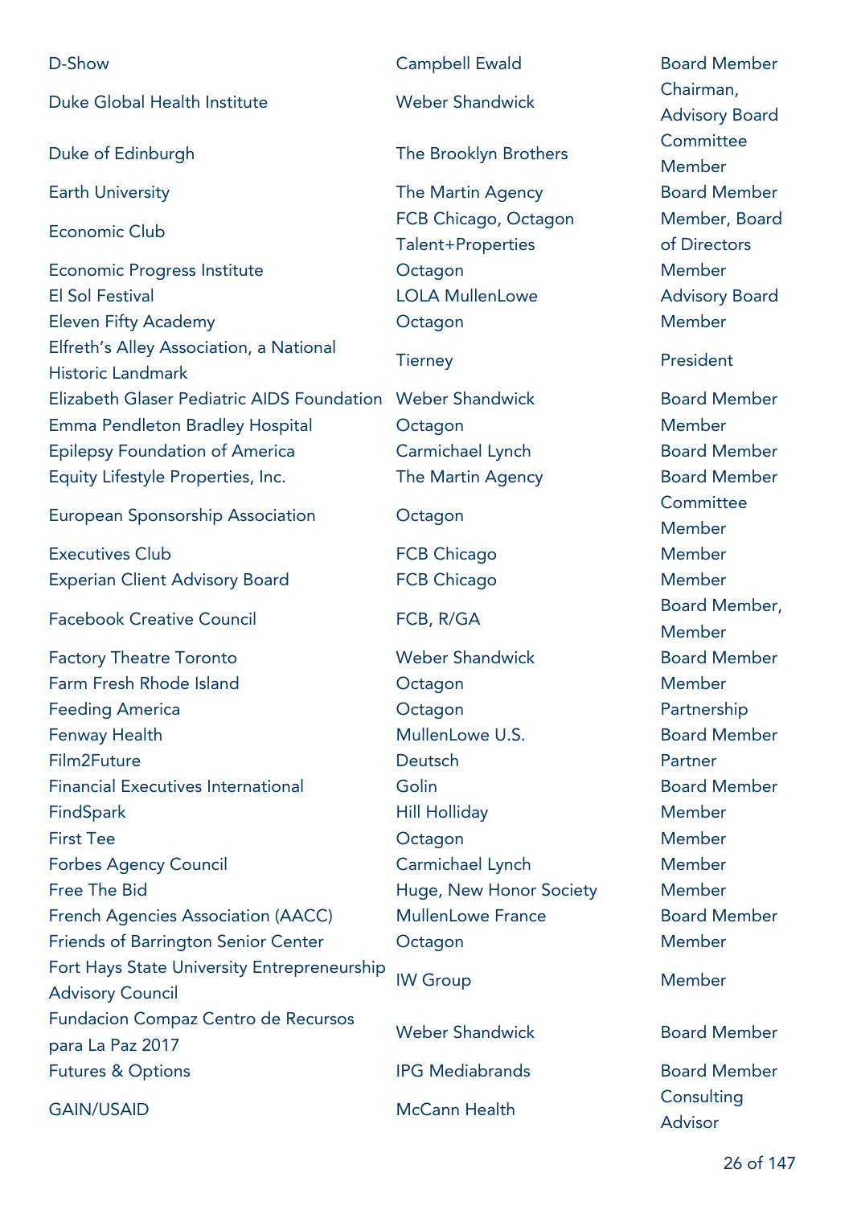| | | |
|---|---|---|
| D-Show | Campbell Ewald | Board Member |
| Duke Global Health Institute | Weber Shandwick | Chairman, Advisory Board |
| Duke of Edinburgh | The Brooklyn Brothers | Committee Member |
| Earth University | The Martin Agency | Board Member |
| Economic Club | FCB Chicago, Octagon Talent+Properties | Member, Board of Directors |
| Economic Progress Institute | Octagon | Member |
| El Sol Festival | LOLA MullenLowe | Advisory Board |
| Eleven Fifty Academy | Octagon | Member |
| Elfreth's Alley Association, a National Historic Landmark | Tierney | President |
| Elizabeth Glaser Pediatric AIDS Foundation | Weber Shandwick | Board Member |
| Emma Pendleton Bradley Hospital | Octagon | Member |
| Epilepsy Foundation of America | Carmichael Lynch | Board Member |
| Equity Lifestyle Properties, Inc. | The Martin Agency | Board Member |
| European Sponsorship Association | Octagon | Committee Member |
| Executives Club | FCB Chicago | Member |
| Experian Client Advisory Board | FCB Chicago | Member |
| Facebook Creative Council | FCB, R/GA | Board Member, Member |
| Factory Theatre Toronto | Weber Shandwick | Board Member |
| Farm Fresh Rhode Island | Octagon | Member |
| Feeding America | Octagon | Partnership |
| Fenway Health | MullenLowe U.S. | Board Member |
| Film2Future | Deutsch | Partner |
| Financial Executives International | Golin | Board Member |
| FindSpark | Hill Holliday | Member |
| First Tee | Octagon | Member |
| Forbes Agency Council | Carmichael Lynch | Member |
| Free The Bid | Huge, New Honor Society | Member |
| French Agencies Association (AACC) | MullenLowe France | Board Member |
| Friends of Barrington Senior Center | Octagon | Member |
| Fort Hays State University Entrepreneurship Advisory Council | IW Group | Member |
| Fundacion Compaz Centro de Recursos para La Paz 2017 | Weber Shandwick | Board Member |
| Futures & Options | IPG Mediabrands | Board Member |
| GAIN/USAID | McCann Health | Consulting Advisor |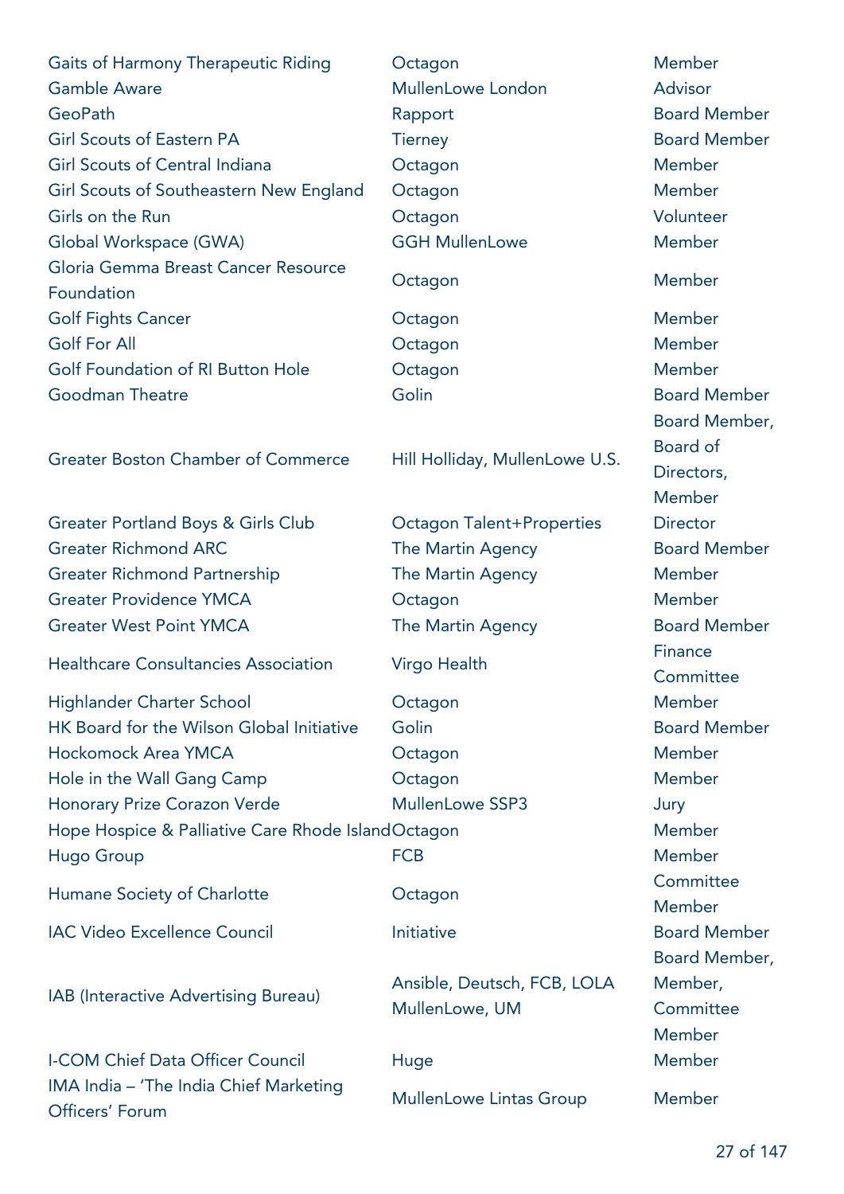| | | |
|---|---|---|
| Gaits of Harmony Therapeutic Riding | Octagon | Member |
| Gamble Aware | MullenLowe London | Advisor |
| GeoPath | Rapport | Board Member |
| Girl Scouts of Eastern PA | Tierney | Board Member |
| Girl Scouts of Central Indiana | Octagon | Member |
| Girl Scouts of Southeastern New England | Octagon | Member |
| Girls on the Run | Octagon | Volunteer |
| Global Workspace (GWA) | GGH MullenLowe | Member |
| Gloria Gemma Breast Cancer Resource Foundation | Octagon | Member |
| Golf Fights Cancer | Octagon | Member |
| Golf For All | Octagon | Member |
| Golf Foundation of RI Button Hole | Octagon | Member |
| Goodman Theatre | Golin | Board Member |
| Greater Boston Chamber of Commerce | Hill Holliday, MullenLowe U.S. | Board Member, Board of Directors, Member |
| Greater Portland Boys & Girls Club | Octagon Talent+Properties | Director |
| Greater Richmond ARC | The Martin Agency | Board Member |
| Greater Richmond Partnership | The Martin Agency | Member |
| Greater Providence YMCA | Octagon | Member |
| Greater West Point YMCA | The Martin Agency | Board Member |
| Healthcare Consultancies Association | Virgo Health | Finance Committee |
| Highlander Charter School | Octagon | Member |
| HK Board for the Wilson Global Initiative | Golin | Board Member |
| Hockomock Area YMCA | Octagon | Member |
| Hole in the Wall Gang Camp | Octagon | Member |
| Honorary Prize Corazon Verde | MullenLowe SSP3 | Jury |
| Hope Hospice & Palliative Care Rhode Island | Octagon | Member |
| Hugo Group | FCB | Member |
| Humane Society of Charlotte | Octagon | Committee Member |
| IAC Video Excellence Council | Initiative | Board Member |
| IAB (Interactive Advertising Bureau) | Ansible, Deutsch, FCB, LOLA MullenLowe, UM | Board Member, Member, Committee Member |
| I-COM Chief Data Officer Council | Huge | Member |
| IMA India – 'The India Chief Marketing Officers' Forum | MullenLowe Lintas Group | Member |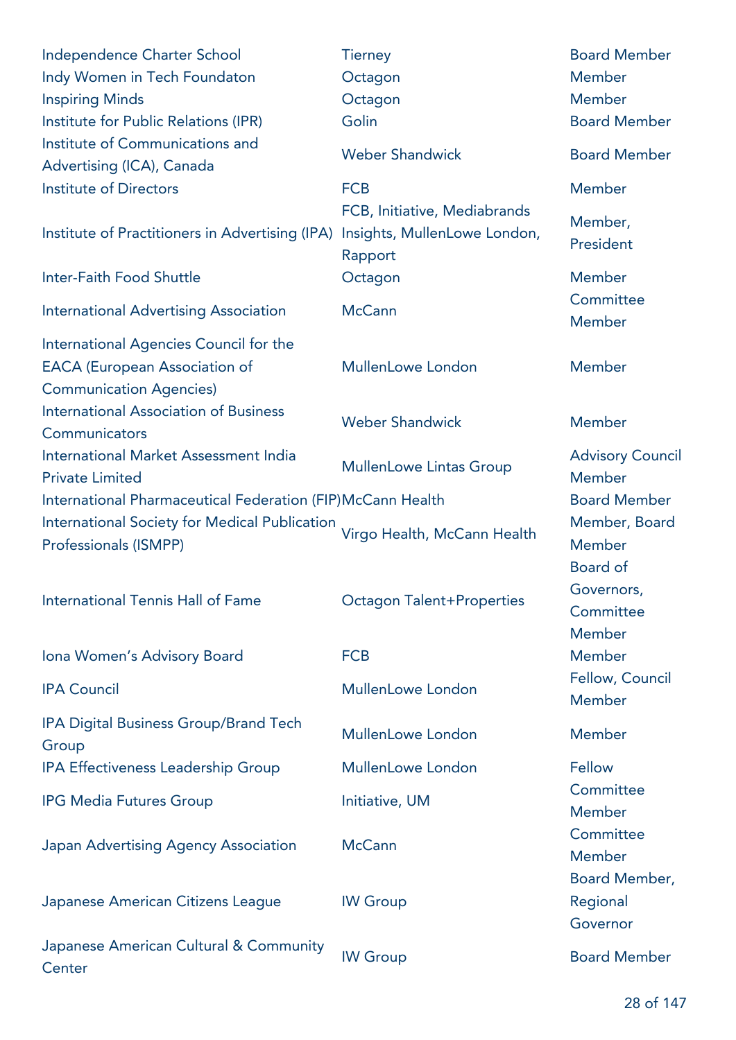| | | |
|---|---|---|
| Independence Charter School | Tierney | Board Member |
| Indy Women in Tech Foundaton | Octagon | Member |
| Inspiring Minds | Octagon | Member |
| Institute for Public Relations (IPR) | Golin | Board Member |
| Institute of Communications and Advertising (ICA), Canada | Weber Shandwick | Board Member |
| Institute of Directors | FCB | Member |
| Institute of Practitioners in Advertising (IPA) | FCB, Initiative, Mediabrands Insights, MullenLowe London, Rapport | Member, President |
| Inter-Faith Food Shuttle | Octagon | Member |
| International Advertising Association | McCann | Committee Member |
| International Agencies Council for the EACA (European Association of Communication Agencies) | MullenLowe London | Member |
| International Association of Business Communicators | Weber Shandwick | Member |
| International Market Assessment India Private Limited | MullenLowe Lintas Group | Advisory Council Member |
| International Pharmaceutical Federation (FIP) | McCann Health | Board Member |
| International Society for Medical Publication Professionals (ISMPP) | Virgo Health, McCann Health | Member, Board Member |
| International Tennis Hall of Fame | Octagon Talent+Properties | Board of Governors, Committee Member |
| Iona Women's Advisory Board | FCB | Member |
| IPA Council | MullenLowe London | Fellow, Council Member |
| IPA Digital Business Group/Brand Tech Group | MullenLowe London | Member |
| IPA Effectiveness Leadership Group | MullenLowe London | Fellow |
| IPG Media Futures Group | Initiative, UM | Committee Member |
| Japan Advertising Agency Association | McCann | Committee Member |
| Japanese American Citizens League | IW Group | Board Member, Regional Governor |
| Japanese American Cultural & Community Center | IW Group | Board Member |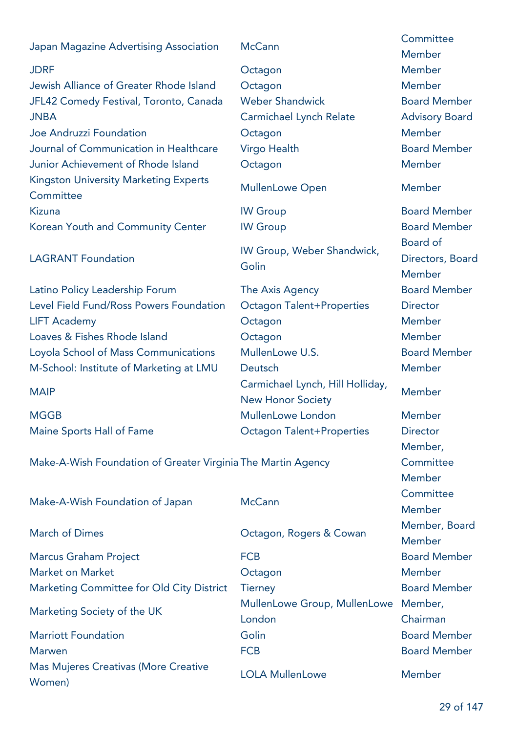| | | |
|---|---|---|
| Japan Magazine Advertising Association | McCann | Committee Member |
| JDRF | Octagon | Member |
| Jewish Alliance of Greater Rhode Island | Octagon | Member |
| JFL42 Comedy Festival, Toronto, Canada | Weber Shandwick | Board Member |
| JNBA | Carmichael Lynch Relate | Advisory Board |
| Joe Andruzzi Foundation | Octagon | Member |
| Journal of Communication in Healthcare | Virgo Health | Board Member |
| Junior Achievement of Rhode Island | Octagon | Member |
| Kingston University Marketing Experts Committee | MullenLowe Open | Member |
| Kizuna | IW Group | Board Member |
| Korean Youth and Community Center | IW Group | Board Member |
| LAGRANT Foundation | IW Group, Weber Shandwick, Golin | Board of Directors, Board Member |
| Latino Policy Leadership Forum | The Axis Agency | Board Member |
| Level Field Fund/Ross Powers Foundation | Octagon Talent+Properties | Director |
| LIFT Academy | Octagon | Member |
| Loaves & Fishes Rhode Island | Octagon | Member |
| Loyola School of Mass Communications | MullenLowe U.S. | Board Member |
| M-School: Institute of Marketing at LMU | Deutsch | Member |
| MAIP | Carmichael Lynch, Hill Holliday, New Honor Society | Member |
| MGGB | MullenLowe London | Member |
| Maine Sports Hall of Fame | Octagon Talent+Properties | Director |
| Make-A-Wish Foundation of Greater Virginia | The Martin Agency | Member, Committee Member |
| Make-A-Wish Foundation of Japan | McCann | Committee Member |
| March of Dimes | Octagon, Rogers & Cowan | Member, Board Member |
| Marcus Graham Project | FCB | Board Member |
| Market on Market | Octagon | Member |
| Marketing Committee for Old City District | Tierney | Board Member |
| Marketing Society of the UK | MullenLowe Group, MullenLowe London | Member, Chairman |
| Marriott Foundation | Golin | Board Member |
| Marwen | FCB | Board Member |
| Mas Mujeres Creativas (More Creative Women) | LOLA MullenLowe | Member |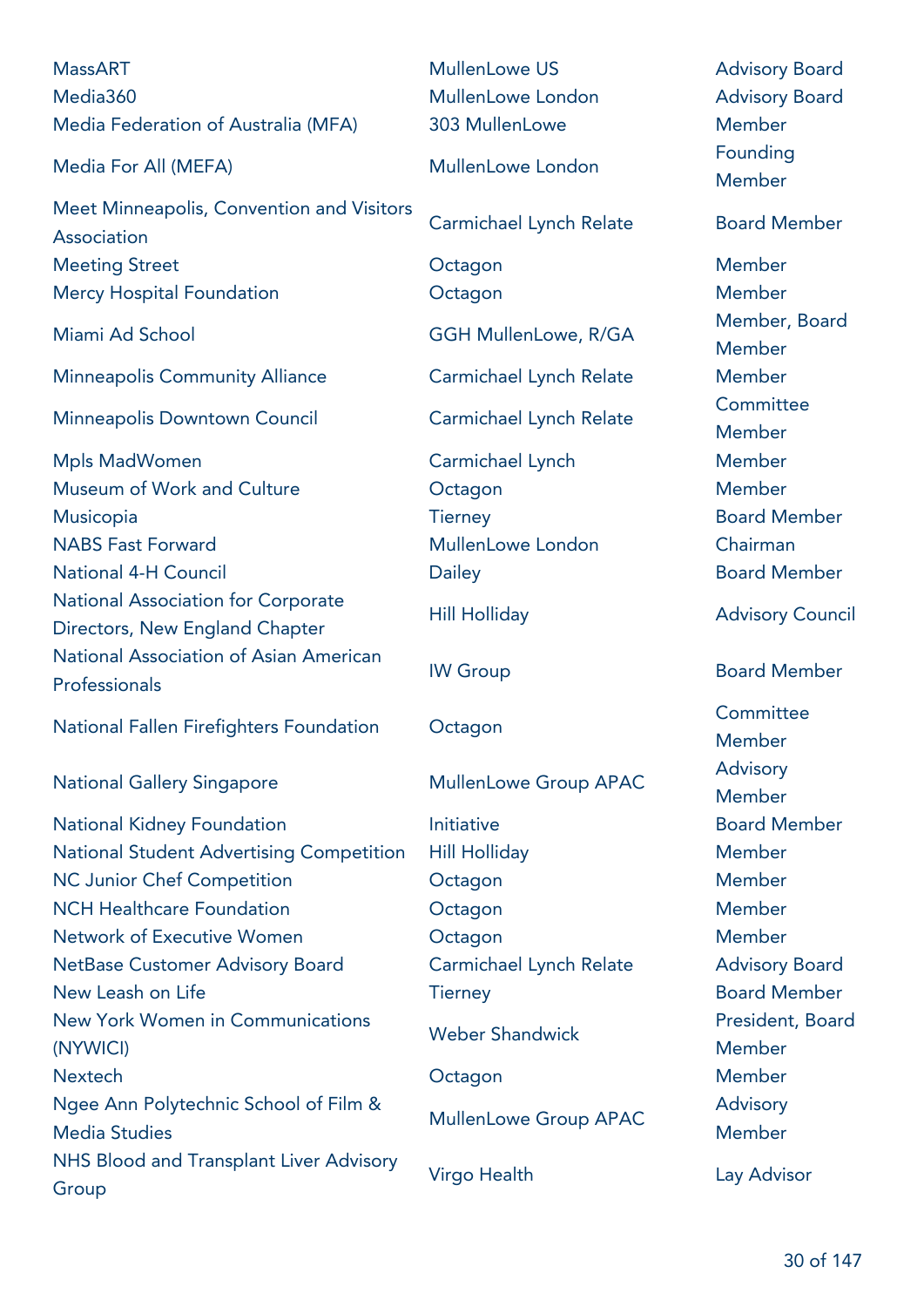| | | |
|---|---|---|
| MassART | MullenLowe US | Advisory Board |
| Media360 | MullenLowe London | Advisory Board |
| Media Federation of Australia (MFA) | 303 MullenLowe | Member |
| Media For All (MEFA) | MullenLowe London | Founding Member |
| Meet Minneapolis, Convention and Visitors Association | Carmichael Lynch Relate | Board Member |
| Meeting Street | Octagon | Member |
| Mercy Hospital Foundation | Octagon | Member |
| Miami Ad School | GGH MullenLowe, R/GA | Member, Board Member |
| Minneapolis Community Alliance | Carmichael Lynch Relate | Member |
| Minneapolis Downtown Council | Carmichael Lynch Relate | Committee Member |
| Mpls MadWomen | Carmichael Lynch | Member |
| Museum of Work and Culture | Octagon | Member |
| Musicopia | Tierney | Board Member |
| NABS Fast Forward | MullenLowe London | Chairman |
| National 4-H Council | Dailey | Board Member |
| National Association for Corporate Directors, New England Chapter | Hill Holliday | Advisory Council |
| National Association of Asian American Professionals | IW Group | Board Member |
| National Fallen Firefighters Foundation | Octagon | Committee Member |
| National Gallery Singapore | MullenLowe Group APAC | Advisory Member |
| National Kidney Foundation | Initiative | Board Member |
| National Student Advertising Competition | Hill Holliday | Member |
| NC Junior Chef Competition | Octagon | Member |
| NCH Healthcare Foundation | Octagon | Member |
| Network of Executive Women | Octagon | Member |
| NetBase Customer Advisory Board | Carmichael Lynch Relate | Advisory Board |
| New Leash on Life | Tierney | Board Member |
| New York Women in Communications (NYWICI) | Weber Shandwick | President, Board Member |
| Nextech | Octagon | Member |
| Ngee Ann Polytechnic School of Film & Media Studies | MullenLowe Group APAC | Advisory Member |
| NHS Blood and Transplant Liver Advisory Group | Virgo Health | Lay Advisor |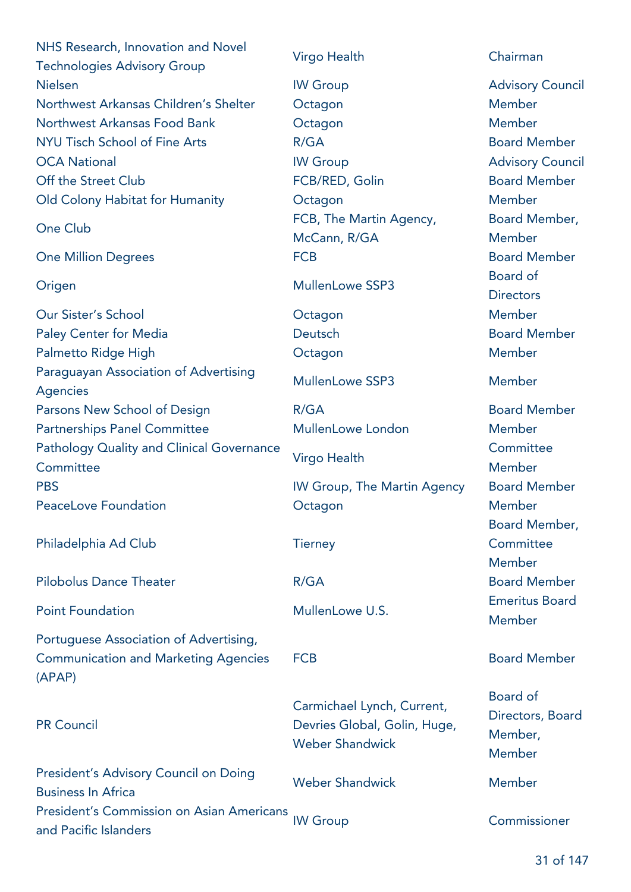| | | |
|---|---|---|
| NHS Research, Innovation and Novel Technologies Advisory Group | Virgo Health | Chairman |
| Nielsen | IW Group | Advisory Council |
| Northwest Arkansas Children's Shelter | Octagon | Member |
| Northwest Arkansas Food Bank | Octagon | Member |
| NYU Tisch School of Fine Arts | R/GA | Board Member |
| OCA National | IW Group | Advisory Council |
| Off the Street Club | FCB/RED, Golin | Board Member |
| Old Colony Habitat for Humanity | Octagon | Member |
| One Club | FCB, The Martin Agency, McCann, R/GA | Board Member, Member |
| One Million Degrees | FCB | Board Member |
| Origen | MullenLowe SSP3 | Board of Directors |
| Our Sister's School | Octagon | Member |
| Paley Center for Media | Deutsch | Board Member |
| Palmetto Ridge High | Octagon | Member |
| Paraguayan Association of Advertising Agencies | MullenLowe SSP3 | Member |
| Parsons New School of Design | R/GA | Board Member |
| Partnerships Panel Committee | MullenLowe London | Member |
| Pathology Quality and Clinical Governance Committee | Virgo Health | Committee Member |
| PBS | IW Group, The Martin Agency | Board Member |
| PeaceLove Foundation | Octagon | Member |
| Philadelphia Ad Club | Tierney | Board Member, Committee Member |
| Pilobolus Dance Theater | R/GA | Board Member |
| Point Foundation | MullenLowe U.S. | Emeritus Board Member |
| Portuguese Association of Advertising, Communication and Marketing Agencies (APAP) | FCB | Board Member |
| PR Council | Carmichael Lynch, Current, Devries Global, Golin, Huge, Weber Shandwick | Board of Directors, Board Member, Member |
| President's Advisory Council on Doing Business In Africa | Weber Shandwick | Member |
| President's Commission on Asian Americans and Pacific Islanders | IW Group | Commissioner |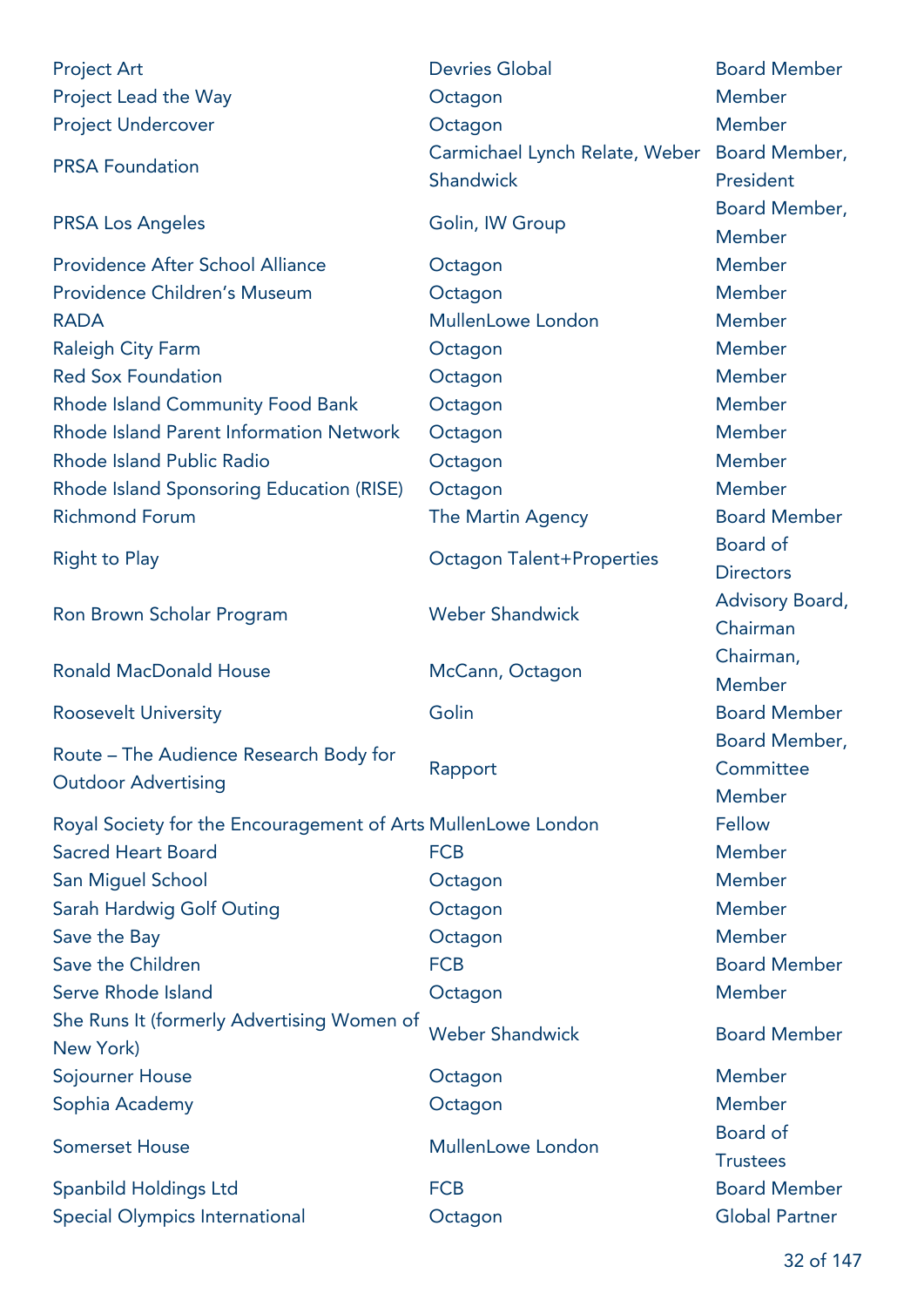| | | |
|---|---|---|
| Project Art | Devries Global | Board Member |
| Project Lead the Way | Octagon | Member |
| Project Undercover | Octagon | Member |
| PRSA Foundation | Carmichael Lynch Relate, Weber Shandwick | Board Member, President |
| PRSA Los Angeles | Golin, IW Group | Board Member, Member |
| Providence After School Alliance | Octagon | Member |
| Providence Children's Museum | Octagon | Member |
| RADA | MullenLowe London | Member |
| Raleigh City Farm | Octagon | Member |
| Red Sox Foundation | Octagon | Member |
| Rhode Island Community Food Bank | Octagon | Member |
| Rhode Island Parent Information Network | Octagon | Member |
| Rhode Island Public Radio | Octagon | Member |
| Rhode Island Sponsoring Education (RISE) | Octagon | Member |
| Richmond Forum | The Martin Agency | Board Member |
| Right to Play | Octagon Talent+Properties | Board of Directors |
| Ron Brown Scholar Program | Weber Shandwick | Advisory Board, Chairman |
| Ronald MacDonald House | McCann, Octagon | Chairman, Member |
| Roosevelt University | Golin | Board Member |
| Route – The Audience Research Body for Outdoor Advertising | Rapport | Board Member, Committee Member |
| Royal Society for the Encouragement of Arts | MullenLowe London | Fellow |
| Sacred Heart Board | FCB | Member |
| San Miguel School | Octagon | Member |
| Sarah Hardwig Golf Outing | Octagon | Member |
| Save the Bay | Octagon | Member |
| Save the Children | FCB | Board Member |
| Serve Rhode Island | Octagon | Member |
| She Runs It (formerly Advertising Women of New York) | Weber Shandwick | Board Member |
| Sojourner House | Octagon | Member |
| Sophia Academy | Octagon | Member |
| Somerset House | MullenLowe London | Board of Trustees |
| Spanbild Holdings Ltd | FCB | Board Member |
| Special Olympics International | Octagon | Global Partner |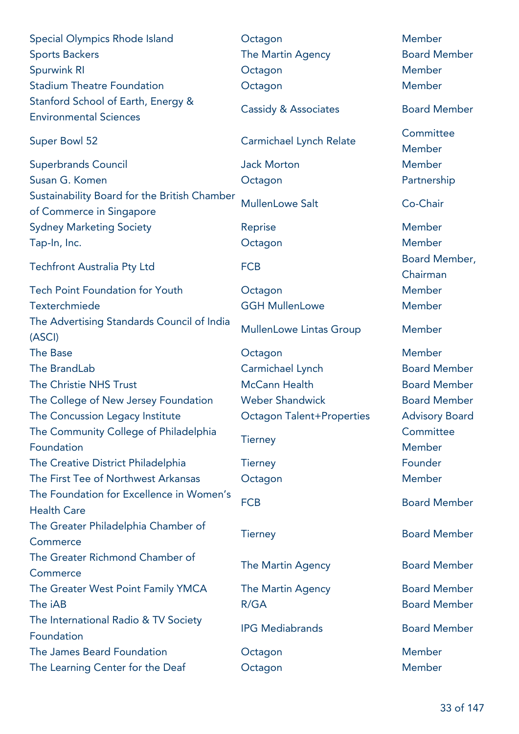| | | |
|---|---|---|
| Special Olympics Rhode Island | Octagon | Member |
| Sports Backers | The Martin Agency | Board Member |
| Spurwink RI | Octagon | Member |
| Stadium Theatre Foundation | Octagon | Member |
| Stanford School of Earth, Energy & Environmental Sciences | Cassidy & Associates | Board Member |
| Super Bowl 52 | Carmichael Lynch Relate | Committee Member |
| Superbrands Council | Jack Morton | Member |
| Susan G. Komen | Octagon | Partnership |
| Sustainability Board for the British Chamber of Commerce in Singapore | MullenLowe Salt | Co-Chair |
| Sydney Marketing Society | Reprise | Member |
| Tap-In, Inc. | Octagon | Member |
| Techfront Australia Pty Ltd | FCB | Board Member, Chairman |
| Tech Point Foundation for Youth | Octagon | Member |
| Texterchmiede | GGH MullenLowe | Member |
| The Advertising Standards Council of India (ASCI) | MullenLowe Lintas Group | Member |
| The Base | Octagon | Member |
| The BrandLab | Carmichael Lynch | Board Member |
| The Christie NHS Trust | McCann Health | Board Member |
| The College of New Jersey Foundation | Weber Shandwick | Board Member |
| The Concussion Legacy Institute | Octagon Talent+Properties | Advisory Board |
| The Community College of Philadelphia Foundation | Tierney | Committee Member |
| The Creative District Philadelphia | Tierney | Founder |
| The First Tee of Northwest Arkansas | Octagon | Member |
| The Foundation for Excellence in Women's Health Care | FCB | Board Member |
| The Greater Philadelphia Chamber of Commerce | Tierney | Board Member |
| The Greater Richmond Chamber of Commerce | The Martin Agency | Board Member |
| The Greater West Point Family YMCA | The Martin Agency | Board Member |
| The iAB | R/GA | Board Member |
| The International Radio & TV Society Foundation | IPG Mediabrands | Board Member |
| The James Beard Foundation | Octagon | Member |
| The Learning Center for the Deaf | Octagon | Member |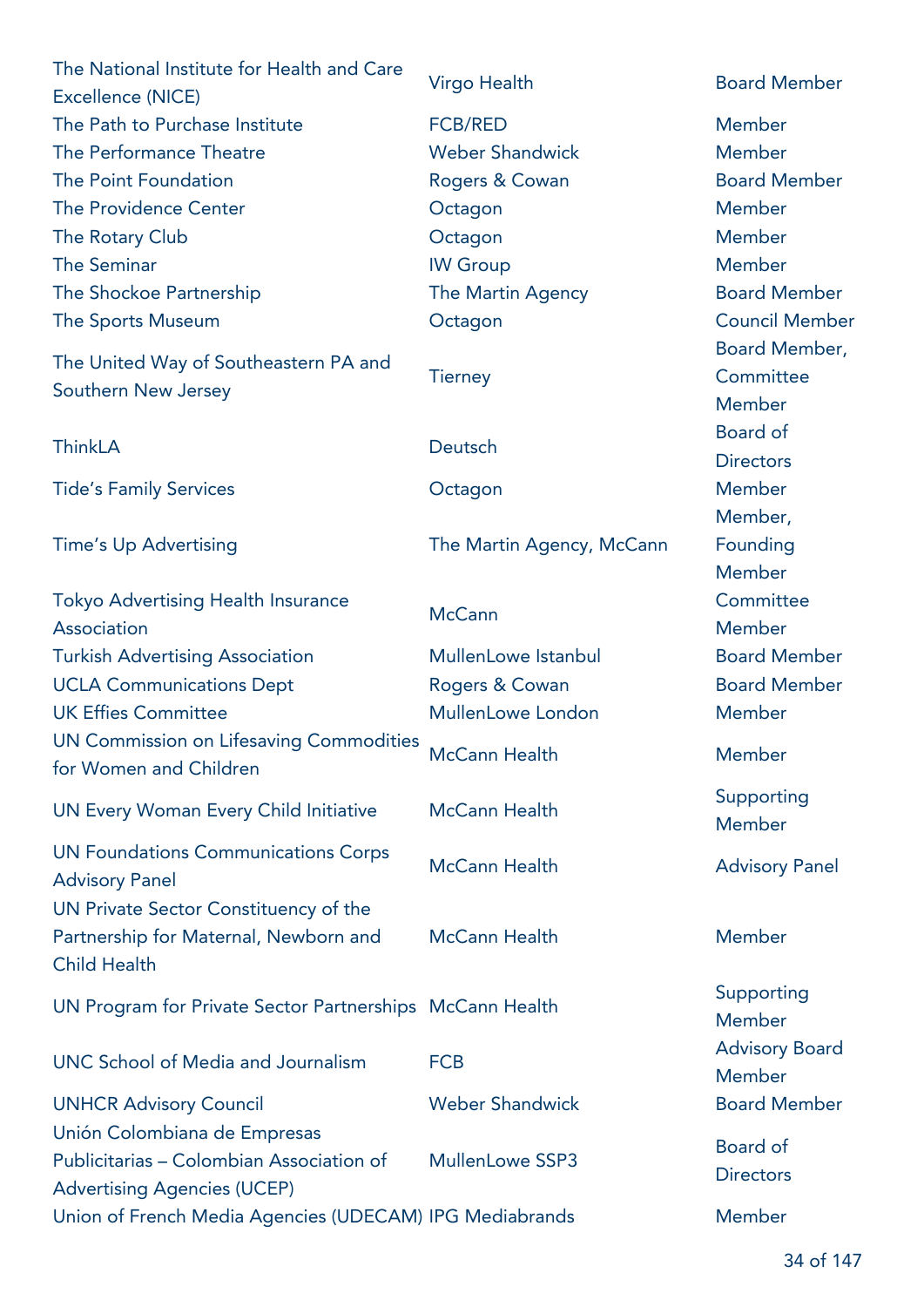| | | |
|---|---|---|
| The National Institute for Health and Care Excellence (NICE) | Virgo Health | Board Member |
| The Path to Purchase Institute | FCB/RED | Member |
| The Performance Theatre | Weber Shandwick | Member |
| The Point Foundation | Rogers & Cowan | Board Member |
| The Providence Center | Octagon | Member |
| The Rotary Club | Octagon | Member |
| The Seminar | IW Group | Member |
| The Shockoe Partnership | The Martin Agency | Board Member |
| The Sports Museum | Octagon | Council Member |
| The United Way of Southeastern PA and Southern New Jersey | Tierney | Board Member, Committee Member |
| ThinkLA | Deutsch | Board of Directors |
| Tide's Family Services | Octagon | Member |
| Time's Up Advertising | The Martin Agency, McCann | Member, Founding Member |
| Tokyo Advertising Health Insurance Association | McCann | Committee Member |
| Turkish Advertising Association | MullenLowe Istanbul | Board Member |
| UCLA Communications Dept | Rogers & Cowan | Board Member |
| UK Effies Committee | MullenLowe London | Member |
| UN Commission on Lifesaving Commodities for Women and Children | McCann Health | Member |
| UN Every Woman Every Child Initiative | McCann Health | Supporting Member |
| UN Foundations Communications Corps Advisory Panel | McCann Health | Advisory Panel |
| UN Private Sector Constituency of the Partnership for Maternal, Newborn and Child Health | McCann Health | Member |
| UN Program for Private Sector Partnerships | McCann Health | Supporting Member |
| UNC School of Media and Journalism | FCB | Advisory Board Member |
| UNHCR Advisory Council | Weber Shandwick | Board Member |
| Unión Colombiana de Empresas Publicitarias – Colombian Association of Advertising Agencies (UCEP) | MullenLowe SSP3 | Board of Directors |
| Union of French Media Agencies (UDECAM) | IPG Mediabrands | Member |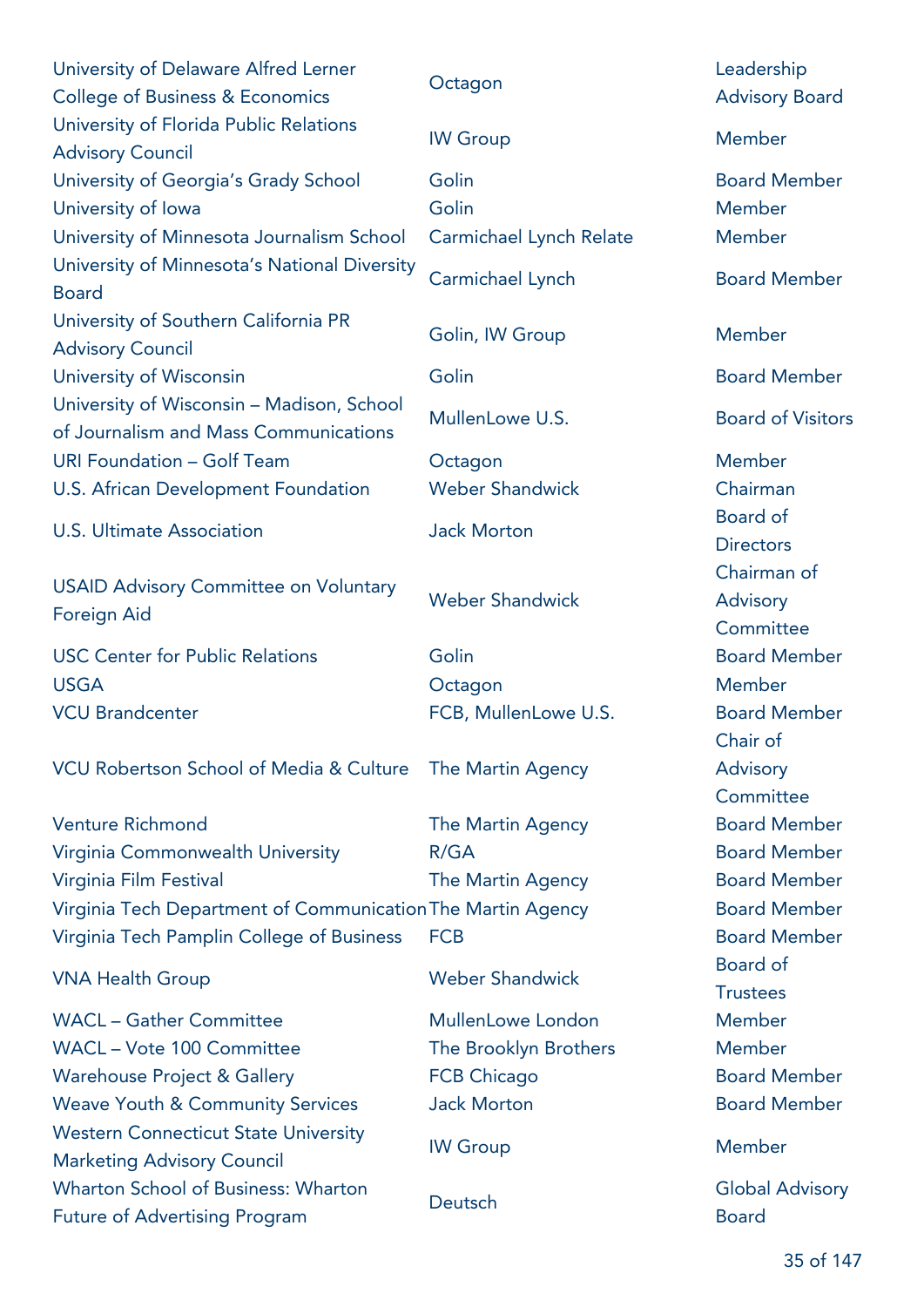| | | |
|---|---|---|
| University of Delaware Alfred Lerner College of Business & Economics | Octagon | Leadership Advisory Board |
| University of Florida Public Relations Advisory Council | IW Group | Member |
| University of Georgia's Grady School | Golin | Board Member |
| University of Iowa | Golin | Member |
| University of Minnesota Journalism School | Carmichael Lynch Relate | Member |
| University of Minnesota's National Diversity Board | Carmichael Lynch | Board Member |
| University of Southern California PR Advisory Council | Golin, IW Group | Member |
| University of Wisconsin | Golin | Board Member |
| University of Wisconsin – Madison, School of Journalism and Mass Communications | MullenLowe U.S. | Board of Visitors |
| URI Foundation – Golf Team | Octagon | Member |
| U.S. African Development Foundation | Weber Shandwick | Chairman |
| U.S. Ultimate Association | Jack Morton | Board of Directors |
| USAID Advisory Committee on Voluntary Foreign Aid | Weber Shandwick | Chairman of Advisory Committee |
| USC Center for Public Relations | Golin | Board Member |
| USGA | Octagon | Member |
| VCU Brandcenter | FCB, MullenLowe U.S. | Board Member |
| VCU Robertson School of Media & Culture | The Martin Agency | Chair of Advisory Committee |
| Venture Richmond | The Martin Agency | Board Member |
| Virginia Commonwealth University | R/GA | Board Member |
| Virginia Film Festival | The Martin Agency | Board Member |
| Virginia Tech Department of Communication | The Martin Agency | Board Member |
| Virginia Tech Pamplin College of Business | FCB | Board Member |
| VNA Health Group | Weber Shandwick | Board of Trustees |
| WACL – Gather Committee | MullenLowe London | Member |
| WACL – Vote 100 Committee | The Brooklyn Brothers | Member |
| Warehouse Project & Gallery | FCB Chicago | Board Member |
| Weave Youth & Community Services | Jack Morton | Board Member |
| Western Connecticut State University Marketing Advisory Council | IW Group | Member |
| Wharton School of Business: Wharton Future of Advertising Program | Deutsch | Global Advisory Board |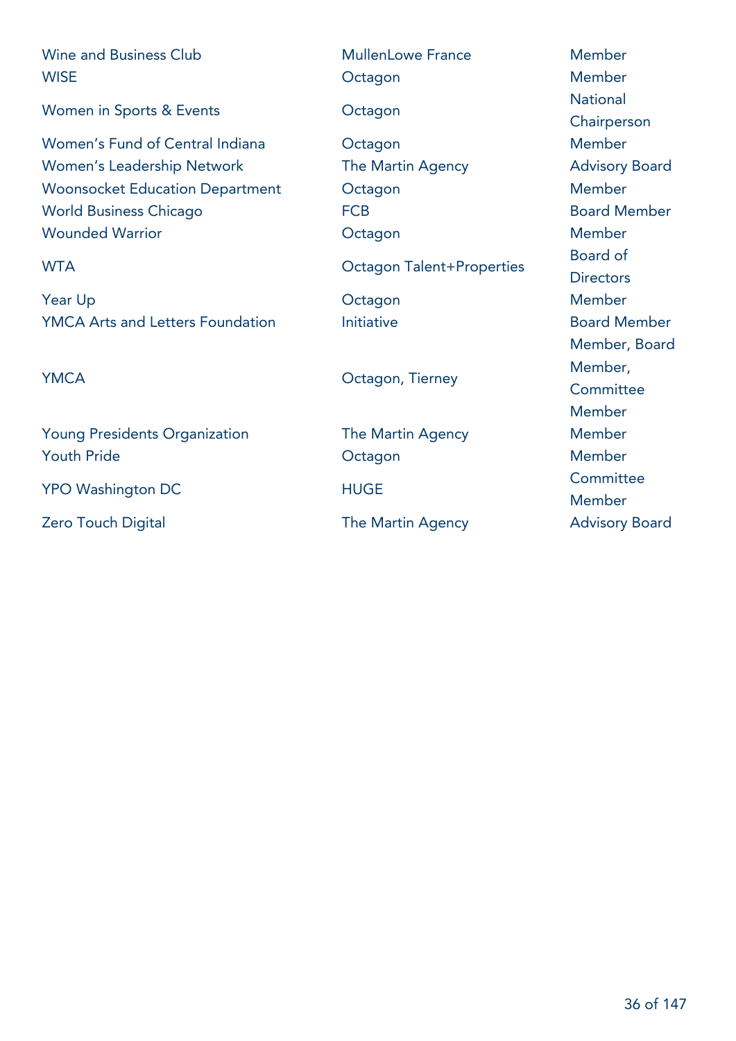| | | |
|---|---|---|
| Wine and Business Club | MullenLowe France | Member |
| WISE | Octagon | Member |
| Women in Sports & Events | Octagon | National Chairperson |
| Women's Fund of Central Indiana | Octagon | Member |
| Women's Leadership Network | The Martin Agency | Advisory Board |
| Woonsocket Education Department | Octagon | Member |
| World Business Chicago | FCB | Board Member |
| Wounded Warrior | Octagon | Member |
| WTA | Octagon Talent+Properties | Board of Directors |
| Year Up | Octagon | Member |
| YMCA Arts and Letters Foundation | Initiative | Board Member |
| YMCA | Octagon, Tierney | Member, Board Member, Committee Member |
| Young Presidents Organization | The Martin Agency | Member |
| Youth Pride | Octagon | Member |
| YPO Washington DC | HUGE | Committee Member |
| Zero Touch Digital | The Martin Agency | Advisory Board |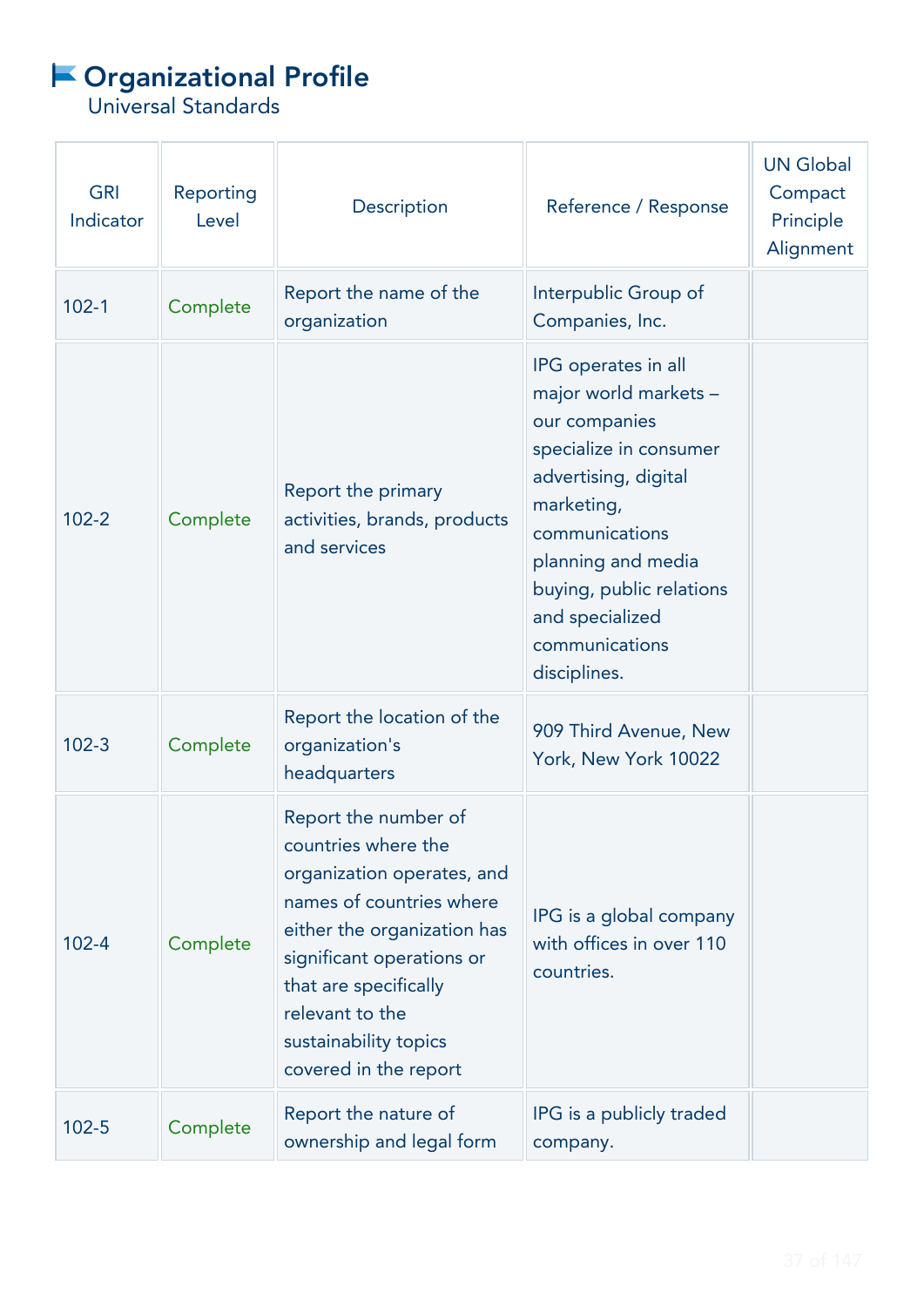# Organizational Profile

Universal Standards

| GRI Indicator | Reporting Level | Description | Reference / Response | UN Global Compact Principle Alignment |
|---|---|---|---|---|
| 102-1 | Complete | Report the name of the organization | Interpublic Group of Companies, Inc. | |
| 102-2 | Complete | Report the primary activities, brands, products and services | IPG operates in all major world markets – our companies specialize in consumer advertising, digital marketing, communications planning and media buying, public relations and specialized communications disciplines. | |
| 102-3 | Complete | Report the location of the organization's headquarters | 909 Third Avenue, New York, New York 10022 | |
| 102-4 | Complete | Report the number of countries where the organization operates, and names of countries where either the organization has significant operations or that are specifically relevant to the sustainability topics covered in the report | IPG is a global company with offices in over 110 countries. | |
| 102-5 | Complete | Report the nature of ownership and legal form | IPG is a publicly traded company. | |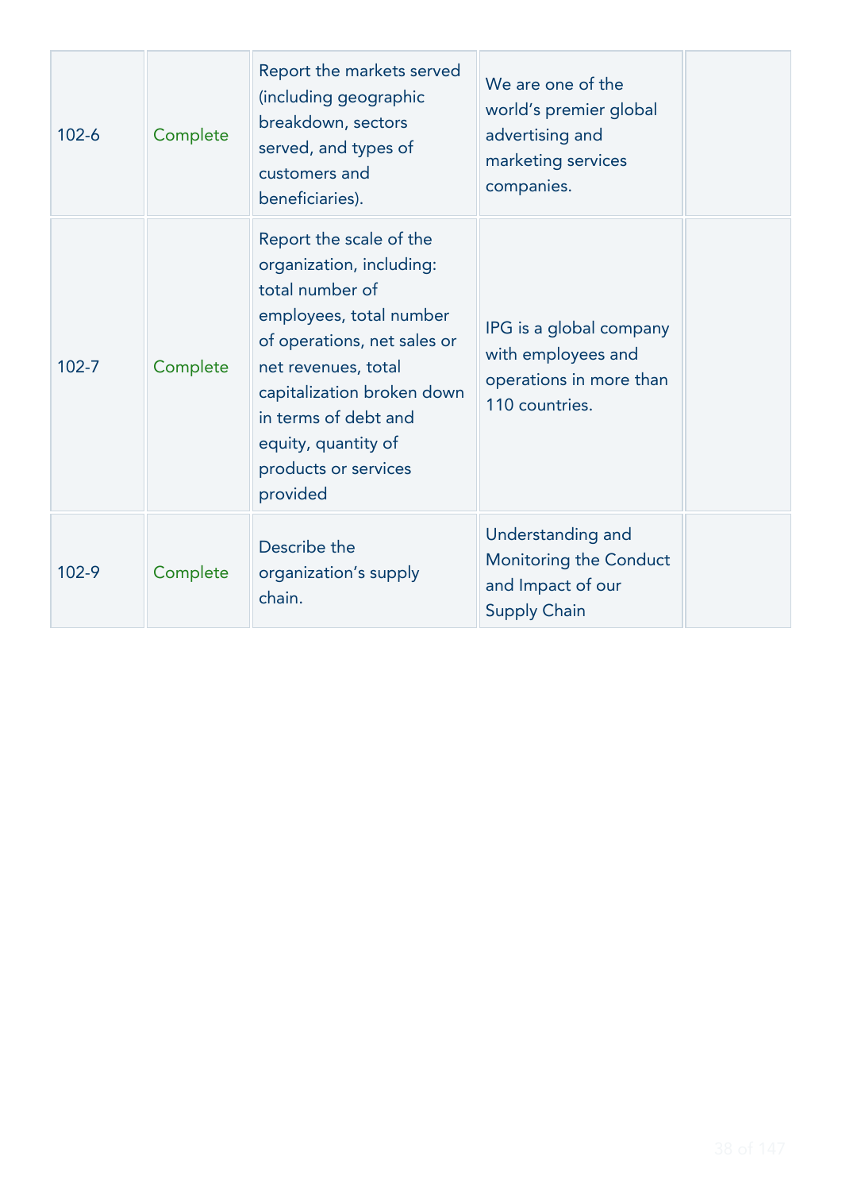| | | | | |
|---|---|---|---|---|
| 102-6 | Complete | Report the markets served (including geographic breakdown, sectors served, and types of customers and beneficiaries). | We are one of the world's premier global advertising and marketing services companies. | |
| 102-7 | Complete | Report the scale of the organization, including: total number of employees, total number of operations, net sales or net revenues, total capitalization broken down in terms of debt and equity, quantity of products or services provided | IPG is a global company with employees and operations in more than 110 countries. | |
| 102-9 | Complete | Describe the organization's supply chain. | Understanding and Monitoring the Conduct and Impact of our Supply Chain | |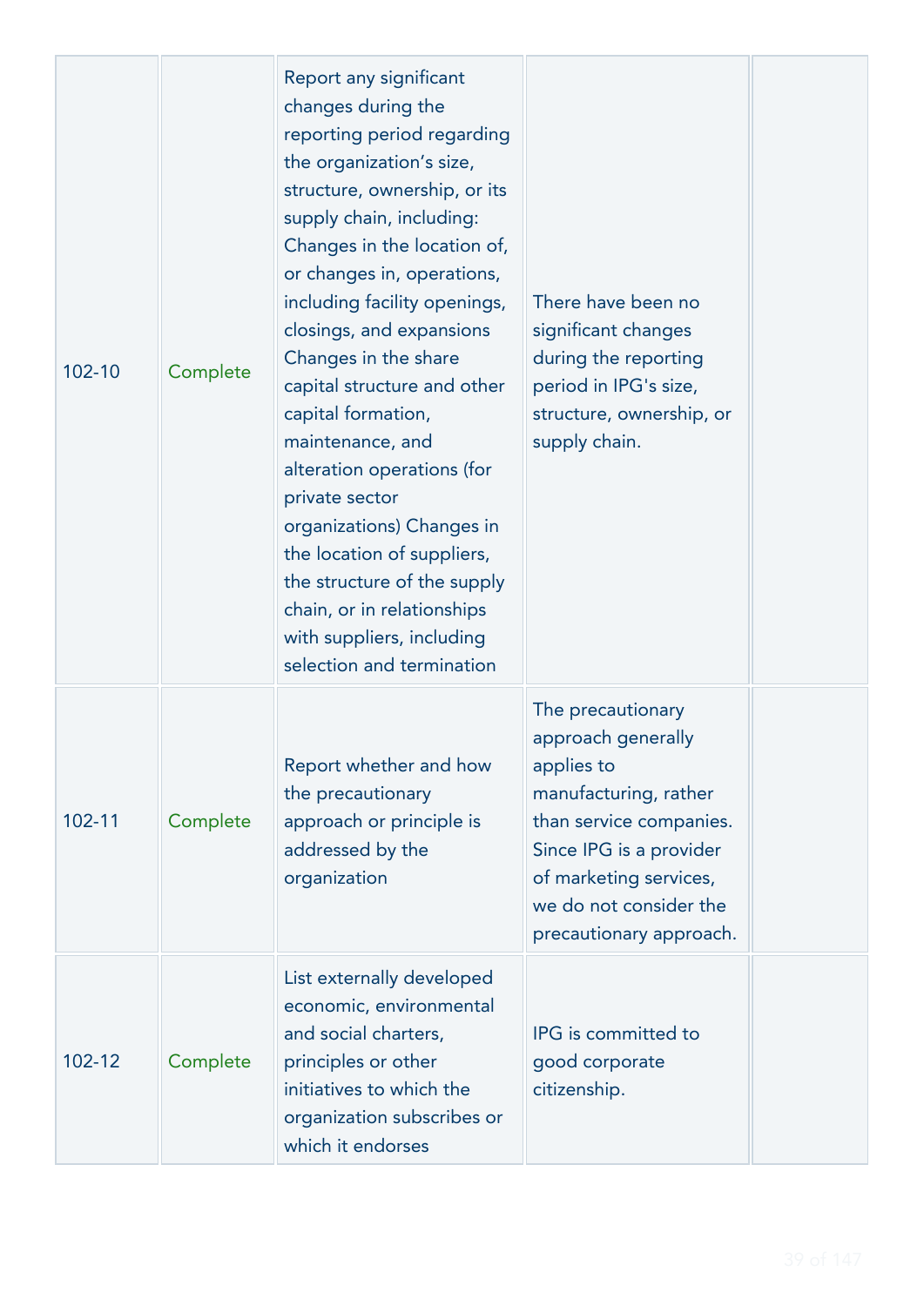| | | | | |
|---|---|---|---|---|
| 102-10 | Complete | Report any significant changes during the reporting period regarding the organization’s size, structure, ownership, or its supply chain, including: Changes in the location of, or changes in, operations, including facility openings, closings, and expansions Changes in the share capital structure and other capital formation, maintenance, and alteration operations (for private sector organizations) Changes in the location of suppliers, the structure of the supply chain, or in relationships with suppliers, including selection and termination | There have been no significant changes during the reporting period in IPG's size, structure, ownership, or supply chain. | |
| 102-11 | Complete | Report whether and how the precautionary approach or principle is addressed by the organization | The precautionary approach generally applies to manufacturing, rather than service companies. Since IPG is a provider of marketing services, we do not consider the precautionary approach. | |
| 102-12 | Complete | List externally developed economic, environmental and social charters, principles or other initiatives to which the organization subscribes or which it endorses | IPG is committed to good corporate citizenship. | |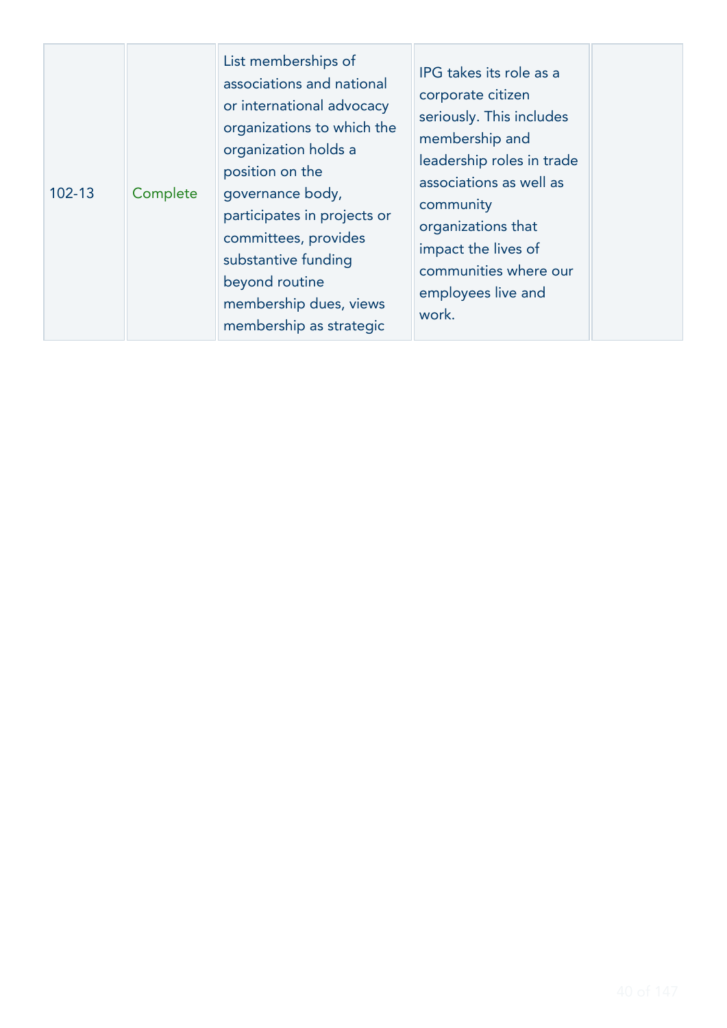| | | | | |
|---|---|---|---|---|
| 102-13 | Complete | List memberships of associations and national or international advocacy organizations to which the organization holds a position on the governance body, participates in projects or committees, provides substantive funding beyond routine membership dues, views membership as strategic | IPG takes its role as a corporate citizen seriously. This includes membership and leadership roles in trade associations as well as community organizations that impact the lives of communities where our employees live and work. | |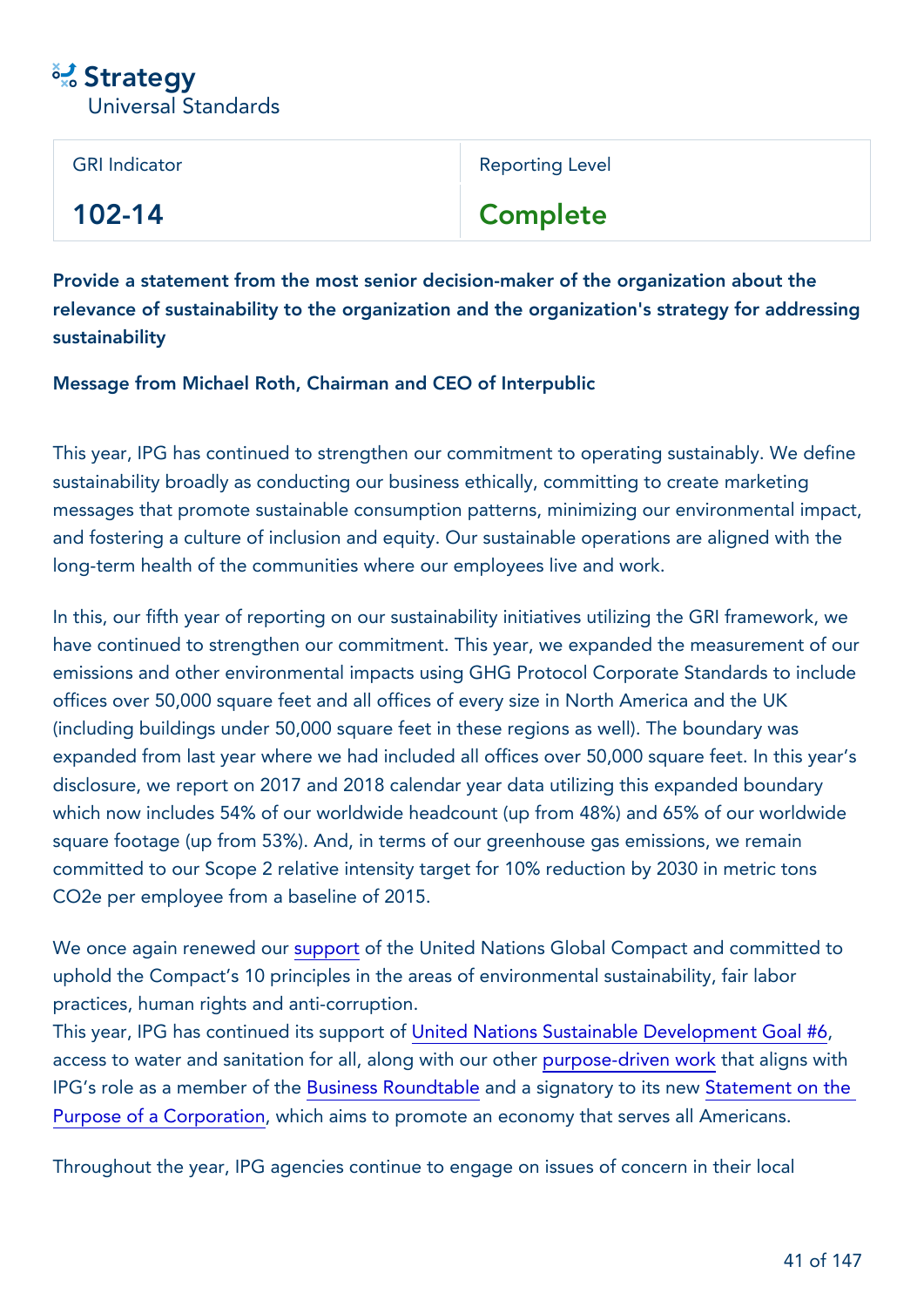# Strategy

Universal Standards

| GRI Indicator | Reporting Level |
|---|---|
| 102-14 | Complete |

**Provide a statement from the most senior decision-maker of the organization about the relevance of sustainability to the organization and the organization's strategy for addressing sustainability**

**Message from Michael Roth, Chairman and CEO of Interpublic**

This year, IPG has continued to strengthen our commitment to operating sustainably. We define sustainability broadly as conducting our business ethically, committing to create marketing messages that promote sustainable consumption patterns, minimizing our environmental impact, and fostering a culture of inclusion and equity. Our sustainable operations are aligned with the long-term health of the communities where our employees live and work.

In this, our fifth year of reporting on our sustainability initiatives utilizing the GRI framework, we have continued to strengthen our commitment. This year, we expanded the measurement of our emissions and other environmental impacts using GHG Protocol Corporate Standards to include offices over 50,000 square feet and all offices of every size in North America and the UK (including buildings under 50,000 square feet in these regions as well). The boundary was expanded from last year where we had included all offices over 50,000 square feet. In this year's disclosure, we report on 2017 and 2018 calendar year data utilizing this expanded boundary which now includes 54% of our worldwide headcount (up from 48%) and 65% of our worldwide square footage (up from 53%). And, in terms of our greenhouse gas emissions, we remain committed to our Scope 2 relative intensity target for 10% reduction by 2030 in metric tons $CO_2e$ per employee from a baseline of 2015.

We once again renewed our support of the United Nations Global Compact and committed to uphold the Compact's 10 principles in the areas of environmental sustainability, fair labor practices, human rights and anti-corruption.
This year, IPG has continued its support of United Nations Sustainable Development Goal #6, access to water and sanitation for all, along with our other purpose-driven work that aligns with IPG's role as a member of the Business Roundtable and a signatory to its new Statement on the Purpose of a Corporation, which aims to promote an economy that serves all Americans.

Throughout the year, IPG agencies continue to engage on issues of concern in their local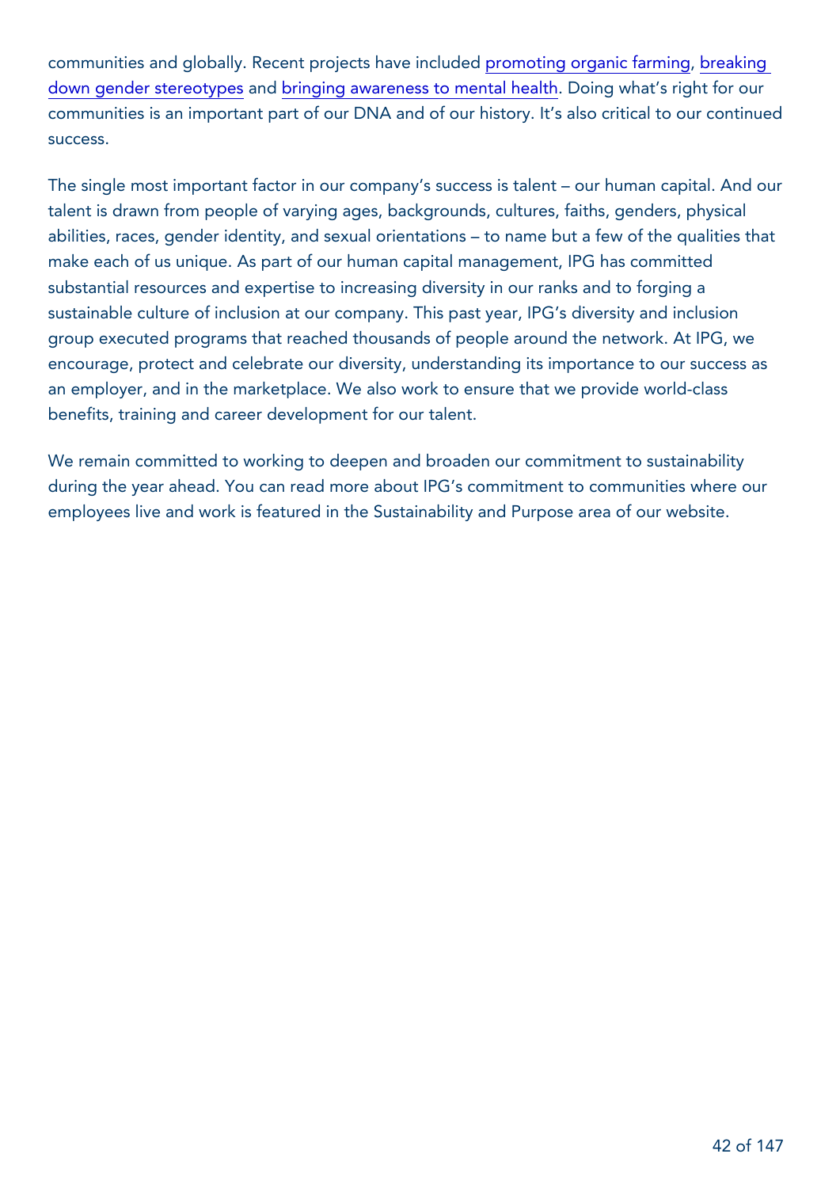communities and globally. Recent projects have included promoting organic farming, breaking down gender stereotypes and bringing awareness to mental health. Doing what's right for our communities is an important part of our DNA and of our history. It's also critical to our continued success.

The single most important factor in our company's success is talent – our human capital. And our talent is drawn from people of varying ages, backgrounds, cultures, faiths, genders, physical abilities, races, gender identity, and sexual orientations – to name but a few of the qualities that make each of us unique. As part of our human capital management, IPG has committed substantial resources and expertise to increasing diversity in our ranks and to forging a sustainable culture of inclusion at our company. This past year, IPG's diversity and inclusion group executed programs that reached thousands of people around the network. At IPG, we encourage, protect and celebrate our diversity, understanding its importance to our success as an employer, and in the marketplace. We also work to ensure that we provide world-class benefits, training and career development for our talent.

We remain committed to working to deepen and broaden our commitment to sustainability during the year ahead. You can read more about IPG's commitment to communities where our employees live and work is featured in the Sustainability and Purpose area of our website.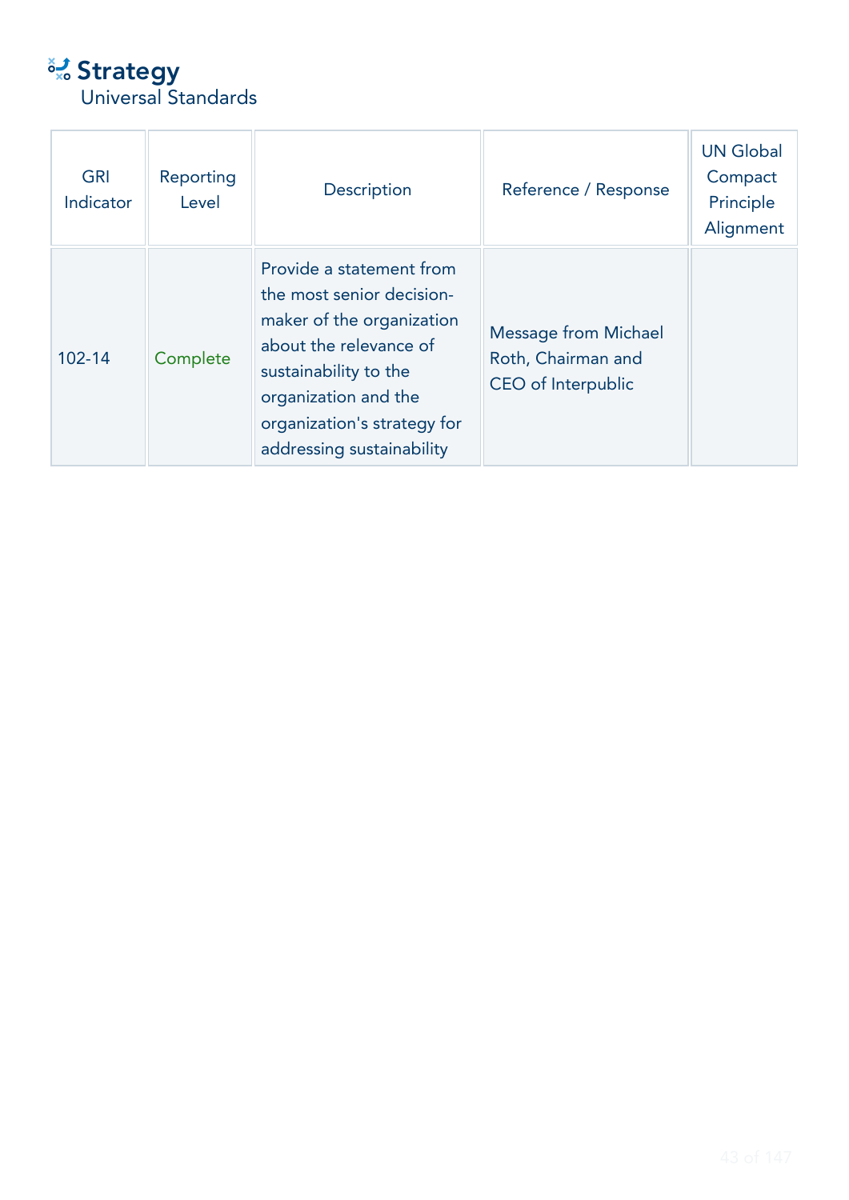# Strategy

Universal Standards

| GRI Indicator | Reporting Level | Description | Reference / Response | UN Global Compact Principle Alignment |
|---|---|---|---|---|
| 102-14 | Complete | Provide a statement from the most senior decision-maker of the organization about the relevance of sustainability to the organization and the organization's strategy for addressing sustainability | Message from Michael Roth, Chairman and CEO of Interpublic | |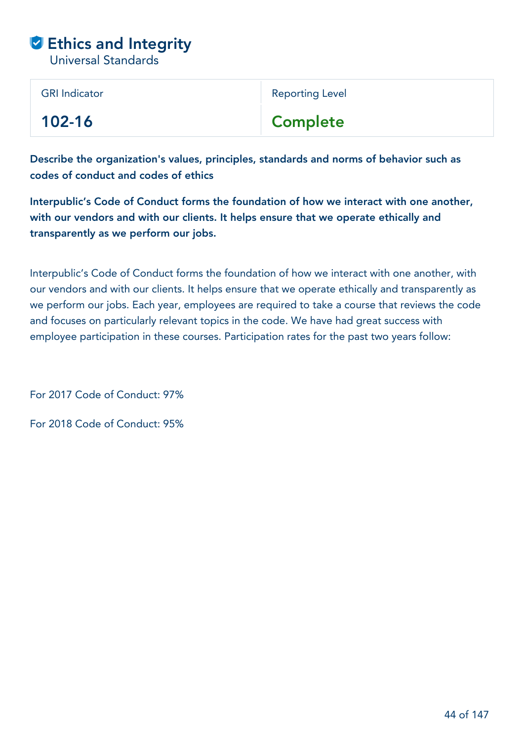# Ethics and Integrity

Universal Standards

| GRI Indicator | Reporting Level |
|---|---|
| 102-16 | Complete |

**Describe the organization's values, principles, standards and norms of behavior such as codes of conduct and codes of ethics**

**Interpublic's Code of Conduct forms the foundation of how we interact with one another, with our vendors and with our clients. It helps ensure that we operate ethically and transparently as we perform our jobs.**

Interpublic's Code of Conduct forms the foundation of how we interact with one another, with our vendors and with our clients. It helps ensure that we operate ethically and transparently as we perform our jobs. Each year, employees are required to take a course that reviews the code and focuses on particularly relevant topics in the code. We have had great success with employee participation in these courses. Participation rates for the past two years follow:

For 2017 Code of Conduct: 97%

For 2018 Code of Conduct: 95%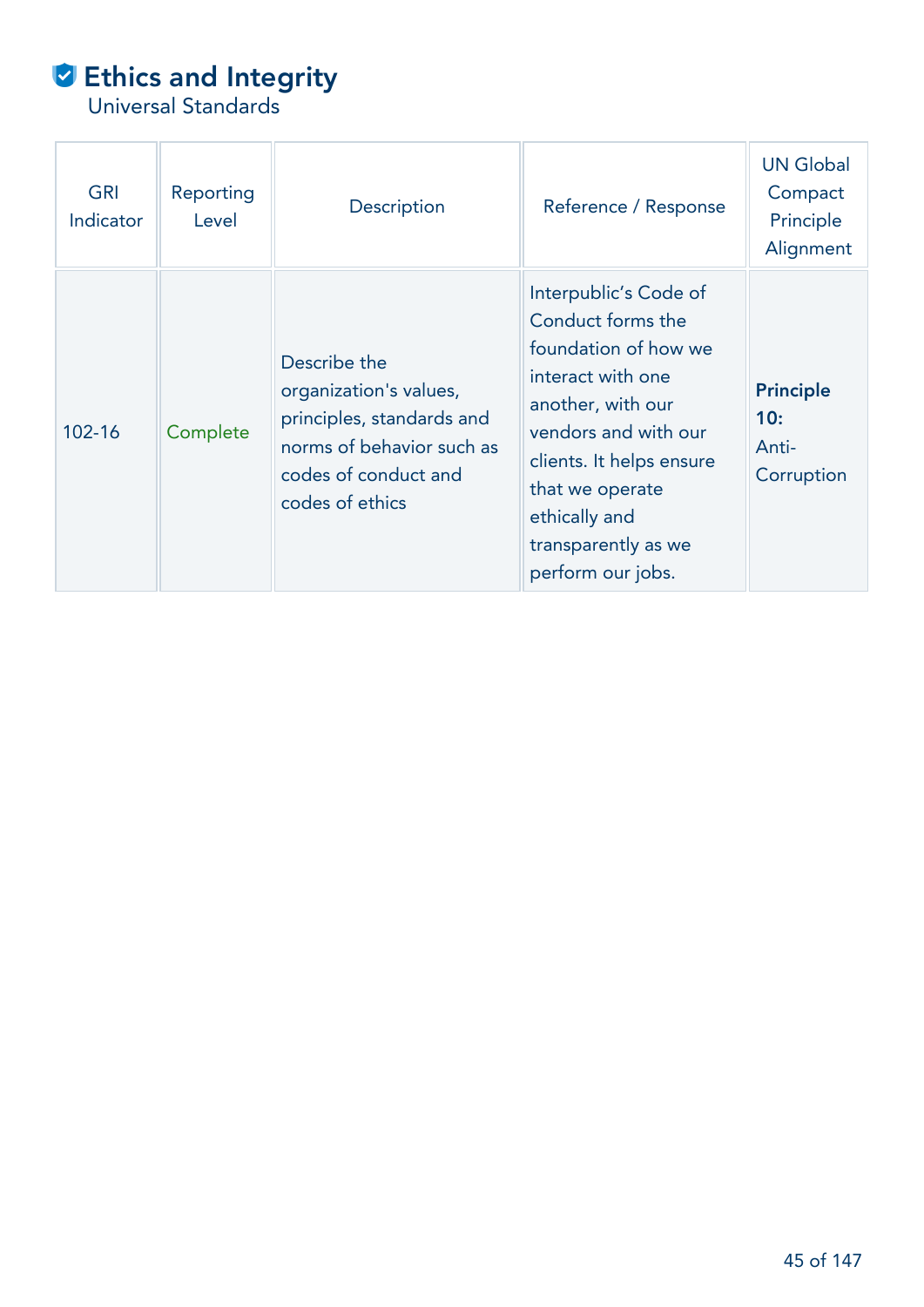# Ethics and Integrity

Universal Standards

| GRI Indicator | Reporting Level | Description | Reference / Response | UN Global Compact Principle Alignment |
| --- | --- | --- | --- | --- |
| 102-16 | Complete | Describe the organization's values, principles, standards and norms of behavior such as codes of conduct and codes of ethics | Interpublic’s Code of Conduct forms the foundation of how we interact with one another, with our vendors and with our clients. It helps ensure that we operate ethically and transparently as we perform our jobs. | **Principle 10:** Anti-Corruption |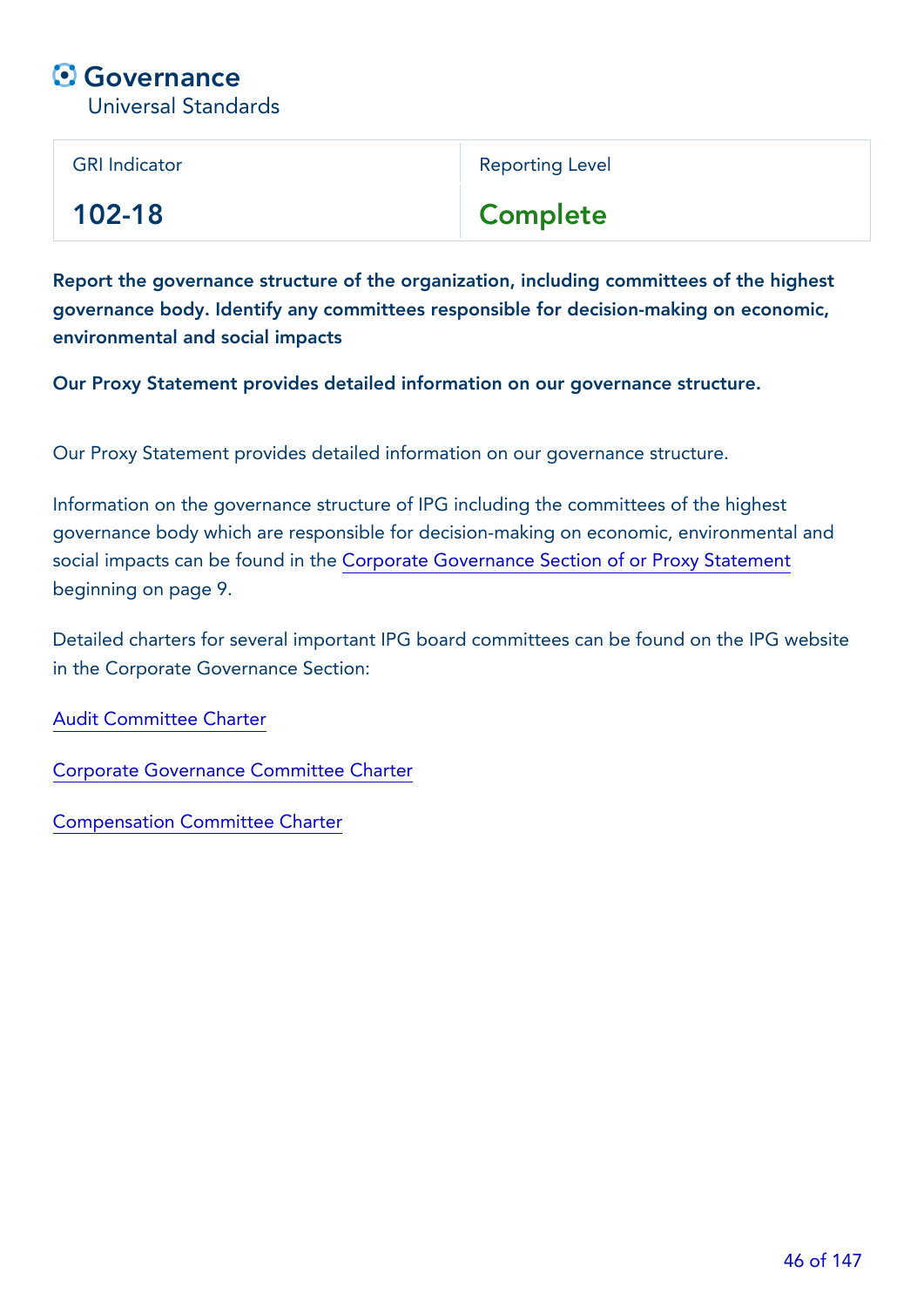# Governance

Universal Standards

| GRI Indicator | Reporting Level |
|---|---|
| **102-18** | **Complete** |

**Report the governance structure of the organization, including committees of the highest governance body. Identify any committees responsible for decision-making on economic, environmental and social impacts**

**Our Proxy Statement provides detailed information on our governance structure.**

Our Proxy Statement provides detailed information on our governance structure.

Information on the governance structure of IPG including the committees of the highest governance body which are responsible for decision-making on economic, environmental and social impacts can be found in the Corporate Governance Section of or Proxy Statement beginning on page 9.

Detailed charters for several important IPG board committees can be found on the IPG website in the Corporate Governance Section:

Audit Committee Charter

Corporate Governance Committee Charter

Compensation Committee Charter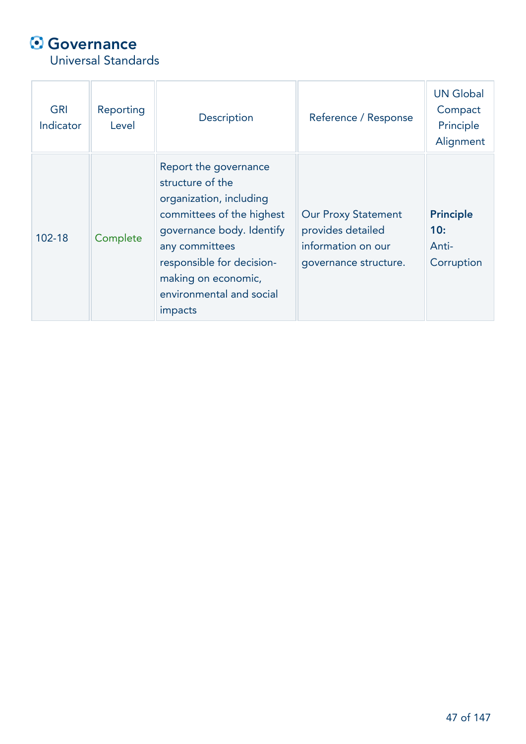# Governance

Universal Standards

| GRI Indicator | Reporting Level | Description | Reference / Response | UN Global Compact Principle Alignment |
|---|---|---|---|---|
| 102-18 | Complete | Report the governance structure of the organization, including committees of the highest governance body. Identify any committees responsible for decision-making on economic, environmental and social impacts | Our Proxy Statement provides detailed information on our governance structure. | **Principle 10:** Anti-Corruption |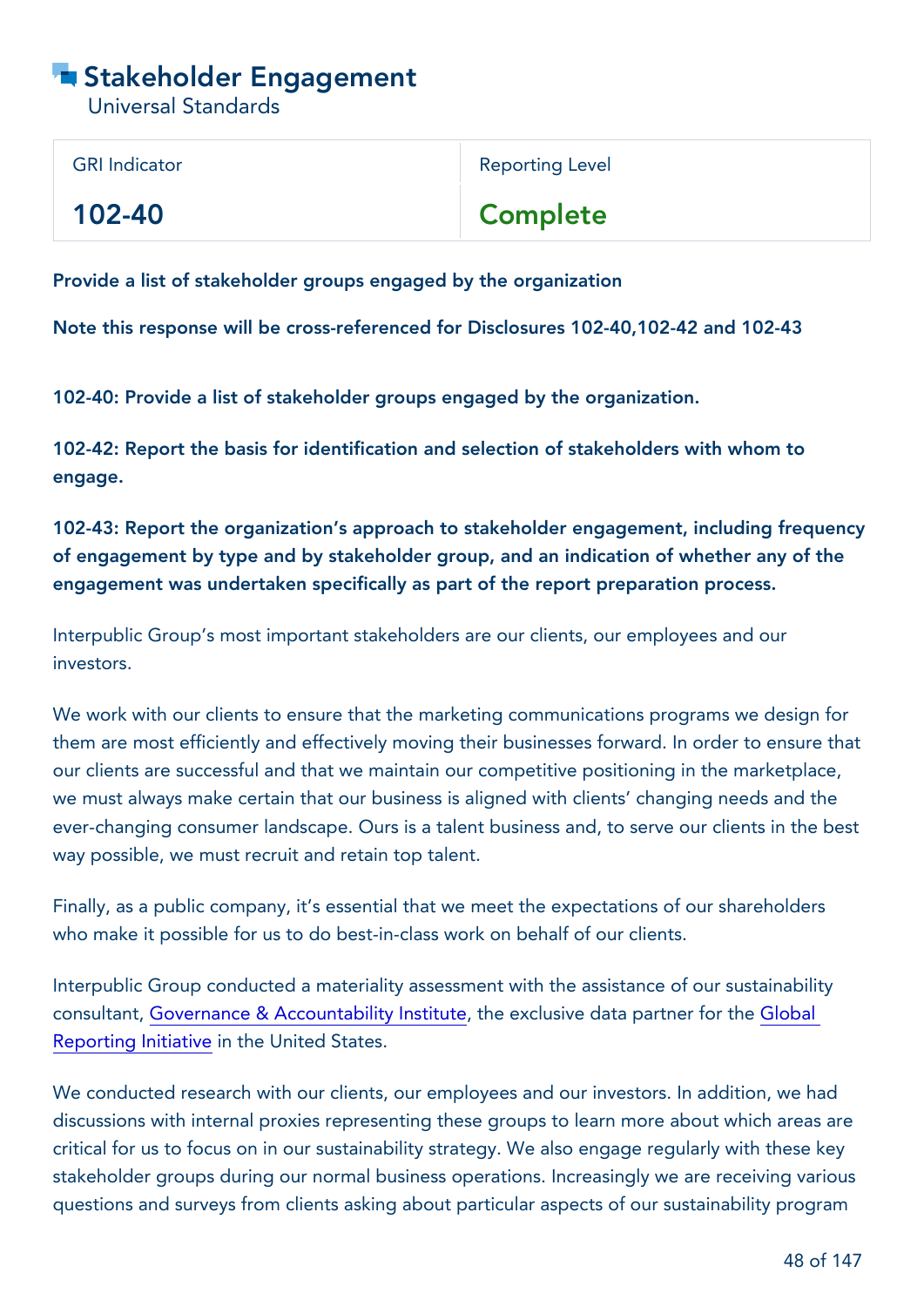# Stakeholder Engagement

Universal Standards

| GRI Indicator | Reporting Level |
| --- | --- |
| 102-40 | Complete |

**Provide a list of stakeholder groups engaged by the organization**

**Note this response will be cross-referenced for Disclosures 102-40,102-42 and 102-43**

**102-40: Provide a list of stakeholder groups engaged by the organization.**

**102-42: Report the basis for identification and selection of stakeholders with whom to engage.**

**102-43: Report the organization's approach to stakeholder engagement, including frequency of engagement by type and by stakeholder group, and an indication of whether any of the engagement was undertaken specifically as part of the report preparation process.**

Interpublic Group's most important stakeholders are our clients, our employees and our investors.

We work with our clients to ensure that the marketing communications programs we design for them are most efficiently and effectively moving their businesses forward. In order to ensure that our clients are successful and that we maintain our competitive positioning in the marketplace, we must always make certain that our business is aligned with clients' changing needs and the ever-changing consumer landscape. Ours is a talent business and, to serve our clients in the best way possible, we must recruit and retain top talent.

Finally, as a public company, it's essential that we meet the expectations of our shareholders who make it possible for us to do best-in-class work on behalf of our clients.

Interpublic Group conducted a materiality assessment with the assistance of our sustainability consultant, Governance & Accountability Institute, the exclusive data partner for the Global Reporting Initiative in the United States.

We conducted research with our clients, our employees and our investors. In addition, we had discussions with internal proxies representing these groups to learn more about which areas are critical for us to focus on in our sustainability strategy. We also engage regularly with these key stakeholder groups during our normal business operations. Increasingly we are receiving various questions and surveys from clients asking about particular aspects of our sustainability program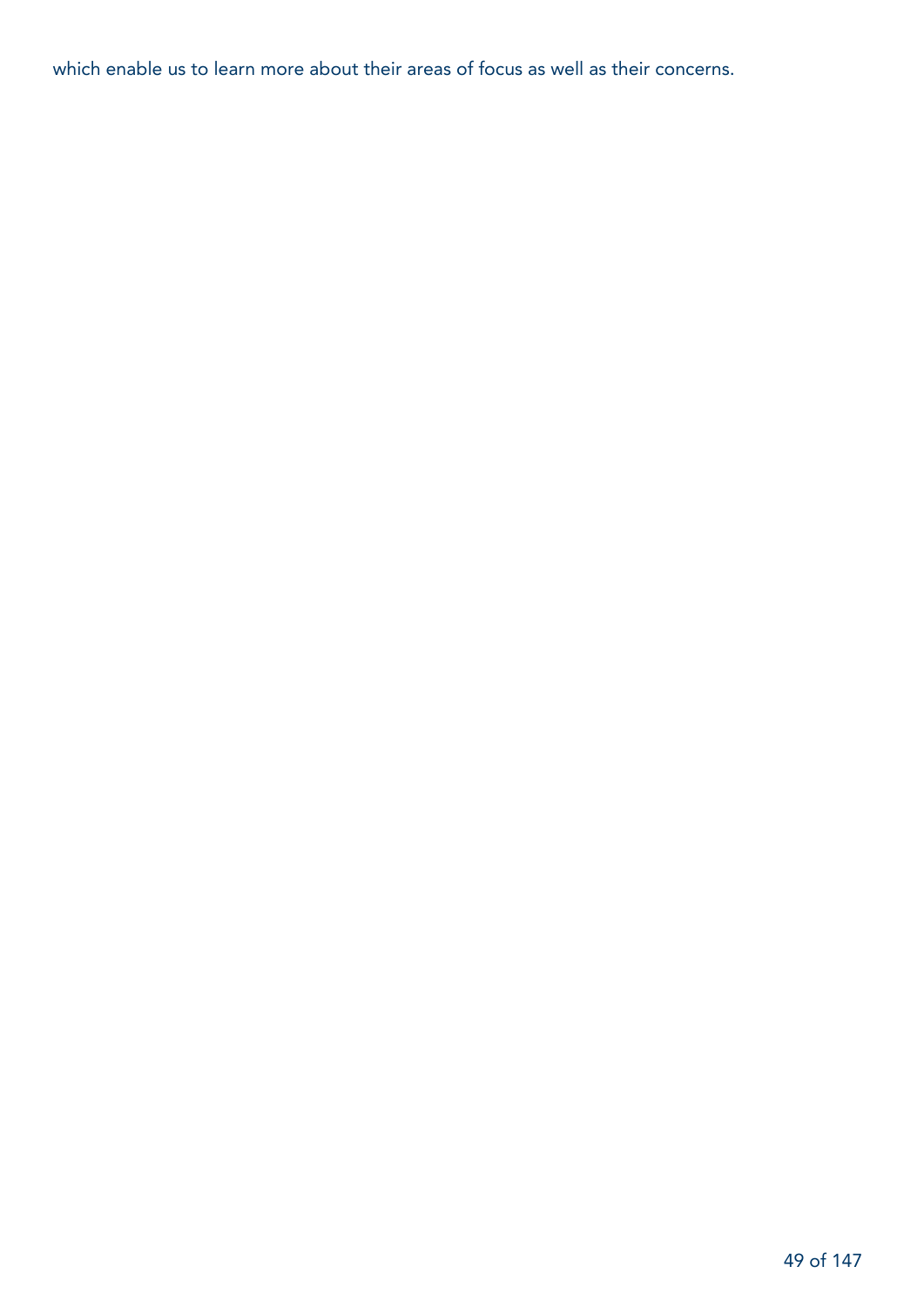which enable us to learn more about their areas of focus as well as their concerns.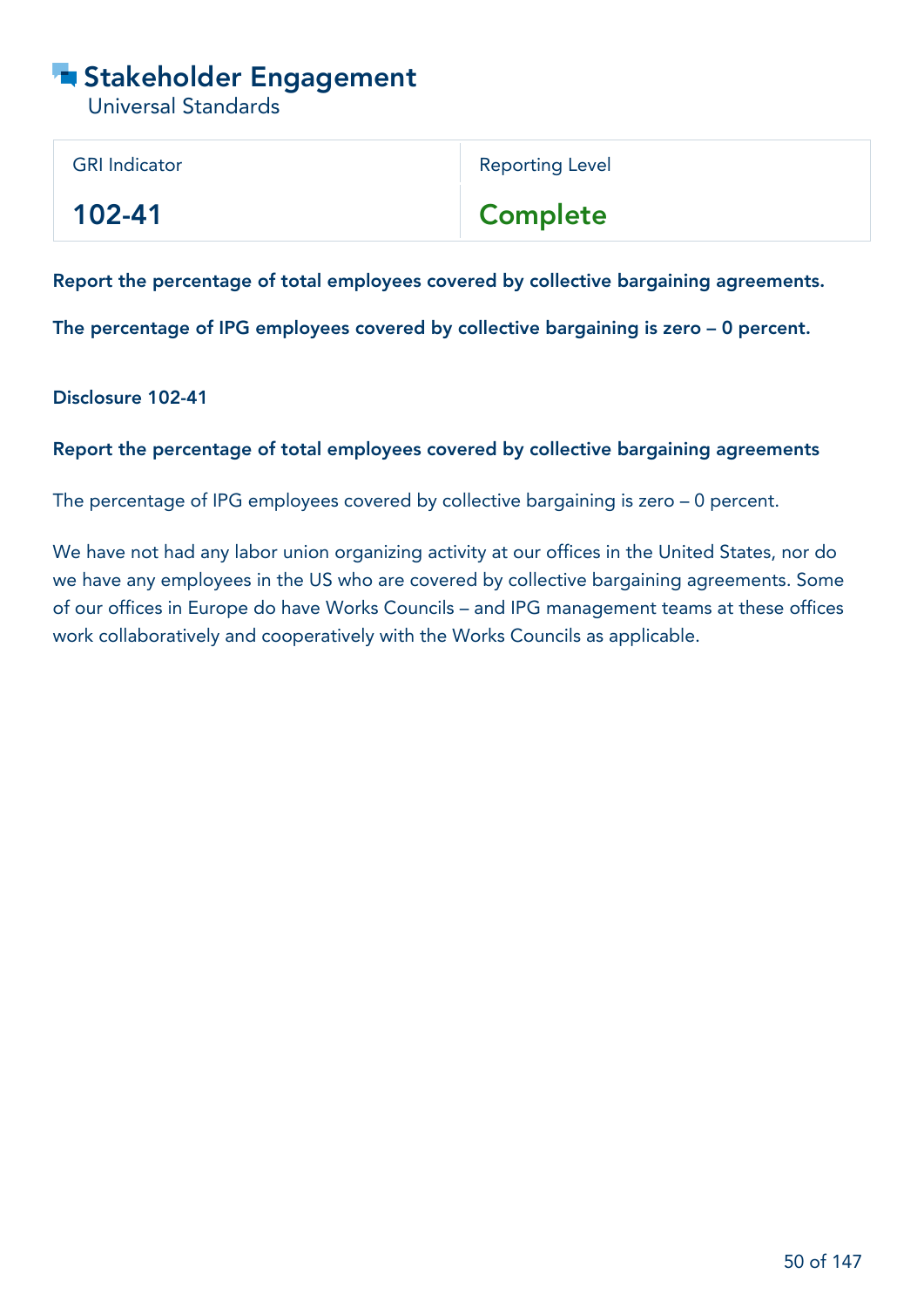# Stakeholder Engagement

Universal Standards

| GRI Indicator | Reporting Level |
| --- | --- |
| **102-41** | **Complete** |

**Report the percentage of total employees covered by collective bargaining agreements.**

**The percentage of IPG employees covered by collective bargaining is zero – 0 percent.**

**Disclosure 102-41**

**Report the percentage of total employees covered by collective bargaining agreements**

The percentage of IPG employees covered by collective bargaining is zero – 0 percent.

We have not had any labor union organizing activity at our offices in the United States, nor do we have any employees in the US who are covered by collective bargaining agreements. Some of our offices in Europe do have Works Councils – and IPG management teams at these offices work collaboratively and cooperatively with the Works Councils as applicable.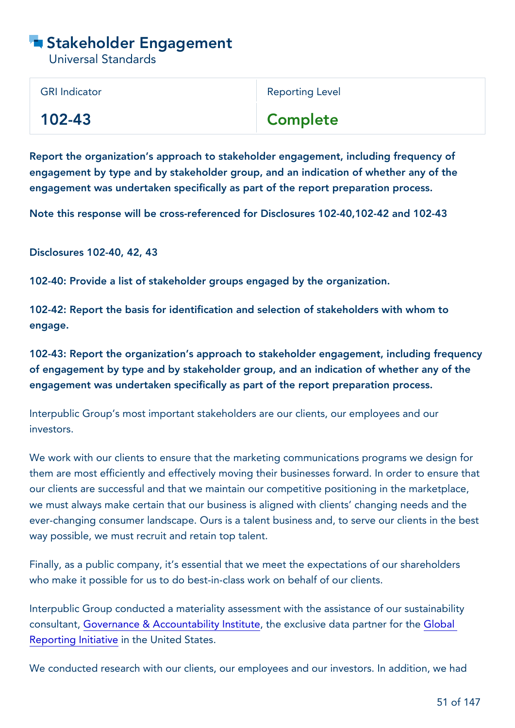# Stakeholder Engagement

Universal Standards

| GRI Indicator | Reporting Level |
|---|---|
| **102-43** | **Complete** |

**Report the organization's approach to stakeholder engagement, including frequency of engagement by type and by stakeholder group, and an indication of whether any of the engagement was undertaken specifically as part of the report preparation process.**

**Note this response will be cross-referenced for Disclosures 102-40,102-42 and 102-43**

**Disclosures 102-40, 42, 43**

**102-40: Provide a list of stakeholder groups engaged by the organization.**

**102-42: Report the basis for identification and selection of stakeholders with whom to engage.**

**102-43: Report the organization's approach to stakeholder engagement, including frequency of engagement by type and by stakeholder group, and an indication of whether any of the engagement was undertaken specifically as part of the report preparation process.**

Interpublic Group's most important stakeholders are our clients, our employees and our investors.

We work with our clients to ensure that the marketing communications programs we design for them are most efficiently and effectively moving their businesses forward. In order to ensure that our clients are successful and that we maintain our competitive positioning in the marketplace, we must always make certain that our business is aligned with clients' changing needs and the ever-changing consumer landscape. Ours is a talent business and, to serve our clients in the best way possible, we must recruit and retain top talent.

Finally, as a public company, it's essential that we meet the expectations of our shareholders who make it possible for us to do best-in-class work on behalf of our clients.

Interpublic Group conducted a materiality assessment with the assistance of our sustainability consultant, Governance & Accountability Institute, the exclusive data partner for the Global Reporting Initiative in the United States.

We conducted research with our clients, our employees and our investors. In addition, we had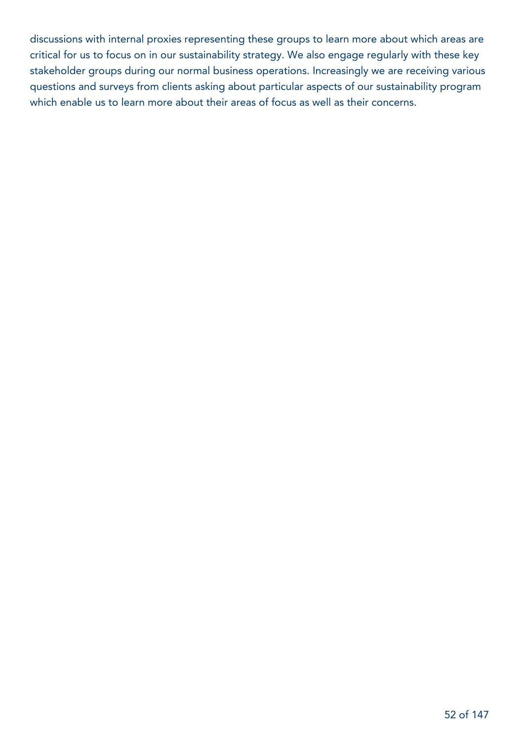discussions with internal proxies representing these groups to learn more about which areas are critical for us to focus on in our sustainability strategy. We also engage regularly with these key stakeholder groups during our normal business operations. Increasingly we are receiving various questions and surveys from clients asking about particular aspects of our sustainability program which enable us to learn more about their areas of focus as well as their concerns.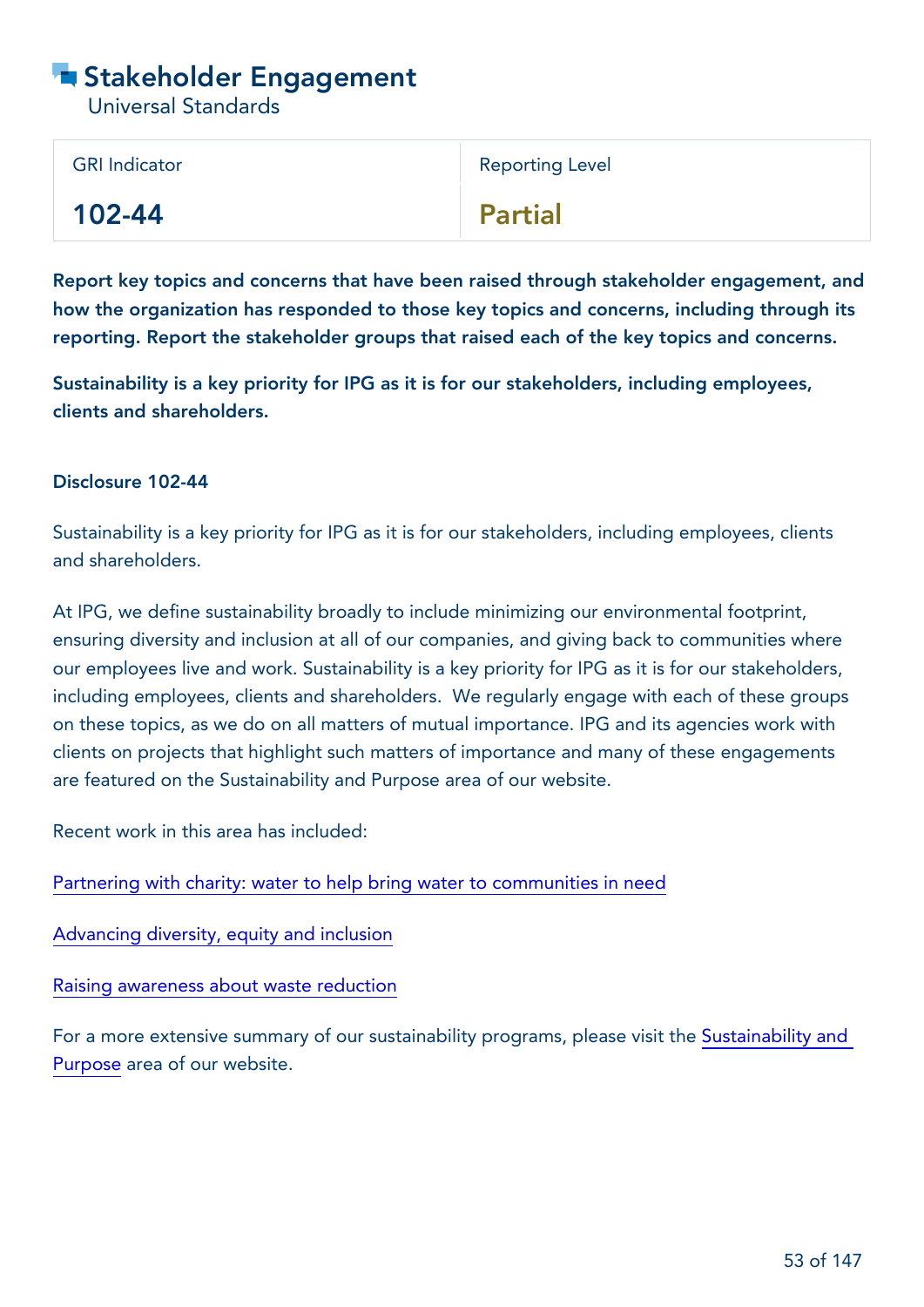# Stakeholder Engagement

Universal Standards

| GRI Indicator | Reporting Level |
|---|---|
| **102-44** | **Partial** |

**Report key topics and concerns that have been raised through stakeholder engagement, and how the organization has responded to those key topics and concerns, including through its reporting. Report the stakeholder groups that raised each of the key topics and concerns.**

**Sustainability is a key priority for IPG as it is for our stakeholders, including employees, clients and shareholders.**

### Disclosure 102-44

Sustainability is a key priority for IPG as it is for our stakeholders, including employees, clients and shareholders.

At IPG, we define sustainability broadly to include minimizing our environmental footprint, ensuring diversity and inclusion at all of our companies, and giving back to communities where our employees live and work. Sustainability is a key priority for IPG as it is for our stakeholders, including employees, clients and shareholders. We regularly engage with each of these groups on these topics, as we do on all matters of mutual importance. IPG and its agencies work with clients on projects that highlight such matters of importance and many of these engagements are featured on the Sustainability and Purpose area of our website.

Recent work in this area has included:

Partnering with charity: water to help bring water to communities in need

Advancing diversity, equity and inclusion

Raising awareness about waste reduction

For a more extensive summary of our sustainability programs, please visit the Sustainability and Purpose area of our website.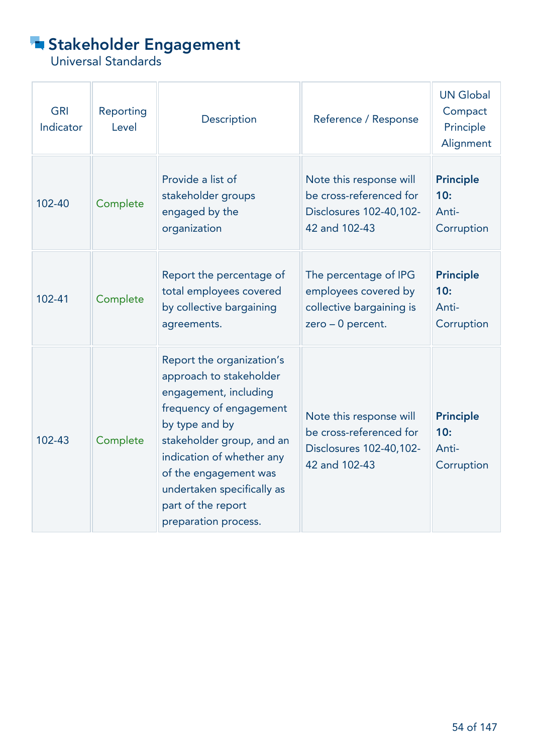# Stakeholder Engagement

Universal Standards

| GRI Indicator | Reporting Level | Description | Reference / Response | UN Global Compact Principle Alignment |
|---|---|---|---|---|
| 102-40 | Complete | Provide a list of stakeholder groups engaged by the organization | Note this response will be cross-referenced for Disclosures 102-40,102-42 and 102-43 | **Principle 10:** Anti-Corruption |
| 102-41 | Complete | Report the percentage of total employees covered by collective bargaining agreements. | The percentage of IPG employees covered by collective bargaining is zero – 0 percent. | **Principle 10:** Anti-Corruption |
| 102-43 | Complete | Report the organization's approach to stakeholder engagement, including frequency of engagement by type and by stakeholder group, and an indication of whether any of the engagement was undertaken specifically as part of the report preparation process. | Note this response will be cross-referenced for Disclosures 102-40,102-42 and 102-43 | **Principle 10:** Anti-Corruption |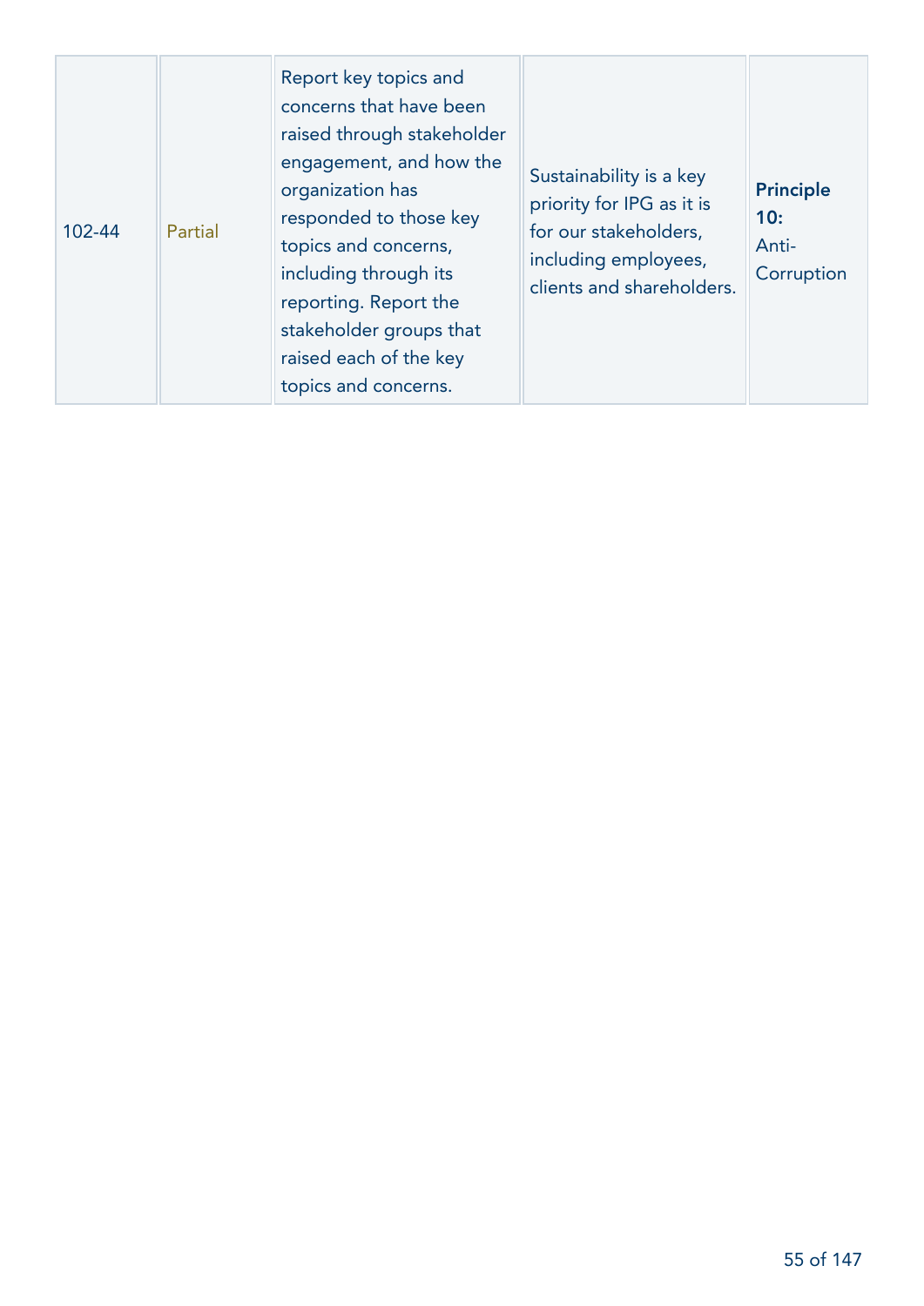| 102-44 | Partial | Report key topics and concerns that have been raised through stakeholder engagement, and how the organization has responded to those key topics and concerns, including through its reporting. Report the stakeholder groups that raised each of the key topics and concerns. | Sustainability is a key priority for IPG as it is for our stakeholders, including employees, clients and shareholders. | **Principle 10:** Anti-Corruption |
|---|---|---|---|---|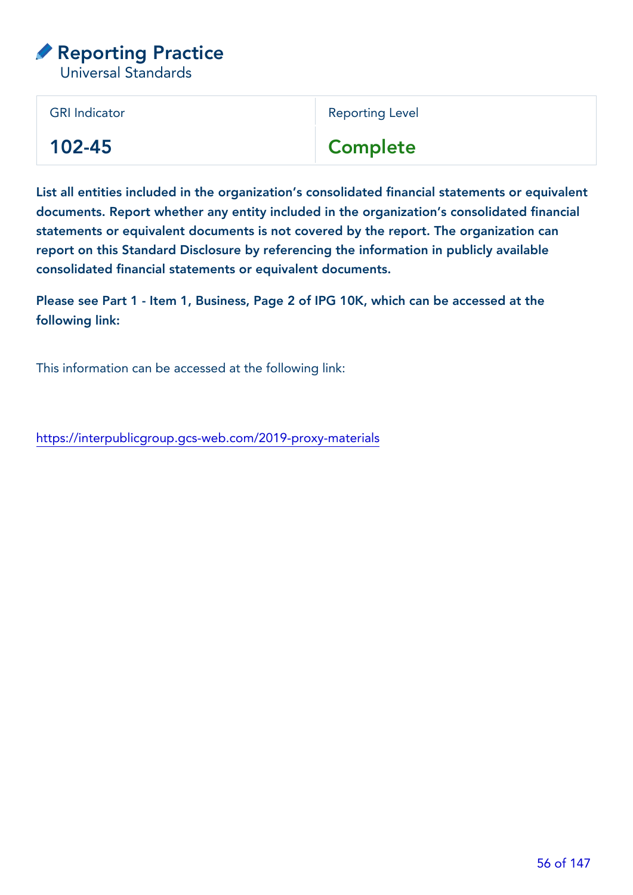# Reporting Practice

Universal Standards

| GRI Indicator | Reporting Level |
|---|---|
| **102-45** | **Complete** |

**List all entities included in the organization's consolidated financial statements or equivalent documents. Report whether any entity included in the organization's consolidated financial statements or equivalent documents is not covered by the report. The organization can report on this Standard Disclosure by referencing the information in publicly available consolidated financial statements or equivalent documents.**

**Please see Part 1 - Item 1, Business, Page 2 of IPG 10K, which can be accessed at the following link:**

This information can be accessed at the following link:

https://interpublicgroup.gcs-web.com/2019-proxy-materials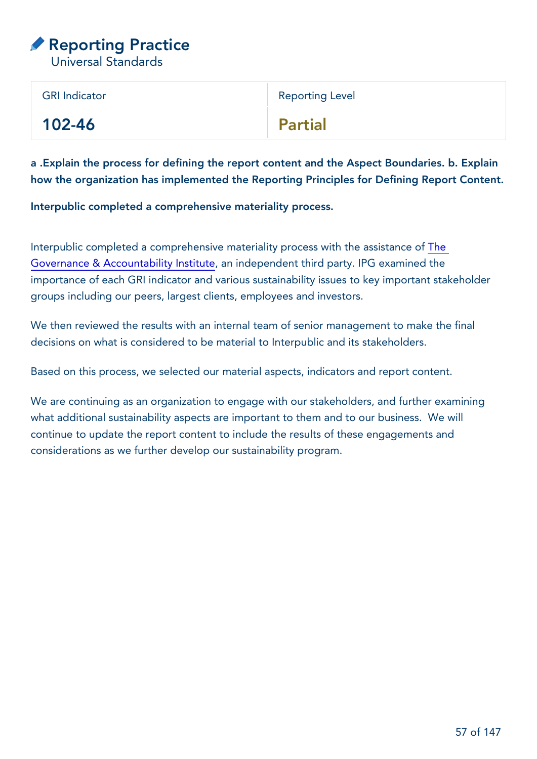# Reporting Practice

Universal Standards

| GRI Indicator | Reporting Level |
|---|---|
| **102-46** | **Partial** |

**a .Explain the process for defining the report content and the Aspect Boundaries. b. Explain how the organization has implemented the Reporting Principles for Defining Report Content.**

**Interpublic completed a comprehensive materiality process.**

Interpublic completed a comprehensive materiality process with the assistance of The Governance & Accountability Institute, an independent third party. IPG examined the importance of each GRI indicator and various sustainability issues to key important stakeholder groups including our peers, largest clients, employees and investors.

We then reviewed the results with an internal team of senior management to make the final decisions on what is considered to be material to Interpublic and its stakeholders.

Based on this process, we selected our material aspects, indicators and report content.

We are continuing as an organization to engage with our stakeholders, and further examining what additional sustainability aspects are important to them and to our business. We will continue to update the report content to include the results of these engagements and considerations as we further develop our sustainability program.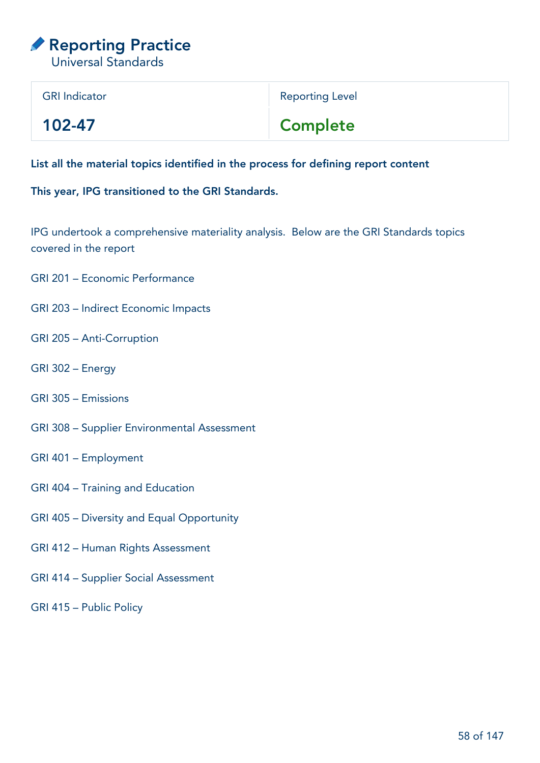# Reporting Practice

Universal Standards

| GRI Indicator | Reporting Level |
| --- | --- |
| **102-47** | **Complete** |

**List all the material topics identified in the process for defining report content**

**This year, IPG transitioned to the GRI Standards.**

IPG undertook a comprehensive materiality analysis. Below are the GRI Standards topics covered in the report

GRI 201 – Economic Performance

GRI 203 – Indirect Economic Impacts

GRI 205 – Anti-Corruption

GRI 302 – Energy

GRI 305 – Emissions

GRI 308 – Supplier Environmental Assessment

GRI 401 – Employment

GRI 404 – Training and Education

GRI 405 – Diversity and Equal Opportunity

GRI 412 – Human Rights Assessment

GRI 414 – Supplier Social Assessment

GRI 415 – Public Policy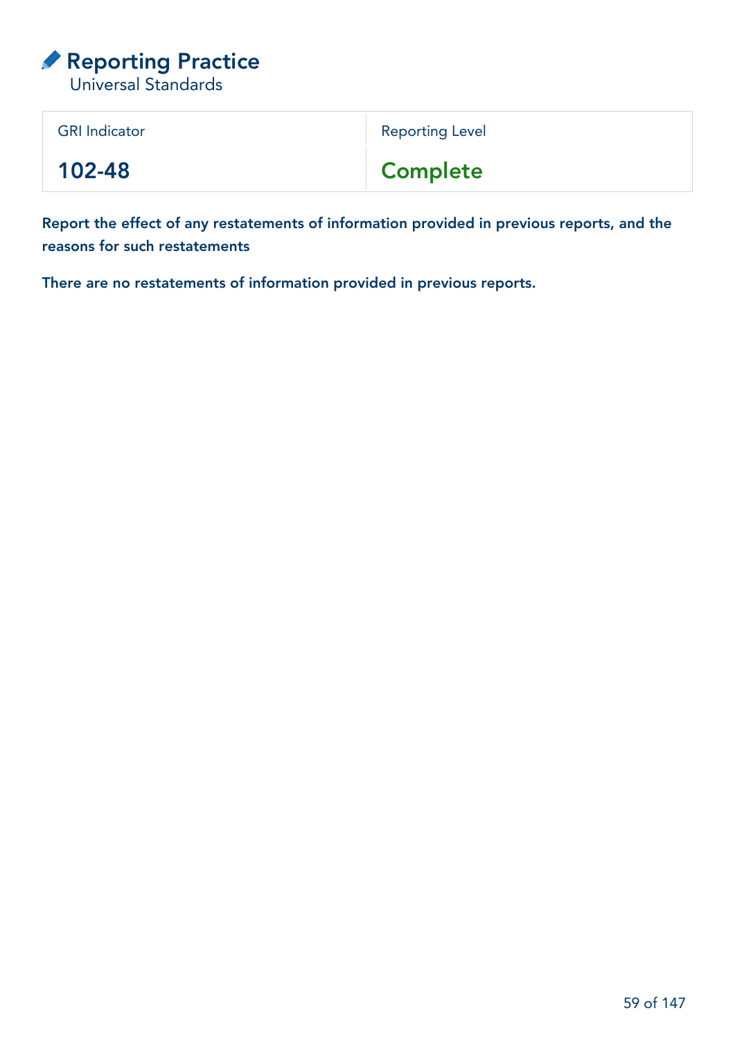# Reporting Practice

Universal Standards

| GRI Indicator | Reporting Level |
|---|---|
| 102-48 | Complete |

**Report the effect of any restatements of information provided in previous reports, and the reasons for such restatements**

There are no restatements of information provided in previous reports.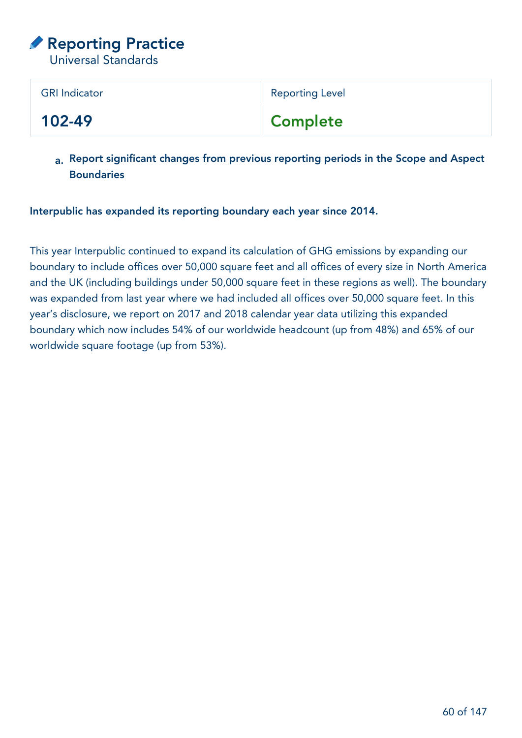# Reporting Practice

Universal Standards

| GRI Indicator | Reporting Level |
| --- | --- |
| 102-49 | Complete |

a. **Report significant changes from previous reporting periods in the Scope and Aspect Boundaries**

**Interpublic has expanded its reporting boundary each year since 2014.**

This year Interpublic continued to expand its calculation of GHG emissions by expanding our boundary to include offices over 50,000 square feet and all offices of every size in North America and the UK (including buildings under 50,000 square feet in these regions as well). The boundary was expanded from last year where we had included all offices over 50,000 square feet. In this year's disclosure, we report on 2017 and 2018 calendar year data utilizing this expanded boundary which now includes 54% of our worldwide headcount (up from 48%) and 65% of our worldwide square footage (up from 53%).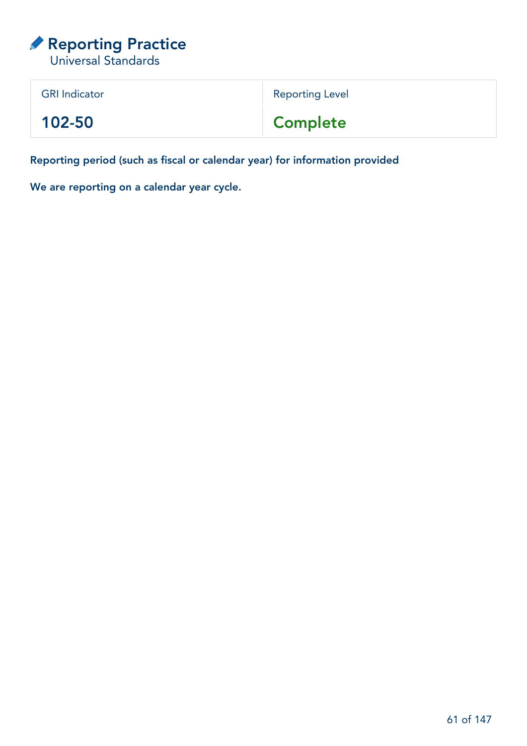# Reporting Practice

Universal Standards

| GRI Indicator | Reporting Level |
| --- | --- |
| 102-50 | Complete |

**Reporting period (such as fiscal or calendar year) for information provided**

**We are reporting on a calendar year cycle.**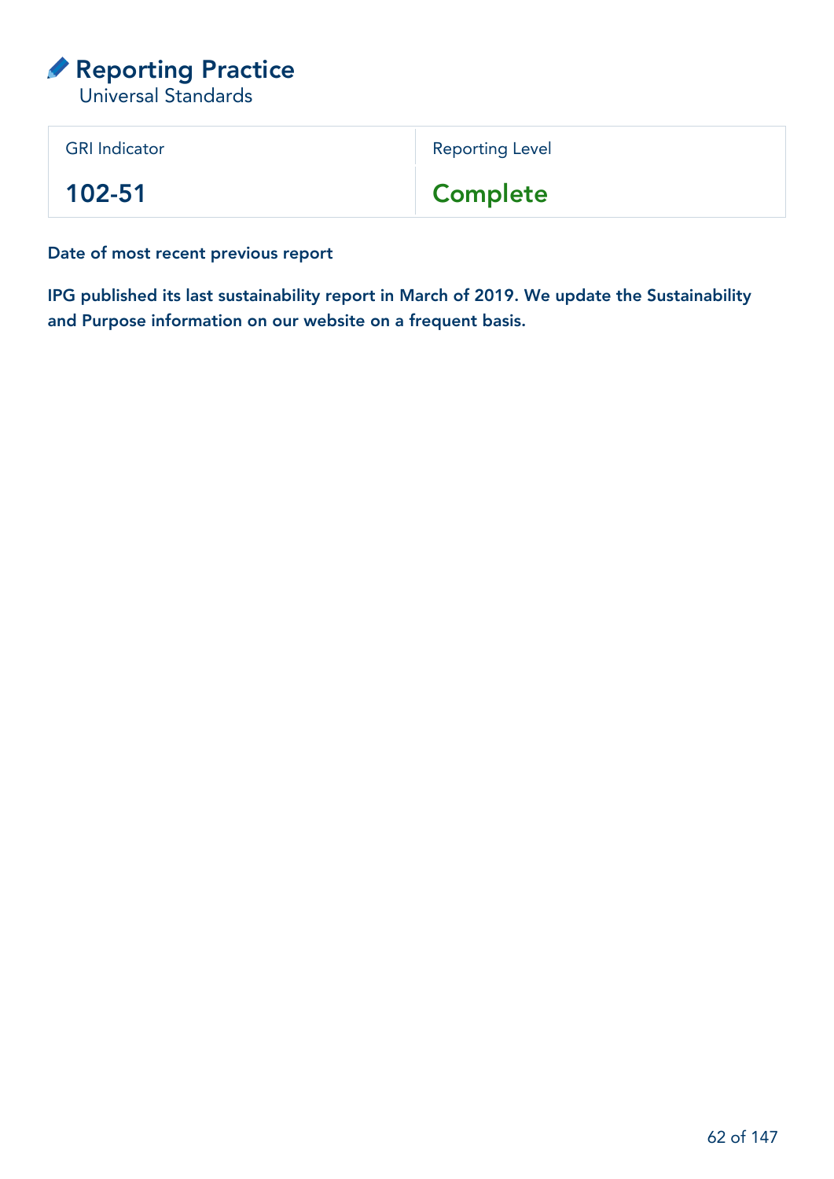# Reporting Practice

Universal Standards

| GRI Indicator | Reporting Level |
| --- | --- |
| **102-51** | **Complete** |

**Date of most recent previous report**

**IPG published its last sustainability report in March of 2019. We update the Sustainability and Purpose information on our website on a frequent basis.**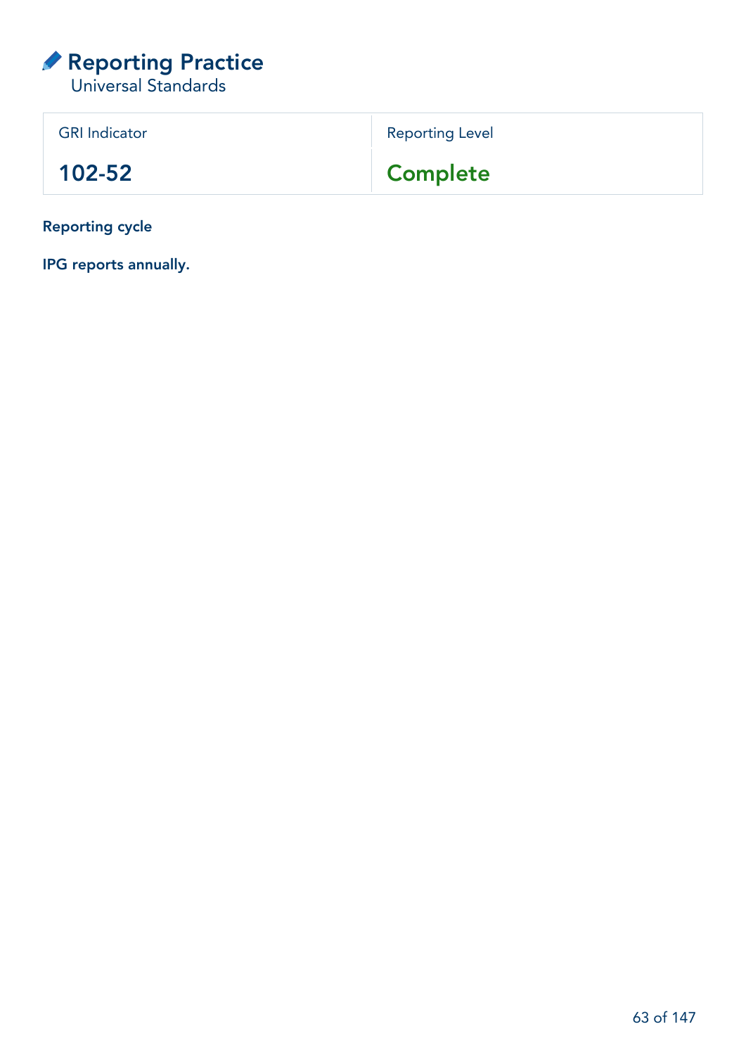# Reporting Practice

Universal Standards

| GRI Indicator | Reporting Level |
| --- | --- |
| **102-52** | **Complete** |

**Reporting cycle**

**IPG reports annually.**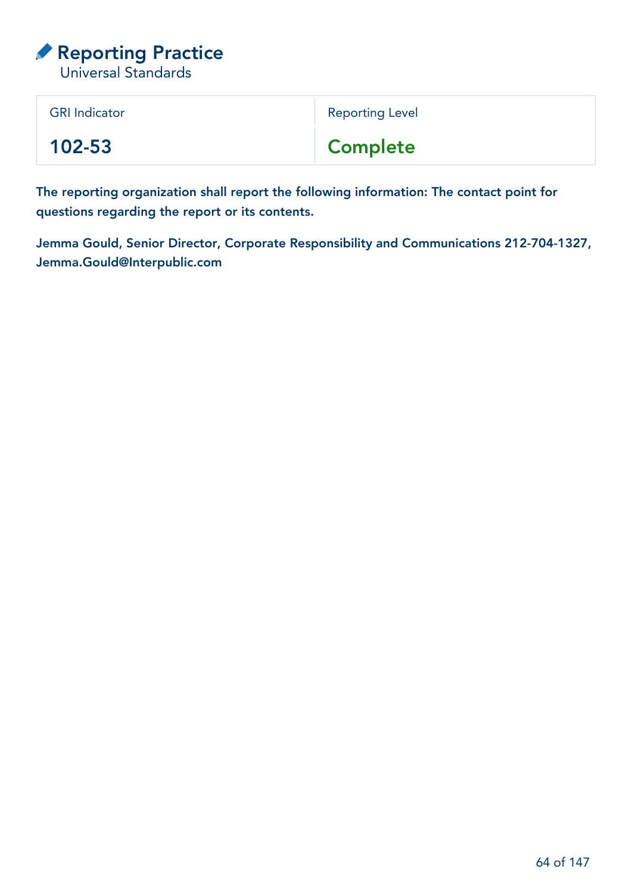# Reporting Practice

Universal Standards

| GRI Indicator | Reporting Level |
| --- | --- |
| **102-53** | **Complete** |

**The reporting organization shall report the following information: The contact point for questions regarding the report or its contents.**

**Jemma Gould, Senior Director, Corporate Responsibility and Communications 212-704-1327, Jemma.Gould@Interpublic.com**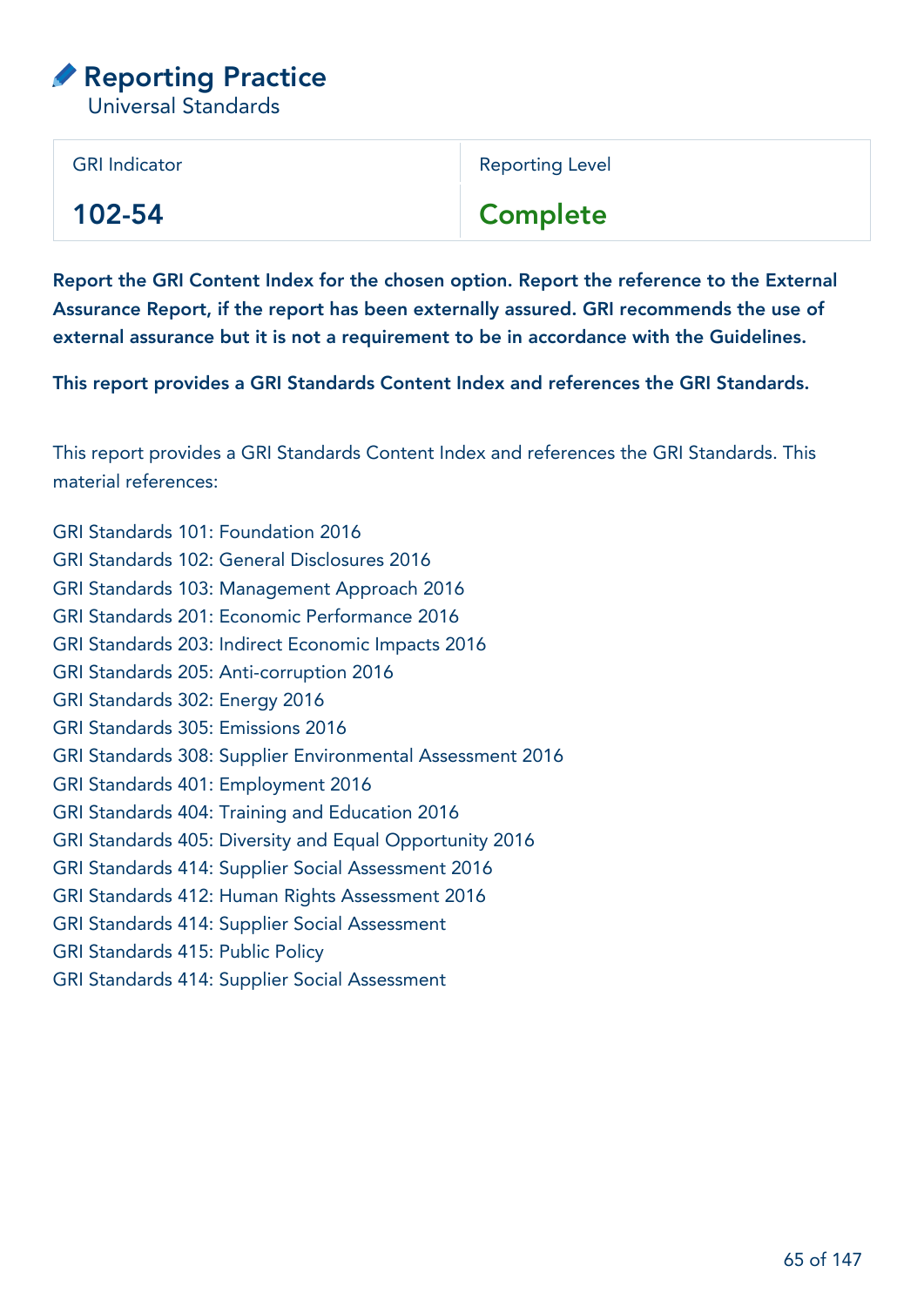# Reporting Practice

Universal Standards

| GRI Indicator | Reporting Level |
| --- | --- |
| **102-54** | **Complete** |

**Report the GRI Content Index for the chosen option. Report the reference to the External Assurance Report, if the report has been externally assured. GRI recommends the use of external assurance but it is not a requirement to be in accordance with the Guidelines.**

**This report provides a GRI Standards Content Index and references the GRI Standards.**

This report provides a GRI Standards Content Index and references the GRI Standards. This material references:

GRI Standards 101: Foundation 2016
GRI Standards 102: General Disclosures 2016
GRI Standards 103: Management Approach 2016
GRI Standards 201: Economic Performance 2016
GRI Standards 203: Indirect Economic Impacts 2016
GRI Standards 205: Anti-corruption 2016
GRI Standards 302: Energy 2016
GRI Standards 305: Emissions 2016
GRI Standards 308: Supplier Environmental Assessment 2016
GRI Standards 401: Employment 2016
GRI Standards 404: Training and Education 2016
GRI Standards 405: Diversity and Equal Opportunity 2016
GRI Standards 414: Supplier Social Assessment 2016
GRI Standards 412: Human Rights Assessment 2016
GRI Standards 414: Supplier Social Assessment
GRI Standards 415: Public Policy
GRI Standards 414: Supplier Social Assessment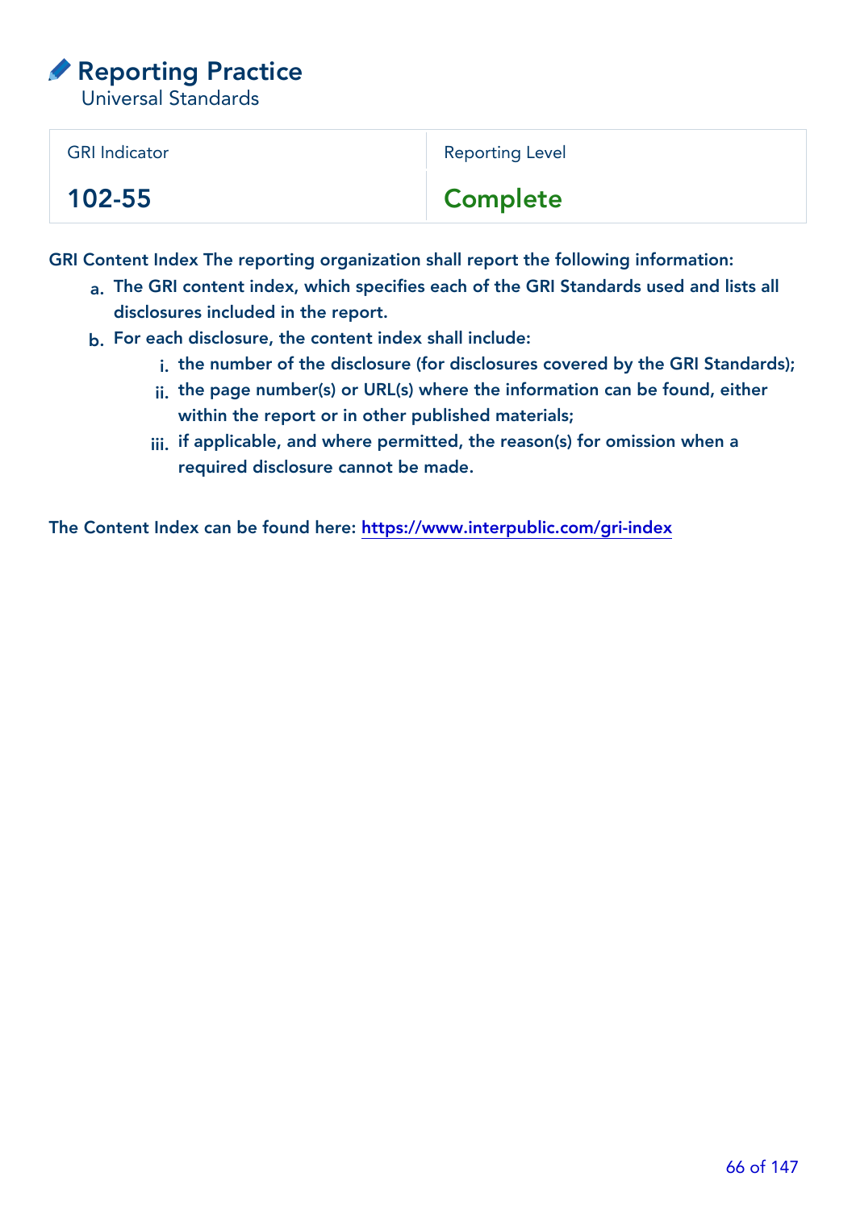# Reporting Practice

Universal Standards

| GRI Indicator | Reporting Level |
|---|---|
| 102-55 | Complete |

GRI Content Index The reporting organization shall report the following information:

a. The GRI content index, which specifies each of the GRI Standards used and lists all disclosures included in the report.

b. For each disclosure, the content index shall include:

   i. the number of the disclosure (for disclosures covered by the GRI Standards);

   ii. the page number(s) or URL(s) where the information can be found, either within the report or in other published materials;

   iii. if applicable, and where permitted, the reason(s) for omission when a required disclosure cannot be made.

The Content Index can be found here: https://www.interpublic.com/gri-index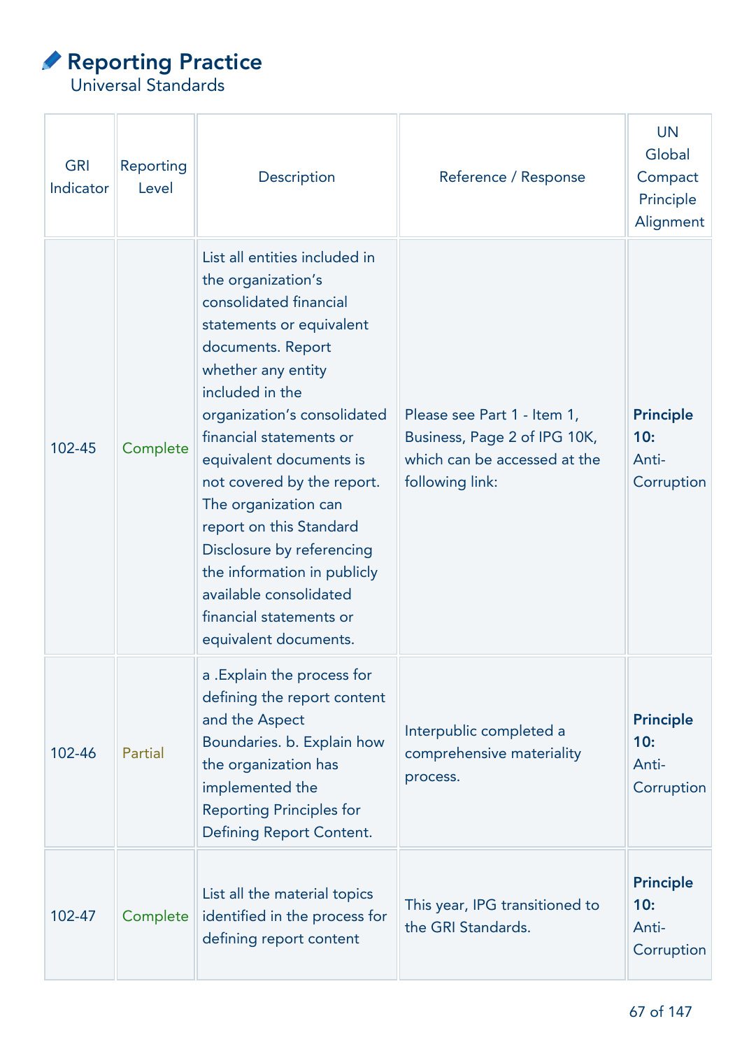# Reporting Practice

Universal Standards

| GRI Indicator | Reporting Level | Description | Reference / Response | UN Global Compact Principle Alignment |
|---|---|---|---|---|
| 102-45 | Complete | List all entities included in the organization's consolidated financial statements or equivalent documents. Report whether any entity included in the organization's consolidated financial statements or equivalent documents is not covered by the report. The organization can report on this Standard Disclosure by referencing the information in publicly available consolidated financial statements or equivalent documents. | Please see Part 1 - Item 1, Business, Page 2 of IPG 10K, which can be accessed at the following link: | **Principle 10:** Anti-Corruption |
| 102-46 | Partial | a .Explain the process for defining the report content and the Aspect Boundaries. b. Explain how the organization has implemented the Reporting Principles for Defining Report Content. | Interpublic completed a comprehensive materiality process. | **Principle 10:** Anti-Corruption |
| 102-47 | Complete | List all the material topics identified in the process for defining report content | This year, IPG transitioned to the GRI Standards. | **Principle 10:** Anti-Corruption |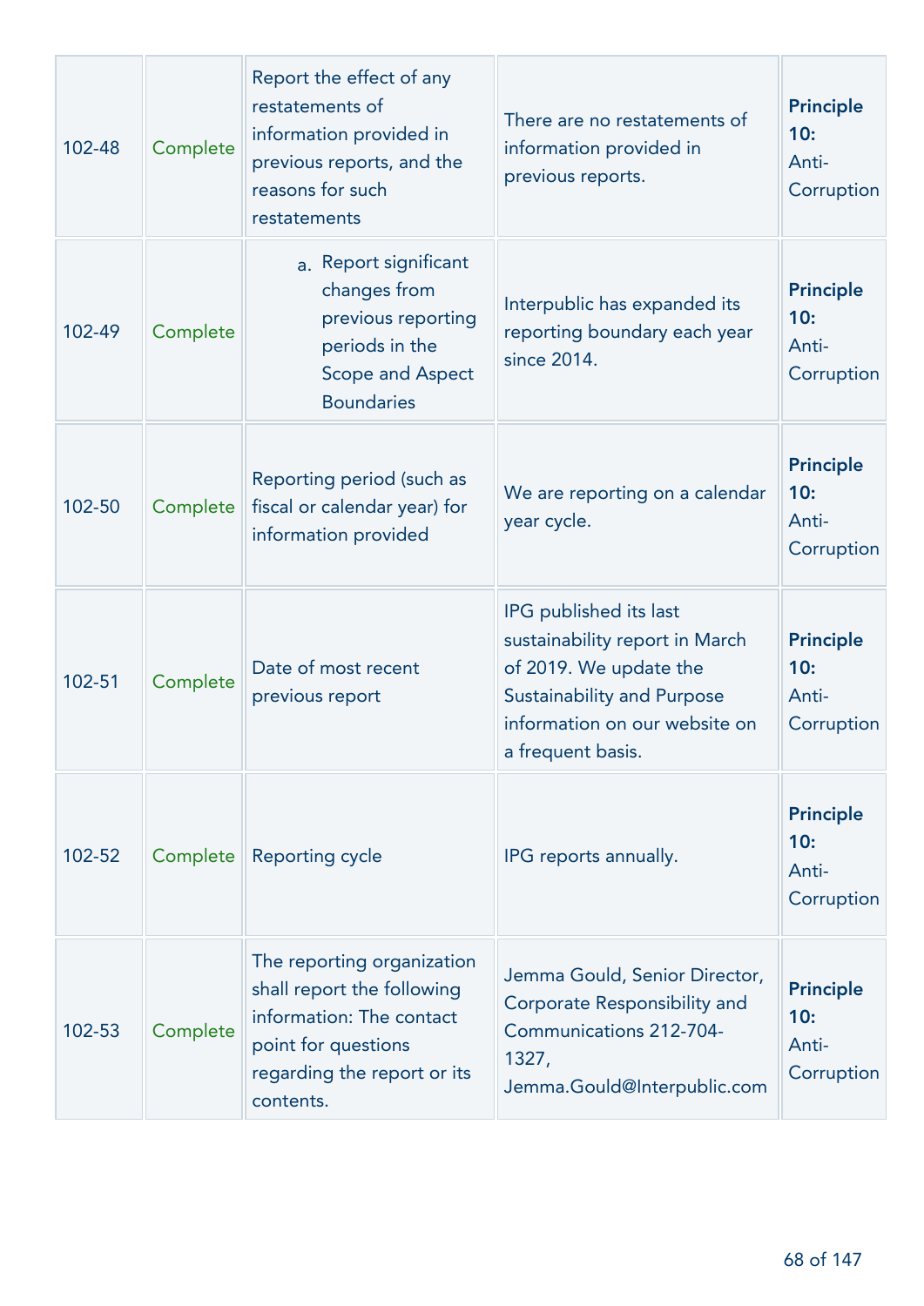| | | | | |
|---|---|---|---|---|
| 102-48 | Complete | Report the effect of any restatements of information provided in previous reports, and the reasons for such restatements | There are no restatements of information provided in previous reports. | **Principle 10:** Anti-Corruption |
| 102-49 | Complete | a. Report significant changes from previous reporting periods in the Scope and Aspect Boundaries | Interpublic has expanded its reporting boundary each year since 2014. | **Principle 10:** Anti-Corruption |
| 102-50 | Complete | Reporting period (such as fiscal or calendar year) for information provided | We are reporting on a calendar year cycle. | **Principle 10:** Anti-Corruption |
| 102-51 | Complete | Date of most recent previous report | IPG published its last sustainability report in March of 2019. We update the Sustainability and Purpose information on our website on a frequent basis. | **Principle 10:** Anti-Corruption |
| 102-52 | Complete | Reporting cycle | IPG reports annually. | **Principle 10:** Anti-Corruption |
| 102-53 | Complete | The reporting organization shall report the following information: The contact point for questions regarding the report or its contents. | Jemma Gould, Senior Director, Corporate Responsibility and Communications 212-704-1327, Jemma.Gould@Interpublic.com | **Principle 10:** Anti-Corruption |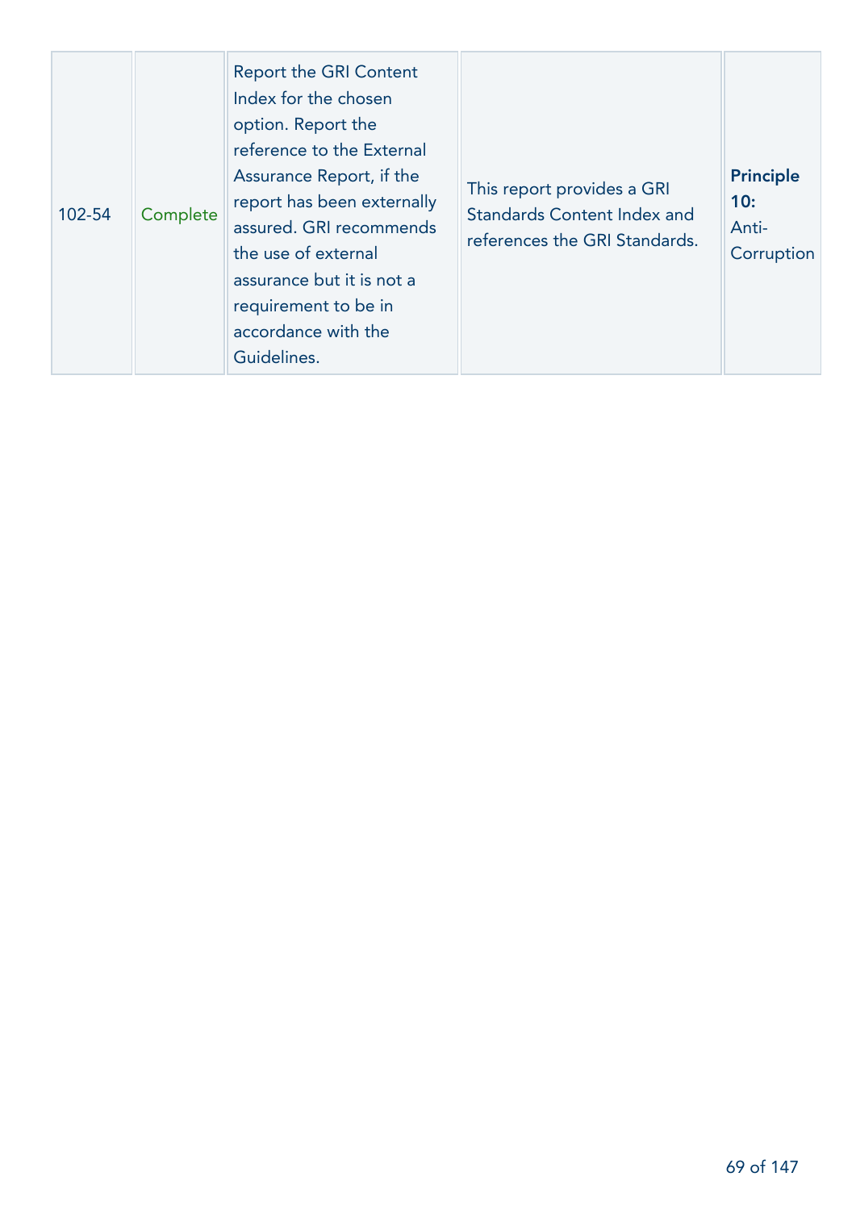| | | | | |
|---|---|---|---|---|
| 102-54 | Complete | Report the GRI Content Index for the chosen option. Report the reference to the External Assurance Report, if the report has been externally assured. GRI recommends the use of external assurance but it is not a requirement to be in accordance with the Guidelines. | This report provides a GRI Standards Content Index and references the GRI Standards. | **Principle 10:** Anti-Corruption |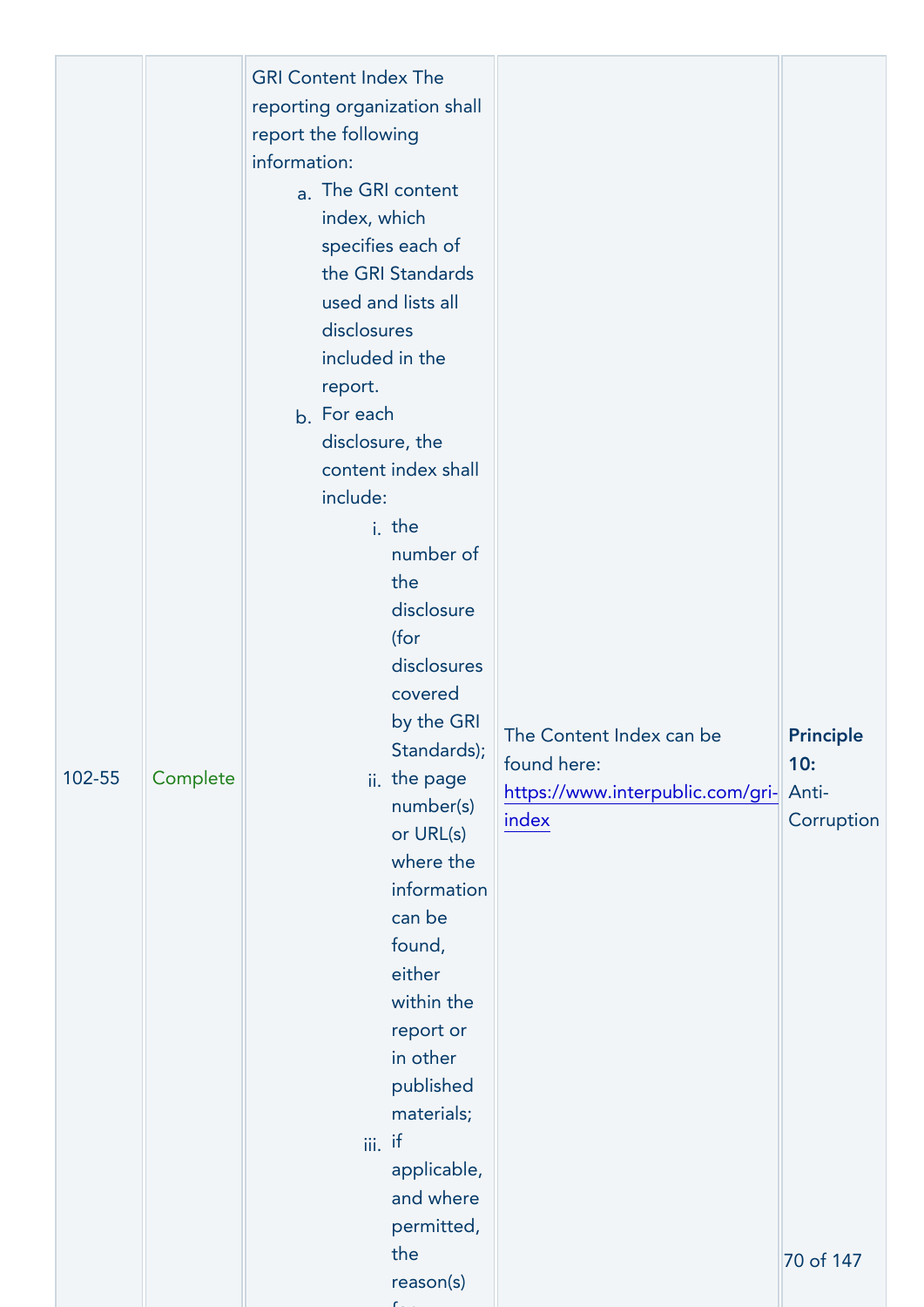| | | | | |
|---|---|---|---|---|
| 102-55 | Complete | GRI Content Index The reporting organization shall report the following information:<br>a. The GRI content index, which specifies each of the GRI Standards used and lists all disclosures included in the report.<br>b. For each disclosure, the content index shall include:<br>i. the number of the disclosure (for disclosures covered by the GRI Standards);<br>ii. the page number(s) or URL(s) where the information can be found, either within the report or in other published materials;<br>iii. if applicable, and where permitted, the reason(s) | The Content Index can be found here: [https://www.interpublic.com/gri-index](https://www.interpublic.com/gri-index) | **Principle 10:** Anti-Corruption |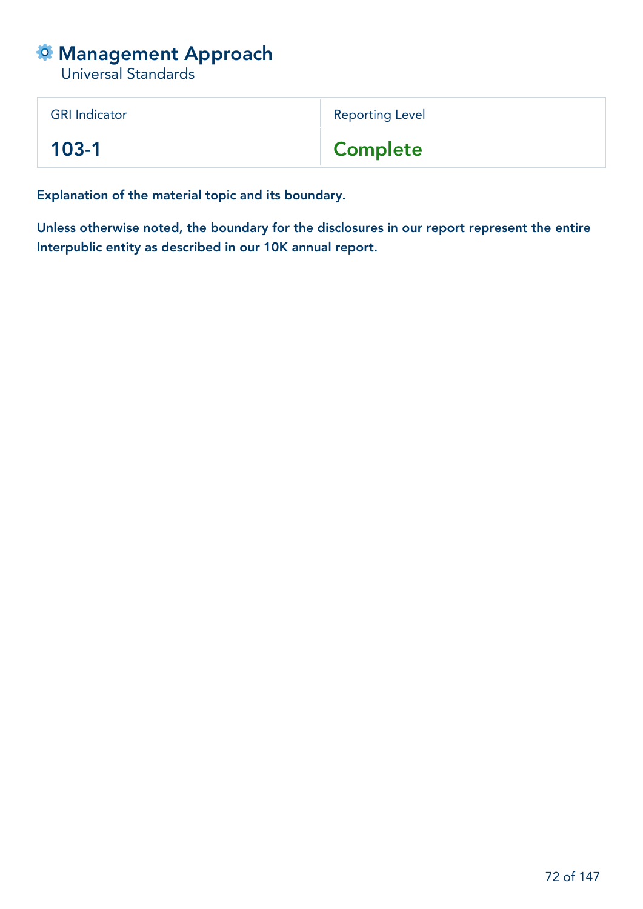# Management Approach

Universal Standards

| GRI Indicator | Reporting Level |
| --- | --- |
| 103-1 | Complete |

**Explanation of the material topic and its boundary.**

**Unless otherwise noted, the boundary for the disclosures in our report represent the entire Interpublic entity as described in our 10K annual report.**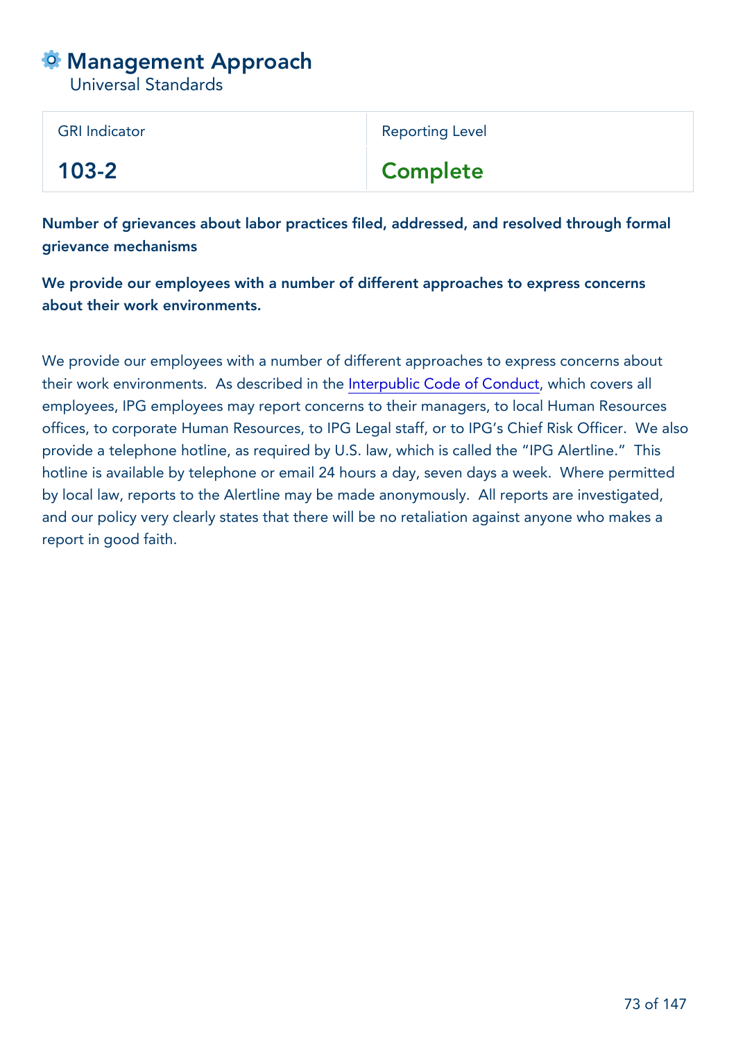# Management Approach

Universal Standards

| GRI Indicator | Reporting Level |
|---|---|
| 103-2 | Complete |

**Number of grievances about labor practices filed, addressed, and resolved through formal grievance mechanisms**

**We provide our employees with a number of different approaches to express concerns about their work environments.**

We provide our employees with a number of different approaches to express concerns about their work environments. As described in the Interpublic Code of Conduct, which covers all employees, IPG employees may report concerns to their managers, to local Human Resources offices, to corporate Human Resources, to IPG Legal staff, or to IPG's Chief Risk Officer. We also provide a telephone hotline, as required by U.S. law, which is called the "IPG Alertline." This hotline is available by telephone or email 24 hours a day, seven days a week. Where permitted by local law, reports to the Alertline may be made anonymously. All reports are investigated, and our policy very clearly states that there will be no retaliation against anyone who makes a report in good faith.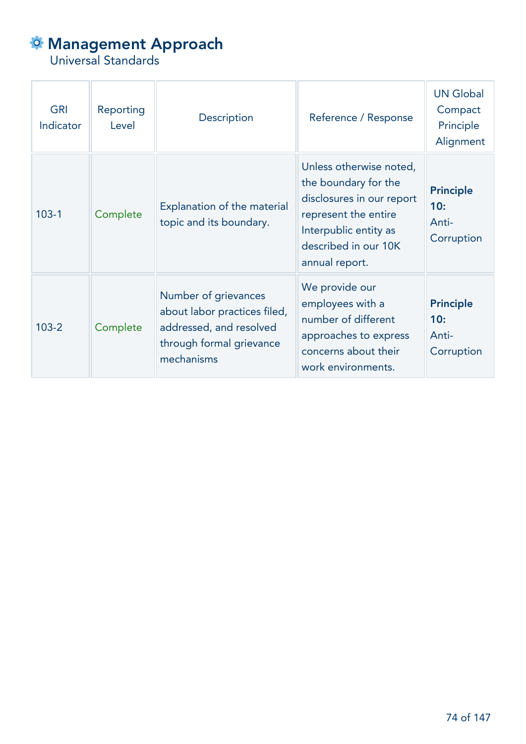# Management Approach

Universal Standards

| GRI Indicator | Reporting Level | Description | Reference / Response | UN Global Compact Principle Alignment |
|---|---|---|---|---|
| 103-1 | Complete | Explanation of the material topic and its boundary. | Unless otherwise noted, the boundary for the disclosures in our report represent the entire Interpublic entity as described in our 10K annual report. | **Principle 10:** Anti-Corruption |
| 103-2 | Complete | Number of grievances about labor practices filed, addressed, and resolved through formal grievance mechanisms | We provide our employees with a number of different approaches to express concerns about their work environments. | **Principle 10:** Anti-Corruption |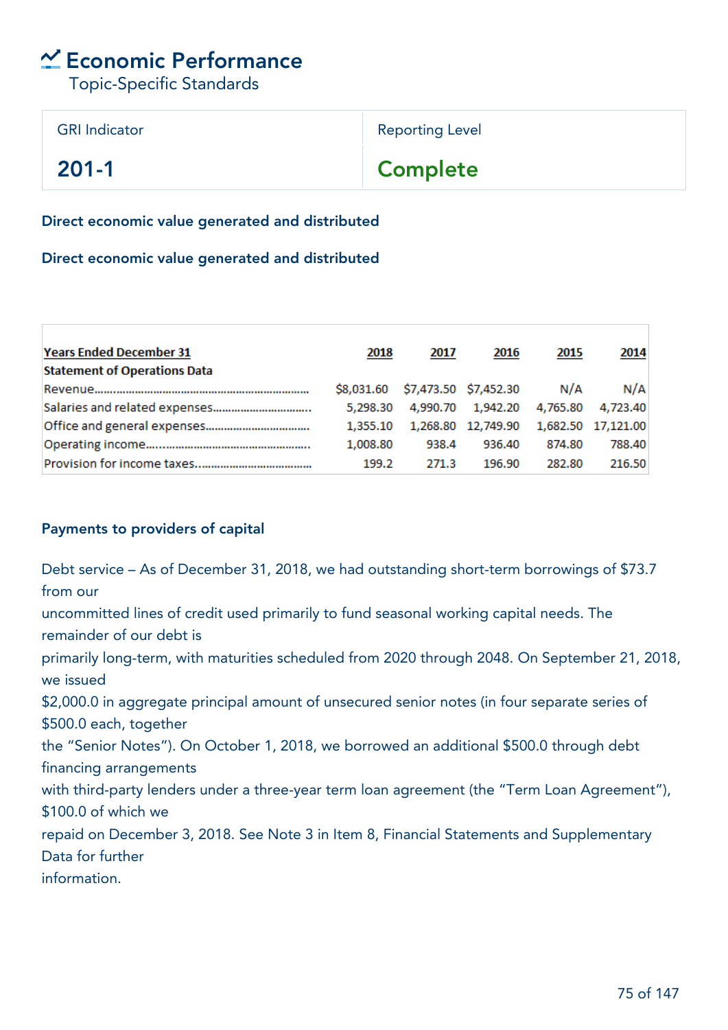# Economic Performance

Topic-Specific Standards

| GRI Indicator | Reporting Level |
|---|---|
| **201-1** | **Complete** |

**Direct economic value generated and distributed**

**Direct economic value generated and distributed**

| **Years Ended December 31** | **2018** | **2017** | **2016** | **2015** | **2014** |
|---|---|---|---|---|---|
| **Statement of Operations Data** | | | | | |
| Revenue...................................................................... | $8,031.60 | $7,473.50 | $7,452.30 | N/A | N/A |
| Salaries and related expenses................................ | 5,298.30 | 4,990.70 | 1,942.20 | 4,765.80 | 4,723.40 |
| Office and general expenses.................................. | 1,355.10 | 1,268.80 | 12,749.90 | 1,682.50 | 17,121.00 |
| Operating income.................................................... | 1,008.80 | 938.4 | 936.40 | 874.80 | 788.40 |
| Provision for income taxes...................................... | 199.2 | 271.3 | 196.90 | 282.80 | 216.50 |

**Payments to providers of capital**

Debt service – As of December 31, 2018, we had outstanding short-term borrowings of $73.7 from our uncommitted lines of credit used primarily to fund seasonal working capital needs. The remainder of our debt is primarily long-term, with maturities scheduled from 2020 through 2048. On September 21, 2018, we issued $2,000.0 in aggregate principal amount of unsecured senior notes (in four separate series of $500.0 each, together the “Senior Notes”). On October 1, 2018, we borrowed an additional $500.0 through debt financing arrangements with third-party lenders under a three-year term loan agreement (the “Term Loan Agreement”), $100.0 of which we repaid on December 3, 2018. See Note 3 in Item 8, Financial Statements and Supplementary Data for further information.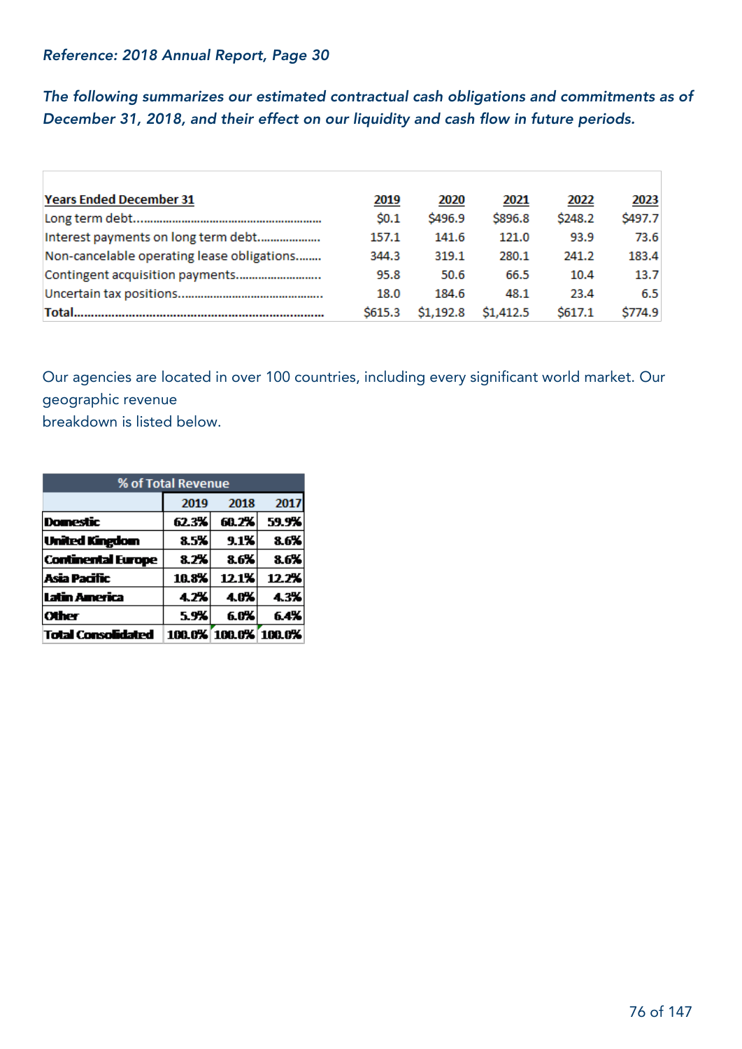*Reference: 2018 Annual Report, Page 30*

*The following summarizes our estimated contractual cash obligations and commitments as of December 31, 2018, and their effect on our liquidity and cash flow in future periods.*

| Years Ended December 31 | 2019 | 2020 | 2021 | 2022 | 2023 |
|---|---|---|---|---|---|
| Long term debt | $0.1 | $496.9 | $896.8 | $248.2 | $497.7 |
| Interest payments on long term debt | 157.1 | 141.6 | 121.0 | 93.9 | 73.6 |
| Non-cancelable operating lease obligations | 344.3 | 319.1 | 280.1 | 241.2 | 183.4 |
| Contingent acquisition payments | 95.8 | 50.6 | 66.5 | 10.4 | 13.7 |
| Uncertain tax positions | 18.0 | 184.6 | 48.1 | 23.4 | 6.5 |
| **Total** | $615.3 | $1,192.8 | $1,412.5 | $617.1 | $774.9 |

Our agencies are located in over 100 countries, including every significant world market. Our geographic revenue
breakdown is listed below.

| % of Total Revenue | | | |
|---|---|---|---|
| | 2019 | 2018 | 2017 |
| **Domestic** | 62.3% | 60.2% | 59.9% |
| **United Kingdom** | 8.5% | 9.1% | 8.6% |
| **Continental Europe** | 8.2% | 8.6% | 8.6% |
| **Asia Pacific** | 10.8% | 12.1% | 12.2% |
| **Latin America** | 4.2% | 4.0% | 4.3% |
| **Other** | 5.9% | 6.0% | 6.4% |
| **Total Consolidated** | 100.0% | 100.0% | 100.0% |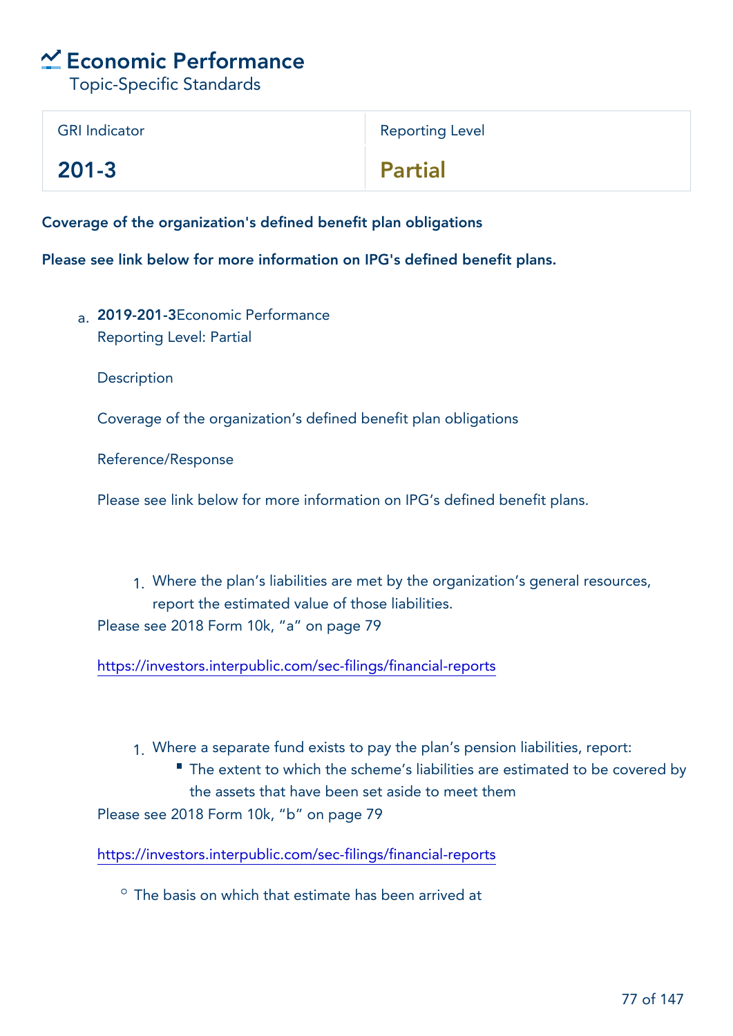# Economic Performance

Topic-Specific Standards

| GRI Indicator | Reporting Level |
| --- | --- |
| **201-3** | **Partial** |

**Coverage of the organization's defined benefit plan obligations**

**Please see link below for more information on IPG's defined benefit plans.**

a. **2019-201-3**Economic Performance
   Reporting Level: Partial

   Description

   Coverage of the organization's defined benefit plan obligations

   Reference/Response

   Please see link below for more information on IPG's defined benefit plans.

   1. Where the plan's liabilities are met by the organization's general resources, report the estimated value of those liabilities.

   Please see 2018 Form 10k, "a" on page 79

   https://investors.interpublic.com/sec-filings/financial-reports

   1. Where a separate fund exists to pay the plan's pension liabilities, report:
      - The extent to which the scheme's liabilities are estimated to be covered by the assets that have been set aside to meet them

   Please see 2018 Form 10k, "b" on page 79

   https://investors.interpublic.com/sec-filings/financial-reports

   - The basis on which that estimate has been arrived at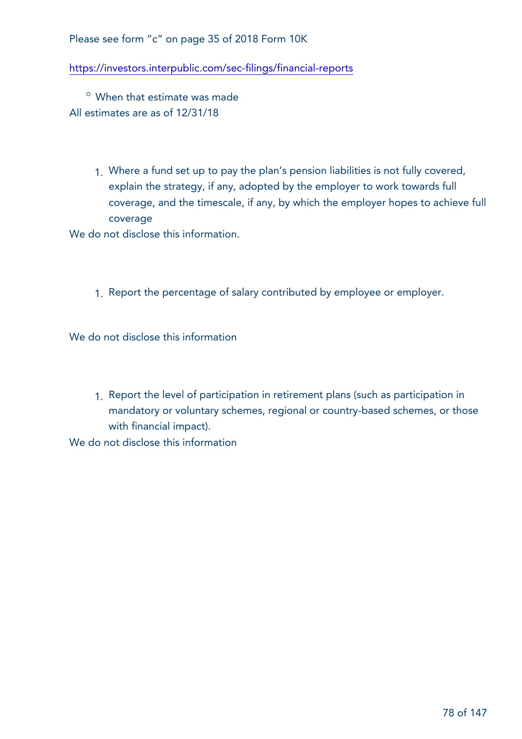Please see form "c" on page 35 of 2018 Form 10K

https://investors.interpublic.com/sec-filings/financial-reports

- When that estimate was made

All estimates are as of 12/31/18

1. Where a fund set up to pay the plan's pension liabilities is not fully covered, explain the strategy, if any, adopted by the employer to work towards full coverage, and the timescale, if any, by which the employer hopes to achieve full coverage

We do not disclose this information.

1. Report the percentage of salary contributed by employee or employer.

We do not disclose this information

1. Report the level of participation in retirement plans (such as participation in mandatory or voluntary schemes, regional or country-based schemes, or those with financial impact).

We do not disclose this information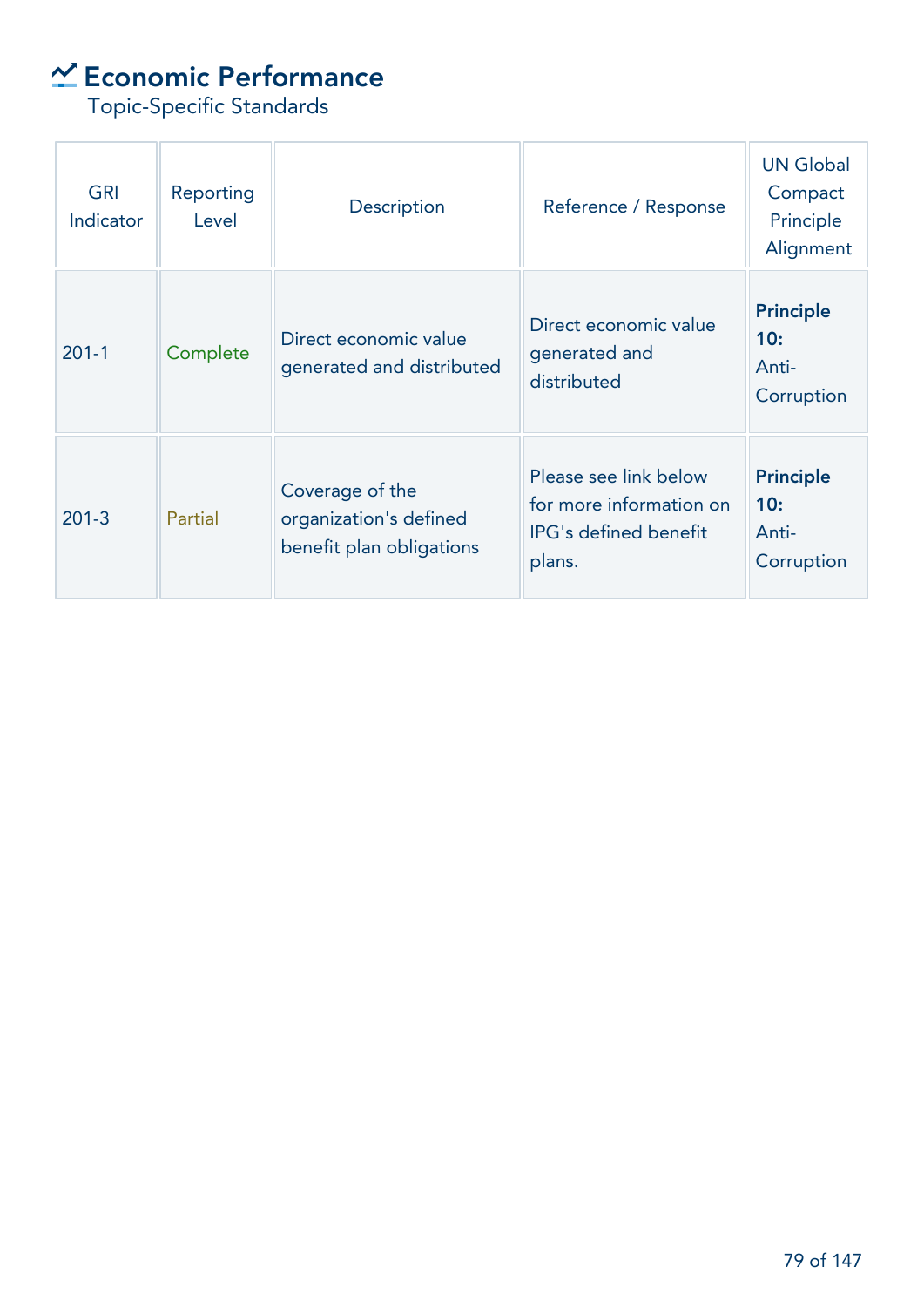# Economic Performance

Topic-Specific Standards

| GRI Indicator | Reporting Level | Description | Reference / Response | UN Global Compact Principle Alignment |
|---|---|---|---|---|
| 201-1 | Complete | Direct economic value generated and distributed | Direct economic value generated and distributed | **Principle 10:** Anti-Corruption |
| 201-3 | Partial | Coverage of the organization's defined benefit plan obligations | Please see link below for more information on IPG's defined benefit plans. | **Principle 10:** Anti-Corruption |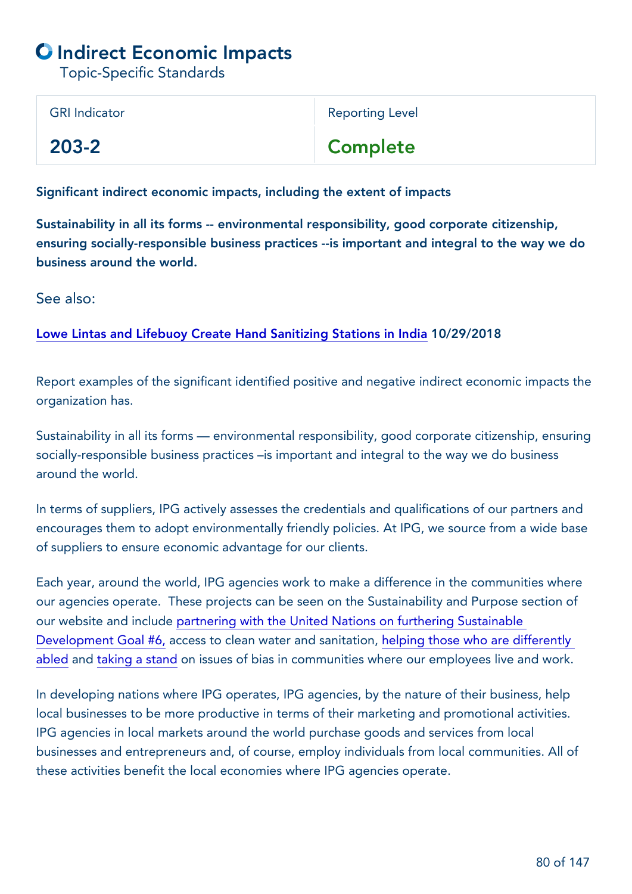# Indirect Economic Impacts

Topic-Specific Standards

| GRI Indicator | Reporting Level |
| --- | --- |
| **203-2** | **Complete** |

**Significant indirect economic impacts, including the extent of impacts**

**Sustainability in all its forms -- environmental responsibility, good corporate citizenship, ensuring socially-responsible business practices --is important and integral to the way we do business around the world.**

See also:

**Lowe Lintas and Lifebuoy Create Hand Sanitizing Stations in India 10/29/2018**

Report examples of the significant identified positive and negative indirect economic impacts the organization has.

Sustainability in all its forms — environmental responsibility, good corporate citizenship, ensuring socially-responsible business practices –is important and integral to the way we do business around the world.

In terms of suppliers, IPG actively assesses the credentials and qualifications of our partners and encourages them to adopt environmentally friendly policies. At IPG, we source from a wide base of suppliers to ensure economic advantage for our clients.

Each year, around the world, IPG agencies work to make a difference in the communities where our agencies operate. These projects can be seen on the Sustainability and Purpose section of our website and include partnering with the United Nations on furthering Sustainable Development Goal #6, access to clean water and sanitation, helping those who are differently abled and taking a stand on issues of bias in communities where our employees live and work.

In developing nations where IPG operates, IPG agencies, by the nature of their business, help local businesses to be more productive in terms of their marketing and promotional activities. IPG agencies in local markets around the world purchase goods and services from local businesses and entrepreneurs and, of course, employ individuals from local communities. All of these activities benefit the local economies where IPG agencies operate.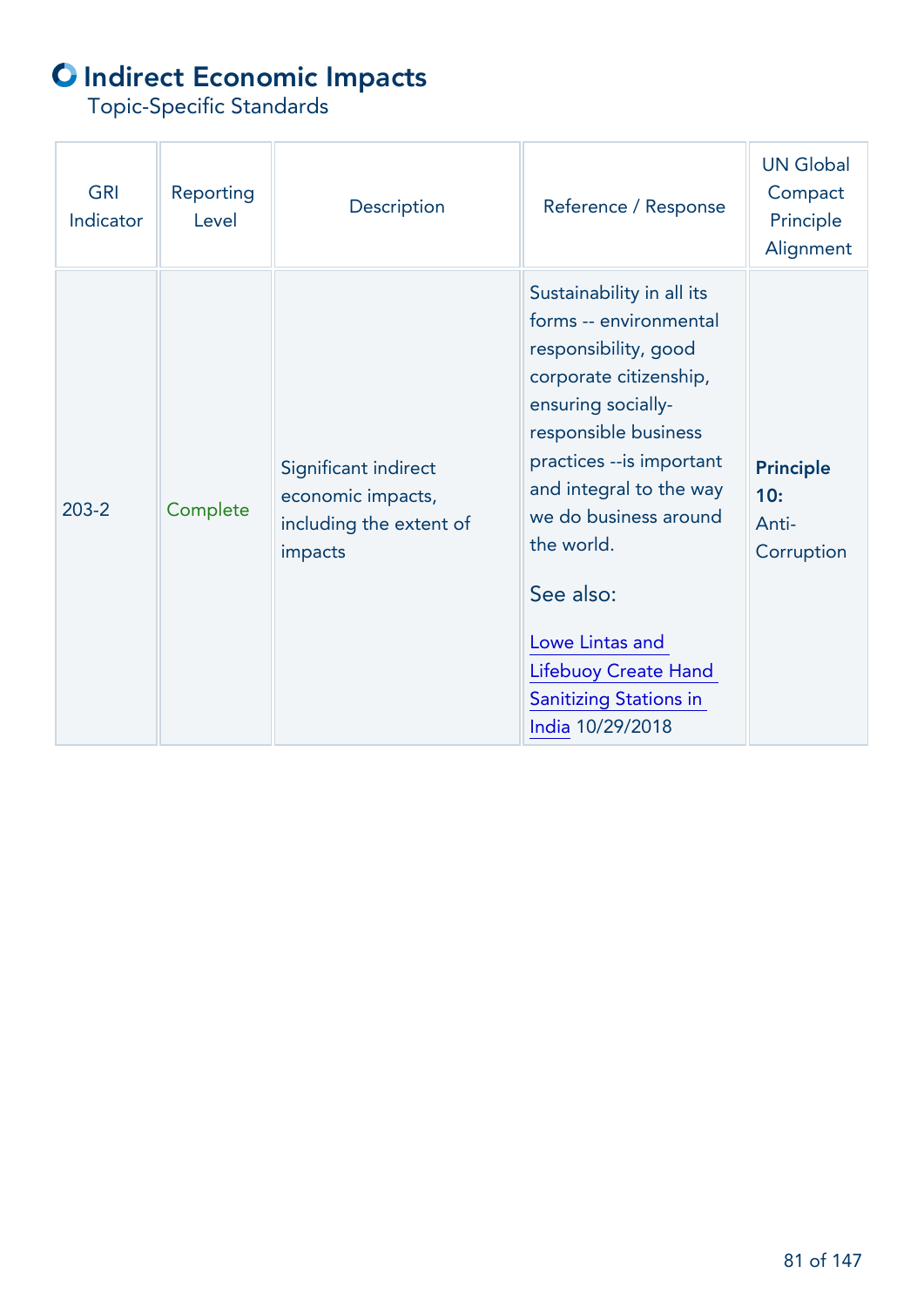# Indirect Economic Impacts

Topic-Specific Standards

| GRI Indicator | Reporting Level | Description | Reference / Response | UN Global Compact Principle Alignment |
|---|---|---|---|---|
| 203-2 | Complete | Significant indirect economic impacts, including the extent of impacts | Sustainability in all its forms -- environmental responsibility, good corporate citizenship, ensuring socially-responsible business practices --is important and integral to the way we do business around the world. See also: Lowe Lintas and Lifebuoy Create Hand Sanitizing Stations in India 10/29/2018 | **Principle 10:** Anti-Corruption |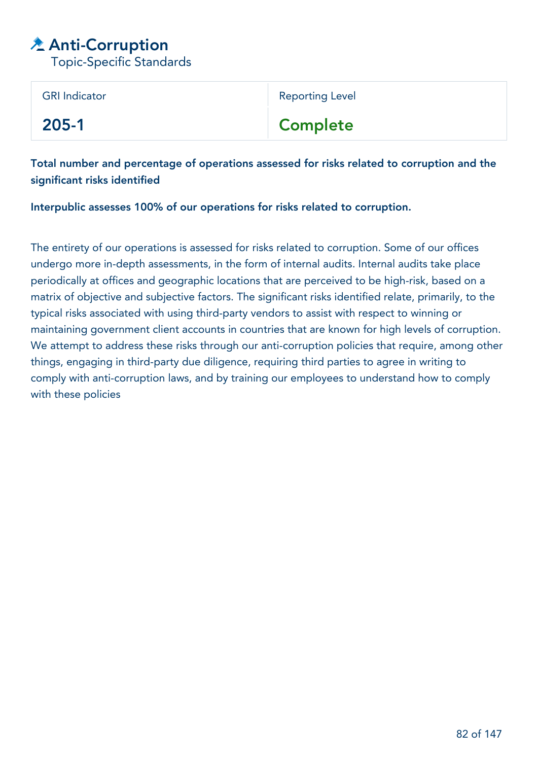# Anti-Corruption

Topic-Specific Standards

| GRI Indicator | Reporting Level |
| --- | --- |
| **205-1** | **Complete** |

**Total number and percentage of operations assessed for risks related to corruption and the significant risks identified**

**Interpublic assesses 100% of our operations for risks related to corruption.**

The entirety of our operations is assessed for risks related to corruption. Some of our offices undergo more in-depth assessments, in the form of internal audits. Internal audits take place periodically at offices and geographic locations that are perceived to be high-risk, based on a matrix of objective and subjective factors. The significant risks identified relate, primarily, to the typical risks associated with using third-party vendors to assist with respect to winning or maintaining government client accounts in countries that are known for high levels of corruption. We attempt to address these risks through our anti-corruption policies that require, among other things, engaging in third-party due diligence, requiring third parties to agree in writing to comply with anti-corruption laws, and by training our employees to understand how to comply with these policies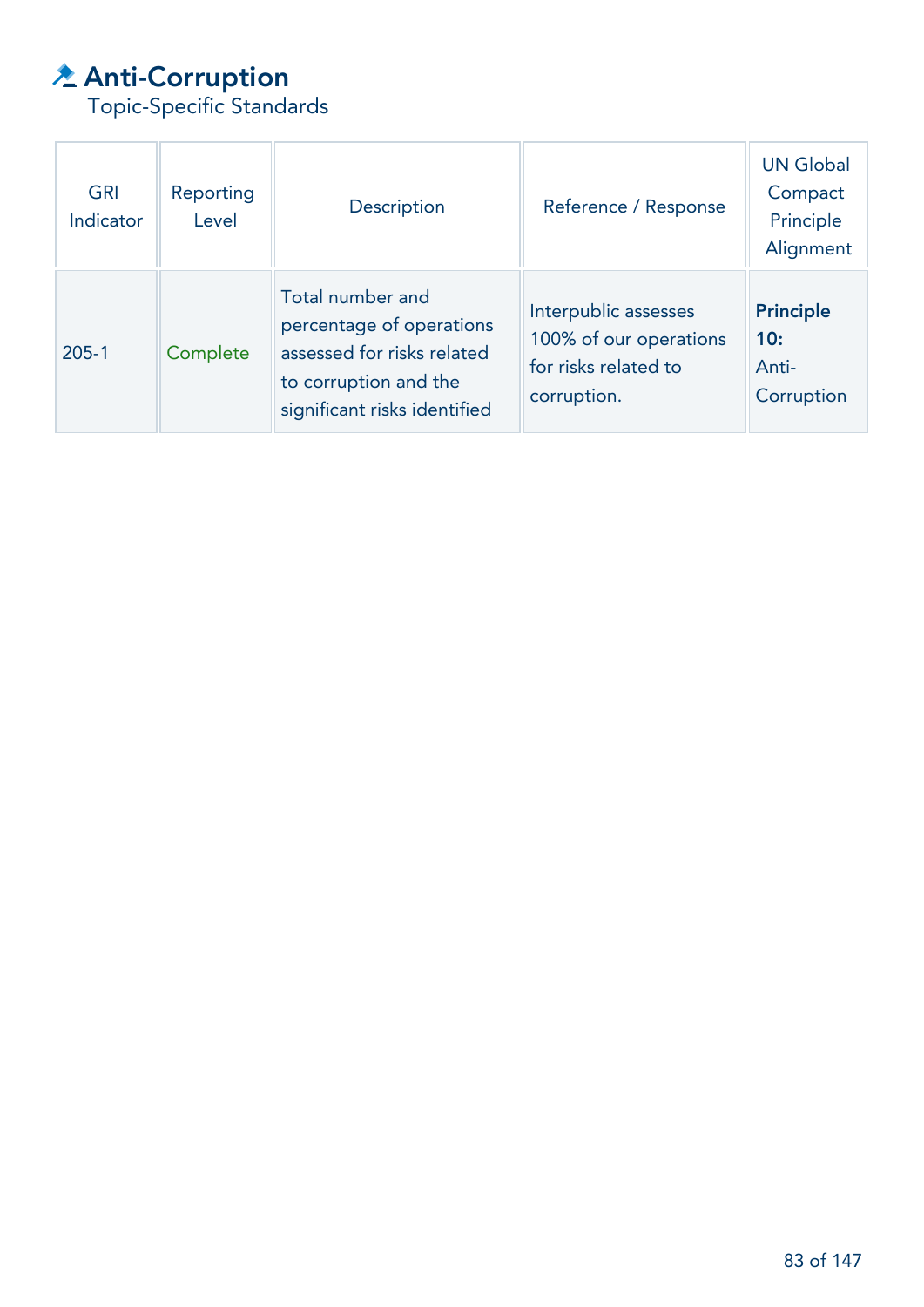# Anti-Corruption

Topic-Specific Standards

| GRI Indicator | Reporting Level | Description | Reference / Response | UN Global Compact Principle Alignment |
|---|---|---|---|---|
| 205-1 | Complete | Total number and percentage of operations assessed for risks related to corruption and the significant risks identified | Interpublic assesses 100% of our operations for risks related to corruption. | **Principle 10:** Anti-Corruption |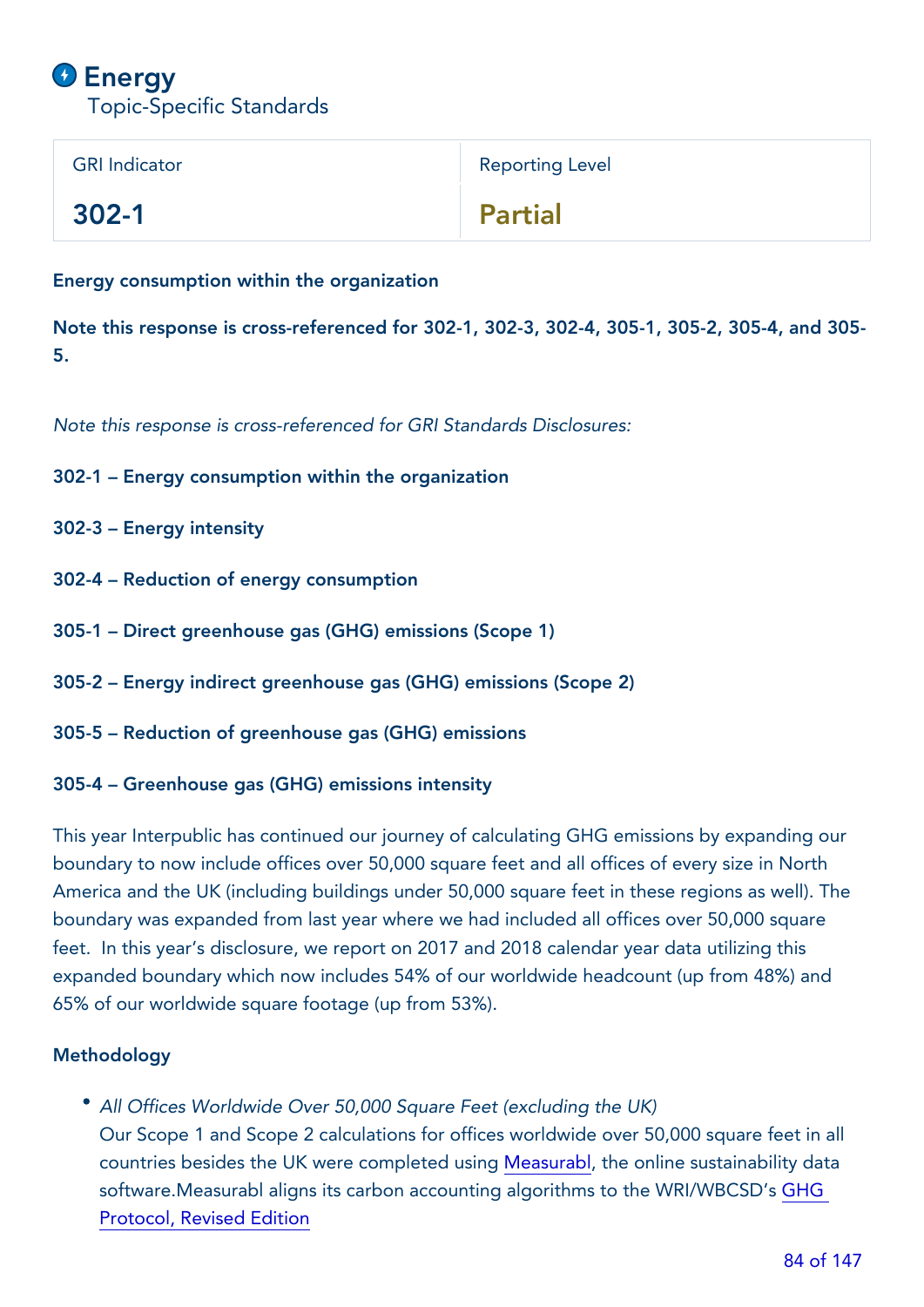# Energy

Topic-Specific Standards

| GRI Indicator | Reporting Level |
| --- | --- |
| **302-1** | **Partial** |

**Energy consumption within the organization**

**Note this response is cross-referenced for 302-1, 302-3, 302-4, 305-1, 305-2, 305-4, and 305-5.**

*Note this response is cross-referenced for GRI Standards Disclosures:*

**302-1 – Energy consumption within the organization**

**302-3 – Energy intensity**

**302-4 – Reduction of energy consumption**

**305-1 – Direct greenhouse gas (GHG) emissions (Scope 1)**

**305-2 – Energy indirect greenhouse gas (GHG) emissions (Scope 2)**

**305-5 – Reduction of greenhouse gas (GHG) emissions**

**305-4 – Greenhouse gas (GHG) emissions intensity**

This year Interpublic has continued our journey of calculating GHG emissions by expanding our boundary to now include offices over 50,000 square feet and all offices of every size in North America and the UK (including buildings under 50,000 square feet in these regions as well). The boundary was expanded from last year where we had included all offices over 50,000 square feet. In this year's disclosure, we report on 2017 and 2018 calendar year data utilizing this expanded boundary which now includes 54% of our worldwide headcount (up from 48%) and 65% of our worldwide square footage (up from 53%).

**Methodology**

- *All Offices Worldwide Over 50,000 Square Feet (excluding the UK)*
  Our Scope 1 and Scope 2 calculations for offices worldwide over 50,000 square feet in all countries besides the UK were completed using Measurabl, the online sustainability data software.Measurabl aligns its carbon accounting algorithms to the WRI/WBCSD's GHG Protocol, Revised Edition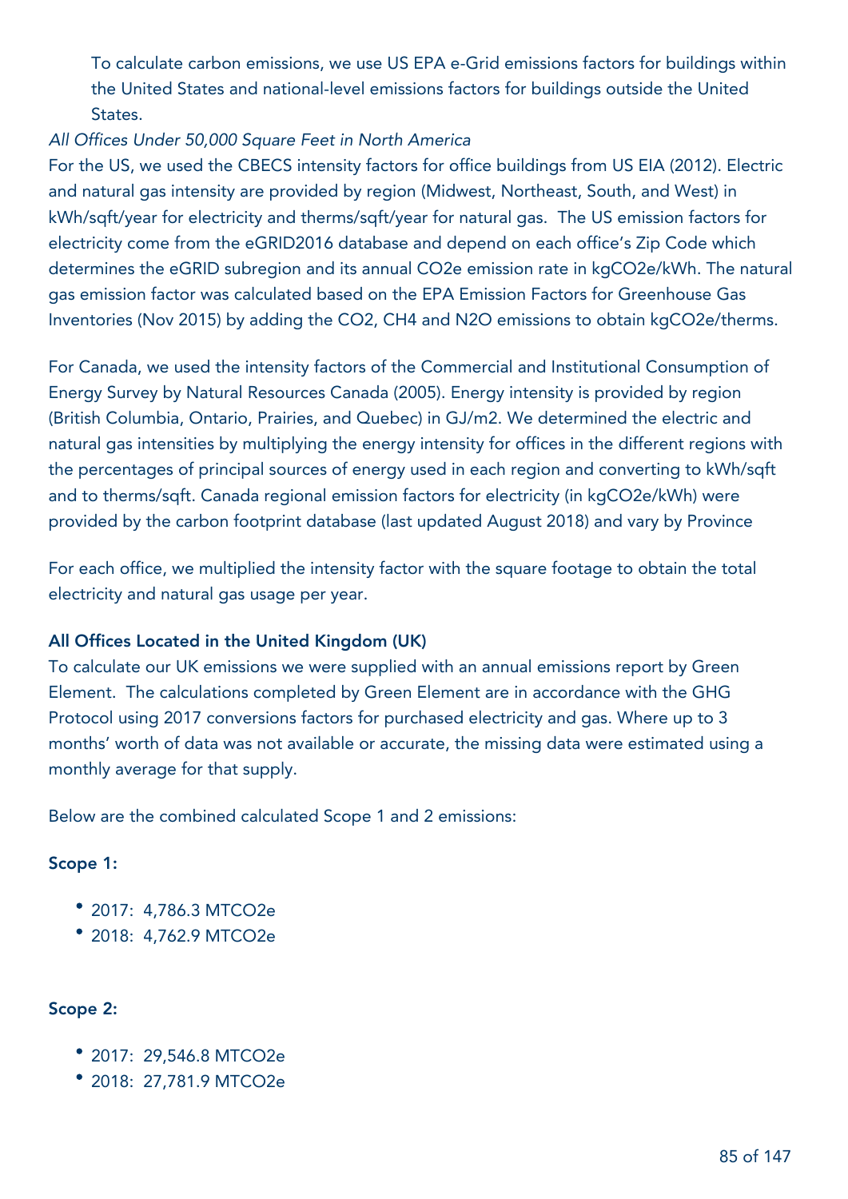To calculate carbon emissions, we use US EPA e-Grid emissions factors for buildings within the United States and national-level emissions factors for buildings outside the United States.

*All Offices Under 50,000 Square Feet in North America*

For the US, we used the CBECS intensity factors for office buildings from US EIA (2012). Electric and natural gas intensity are provided by region (Midwest, Northeast, South, and West) in kWh/sqft/year for electricity and therms/sqft/year for natural gas. The US emission factors for electricity come from the eGRID2016 database and depend on each office's Zip Code which determines the eGRID subregion and its annual CO2e emission rate in kgCO2e/kWh. The natural gas emission factor was calculated based on the EPA Emission Factors for Greenhouse Gas Inventories (Nov 2015) by adding the $CO_2$, $CH_4$ and $N_2O$ emissions to obtain kgCO2e/therms.

For Canada, we used the intensity factors of the Commercial and Institutional Consumption of Energy Survey by Natural Resources Canada (2005). Energy intensity is provided by region (British Columbia, Ontario, Prairies, and Quebec) in GJ/m2. We determined the electric and natural gas intensities by multiplying the energy intensity for offices in the different regions with the percentages of principal sources of energy used in each region and converting to kWh/sqft and to therms/sqft. Canada regional emission factors for electricity (in kgCO2e/kWh) were provided by the carbon footprint database (last updated August 2018) and vary by Province

For each office, we multiplied the intensity factor with the square footage to obtain the total electricity and natural gas usage per year.

**All Offices Located in the United Kingdom (UK)**

To calculate our UK emissions we were supplied with an annual emissions report by Green Element. The calculations completed by Green Element are in accordance with the GHG Protocol using 2017 conversions factors for purchased electricity and gas. Where up to 3 months' worth of data was not available or accurate, the missing data were estimated using a monthly average for that supply.

Below are the combined calculated Scope 1 and 2 emissions:

**Scope 1:**

- 2017: 4,786.3 MTCO2e
- 2018: 4,762.9 MTCO2e

**Scope 2:**

- 2017: 29,546.8 MTCO2e
- 2018: 27,781.9 MTCO2e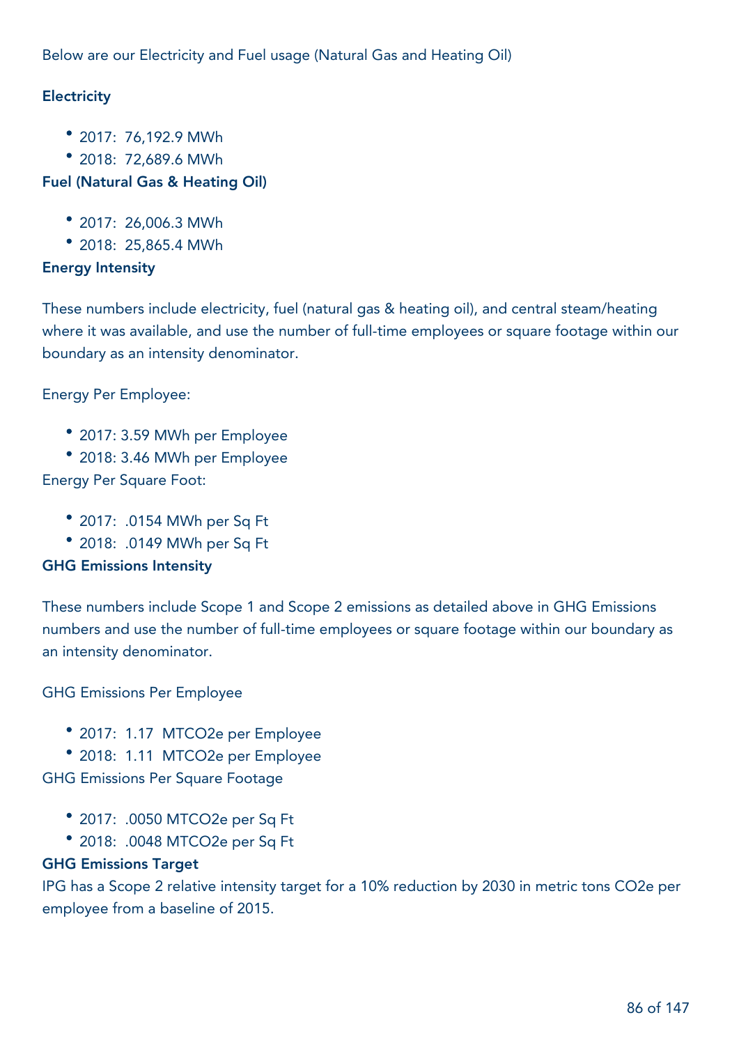Below are our Electricity and Fuel usage (Natural Gas and Heating Oil)

### Electricity

- 2017: 76,192.9 MWh
- 2018: 72,689.6 MWh

### Fuel (Natural Gas & Heating Oil)

- 2017: 26,006.3 MWh
- 2018: 25,865.4 MWh

### Energy Intensity

These numbers include electricity, fuel (natural gas & heating oil), and central steam/heating where it was available, and use the number of full-time employees or square footage within our boundary as an intensity denominator.

Energy Per Employee:

- 2017: 3.59 MWh per Employee
- 2018: 3.46 MWh per Employee

Energy Per Square Foot:

- 2017: .0154 MWh per Sq Ft
- 2018: .0149 MWh per Sq Ft

### GHG Emissions Intensity

These numbers include Scope 1 and Scope 2 emissions as detailed above in GHG Emissions numbers and use the number of full-time employees or square footage within our boundary as an intensity denominator.

GHG Emissions Per Employee

- 2017: 1.17 MTCO2e per Employee
- 2018: 1.11 MTCO2e per Employee

GHG Emissions Per Square Footage

- 2017: .0050 MTCO2e per Sq Ft
- 2018: .0048 MTCO2e per Sq Ft

### GHG Emissions Target

IPG has a Scope 2 relative intensity target for a 10% reduction by 2030 in metric tons CO2e per employee from a baseline of 2015.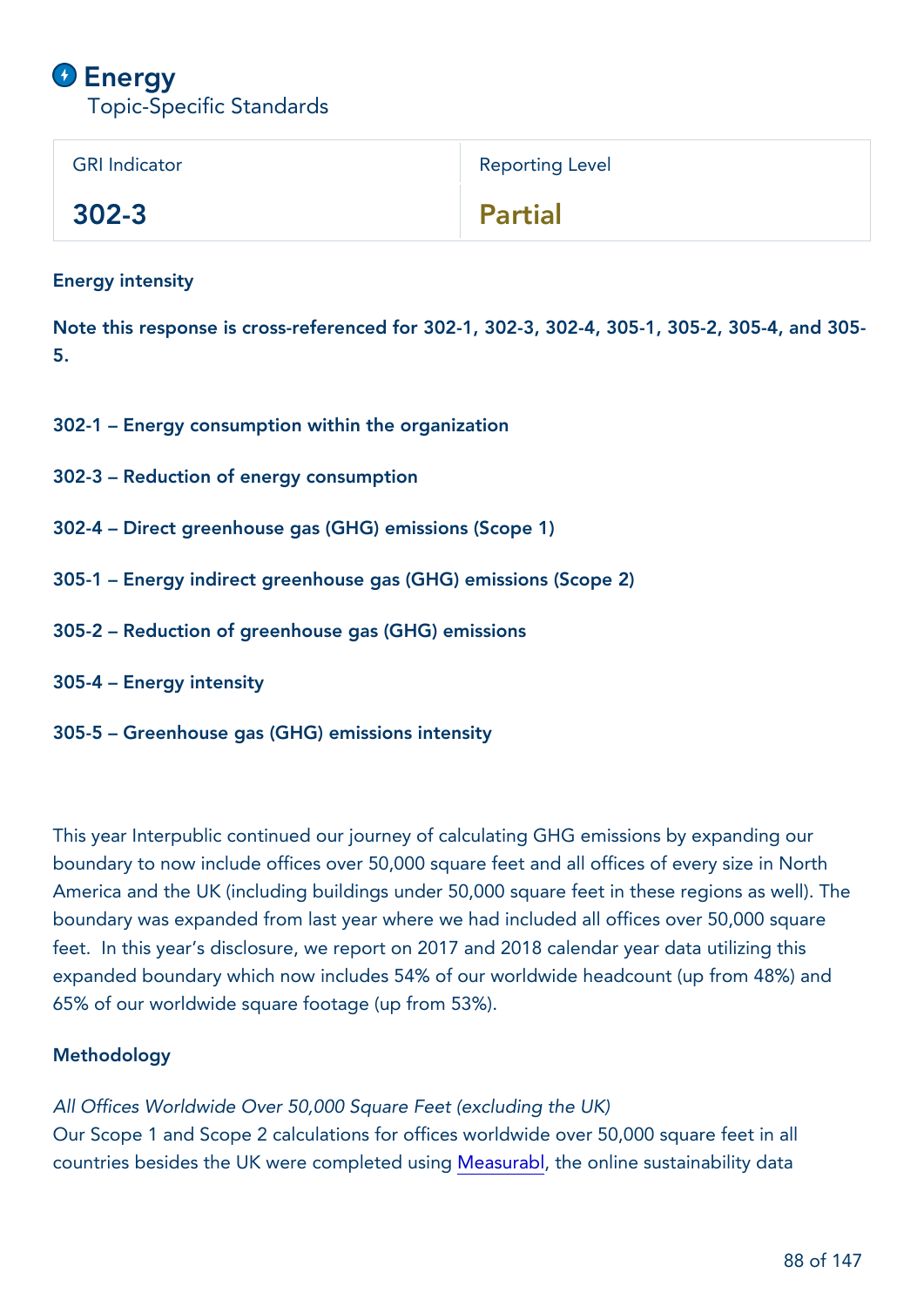# Energy

Topic-Specific Standards

| GRI Indicator | Reporting Level |
| --- | --- |
| **302-3** | **Partial** |

**Energy intensity**

**Note this response is cross-referenced for 302-1, 302-3, 302-4, 305-1, 305-2, 305-4, and 305-5.**

**302-1 – Energy consumption within the organization**

**302-3 – Reduction of energy consumption**

**302-4 – Direct greenhouse gas (GHG) emissions (Scope 1)**

**305-1 – Energy indirect greenhouse gas (GHG) emissions (Scope 2)**

**305-2 – Reduction of greenhouse gas (GHG) emissions**

**305-4 – Energy intensity**

**305-5 – Greenhouse gas (GHG) emissions intensity**

This year Interpublic continued our journey of calculating GHG emissions by expanding our boundary to now include offices over 50,000 square feet and all offices of every size in North America and the UK (including buildings under 50,000 square feet in these regions as well). The boundary was expanded from last year where we had included all offices over 50,000 square feet. In this year's disclosure, we report on 2017 and 2018 calendar year data utilizing this expanded boundary which now includes 54% of our worldwide headcount (up from 48%) and 65% of our worldwide square footage (up from 53%).

**Methodology**

*All Offices Worldwide Over 50,000 Square Feet (excluding the UK)*

Our Scope 1 and Scope 2 calculations for offices worldwide over 50,000 square feet in all countries besides the UK were completed using Measurabl, the online sustainability data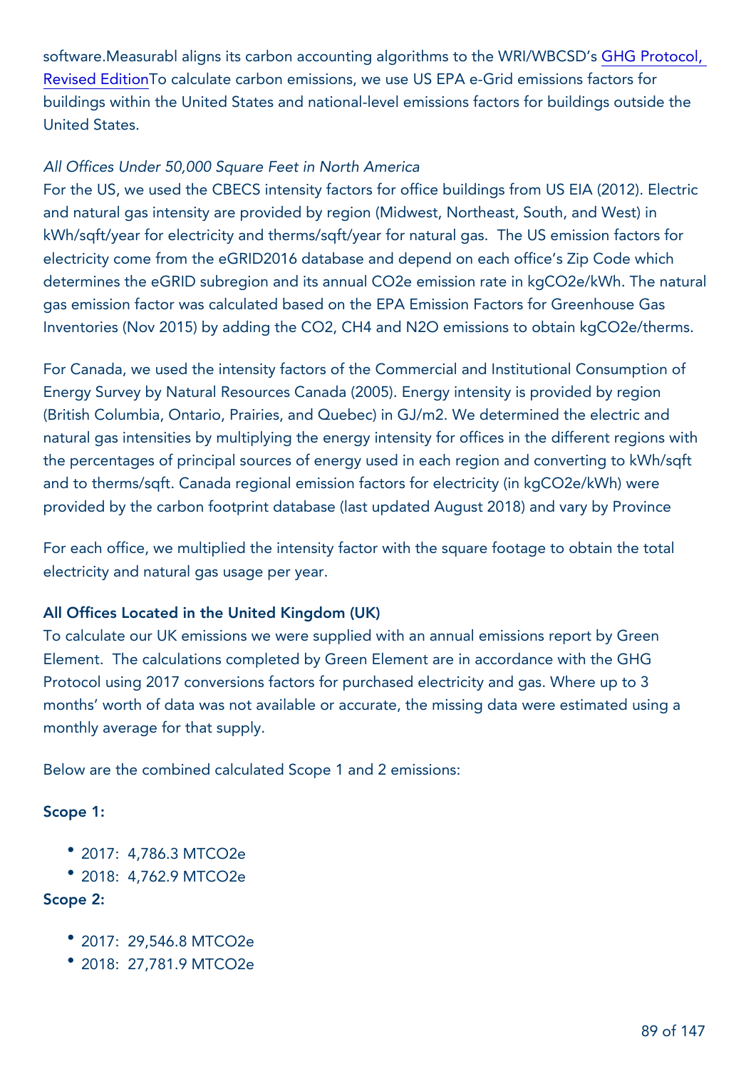software.Measurabl aligns its carbon accounting algorithms to the WRI/WBCSD's [GHG Protocol, Revised Edition]To calculate carbon emissions, we use US EPA e-Grid emissions factors for buildings within the United States and national-level emissions factors for buildings outside the United States.

*All Offices Under 50,000 Square Feet in North America*

For the US, we used the CBECS intensity factors for office buildings from US EIA (2012). Electric and natural gas intensity are provided by region (Midwest, Northeast, South, and West) in kWh/sqft/year for electricity and therms/sqft/year for natural gas.  The US emission factors for electricity come from the eGRID2016 database and depend on each office's Zip Code which determines the eGRID subregion and its annual $CO_2e$ emission rate in $kgCO_2e/kWh$. The natural gas emission factor was calculated based on the EPA Emission Factors for Greenhouse Gas Inventories (Nov 2015) by adding the $CO_2$, $CH_4$ and $N_2O$ emissions to obtain $kgCO_2e$/therms.

For Canada, we used the intensity factors of the Commercial and Institutional Consumption of Energy Survey by Natural Resources Canada (2005). Energy intensity is provided by region (British Columbia, Ontario, Prairies, and Quebec) in GJ/m2. We determined the electric and natural gas intensities by multiplying the energy intensity for offices in the different regions with the percentages of principal sources of energy used in each region and converting to kWh/sqft and to therms/sqft. Canada regional emission factors for electricity (in $kgCO_2e/kWh$) were provided by the carbon footprint database (last updated August 2018) and vary by Province

For each office, we multiplied the intensity factor with the square footage to obtain the total electricity and natural gas usage per year.

**All Offices Located in the United Kingdom (UK)**

To calculate our UK emissions we were supplied with an annual emissions report by Green Element.  The calculations completed by Green Element are in accordance with the GHG Protocol using 2017 conversions factors for purchased electricity and gas. Where up to 3 months' worth of data was not available or accurate, the missing data were estimated using a monthly average for that supply.

Below are the combined calculated Scope 1 and 2 emissions:

**Scope 1:**

- 2017:  4,786.3 $MTCO_2e$
- 2018:  4,762.9 $MTCO_2e$

**Scope 2:**

- 2017:  29,546.8 $MTCO_2e$
- 2018:  27,781.9 $MTCO_2e$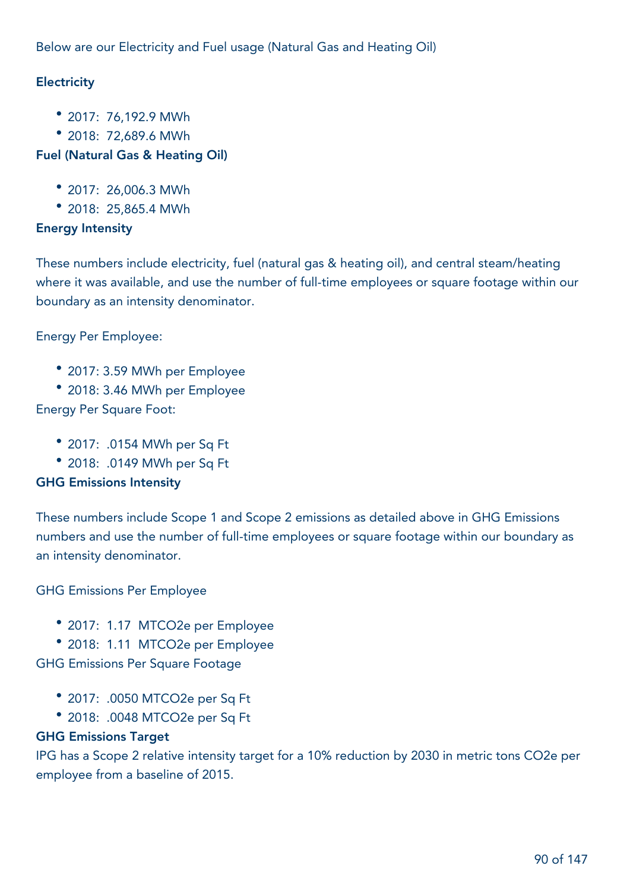Below are our Electricity and Fuel usage (Natural Gas and Heating Oil)

### Electricity

- 2017: 76,192.9 MWh
- 2018: 72,689.6 MWh

### Fuel (Natural Gas & Heating Oil)

- 2017: 26,006.3 MWh
- 2018: 25,865.4 MWh

### Energy Intensity

These numbers include electricity, fuel (natural gas & heating oil), and central steam/heating where it was available, and use the number of full-time employees or square footage within our boundary as an intensity denominator.

Energy Per Employee:

- 2017: 3.59 MWh per Employee
- 2018: 3.46 MWh per Employee

Energy Per Square Foot:

- 2017: .0154 MWh per Sq Ft
- 2018: .0149 MWh per Sq Ft

### GHG Emissions Intensity

These numbers include Scope 1 and Scope 2 emissions as detailed above in GHG Emissions numbers and use the number of full-time employees or square footage within our boundary as an intensity denominator.

GHG Emissions Per Employee

- 2017: 1.17 MTCO2e per Employee
- 2018: 1.11 MTCO2e per Employee

GHG Emissions Per Square Footage

- 2017: .0050 MTCO2e per Sq Ft
- 2018: .0048 MTCO2e per Sq Ft

### GHG Emissions Target

IPG has a Scope 2 relative intensity target for a 10% reduction by 2030 in metric tons CO2e per employee from a baseline of 2015.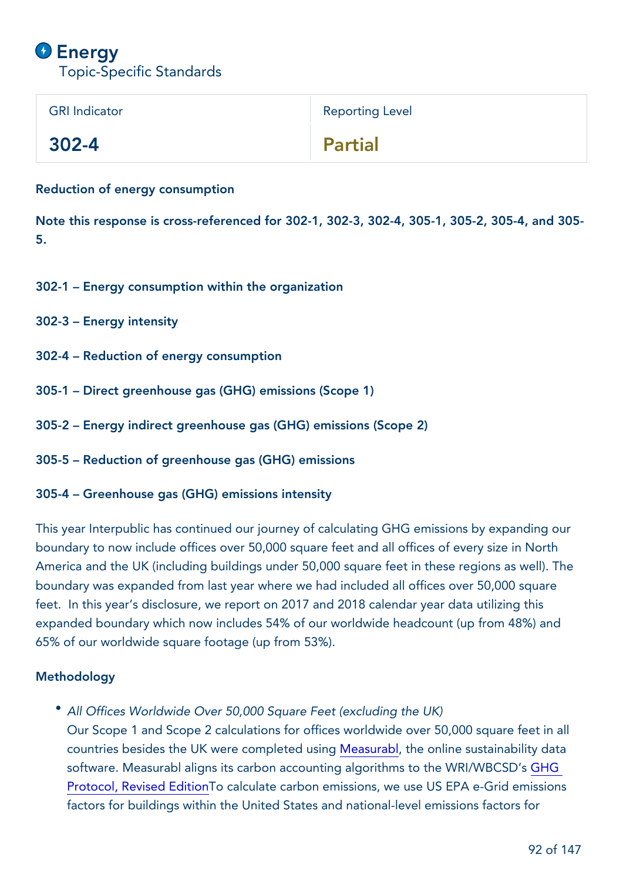# Energy

Topic-Specific Standards

| GRI Indicator | Reporting Level |
| --- | --- |
| 302-4 | Partial |

**Reduction of energy consumption**

**Note this response is cross-referenced for 302-1, 302-3, 302-4, 305-1, 305-2, 305-4, and 305-5.**

**302-1 – Energy consumption within the organization**

**302-3 – Energy intensity**

**302-4 – Reduction of energy consumption**

**305-1 – Direct greenhouse gas (GHG) emissions (Scope 1)**

**305-2 – Energy indirect greenhouse gas (GHG) emissions (Scope 2)**

**305-5 – Reduction of greenhouse gas (GHG) emissions**

**305-4 – Greenhouse gas (GHG) emissions intensity**

This year Interpublic has continued our journey of calculating GHG emissions by expanding our boundary to now include offices over 50,000 square feet and all offices of every size in North America and the UK (including buildings under 50,000 square feet in these regions as well). The boundary was expanded from last year where we had included all offices over 50,000 square feet. In this year's disclosure, we report on 2017 and 2018 calendar year data utilizing this expanded boundary which now includes 54% of our worldwide headcount (up from 48%) and 65% of our worldwide square footage (up from 53%).

**Methodology**

- *All Offices Worldwide Over 50,000 Square Feet (excluding the UK)*
  Our Scope 1 and Scope 2 calculations for offices worldwide over 50,000 square feet in all countries besides the UK were completed using Measurabl, the online sustainability data software. Measurabl aligns its carbon accounting algorithms to the WRI/WBCSD's GHG Protocol, Revised EditionTo calculate carbon emissions, we use US EPA e-Grid emissions factors for buildings within the United States and national-level emissions factors for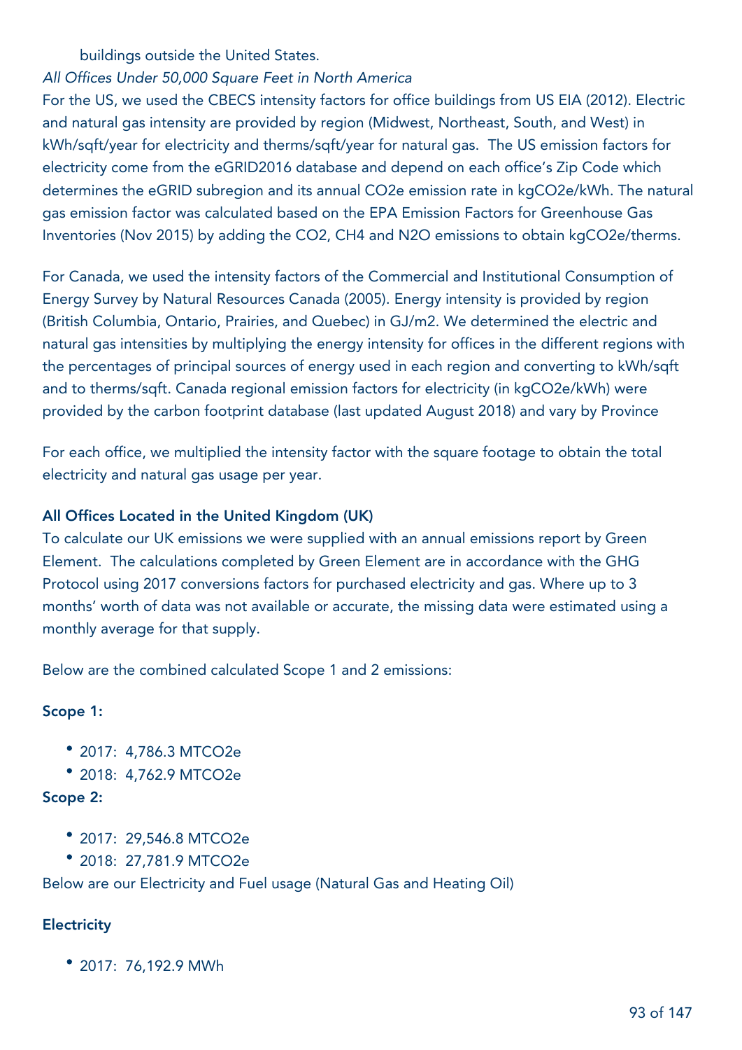buildings outside the United States.

*All Offices Under 50,000 Square Feet in North America*

For the US, we used the CBECS intensity factors for office buildings from US EIA (2012). Electric and natural gas intensity are provided by region (Midwest, Northeast, South, and West) in kWh/sqft/year for electricity and therms/sqft/year for natural gas. The US emission factors for electricity come from the eGRID2016 database and depend on each office's Zip Code which determines the eGRID subregion and its annual CO2e emission rate in kgCO2e/kWh. The natural gas emission factor was calculated based on the EPA Emission Factors for Greenhouse Gas Inventories (Nov 2015) by adding the CO2, CH4 and N2O emissions to obtain kgCO2e/therms.

For Canada, we used the intensity factors of the Commercial and Institutional Consumption of Energy Survey by Natural Resources Canada (2005). Energy intensity is provided by region (British Columbia, Ontario, Prairies, and Quebec) in GJ/m2. We determined the electric and natural gas intensities by multiplying the energy intensity for offices in the different regions with the percentages of principal sources of energy used in each region and converting to kWh/sqft and to therms/sqft. Canada regional emission factors for electricity (in kgCO2e/kWh) were provided by the carbon footprint database (last updated August 2018) and vary by Province

For each office, we multiplied the intensity factor with the square footage to obtain the total electricity and natural gas usage per year.

### All Offices Located in the United Kingdom (UK)

To calculate our UK emissions we were supplied with an annual emissions report by Green Element. The calculations completed by Green Element are in accordance with the GHG Protocol using 2017 conversions factors for purchased electricity and gas. Where up to 3 months' worth of data was not available or accurate, the missing data were estimated using a monthly average for that supply.

Below are the combined calculated Scope 1 and 2 emissions:

### Scope 1:

- 2017: 4,786.3 MTCO2e
- 2018: 4,762.9 MTCO2e

### Scope 2:

- 2017: 29,546.8 MTCO2e
- 2018: 27,781.9 MTCO2e

Below are our Electricity and Fuel usage (Natural Gas and Heating Oil)

### Electricity

- 2017: 76,192.9 MWh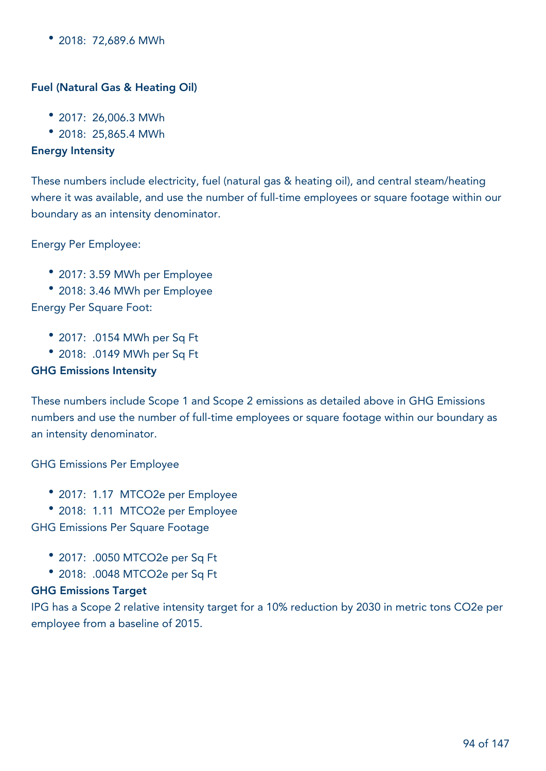- 2018: 72,689.6 MWh

### Fuel (Natural Gas & Heating Oil)

- 2017: 26,006.3 MWh
- 2018: 25,865.4 MWh

### Energy Intensity

These numbers include electricity, fuel (natural gas & heating oil), and central steam/heating where it was available, and use the number of full-time employees or square footage within our boundary as an intensity denominator.

Energy Per Employee:

- 2017: 3.59 MWh per Employee
- 2018: 3.46 MWh per Employee

Energy Per Square Foot:

- 2017: .0154 MWh per Sq Ft
- 2018: .0149 MWh per Sq Ft

### GHG Emissions Intensity

These numbers include Scope 1 and Scope 2 emissions as detailed above in GHG Emissions numbers and use the number of full-time employees or square footage within our boundary as an intensity denominator.

GHG Emissions Per Employee

- 2017: 1.17 MTCO2e per Employee
- 2018: 1.11 MTCO2e per Employee

GHG Emissions Per Square Footage

- 2017: .0050 MTCO2e per Sq Ft
- 2018: .0048 MTCO2e per Sq Ft

### GHG Emissions Target

IPG has a Scope 2 relative intensity target for a 10% reduction by 2030 in metric tons CO2e per employee from a baseline of 2015.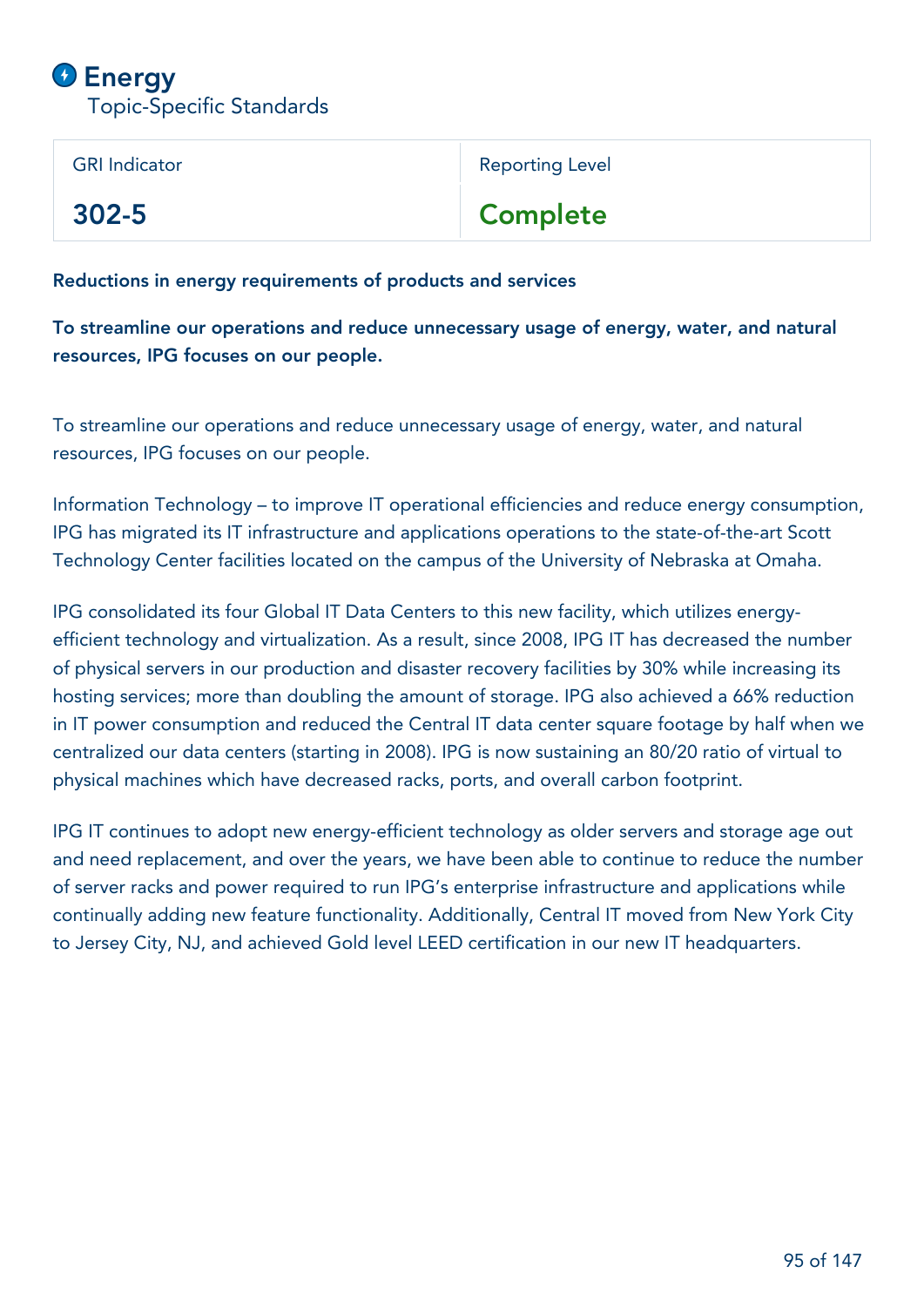# Energy

Topic-Specific Standards

| GRI Indicator | Reporting Level |
|---|---|
| 302-5 | Complete |

**Reductions in energy requirements of products and services**

**To streamline our operations and reduce unnecessary usage of energy, water, and natural resources, IPG focuses on our people.**

To streamline our operations and reduce unnecessary usage of energy, water, and natural resources, IPG focuses on our people.

Information Technology – to improve IT operational efficiencies and reduce energy consumption, IPG has migrated its IT infrastructure and applications operations to the state-of-the-art Scott Technology Center facilities located on the campus of the University of Nebraska at Omaha.

IPG consolidated its four Global IT Data Centers to this new facility, which utilizes energy-efficient technology and virtualization. As a result, since 2008, IPG IT has decreased the number of physical servers in our production and disaster recovery facilities by 30% while increasing its hosting services; more than doubling the amount of storage. IPG also achieved a 66% reduction in IT power consumption and reduced the Central IT data center square footage by half when we centralized our data centers (starting in 2008). IPG is now sustaining an 80/20 ratio of virtual to physical machines which have decreased racks, ports, and overall carbon footprint.

IPG IT continues to adopt new energy-efficient technology as older servers and storage age out and need replacement, and over the years, we have been able to continue to reduce the number of server racks and power required to run IPG's enterprise infrastructure and applications while continually adding new feature functionality. Additionally, Central IT moved from New York City to Jersey City, NJ, and achieved Gold level LEED certification in our new IT headquarters.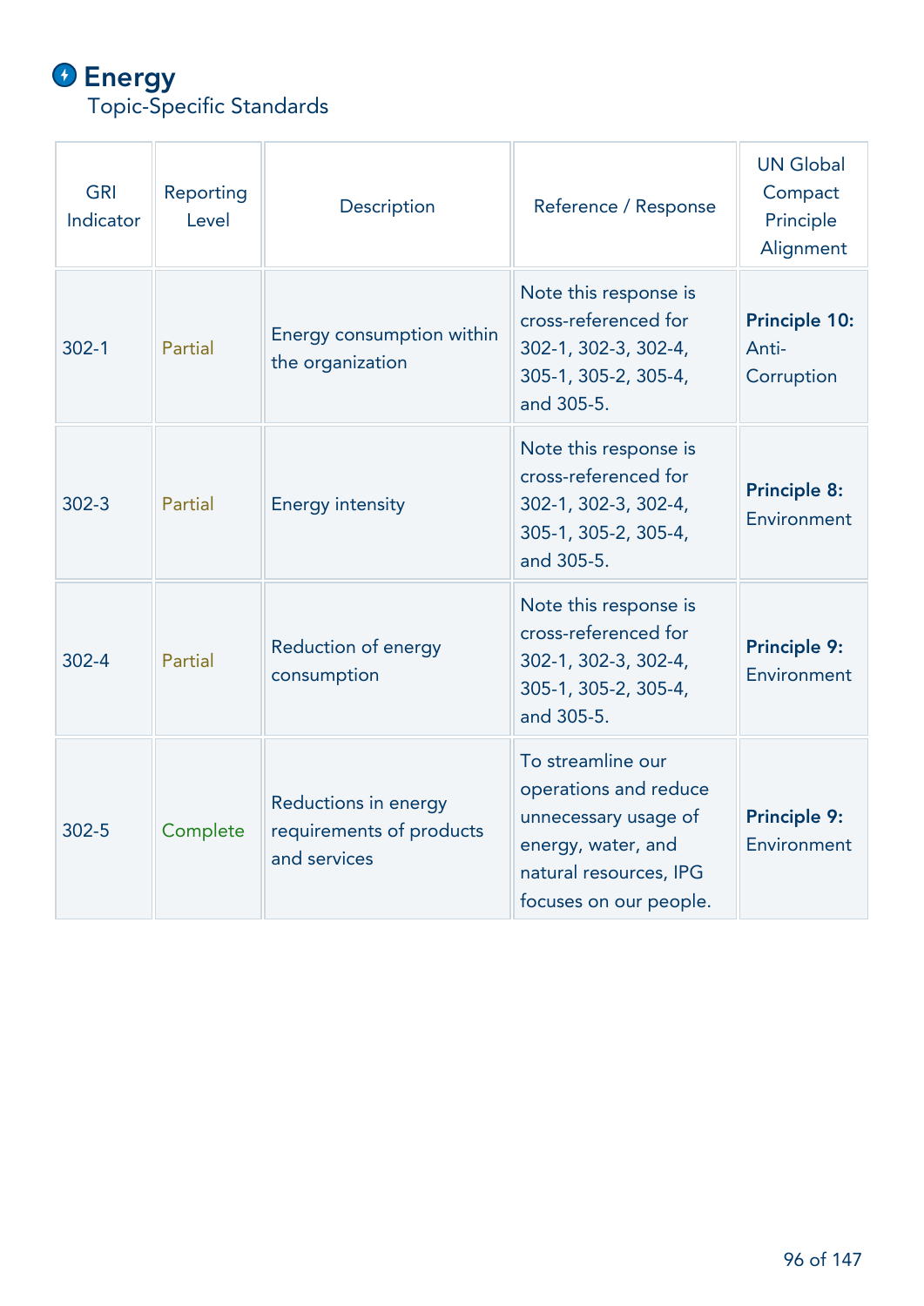# Energy

Topic-Specific Standards

| GRI Indicator | Reporting Level | Description | Reference / Response | UN Global Compact Principle Alignment |
|---|---|---|---|---|
| 302-1 | Partial | Energy consumption within the organization | Note this response is cross-referenced for 302-1, 302-3, 302-4, 305-1, 305-2, 305-4, and 305-5. | **Principle 10:** Anti-Corruption |
| 302-3 | Partial | Energy intensity | Note this response is cross-referenced for 302-1, 302-3, 302-4, 305-1, 305-2, 305-4, and 305-5. | **Principle 8:** Environment |
| 302-4 | Partial | Reduction of energy consumption | Note this response is cross-referenced for 302-1, 302-3, 302-4, 305-1, 305-2, 305-4, and 305-5. | **Principle 9:** Environment |
| 302-5 | Complete | Reductions in energy requirements of products and services | To streamline our operations and reduce unnecessary usage of energy, water, and natural resources, IPG focuses on our people. | **Principle 9:** Environment |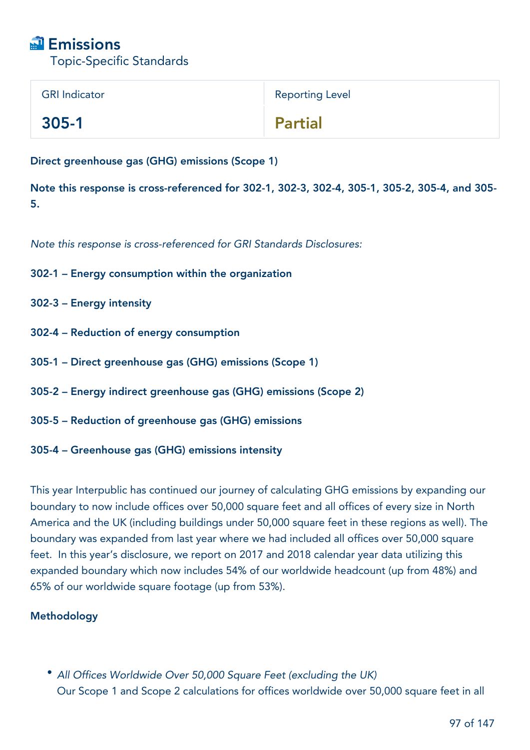# Emissions

Topic-Specific Standards

| GRI Indicator | Reporting Level |
| --- | --- |
| **305-1** | **Partial** |

**Direct greenhouse gas (GHG) emissions (Scope 1)**

**Note this response is cross-referenced for 302-1, 302-3, 302-4, 305-1, 305-2, 305-4, and 305-5.**

*Note this response is cross-referenced for GRI Standards Disclosures:*

**302-1 – Energy consumption within the organization**

**302-3 – Energy intensity**

**302-4 – Reduction of energy consumption**

**305-1 – Direct greenhouse gas (GHG) emissions (Scope 1)**

**305-2 – Energy indirect greenhouse gas (GHG) emissions (Scope 2)**

**305-5 – Reduction of greenhouse gas (GHG) emissions**

**305-4 – Greenhouse gas (GHG) emissions intensity**

This year Interpublic has continued our journey of calculating GHG emissions by expanding our boundary to now include offices over 50,000 square feet and all offices of every size in North America and the UK (including buildings under 50,000 square feet in these regions as well). The boundary was expanded from last year where we had included all offices over 50,000 square feet. In this year's disclosure, we report on 2017 and 2018 calendar year data utilizing this expanded boundary which now includes 54% of our worldwide headcount (up from 48%) and 65% of our worldwide square footage (up from 53%).

**Methodology**

- *All Offices Worldwide Over 50,000 Square Feet (excluding the UK)*
  Our Scope 1 and Scope 2 calculations for offices worldwide over 50,000 square feet in all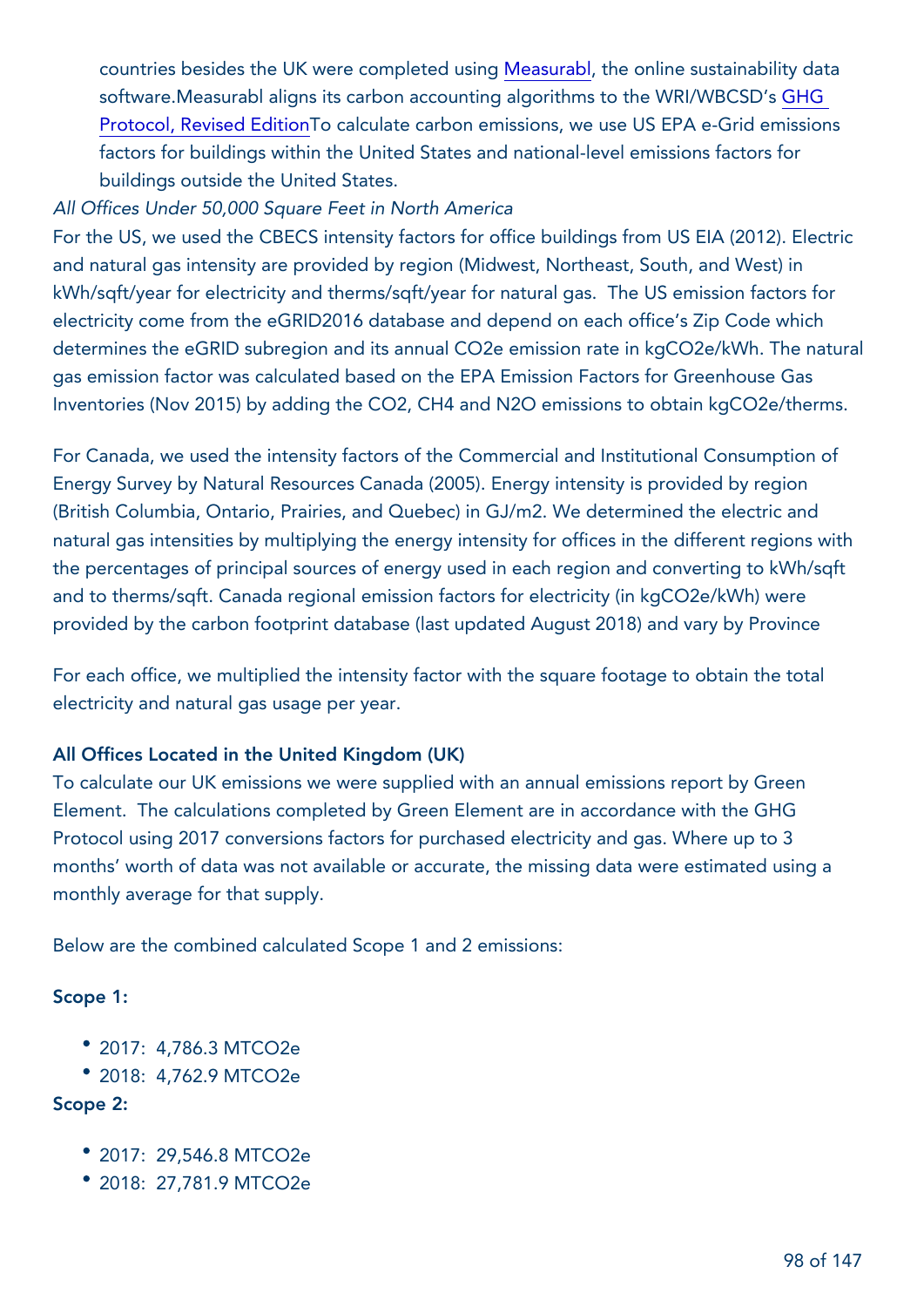countries besides the UK were completed using Measurabl, the online sustainability data software.Measurabl aligns its carbon accounting algorithms to the WRI/WBCSD's GHG Protocol, Revised EditionTo calculate carbon emissions, we use US EPA e-Grid emissions factors for buildings within the United States and national-level emissions factors for buildings outside the United States.

*All Offices Under 50,000 Square Feet in North America*

For the US, we used the CBECS intensity factors for office buildings from US EIA (2012). Electric and natural gas intensity are provided by region (Midwest, Northeast, South, and West) in kWh/sqft/year for electricity and therms/sqft/year for natural gas. The US emission factors for electricity come from the eGRID2016 database and depend on each office's Zip Code which determines the eGRID subregion and its annual $CO_2e$ emission rate in $kgCO_2e/kWh$. The natural gas emission factor was calculated based on the EPA Emission Factors for Greenhouse Gas Inventories (Nov 2015) by adding the $CO_2$, $CH_4$ and $N_2O$ emissions to obtain $kgCO_2e$/therms.

For Canada, we used the intensity factors of the Commercial and Institutional Consumption of Energy Survey by Natural Resources Canada (2005). Energy intensity is provided by region (British Columbia, Ontario, Prairies, and Quebec) in GJ/m2. We determined the electric and natural gas intensities by multiplying the energy intensity for offices in the different regions with the percentages of principal sources of energy used in each region and converting to kWh/sqft and to therms/sqft. Canada regional emission factors for electricity (in $kgCO_2e/kWh$) were provided by the carbon footprint database (last updated August 2018) and vary by Province

For each office, we multiplied the intensity factor with the square footage to obtain the total electricity and natural gas usage per year.

**All Offices Located in the United Kingdom (UK)**

To calculate our UK emissions we were supplied with an annual emissions report by Green Element. The calculations completed by Green Element are in accordance with the GHG Protocol using 2017 conversions factors for purchased electricity and gas. Where up to 3 months' worth of data was not available or accurate, the missing data were estimated using a monthly average for that supply.

Below are the combined calculated Scope 1 and 2 emissions:

**Scope 1:**

- 2017: 4,786.3 $MTCO_2e$
- 2018: 4,762.9 $MTCO_2e$

**Scope 2:**

- 2017: 29,546.8 $MTCO_2e$
- 2018: 27,781.9 $MTCO_2e$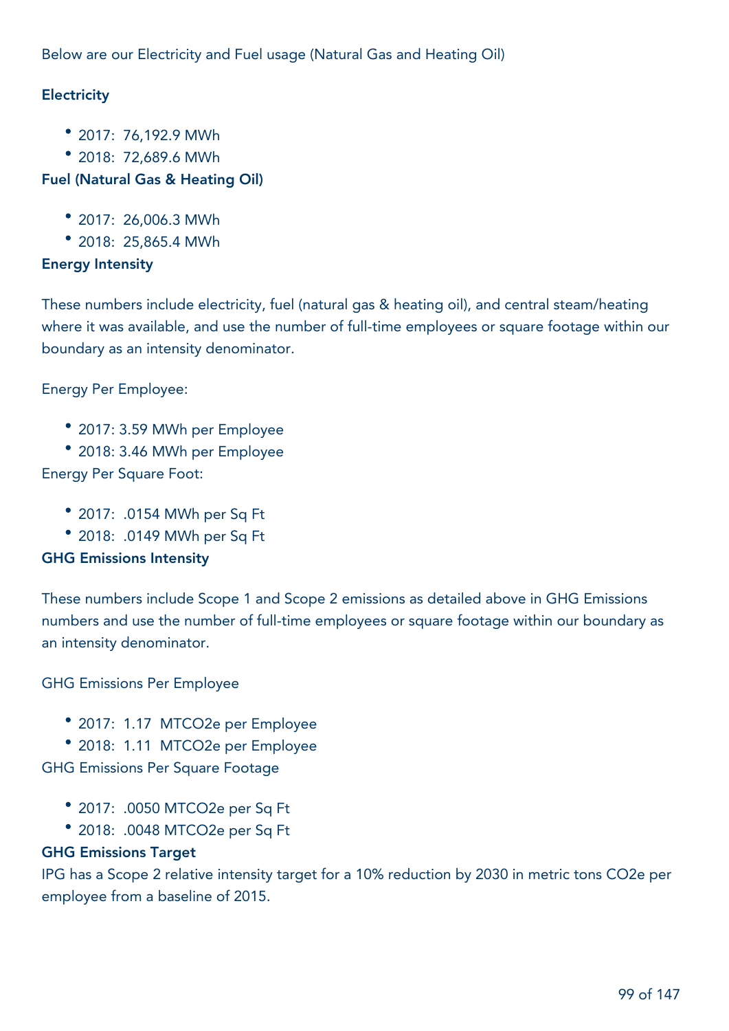Below are our Electricity and Fuel usage (Natural Gas and Heating Oil)

**Electricity**

- 2017: 76,192.9 MWh
- 2018: 72,689.6 MWh

**Fuel (Natural Gas & Heating Oil)**

- 2017: 26,006.3 MWh
- 2018: 25,865.4 MWh

**Energy Intensity**

These numbers include electricity, fuel (natural gas & heating oil), and central steam/heating where it was available, and use the number of full-time employees or square footage within our boundary as an intensity denominator.

Energy Per Employee:

- 2017: 3.59 MWh per Employee
- 2018: 3.46 MWh per Employee

Energy Per Square Foot:

- 2017: .0154 MWh per Sq Ft
- 2018: .0149 MWh per Sq Ft

**GHG Emissions Intensity**

These numbers include Scope 1 and Scope 2 emissions as detailed above in GHG Emissions numbers and use the number of full-time employees or square footage within our boundary as an intensity denominator.

GHG Emissions Per Employee

- 2017: 1.17 MTCO2e per Employee
- 2018: 1.11 MTCO2e per Employee

GHG Emissions Per Square Footage

- 2017: .0050 MTCO2e per Sq Ft
- 2018: .0048 MTCO2e per Sq Ft

**GHG Emissions Target**

IPG has a Scope 2 relative intensity target for a 10% reduction by 2030 in metric tons CO2e per employee from a baseline of 2015.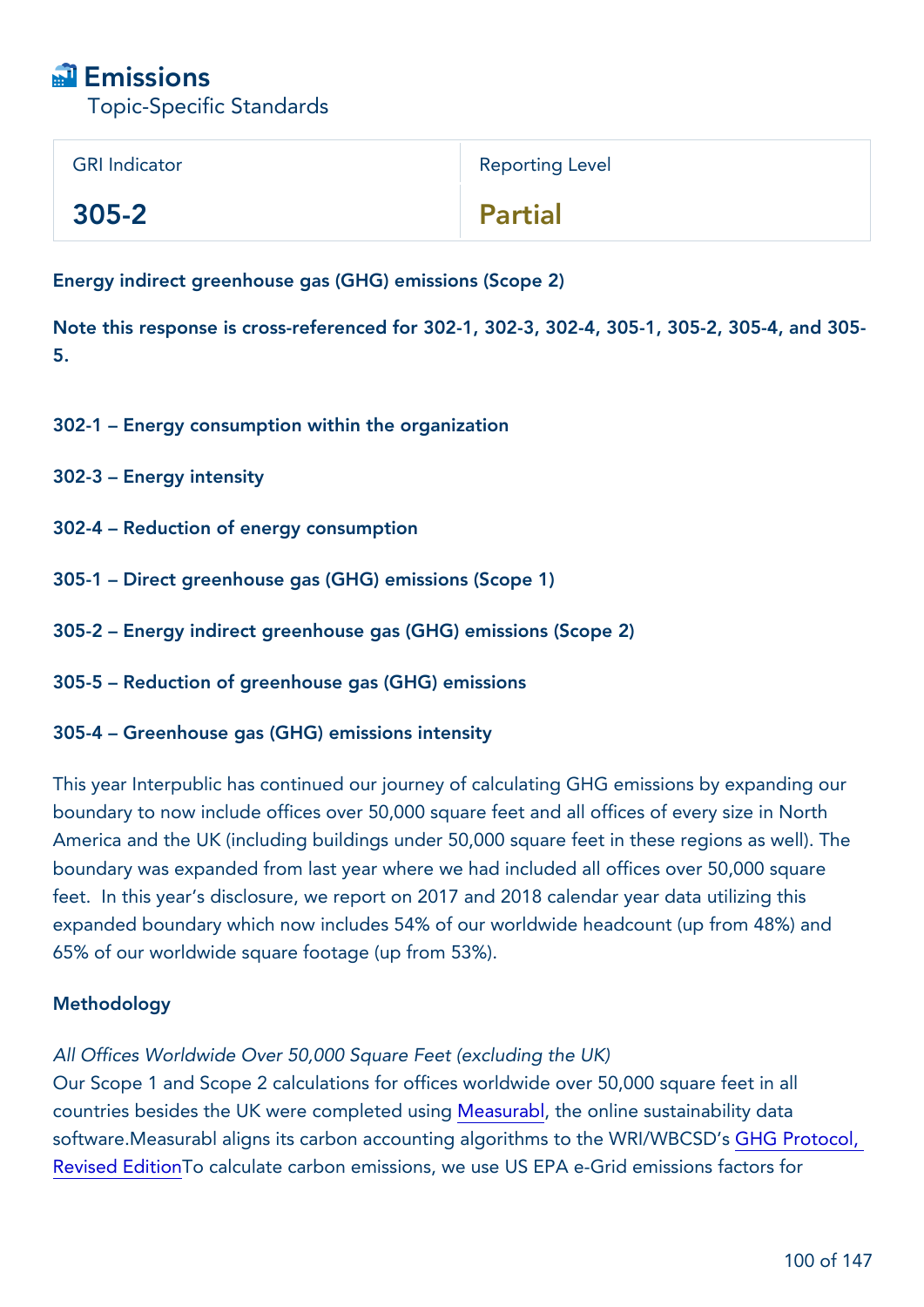# Emissions

Topic-Specific Standards

| GRI Indicator | Reporting Level |
|---|---|
| 305-2 | Partial |

**Energy indirect greenhouse gas (GHG) emissions (Scope 2)**

**Note this response is cross-referenced for 302-1, 302-3, 302-4, 305-1, 305-2, 305-4, and 305-5.**

**302-1 – Energy consumption within the organization**

**302-3 – Energy intensity**

**302-4 – Reduction of energy consumption**

**305-1 – Direct greenhouse gas (GHG) emissions (Scope 1)**

**305-2 – Energy indirect greenhouse gas (GHG) emissions (Scope 2)**

**305-5 – Reduction of greenhouse gas (GHG) emissions**

**305-4 – Greenhouse gas (GHG) emissions intensity**

This year Interpublic has continued our journey of calculating GHG emissions by expanding our boundary to now include offices over 50,000 square feet and all offices of every size in North America and the UK (including buildings under 50,000 square feet in these regions as well). The boundary was expanded from last year where we had included all offices over 50,000 square feet. In this year's disclosure, we report on 2017 and 2018 calendar year data utilizing this expanded boundary which now includes 54% of our worldwide headcount (up from 48%) and 65% of our worldwide square footage (up from 53%).

**Methodology**

*All Offices Worldwide Over 50,000 Square Feet (excluding the UK)*

Our Scope 1 and Scope 2 calculations for offices worldwide over 50,000 square feet in all countries besides the UK were completed using Measurabl, the online sustainability data software.Measurabl aligns its carbon accounting algorithms to the WRI/WBCSD's GHG Protocol, Revised EditionTo calculate carbon emissions, we use US EPA e-Grid emissions factors for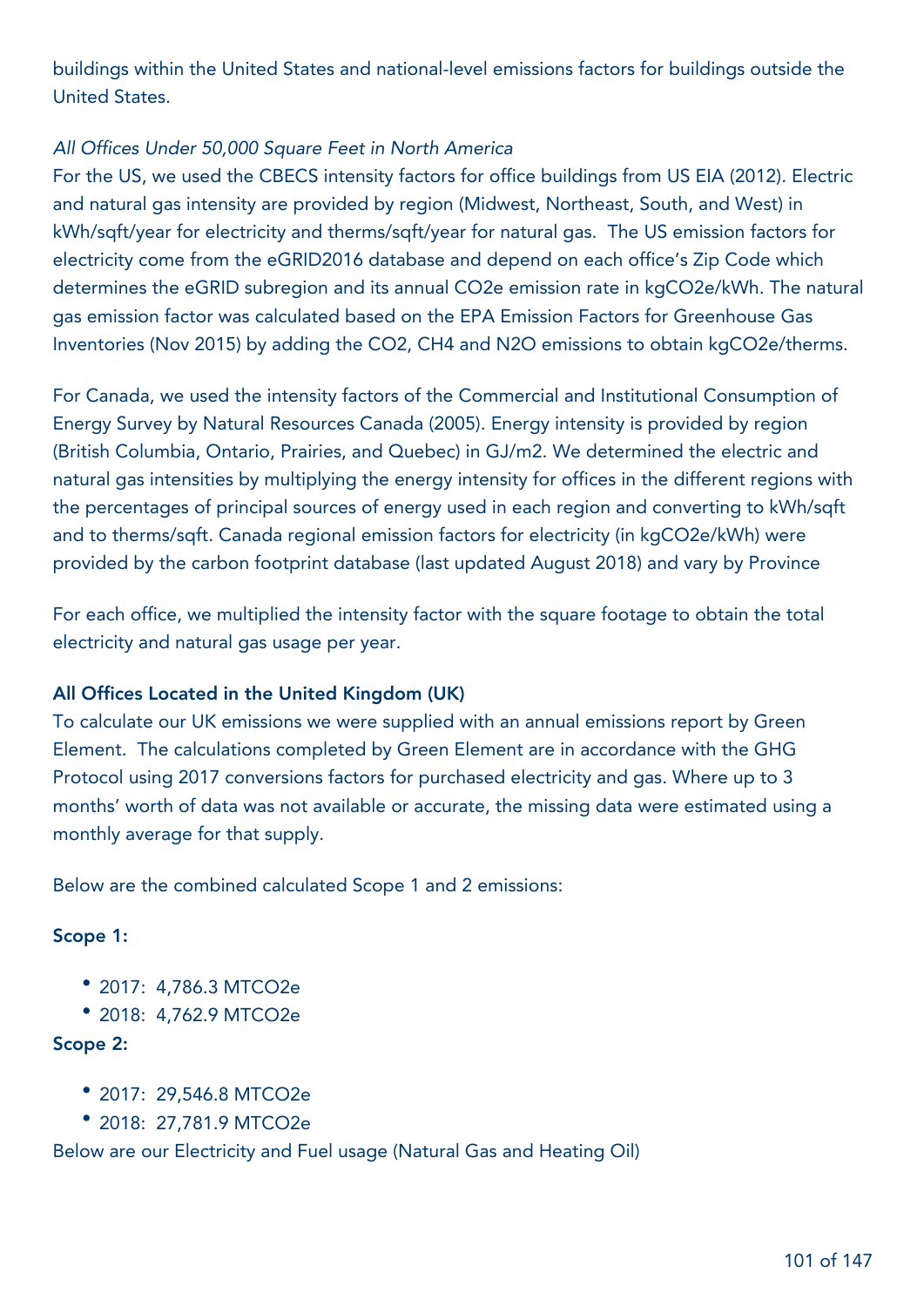buildings within the United States and national-level emissions factors for buildings outside the United States.

*All Offices Under 50,000 Square Feet in North America*

For the US, we used the CBECS intensity factors for office buildings from US EIA (2012). Electric and natural gas intensity are provided by region (Midwest, Northeast, South, and West) in kWh/sqft/year for electricity and therms/sqft/year for natural gas. The US emission factors for electricity come from the eGRID2016 database and depend on each office's Zip Code which determines the eGRID subregion and its annual $CO_2e$ emission rate in $kgCO_2e/kWh$. The natural gas emission factor was calculated based on the EPA Emission Factors for Greenhouse Gas Inventories (Nov 2015) by adding the $CO_2$, $CH_4$ and $N_2O$ emissions to obtain $kgCO_2e$/therms.

For Canada, we used the intensity factors of the Commercial and Institutional Consumption of Energy Survey by Natural Resources Canada (2005). Energy intensity is provided by region (British Columbia, Ontario, Prairies, and Quebec) in GJ/m2. We determined the electric and natural gas intensities by multiplying the energy intensity for offices in the different regions with the percentages of principal sources of energy used in each region and converting to kWh/sqft and to therms/sqft. Canada regional emission factors for electricity (in $kgCO_2e/kWh$) were provided by the carbon footprint database (last updated August 2018) and vary by Province

For each office, we multiplied the intensity factor with the square footage to obtain the total electricity and natural gas usage per year.

**All Offices Located in the United Kingdom (UK)**

To calculate our UK emissions we were supplied with an annual emissions report by Green Element. The calculations completed by Green Element are in accordance with the GHG Protocol using 2017 conversions factors for purchased electricity and gas. Where up to 3 months' worth of data was not available or accurate, the missing data were estimated using a monthly average for that supply.

Below are the combined calculated Scope 1 and 2 emissions:

**Scope 1:**

- 2017: 4,786.3 $MTCO_2e$
- 2018: 4,762.9 $MTCO_2e$

**Scope 2:**

- 2017: 29,546.8 $MTCO_2e$
- 2018: 27,781.9 $MTCO_2e$

Below are our Electricity and Fuel usage (Natural Gas and Heating Oil)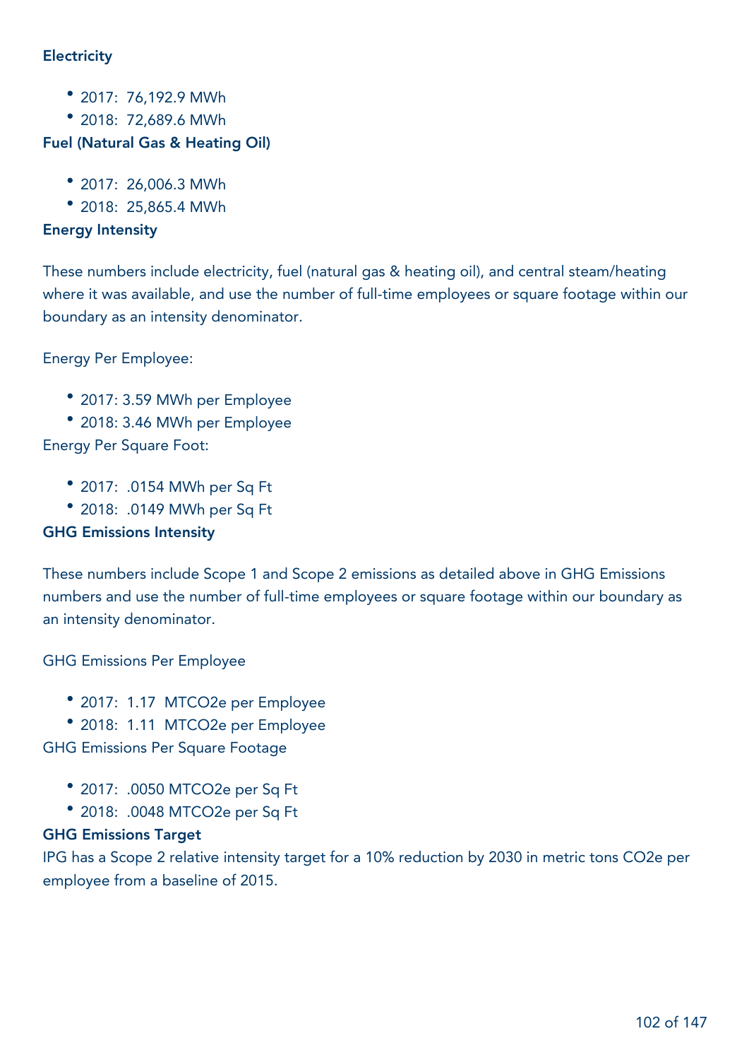### Electricity

- 2017: 76,192.9 MWh
- 2018: 72,689.6 MWh

### Fuel (Natural Gas & Heating Oil)

- 2017: 26,006.3 MWh
- 2018: 25,865.4 MWh

### Energy Intensity

These numbers include electricity, fuel (natural gas & heating oil), and central steam/heating where it was available, and use the number of full-time employees or square footage within our boundary as an intensity denominator.

Energy Per Employee:

- 2017: 3.59 MWh per Employee
- 2018: 3.46 MWh per Employee

Energy Per Square Foot:

- 2017: .0154 MWh per Sq Ft
- 2018: .0149 MWh per Sq Ft

### GHG Emissions Intensity

These numbers include Scope 1 and Scope 2 emissions as detailed above in GHG Emissions numbers and use the number of full-time employees or square footage within our boundary as an intensity denominator.

GHG Emissions Per Employee

- 2017: 1.17 MTCO2e per Employee
- 2018: 1.11 MTCO2e per Employee

GHG Emissions Per Square Footage

- 2017: .0050 MTCO2e per Sq Ft
- 2018: .0048 MTCO2e per Sq Ft

### GHG Emissions Target

IPG has a Scope 2 relative intensity target for a 10% reduction by 2030 in metric tons CO2e per employee from a baseline of 2015.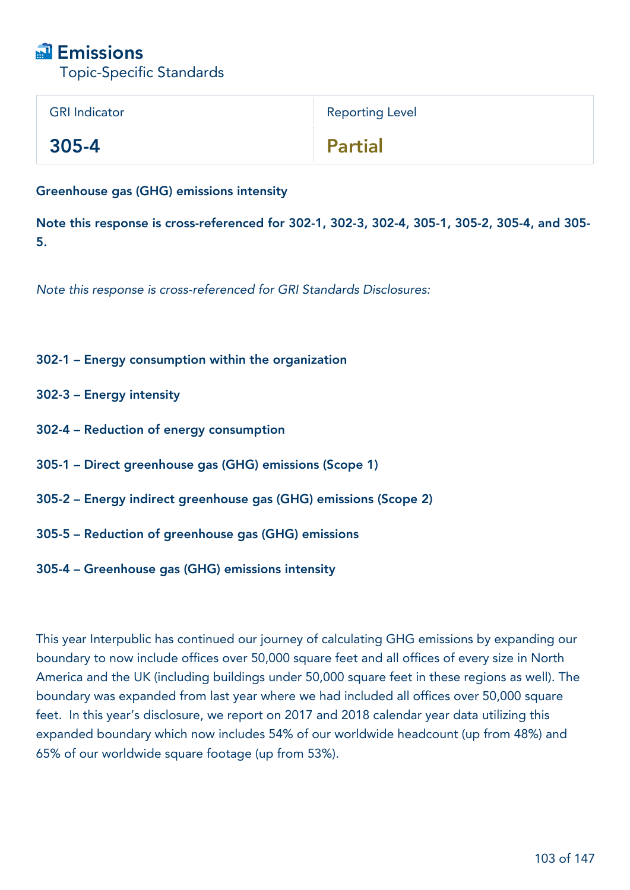# Emissions

Topic-Specific Standards

| GRI Indicator | Reporting Level |
|---|---|
| 305-4 | Partial |

**Greenhouse gas (GHG) emissions intensity**

**Note this response is cross-referenced for 302-1, 302-3, 302-4, 305-1, 305-2, 305-4, and 305-5.**

*Note this response is cross-referenced for GRI Standards Disclosures:*

**302-1 – Energy consumption within the organization**

**302-3 – Energy intensity**

**302-4 – Reduction of energy consumption**

**305-1 – Direct greenhouse gas (GHG) emissions (Scope 1)**

**305-2 – Energy indirect greenhouse gas (GHG) emissions (Scope 2)**

**305-5 – Reduction of greenhouse gas (GHG) emissions**

**305-4 – Greenhouse gas (GHG) emissions intensity**

This year Interpublic has continued our journey of calculating GHG emissions by expanding our boundary to now include offices over 50,000 square feet and all offices of every size in North America and the UK (including buildings under 50,000 square feet in these regions as well). The boundary was expanded from last year where we had included all offices over 50,000 square feet. In this year's disclosure, we report on 2017 and 2018 calendar year data utilizing this expanded boundary which now includes 54% of our worldwide headcount (up from 48%) and 65% of our worldwide square footage (up from 53%).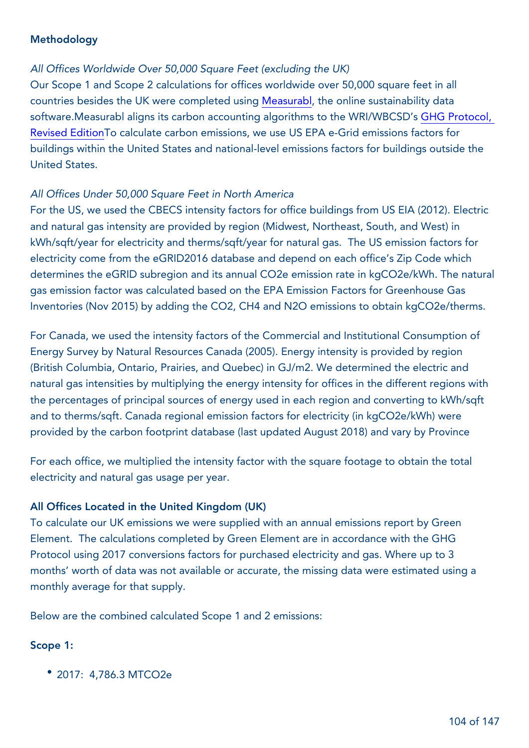## Methodology

*All Offices Worldwide Over 50,000 Square Feet (excluding the UK)*

Our Scope 1 and Scope 2 calculations for offices worldwide over 50,000 square feet in all countries besides the UK were completed using Measurabl, the online sustainability data software.Measurabl aligns its carbon accounting algorithms to the WRI/WBCSD's GHG Protocol, Revised EditionTo calculate carbon emissions, we use US EPA e-Grid emissions factors for buildings within the United States and national-level emissions factors for buildings outside the United States.

*All Offices Under 50,000 Square Feet in North America*

For the US, we used the CBECS intensity factors for office buildings from US EIA (2012). Electric and natural gas intensity are provided by region (Midwest, Northeast, South, and West) in kWh/sqft/year for electricity and therms/sqft/year for natural gas. The US emission factors for electricity come from the eGRID2016 database and depend on each office's Zip Code which determines the eGRID subregion and its annual CO2e emission rate in kgCO2e/kWh. The natural gas emission factor was calculated based on the EPA Emission Factors for Greenhouse Gas Inventories (Nov 2015) by adding the CO2, CH4 and N2O emissions to obtain kgCO2e/therms.

For Canada, we used the intensity factors of the Commercial and Institutional Consumption of Energy Survey by Natural Resources Canada (2005). Energy intensity is provided by region (British Columbia, Ontario, Prairies, and Quebec) in GJ/m2. We determined the electric and natural gas intensities by multiplying the energy intensity for offices in the different regions with the percentages of principal sources of energy used in each region and converting to kWh/sqft and to therms/sqft. Canada regional emission factors for electricity (in kgCO2e/kWh) were provided by the carbon footprint database (last updated August 2018) and vary by Province

For each office, we multiplied the intensity factor with the square footage to obtain the total electricity and natural gas usage per year.

### All Offices Located in the United Kingdom (UK)

To calculate our UK emissions we were supplied with an annual emissions report by Green Element. The calculations completed by Green Element are in accordance with the GHG Protocol using 2017 conversions factors for purchased electricity and gas. Where up to 3 months' worth of data was not available or accurate, the missing data were estimated using a monthly average for that supply.

Below are the combined calculated Scope 1 and 2 emissions:

### Scope 1:

- 2017: 4,786.3 MTCO2e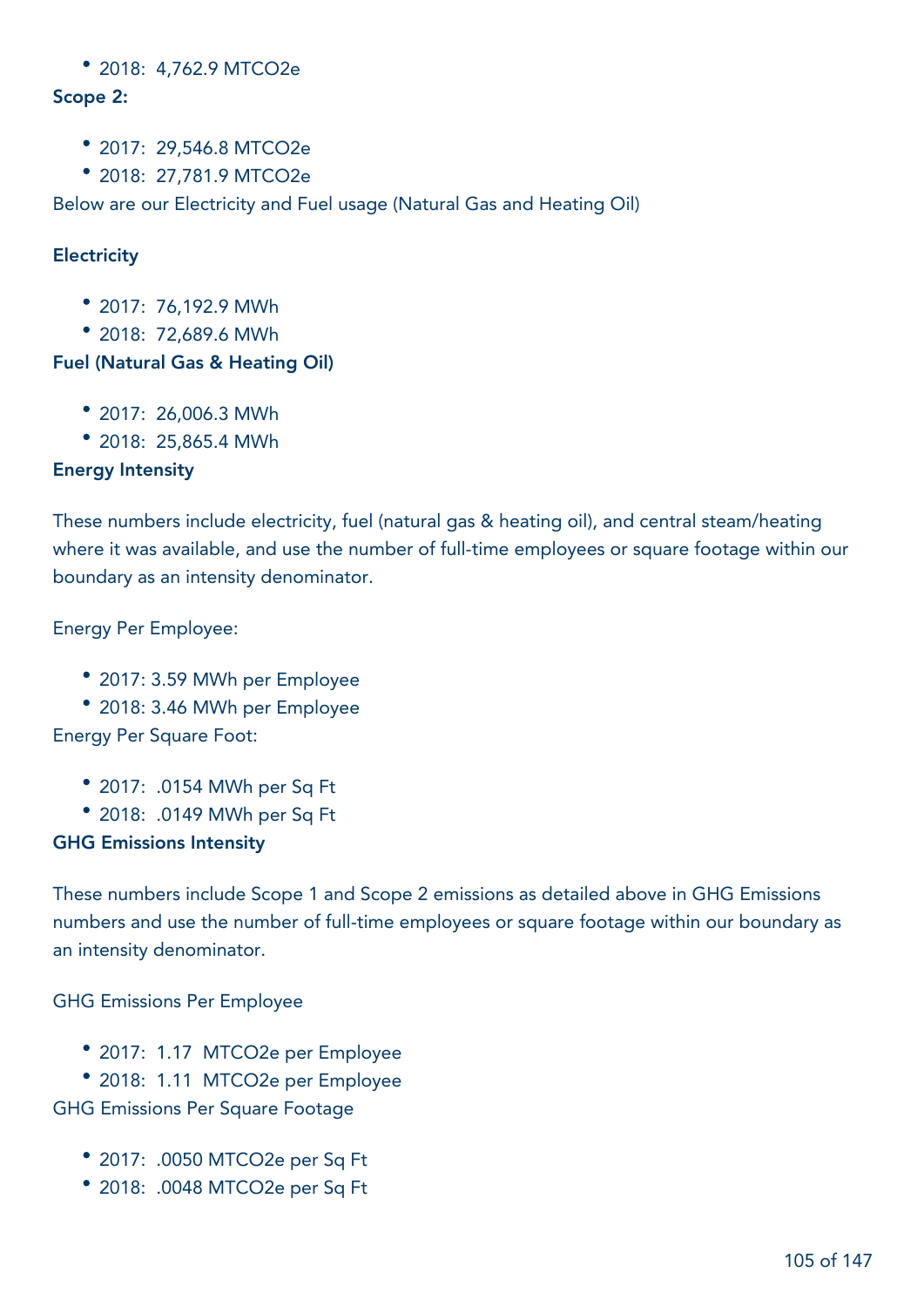- 2018: 4,762.9 MTCO2e

**Scope 2:**

- 2017: 29,546.8 MTCO2e
- 2018: 27,781.9 MTCO2e

Below are our Electricity and Fuel usage (Natural Gas and Heating Oil)

**Electricity**

- 2017: 76,192.9 MWh
- 2018: 72,689.6 MWh

**Fuel (Natural Gas & Heating Oil)**

- 2017: 26,006.3 MWh
- 2018: 25,865.4 MWh

**Energy Intensity**

These numbers include electricity, fuel (natural gas & heating oil), and central steam/heating where it was available, and use the number of full-time employees or square footage within our boundary as an intensity denominator.

Energy Per Employee:

- 2017: 3.59 MWh per Employee
- 2018: 3.46 MWh per Employee

Energy Per Square Foot:

- 2017: .0154 MWh per Sq Ft
- 2018: .0149 MWh per Sq Ft

**GHG Emissions Intensity**

These numbers include Scope 1 and Scope 2 emissions as detailed above in GHG Emissions numbers and use the number of full-time employees or square footage within our boundary as an intensity denominator.

GHG Emissions Per Employee

- 2017: 1.17 MTCO2e per Employee
- 2018: 1.11 MTCO2e per Employee

GHG Emissions Per Square Footage

- 2017: .0050 MTCO2e per Sq Ft
- 2018: .0048 MTCO2e per Sq Ft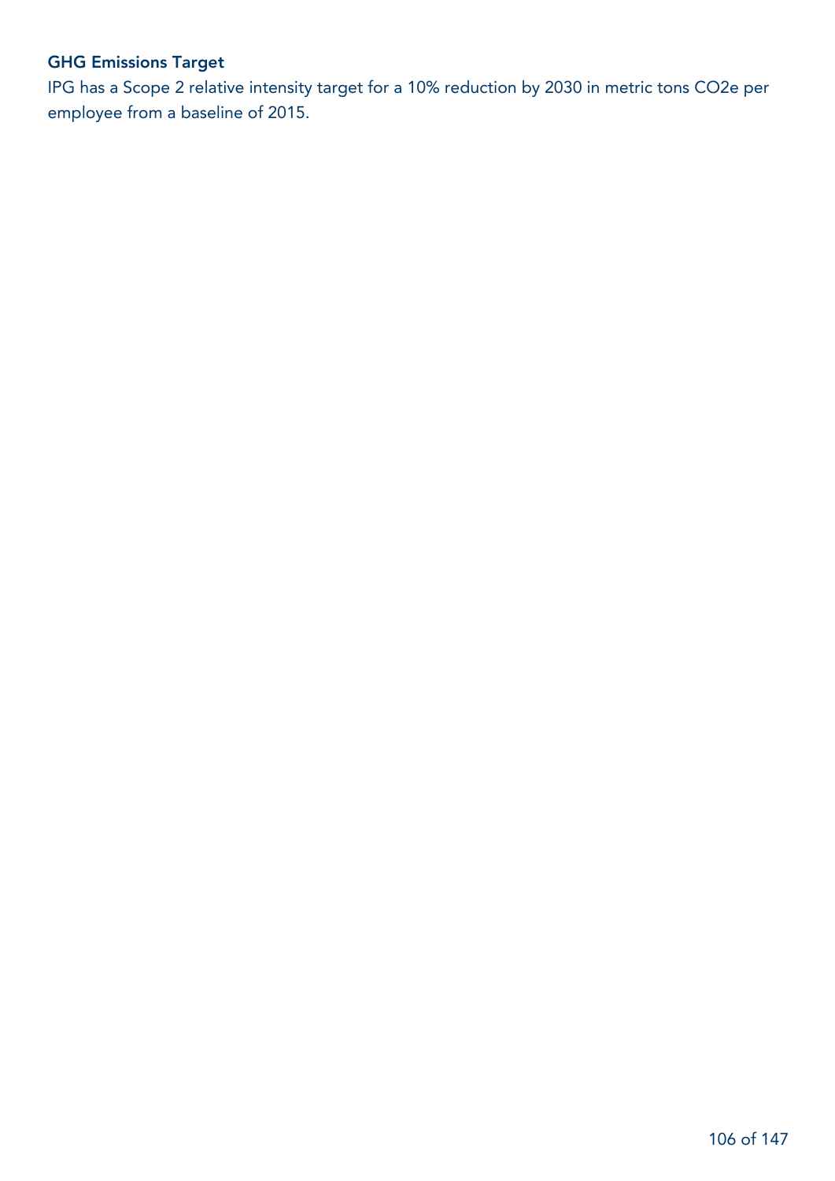### GHG Emissions Target

IPG has a Scope 2 relative intensity target for a 10% reduction by 2030 in metric tons CO2e per employee from a baseline of 2015.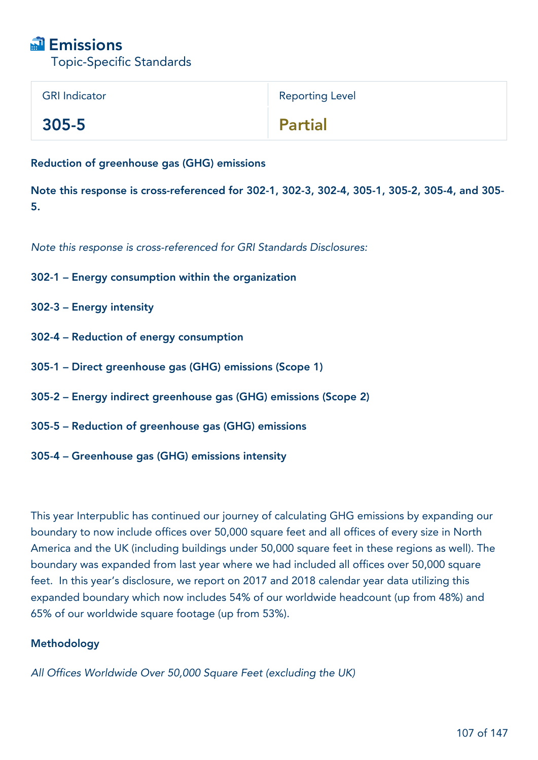# Emissions

Topic-Specific Standards

| GRI Indicator | Reporting Level |
| --- | --- |
| 305-5 | Partial |

**Reduction of greenhouse gas (GHG) emissions**

**Note this response is cross-referenced for 302-1, 302-3, 302-4, 305-1, 305-2, 305-4, and 305-5.**

*Note this response is cross-referenced for GRI Standards Disclosures:*

**302-1 – Energy consumption within the organization**

**302-3 – Energy intensity**

**302-4 – Reduction of energy consumption**

**305-1 – Direct greenhouse gas (GHG) emissions (Scope 1)**

**305-2 – Energy indirect greenhouse gas (GHG) emissions (Scope 2)**

**305-5 – Reduction of greenhouse gas (GHG) emissions**

**305-4 – Greenhouse gas (GHG) emissions intensity**

This year Interpublic has continued our journey of calculating GHG emissions by expanding our boundary to now include offices over 50,000 square feet and all offices of every size in North America and the UK (including buildings under 50,000 square feet in these regions as well). The boundary was expanded from last year where we had included all offices over 50,000 square feet. In this year's disclosure, we report on 2017 and 2018 calendar year data utilizing this expanded boundary which now includes 54% of our worldwide headcount (up from 48%) and 65% of our worldwide square footage (up from 53%).

**Methodology**

*All Offices Worldwide Over 50,000 Square Feet (excluding the UK)*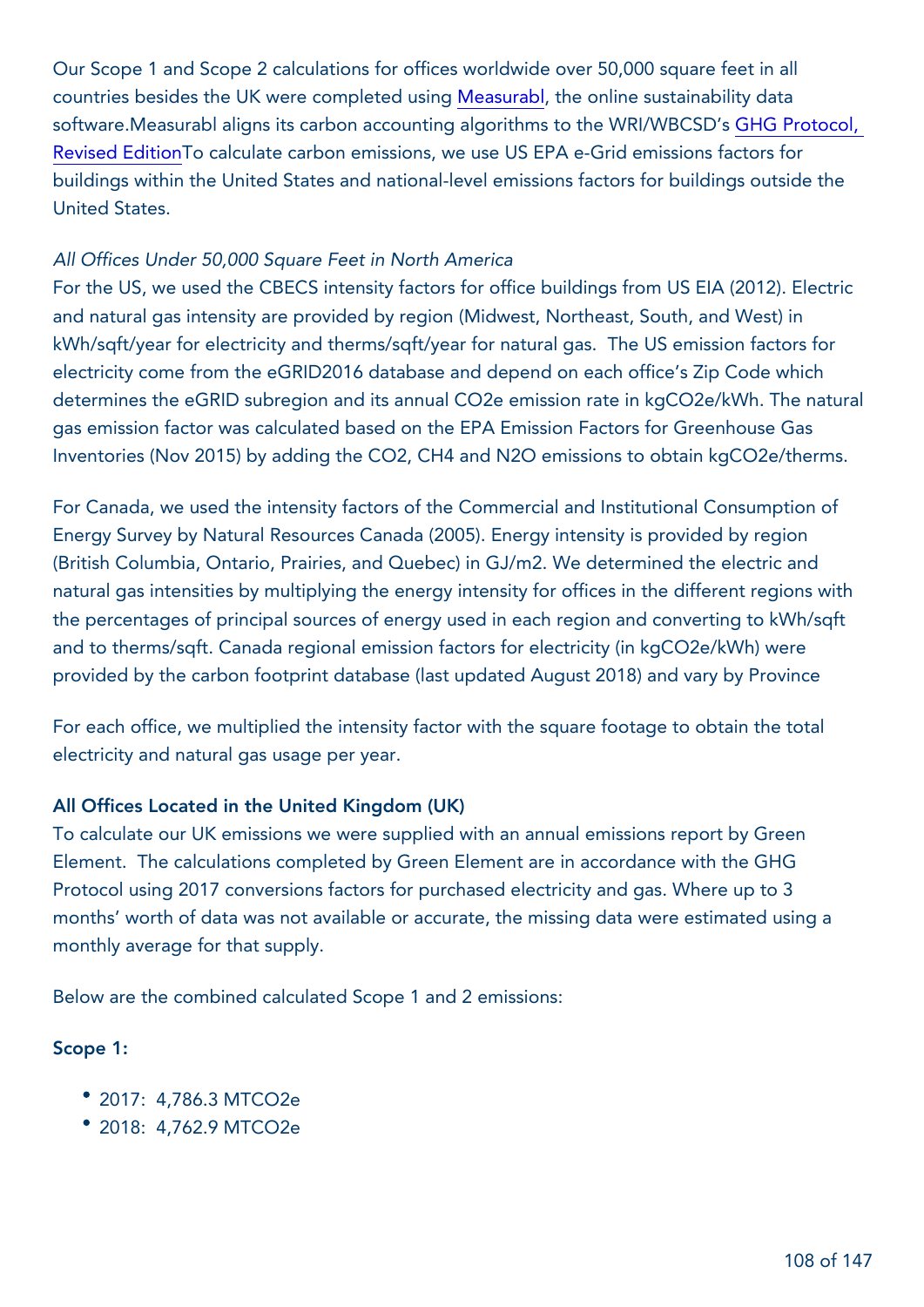Our Scope 1 and Scope 2 calculations for offices worldwide over 50,000 square feet in all countries besides the UK were completed using Measurabl, the online sustainability data software.Measurabl aligns its carbon accounting algorithms to the WRI/WBCSD's GHG Protocol, Revised EditionTo calculate carbon emissions, we use US EPA e-Grid emissions factors for buildings within the United States and national-level emissions factors for buildings outside the United States.

*All Offices Under 50,000 Square Feet in North America*

For the US, we used the CBECS intensity factors for office buildings from US EIA (2012). Electric and natural gas intensity are provided by region (Midwest, Northeast, South, and West) in kWh/sqft/year for electricity and therms/sqft/year for natural gas. The US emission factors for electricity come from the eGRID2016 database and depend on each office's Zip Code which determines the eGRID subregion and its annual $CO_2e$ emission rate in $kgCO_2e/kWh$. The natural gas emission factor was calculated based on the EPA Emission Factors for Greenhouse Gas Inventories (Nov 2015) by adding the $CO_2$, $CH_4$ and $N_2O$ emissions to obtain $kgCO_2e$/therms.

For Canada, we used the intensity factors of the Commercial and Institutional Consumption of Energy Survey by Natural Resources Canada (2005). Energy intensity is provided by region (British Columbia, Ontario, Prairies, and Quebec) in GJ/m2. We determined the electric and natural gas intensities by multiplying the energy intensity for offices in the different regions with the percentages of principal sources of energy used in each region and converting to kWh/sqft and to therms/sqft. Canada regional emission factors for electricity (in $kgCO_2e/kWh$) were provided by the carbon footprint database (last updated August 2018) and vary by Province

For each office, we multiplied the intensity factor with the square footage to obtain the total electricity and natural gas usage per year.

**All Offices Located in the United Kingdom (UK)**

To calculate our UK emissions we were supplied with an annual emissions report by Green Element. The calculations completed by Green Element are in accordance with the GHG Protocol using 2017 conversions factors for purchased electricity and gas. Where up to 3 months' worth of data was not available or accurate, the missing data were estimated using a monthly average for that supply.

Below are the combined calculated Scope 1 and 2 emissions:

**Scope 1:**

- 2017: 4,786.3 $MTCO_2e$
- 2018: 4,762.9 $MTCO_2e$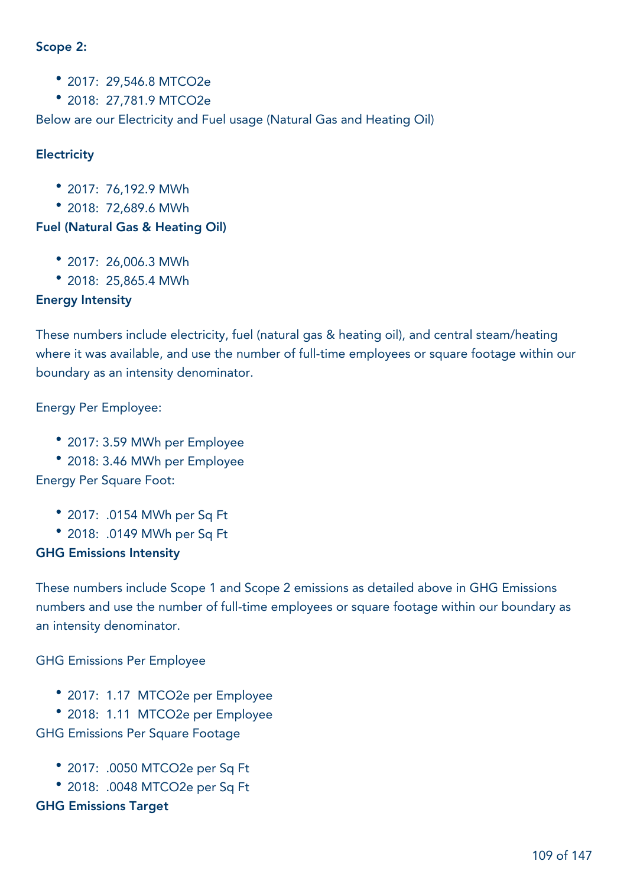**Scope 2:**

- 2017: 29,546.8 MTCO2e
- 2018: 27,781.9 MTCO2e

Below are our Electricity and Fuel usage (Natural Gas and Heating Oil)

**Electricity**

- 2017: 76,192.9 MWh
- 2018: 72,689.6 MWh

**Fuel (Natural Gas & Heating Oil)**

- 2017: 26,006.3 MWh
- 2018: 25,865.4 MWh

**Energy Intensity**

These numbers include electricity, fuel (natural gas & heating oil), and central steam/heating where it was available, and use the number of full-time employees or square footage within our boundary as an intensity denominator.

Energy Per Employee:

- 2017: 3.59 MWh per Employee
- 2018: 3.46 MWh per Employee

Energy Per Square Foot:

- 2017: .0154 MWh per Sq Ft
- 2018: .0149 MWh per Sq Ft

**GHG Emissions Intensity**

These numbers include Scope 1 and Scope 2 emissions as detailed above in GHG Emissions numbers and use the number of full-time employees or square footage within our boundary as an intensity denominator.

GHG Emissions Per Employee

- 2017: 1.17 MTCO2e per Employee
- 2018: 1.11 MTCO2e per Employee

GHG Emissions Per Square Footage

- 2017: .0050 MTCO2e per Sq Ft
- 2018: .0048 MTCO2e per Sq Ft

**GHG Emissions Target**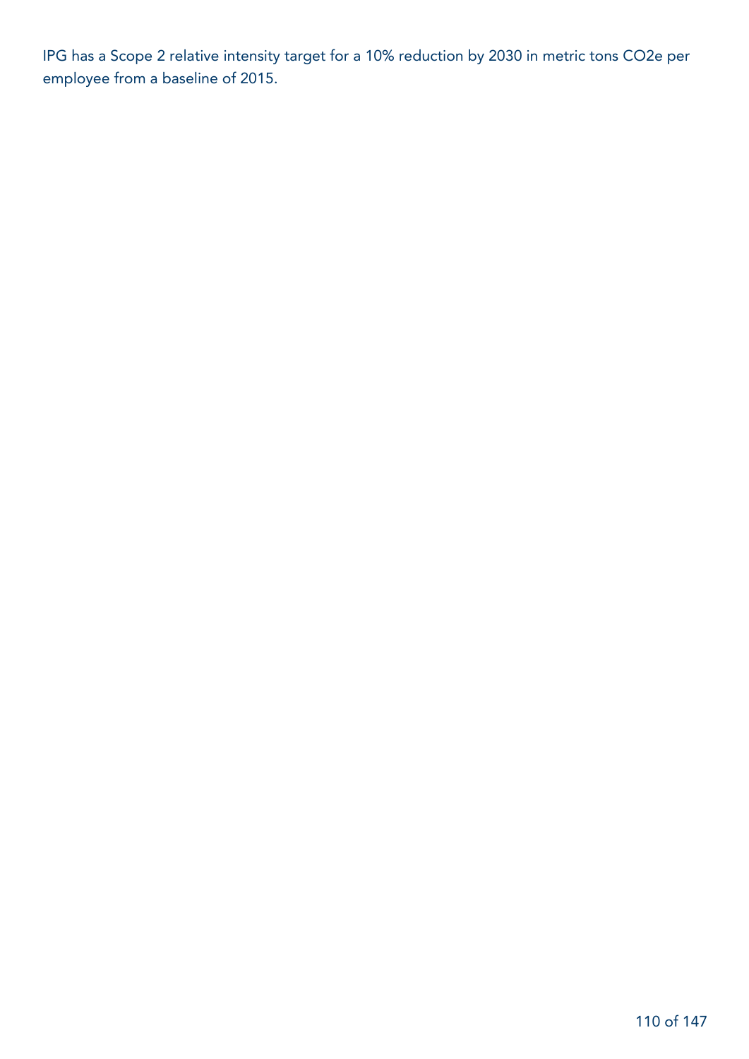IPG has a Scope 2 relative intensity target for a 10% reduction by 2030 in metric tons $CO_2e$ per employee from a baseline of 2015.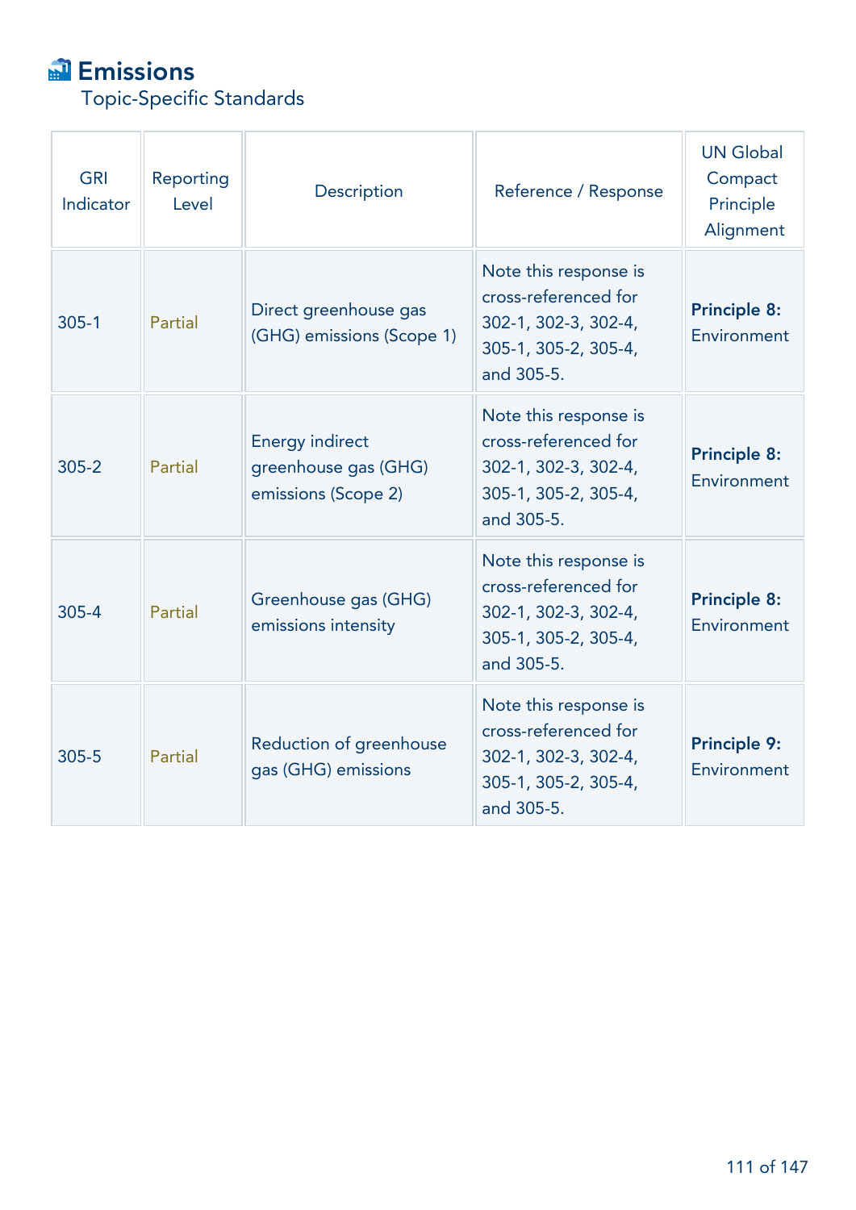# Emissions

Topic-Specific Standards

| GRI Indicator | Reporting Level | Description | Reference / Response | UN Global Compact Principle Alignment |
|---|---|---|---|---|
| 305-1 | Partial | Direct greenhouse gas (GHG) emissions (Scope 1) | Note this response is cross-referenced for 302-1, 302-3, 302-4, 305-1, 305-2, 305-4, and 305-5. | **Principle 8:** Environment |
| 305-2 | Partial | Energy indirect greenhouse gas (GHG) emissions (Scope 2) | Note this response is cross-referenced for 302-1, 302-3, 302-4, 305-1, 305-2, 305-4, and 305-5. | **Principle 8:** Environment |
| 305-4 | Partial | Greenhouse gas (GHG) emissions intensity | Note this response is cross-referenced for 302-1, 302-3, 302-4, 305-1, 305-2, 305-4, and 305-5. | **Principle 8:** Environment |
| 305-5 | Partial | Reduction of greenhouse gas (GHG) emissions | Note this response is cross-referenced for 302-1, 302-3, 302-4, 305-1, 305-2, 305-4, and 305-5. | **Principle 9:** Environment |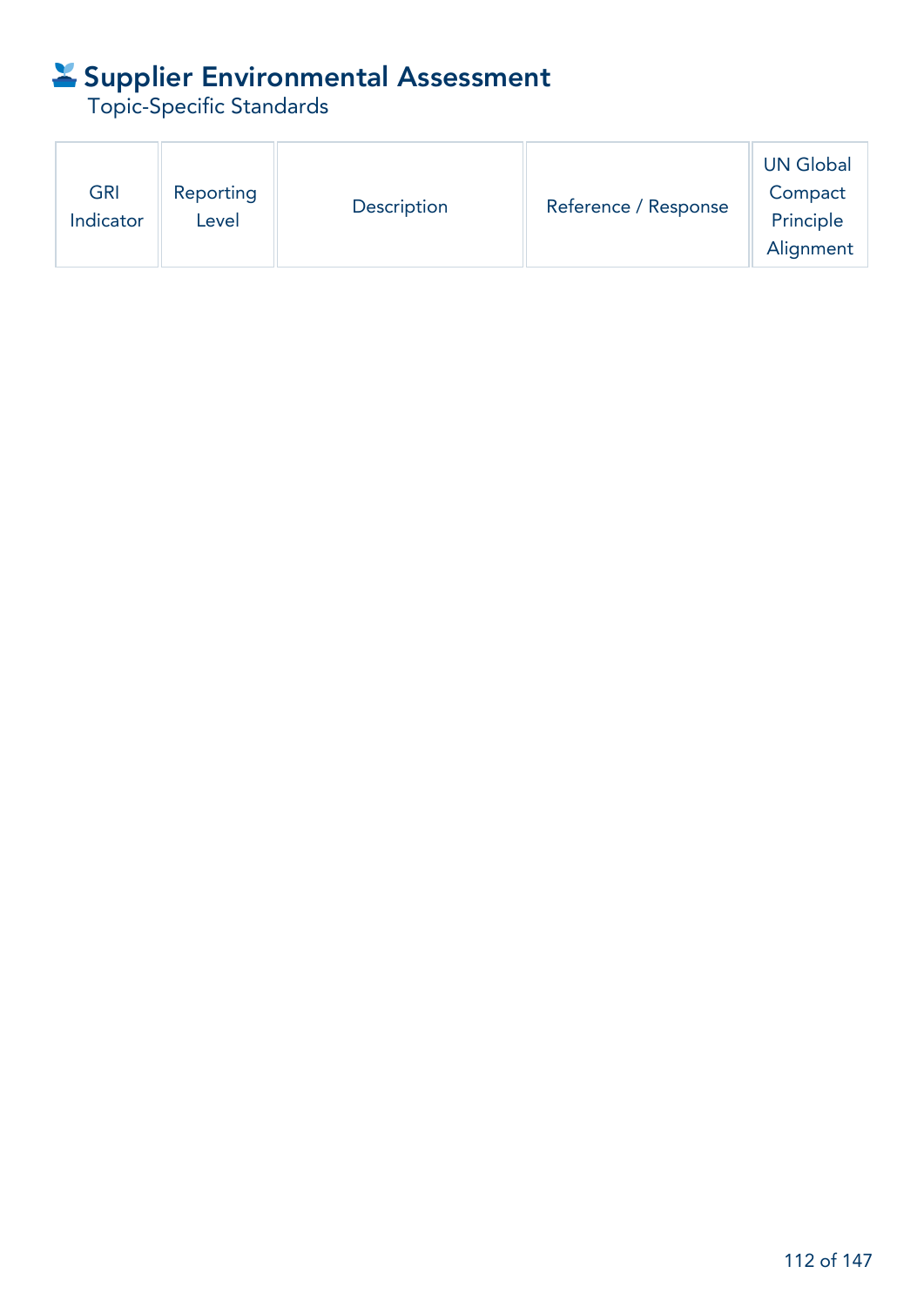# Supplier Environmental Assessment

Topic-Specific Standards

| GRI Indicator | Reporting Level | Description | Reference / Response | UN Global Compact Principle Alignment |
|---|---|---|---|---|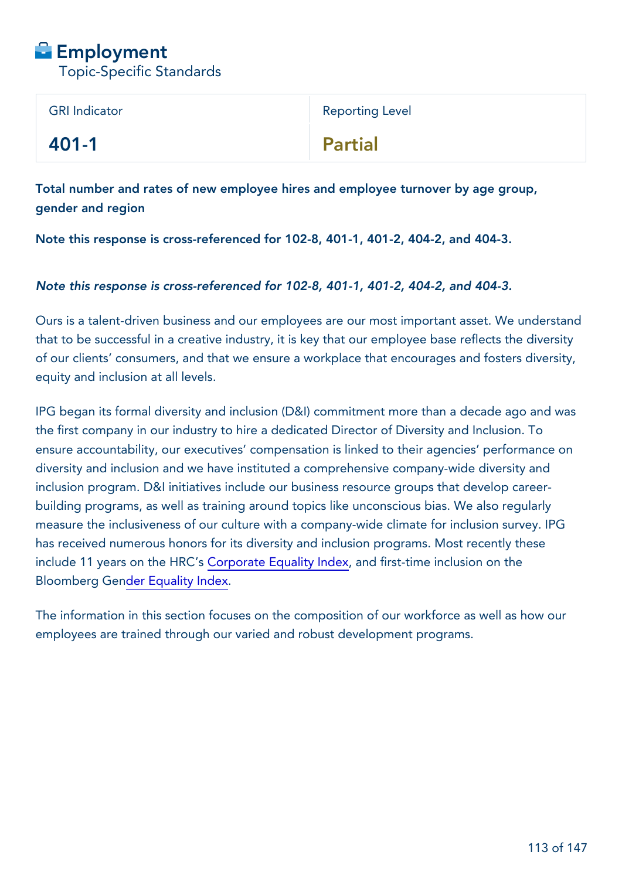# Employment

Topic-Specific Standards

| GRI Indicator | Reporting Level |
| --- | --- |
| 401-1 | Partial |

**Total number and rates of new employee hires and employee turnover by age group, gender and region**

**Note this response is cross-referenced for 102-8, 401-1, 401-2, 404-2, and 404-3.**

***Note this response is cross-referenced for 102-8, 401-1, 401-2, 404-2, and 404-3.***

Ours is a talent-driven business and our employees are our most important asset. We understand that to be successful in a creative industry, it is key that our employee base reflects the diversity of our clients' consumers, and that we ensure a workplace that encourages and fosters diversity, equity and inclusion at all levels.

IPG began its formal diversity and inclusion (D&I) commitment more than a decade ago and was the first company in our industry to hire a dedicated Director of Diversity and Inclusion. To ensure accountability, our executives' compensation is linked to their agencies' performance on diversity and inclusion and we have instituted a comprehensive company-wide diversity and inclusion program. D&I initiatives include our business resource groups that develop career-building programs, as well as training around topics like unconscious bias. We also regularly measure the inclusiveness of our culture with a company-wide climate for inclusion survey. IPG has received numerous honors for its diversity and inclusion programs. Most recently these include 11 years on the HRC's Corporate Equality Index, and first-time inclusion on the Bloomberg Gender Equality Index.

The information in this section focuses on the composition of our workforce as well as how our employees are trained through our varied and robust development programs.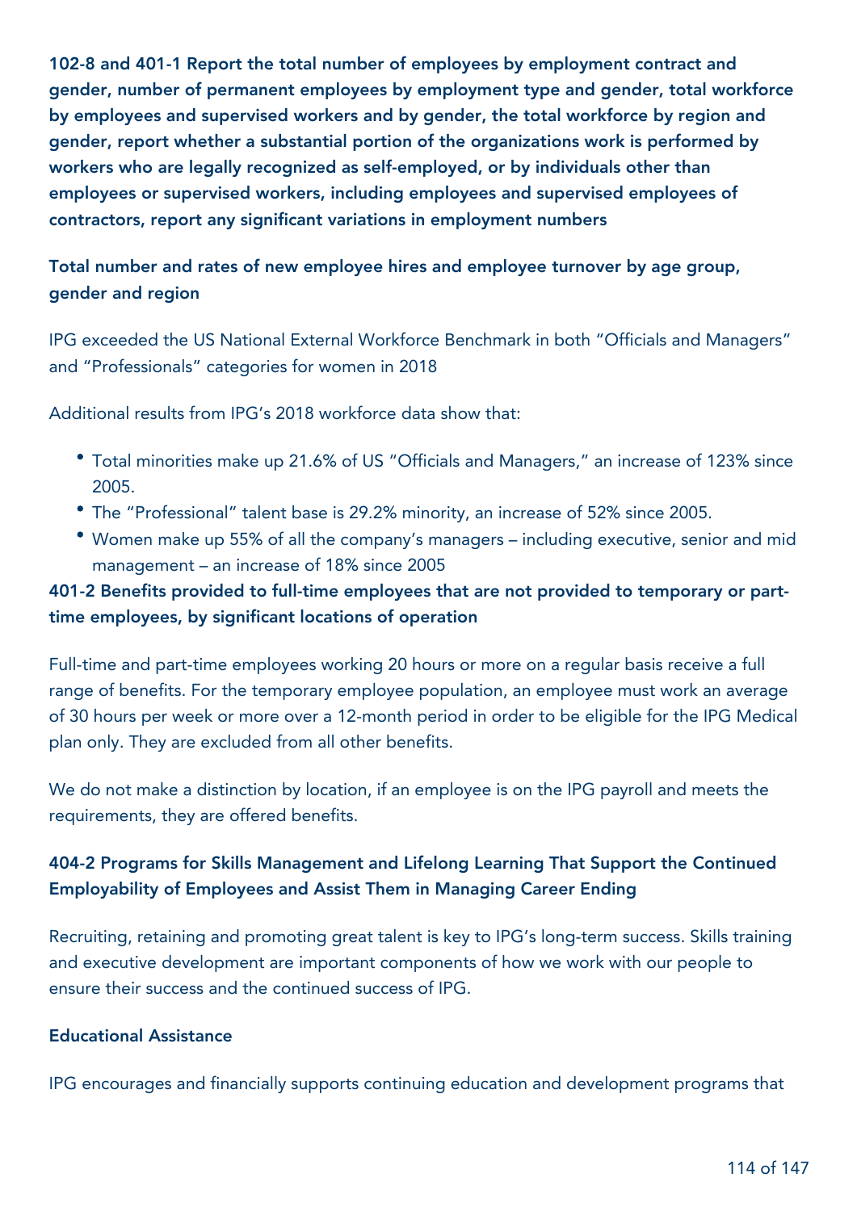**102-8 and 401-1 Report the total number of employees by employment contract and gender, number of permanent employees by employment type and gender, total workforce by employees and supervised workers and by gender, the total workforce by region and gender, report whether a substantial portion of the organizations work is performed by workers who are legally recognized as self-employed, or by individuals other than employees or supervised workers, including employees and supervised employees of contractors, report any significant variations in employment numbers**

**Total number and rates of new employee hires and employee turnover by age group, gender and region**

IPG exceeded the US National External Workforce Benchmark in both "Officials and Managers" and "Professionals" categories for women in 2018

Additional results from IPG's 2018 workforce data show that:

- Total minorities make up 21.6% of US "Officials and Managers," an increase of 123% since 2005.
- The "Professional" talent base is 29.2% minority, an increase of 52% since 2005.
- Women make up 55% of all the company's managers – including executive, senior and mid management – an increase of 18% since 2005

**401-2 Benefits provided to full-time employees that are not provided to temporary or part-time employees, by significant locations of operation**

Full-time and part-time employees working 20 hours or more on a regular basis receive a full range of benefits. For the temporary employee population, an employee must work an average of 30 hours per week or more over a 12-month period in order to be eligible for the IPG Medical plan only. They are excluded from all other benefits.

We do not make a distinction by location, if an employee is on the IPG payroll and meets the requirements, they are offered benefits.

**404-2 Programs for Skills Management and Lifelong Learning That Support the Continued Employability of Employees and Assist Them in Managing Career Ending**

Recruiting, retaining and promoting great talent is key to IPG's long-term success. Skills training and executive development are important components of how we work with our people to ensure their success and the continued success of IPG.

**Educational Assistance**

IPG encourages and financially supports continuing education and development programs that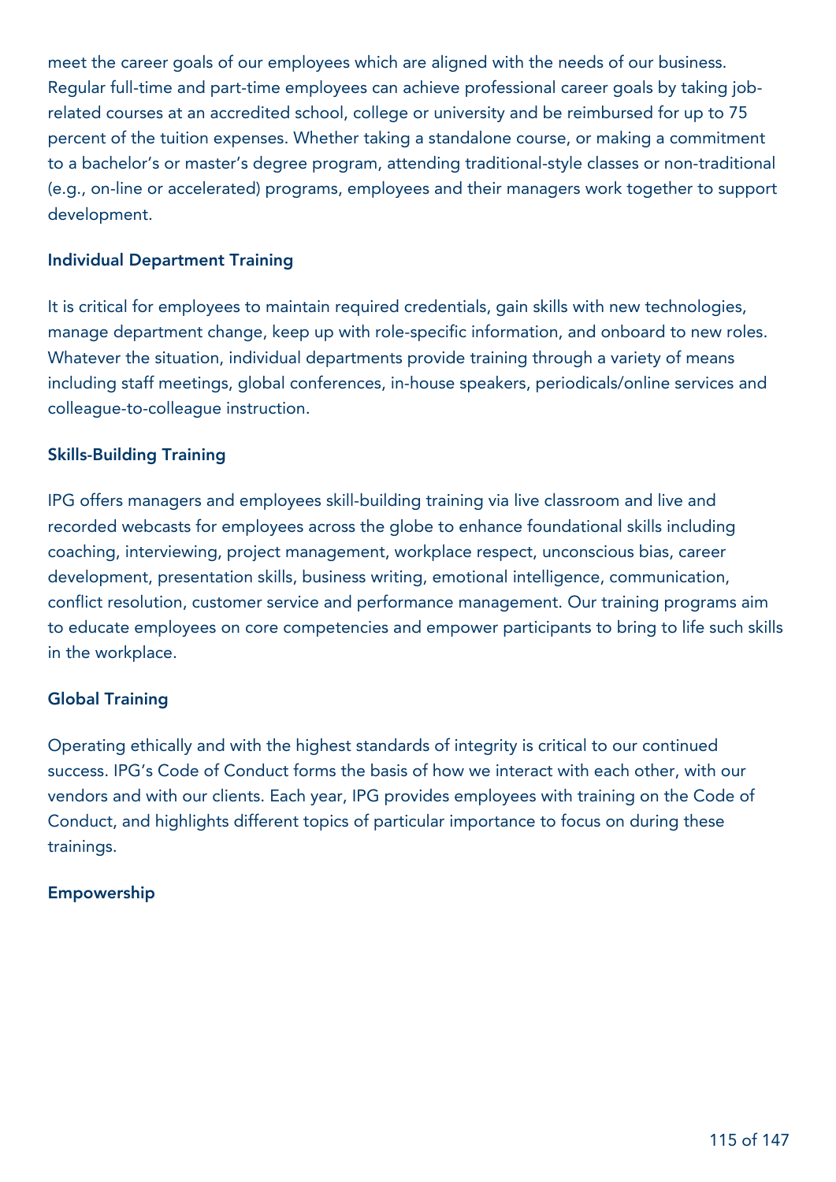meet the career goals of our employees which are aligned with the needs of our business. Regular full-time and part-time employees can achieve professional career goals by taking job-related courses at an accredited school, college or university and be reimbursed for up to 75 percent of the tuition expenses. Whether taking a standalone course, or making a commitment to a bachelor's or master's degree program, attending traditional-style classes or non-traditional (e.g., on-line or accelerated) programs, employees and their managers work together to support development.

### Individual Department Training

It is critical for employees to maintain required credentials, gain skills with new technologies, manage department change, keep up with role-specific information, and onboard to new roles. Whatever the situation, individual departments provide training through a variety of means including staff meetings, global conferences, in-house speakers, periodicals/online services and colleague-to-colleague instruction.

### Skills-Building Training

IPG offers managers and employees skill-building training via live classroom and live and recorded webcasts for employees across the globe to enhance foundational skills including coaching, interviewing, project management, workplace respect, unconscious bias, career development, presentation skills, business writing, emotional intelligence, communication, conflict resolution, customer service and performance management. Our training programs aim to educate employees on core competencies and empower participants to bring to life such skills in the workplace.

### Global Training

Operating ethically and with the highest standards of integrity is critical to our continued success. IPG's Code of Conduct forms the basis of how we interact with each other, with our vendors and with our clients. Each year, IPG provides employees with training on the Code of Conduct, and highlights different topics of particular importance to focus on during these trainings.

### Empowership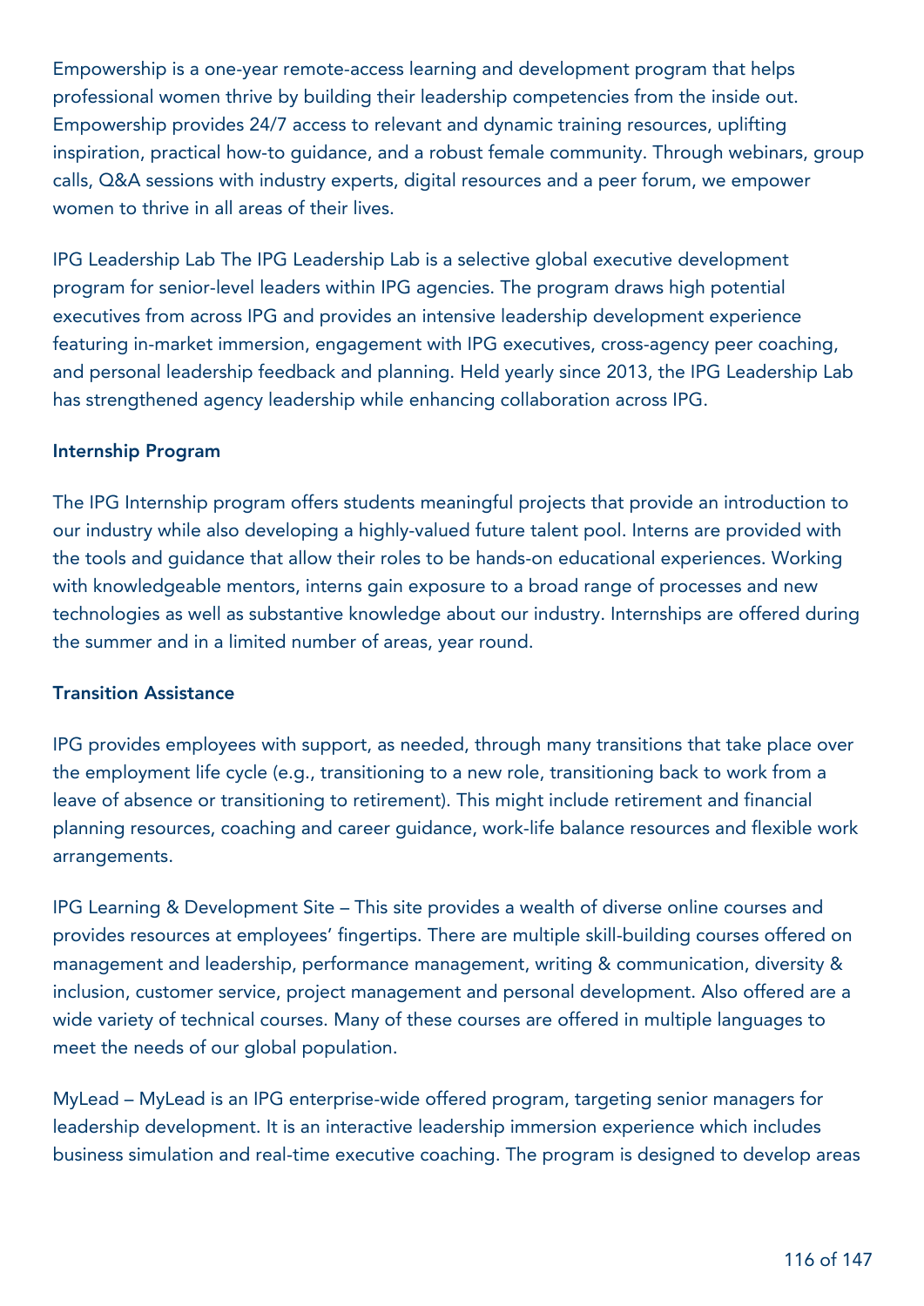Empowership is a one-year remote-access learning and development program that helps professional women thrive by building their leadership competencies from the inside out. Empowership provides 24/7 access to relevant and dynamic training resources, uplifting inspiration, practical how-to guidance, and a robust female community. Through webinars, group calls, Q&A sessions with industry experts, digital resources and a peer forum, we empower women to thrive in all areas of their lives.

IPG Leadership Lab The IPG Leadership Lab is a selective global executive development program for senior-level leaders within IPG agencies. The program draws high potential executives from across IPG and provides an intensive leadership development experience featuring in-market immersion, engagement with IPG executives, cross-agency peer coaching, and personal leadership feedback and planning. Held yearly since 2013, the IPG Leadership Lab has strengthened agency leadership while enhancing collaboration across IPG.

**Internship Program**

The IPG Internship program offers students meaningful projects that provide an introduction to our industry while also developing a highly-valued future talent pool. Interns are provided with the tools and guidance that allow their roles to be hands-on educational experiences. Working with knowledgeable mentors, interns gain exposure to a broad range of processes and new technologies as well as substantive knowledge about our industry. Internships are offered during the summer and in a limited number of areas, year round.

**Transition Assistance**

IPG provides employees with support, as needed, through many transitions that take place over the employment life cycle (e.g., transitioning to a new role, transitioning back to work from a leave of absence or transitioning to retirement). This might include retirement and financial planning resources, coaching and career guidance, work-life balance resources and flexible work arrangements.

IPG Learning & Development Site – This site provides a wealth of diverse online courses and provides resources at employees' fingertips. There are multiple skill-building courses offered on management and leadership, performance management, writing & communication, diversity & inclusion, customer service, project management and personal development. Also offered are a wide variety of technical courses. Many of these courses are offered in multiple languages to meet the needs of our global population.

MyLead – MyLead is an IPG enterprise-wide offered program, targeting senior managers for leadership development. It is an interactive leadership immersion experience which includes business simulation and real-time executive coaching. The program is designed to develop areas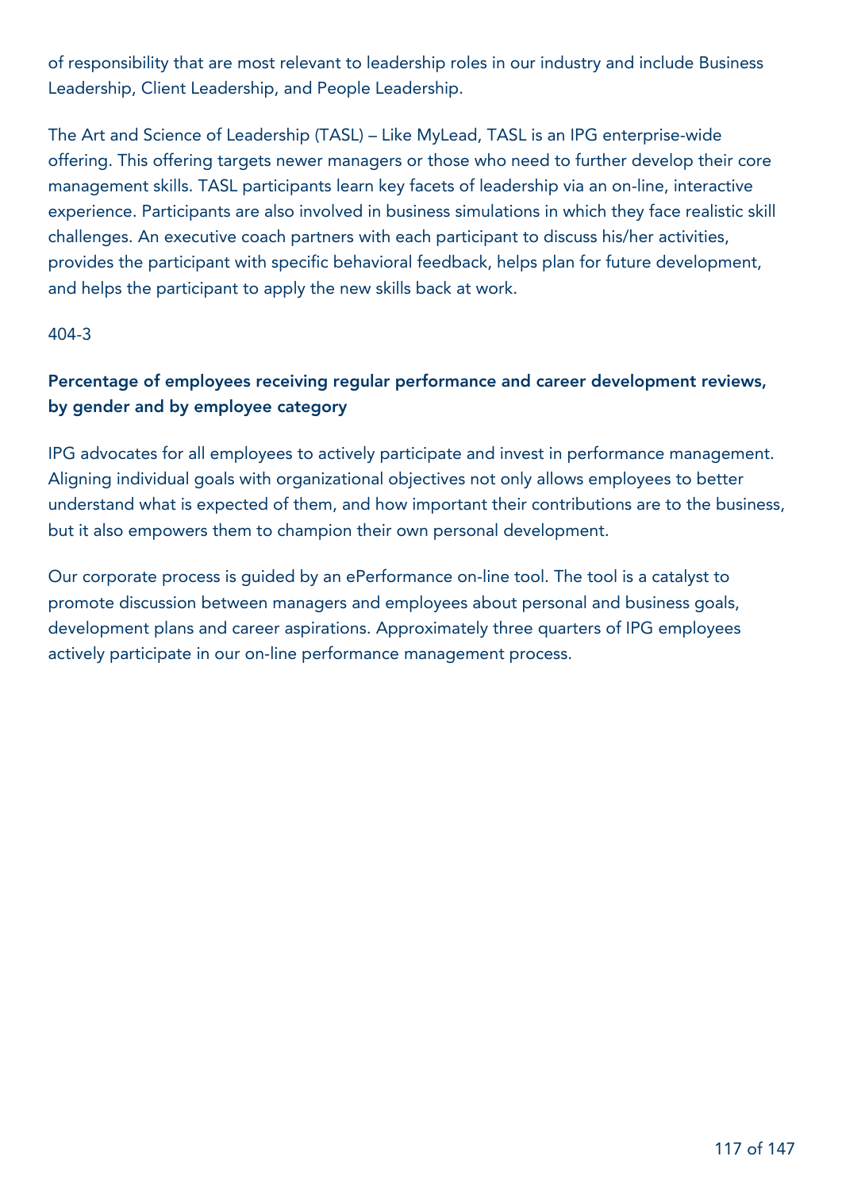of responsibility that are most relevant to leadership roles in our industry and include Business Leadership, Client Leadership, and People Leadership.

The Art and Science of Leadership (TASL) – Like MyLead, TASL is an IPG enterprise-wide offering. This offering targets newer managers or those who need to further develop their core management skills. TASL participants learn key facets of leadership via an on-line, interactive experience. Participants are also involved in business simulations in which they face realistic skill challenges. An executive coach partners with each participant to discuss his/her activities, provides the participant with specific behavioral feedback, helps plan for future development, and helps the participant to apply the new skills back at work.

404-3

## Percentage of employees receiving regular performance and career development reviews, by gender and by employee category

IPG advocates for all employees to actively participate and invest in performance management. Aligning individual goals with organizational objectives not only allows employees to better understand what is expected of them, and how important their contributions are to the business, but it also empowers them to champion their own personal development.

Our corporate process is guided by an ePerformance on-line tool. The tool is a catalyst to promote discussion between managers and employees about personal and business goals, development plans and career aspirations. Approximately three quarters of IPG employees actively participate in our on-line performance management process.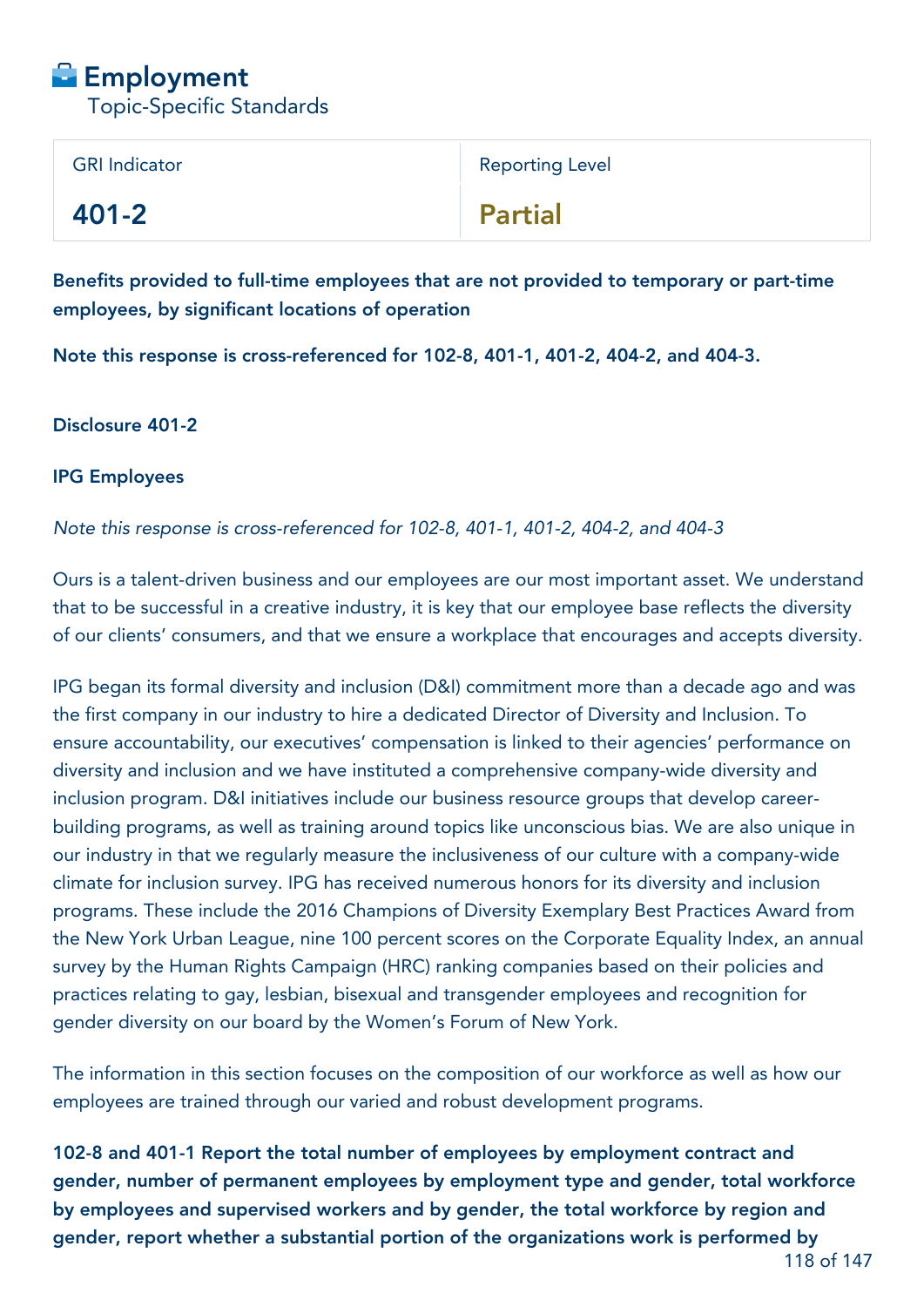# Employment

Topic-Specific Standards

| GRI Indicator | Reporting Level |
|---|---|
| **401-2** | **Partial** |

**Benefits provided to full-time employees that are not provided to temporary or part-time employees, by significant locations of operation**

**Note this response is cross-referenced for 102-8, 401-1, 401-2, 404-2, and 404-3.**

**Disclosure 401-2**

**IPG Employees**

*Note this response is cross-referenced for 102-8, 401-1, 401-2, 404-2, and 404-3*

Ours is a talent-driven business and our employees are our most important asset. We understand that to be successful in a creative industry, it is key that our employee base reflects the diversity of our clients' consumers, and that we ensure a workplace that encourages and accepts diversity.

IPG began its formal diversity and inclusion (D&I) commitment more than a decade ago and was the first company in our industry to hire a dedicated Director of Diversity and Inclusion. To ensure accountability, our executives' compensation is linked to their agencies' performance on diversity and inclusion and we have instituted a comprehensive company-wide diversity and inclusion program. D&I initiatives include our business resource groups that develop career-building programs, as well as training around topics like unconscious bias. We are also unique in our industry in that we regularly measure the inclusiveness of our culture with a company-wide climate for inclusion survey. IPG has received numerous honors for its diversity and inclusion programs. These include the 2016 Champions of Diversity Exemplary Best Practices Award from the New York Urban League, nine 100 percent scores on the Corporate Equality Index, an annual survey by the Human Rights Campaign (HRC) ranking companies based on their policies and practices relating to gay, lesbian, bisexual and transgender employees and recognition for gender diversity on our board by the Women's Forum of New York.

The information in this section focuses on the composition of our workforce as well as how our employees are trained through our varied and robust development programs.

**102-8 and 401-1 Report the total number of employees by employment contract and gender, number of permanent employees by employment type and gender, total workforce by employees and supervised workers and by gender, the total workforce by region and gender, report whether a substantial portion of the organizations work is performed by**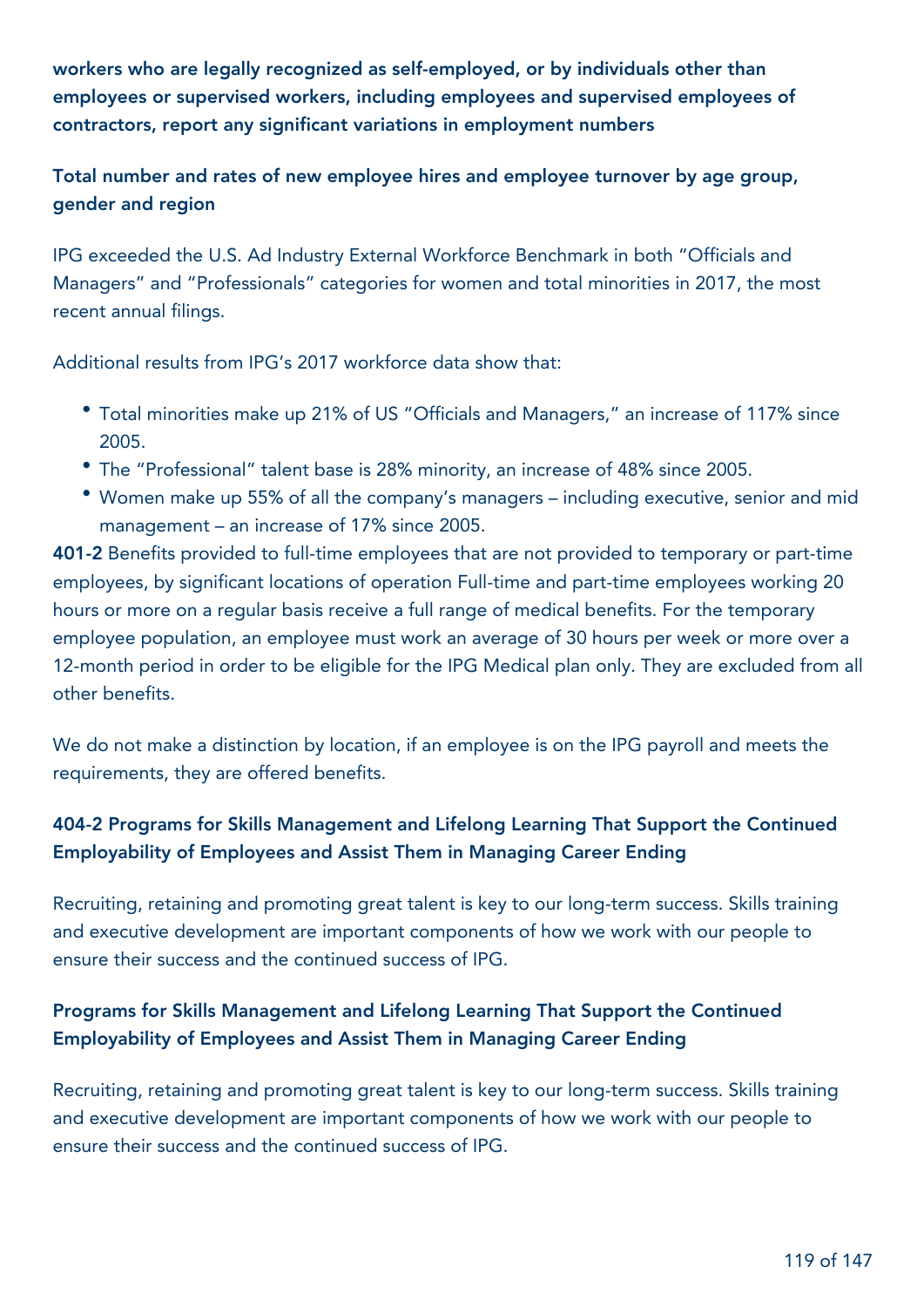**workers who are legally recognized as self-employed, or by individuals other than employees or supervised workers, including employees and supervised employees of contractors, report any significant variations in employment numbers**

**Total number and rates of new employee hires and employee turnover by age group, gender and region**

IPG exceeded the U.S. Ad Industry External Workforce Benchmark in both "Officials and Managers" and "Professionals" categories for women and total minorities in 2017, the most recent annual filings.

Additional results from IPG's 2017 workforce data show that:

- Total minorities make up 21% of US "Officials and Managers," an increase of 117% since 2005.
- The "Professional" talent base is 28% minority, an increase of 48% since 2005.
- Women make up 55% of all the company's managers – including executive, senior and mid management – an increase of 17% since 2005.

**401-2** Benefits provided to full-time employees that are not provided to temporary or part-time employees, by significant locations of operation Full-time and part-time employees working 20 hours or more on a regular basis receive a full range of medical benefits. For the temporary employee population, an employee must work an average of 30 hours per week or more over a 12-month period in order to be eligible for the IPG Medical plan only. They are excluded from all other benefits.

We do not make a distinction by location, if an employee is on the IPG payroll and meets the requirements, they are offered benefits.

**404-2 Programs for Skills Management and Lifelong Learning That Support the Continued Employability of Employees and Assist Them in Managing Career Ending**

Recruiting, retaining and promoting great talent is key to our long-term success. Skills training and executive development are important components of how we work with our people to ensure their success and the continued success of IPG.

**Programs for Skills Management and Lifelong Learning That Support the Continued Employability of Employees and Assist Them in Managing Career Ending**

Recruiting, retaining and promoting great talent is key to our long-term success. Skills training and executive development are important components of how we work with our people to ensure their success and the continued success of IPG.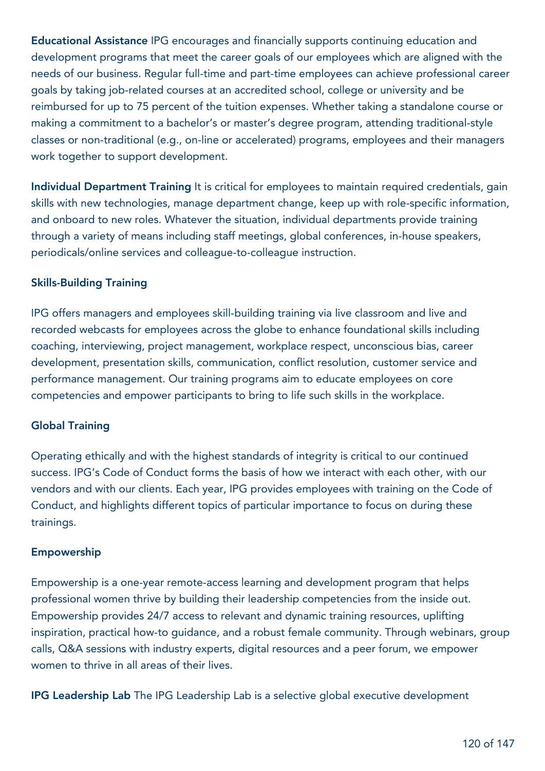**Educational Assistance** IPG encourages and financially supports continuing education and development programs that meet the career goals of our employees which are aligned with the needs of our business. Regular full-time and part-time employees can achieve professional career goals by taking job-related courses at an accredited school, college or university and be reimbursed for up to 75 percent of the tuition expenses. Whether taking a standalone course or making a commitment to a bachelor's or master's degree program, attending traditional-style classes or non-traditional (e.g., on-line or accelerated) programs, employees and their managers work together to support development.

**Individual Department Training** It is critical for employees to maintain required credentials, gain skills with new technologies, manage department change, keep up with role-specific information, and onboard to new roles. Whatever the situation, individual departments provide training through a variety of means including staff meetings, global conferences, in-house speakers, periodicals/online services and colleague-to-colleague instruction.

### Skills-Building Training

IPG offers managers and employees skill-building training via live classroom and live and recorded webcasts for employees across the globe to enhance foundational skills including coaching, interviewing, project management, workplace respect, unconscious bias, career development, presentation skills, communication, conflict resolution, customer service and performance management. Our training programs aim to educate employees on core competencies and empower participants to bring to life such skills in the workplace.

### Global Training

Operating ethically and with the highest standards of integrity is critical to our continued success. IPG's Code of Conduct forms the basis of how we interact with each other, with our vendors and with our clients. Each year, IPG provides employees with training on the Code of Conduct, and highlights different topics of particular importance to focus on during these trainings.

### Empowership

Empowership is a one-year remote-access learning and development program that helps professional women thrive by building their leadership competencies from the inside out. Empowership provides 24/7 access to relevant and dynamic training resources, uplifting inspiration, practical how-to guidance, and a robust female community. Through webinars, group calls, Q&A sessions with industry experts, digital resources and a peer forum, we empower women to thrive in all areas of their lives.

**IPG Leadership Lab** The IPG Leadership Lab is a selective global executive development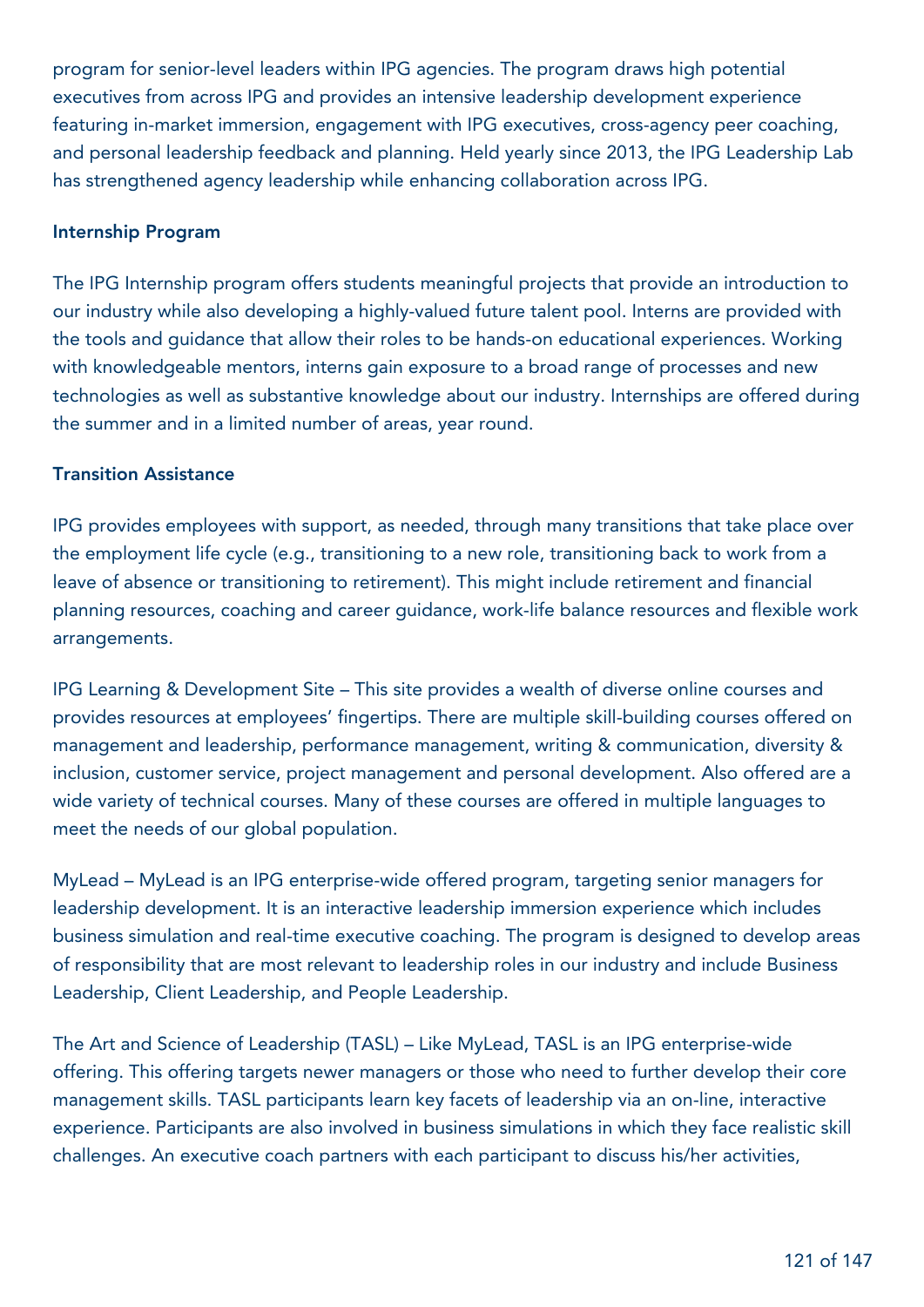program for senior-level leaders within IPG agencies. The program draws high potential executives from across IPG and provides an intensive leadership development experience featuring in-market immersion, engagement with IPG executives, cross-agency peer coaching, and personal leadership feedback and planning. Held yearly since 2013, the IPG Leadership Lab has strengthened agency leadership while enhancing collaboration across IPG.

### Internship Program

The IPG Internship program offers students meaningful projects that provide an introduction to our industry while also developing a highly-valued future talent pool. Interns are provided with the tools and guidance that allow their roles to be hands-on educational experiences. Working with knowledgeable mentors, interns gain exposure to a broad range of processes and new technologies as well as substantive knowledge about our industry. Internships are offered during the summer and in a limited number of areas, year round.

### Transition Assistance

IPG provides employees with support, as needed, through many transitions that take place over the employment life cycle (e.g., transitioning to a new role, transitioning back to work from a leave of absence or transitioning to retirement). This might include retirement and financial planning resources, coaching and career guidance, work-life balance resources and flexible work arrangements.

IPG Learning & Development Site – This site provides a wealth of diverse online courses and provides resources at employees' fingertips. There are multiple skill-building courses offered on management and leadership, performance management, writing & communication, diversity & inclusion, customer service, project management and personal development. Also offered are a wide variety of technical courses. Many of these courses are offered in multiple languages to meet the needs of our global population.

MyLead – MyLead is an IPG enterprise-wide offered program, targeting senior managers for leadership development. It is an interactive leadership immersion experience which includes business simulation and real-time executive coaching. The program is designed to develop areas of responsibility that are most relevant to leadership roles in our industry and include Business Leadership, Client Leadership, and People Leadership.

The Art and Science of Leadership (TASL) – Like MyLead, TASL is an IPG enterprise-wide offering. This offering targets newer managers or those who need to further develop their core management skills. TASL participants learn key facets of leadership via an on-line, interactive experience. Participants are also involved in business simulations in which they face realistic skill challenges. An executive coach partners with each participant to discuss his/her activities,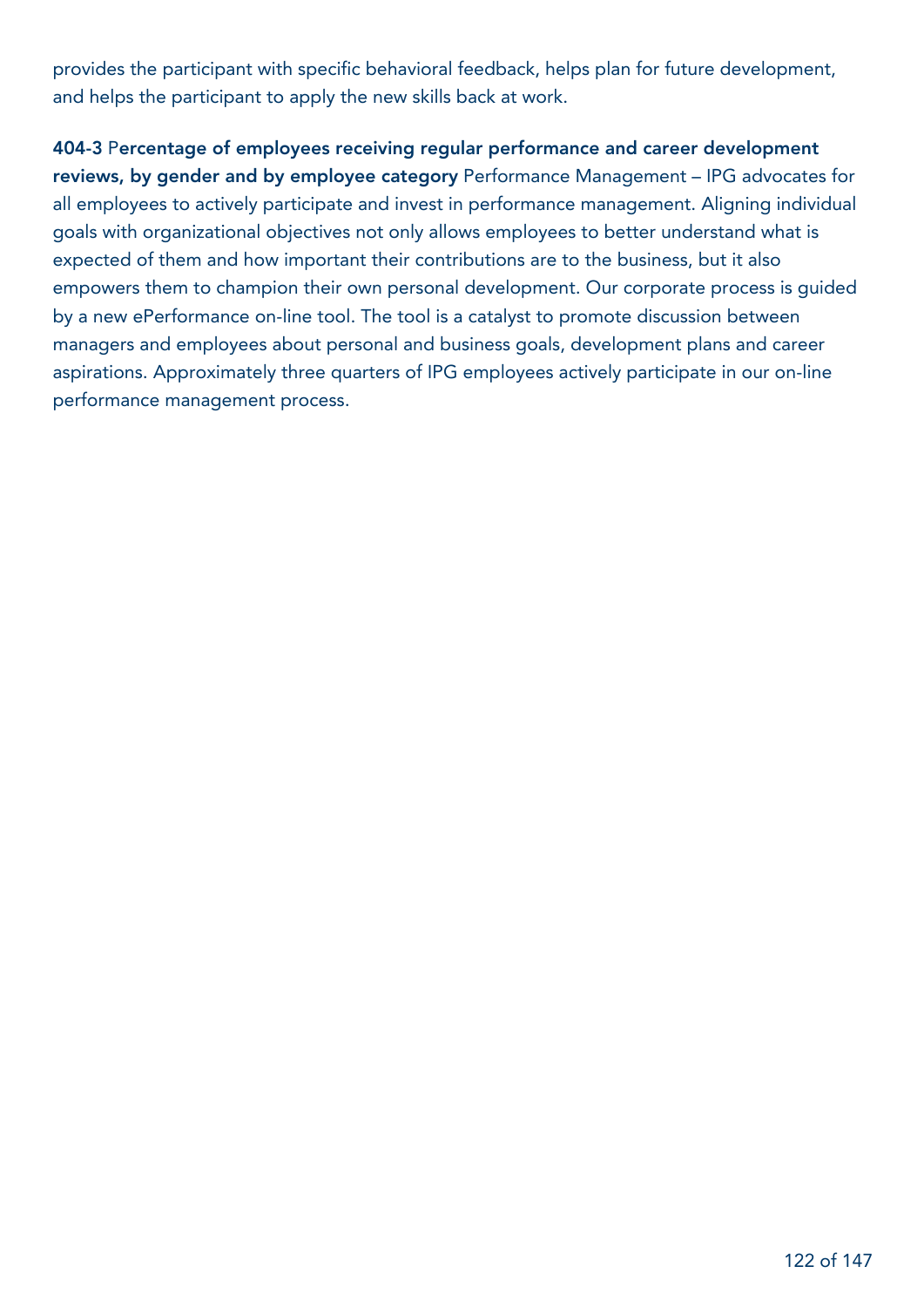provides the participant with specific behavioral feedback, helps plan for future development, and helps the participant to apply the new skills back at work.

**404-3 Percentage of employees receiving regular performance and career development reviews, by gender and by employee category** Performance Management – IPG advocates for all employees to actively participate and invest in performance management. Aligning individual goals with organizational objectives not only allows employees to better understand what is expected of them and how important their contributions are to the business, but it also empowers them to champion their own personal development. Our corporate process is guided by a new ePerformance on-line tool. The tool is a catalyst to promote discussion between managers and employees about personal and business goals, development plans and career aspirations. Approximately three quarters of IPG employees actively participate in our on-line performance management process.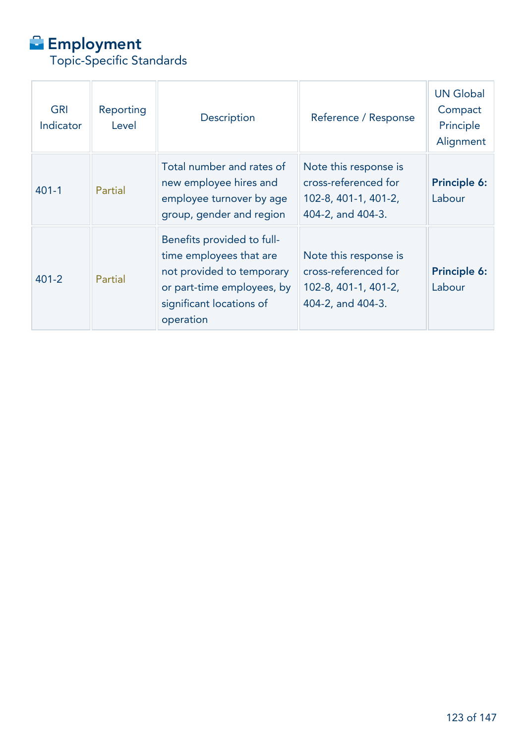# Employment

Topic-Specific Standards

| GRI Indicator | Reporting Level | Description | Reference / Response | UN Global Compact Principle Alignment |
|---|---|---|---|---|
| 401-1 | Partial | Total number and rates of new employee hires and employee turnover by age group, gender and region | Note this response is cross-referenced for 102-8, 401-1, 401-2, 404-2, and 404-3. | **Principle 6:** Labour |
| 401-2 | Partial | Benefits provided to full-time employees that are not provided to temporary or part-time employees, by significant locations of operation | Note this response is cross-referenced for 102-8, 401-1, 401-2, 404-2, and 404-3. | **Principle 6:** Labour |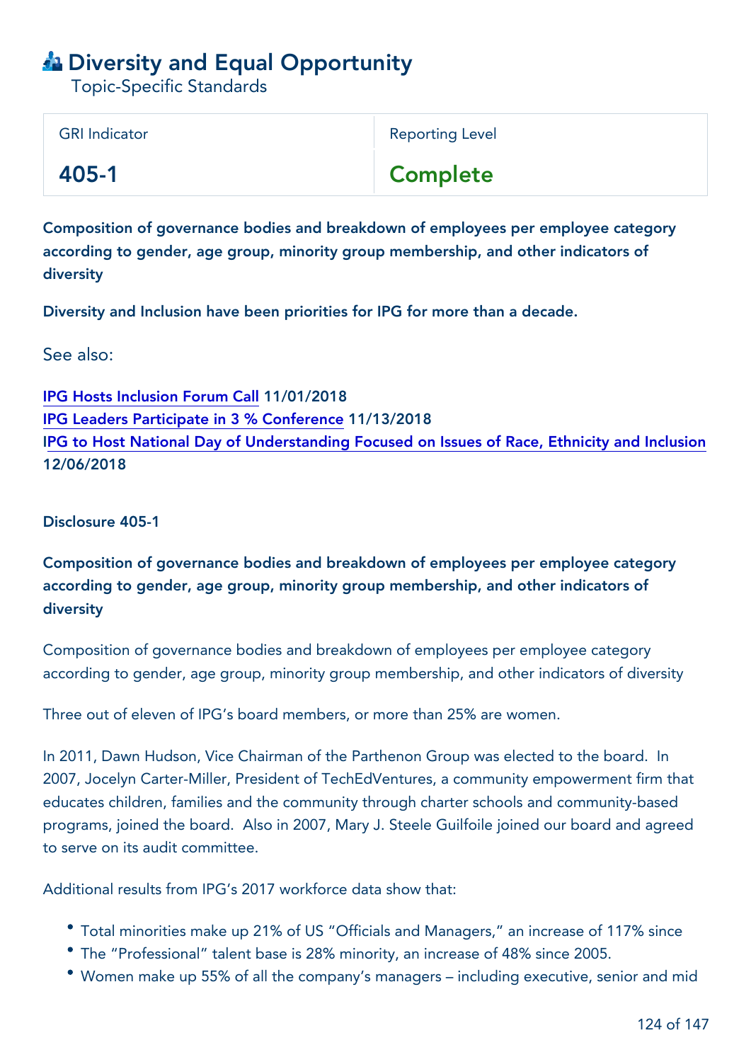# Diversity and Equal Opportunity

Topic-Specific Standards

| GRI Indicator | Reporting Level |
| --- | --- |
| **405-1** | **Complete** |

**Composition of governance bodies and breakdown of employees per employee category according to gender, age group, minority group membership, and other indicators of diversity**

**Diversity and Inclusion have been priorities for IPG for more than a decade.**

See also:

IPG Hosts Inclusion Forum Call 11/01/2018
IPG Leaders Participate in 3 % Conference 11/13/2018
IPG to Host National Day of Understanding Focused on Issues of Race, Ethnicity and Inclusion 12/06/2018

Disclosure 405-1

**Composition of governance bodies and breakdown of employees per employee category according to gender, age group, minority group membership, and other indicators of diversity**

Composition of governance bodies and breakdown of employees per employee category according to gender, age group, minority group membership, and other indicators of diversity

Three out of eleven of IPG's board members, or more than 25% are women.

In 2011, Dawn Hudson, Vice Chairman of the Parthenon Group was elected to the board. In 2007, Jocelyn Carter-Miller, President of TechEdVentures, a community empowerment firm that educates children, families and the community through charter schools and community-based programs, joined the board. Also in 2007, Mary J. Steele Guilfoile joined our board and agreed to serve on its audit committee.

Additional results from IPG's 2017 workforce data show that:

- Total minorities make up 21% of US "Officials and Managers," an increase of 117% since
- The "Professional" talent base is 28% minority, an increase of 48% since 2005.
- Women make up 55% of all the company's managers – including executive, senior and mid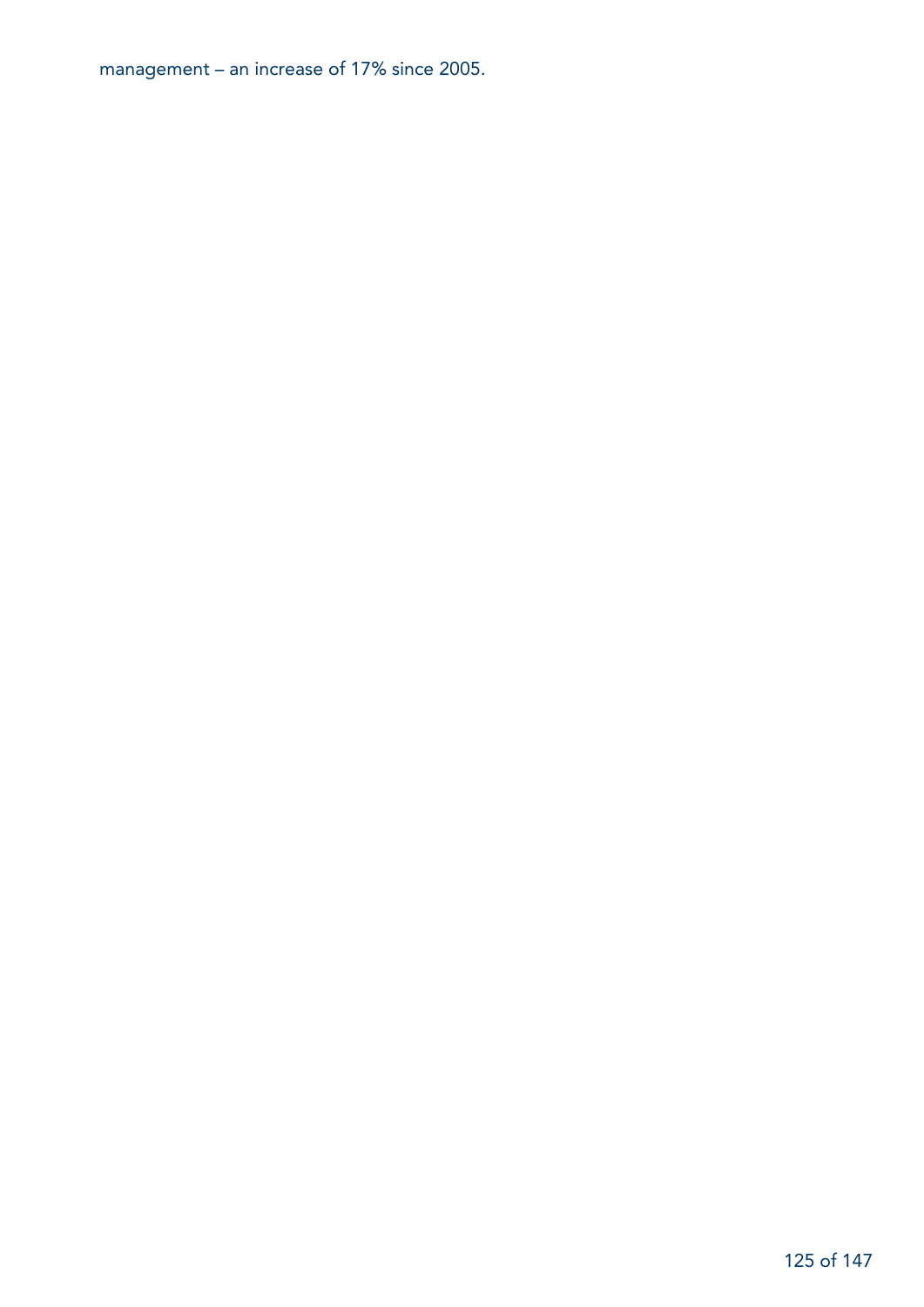management – an increase of 17% since 2005.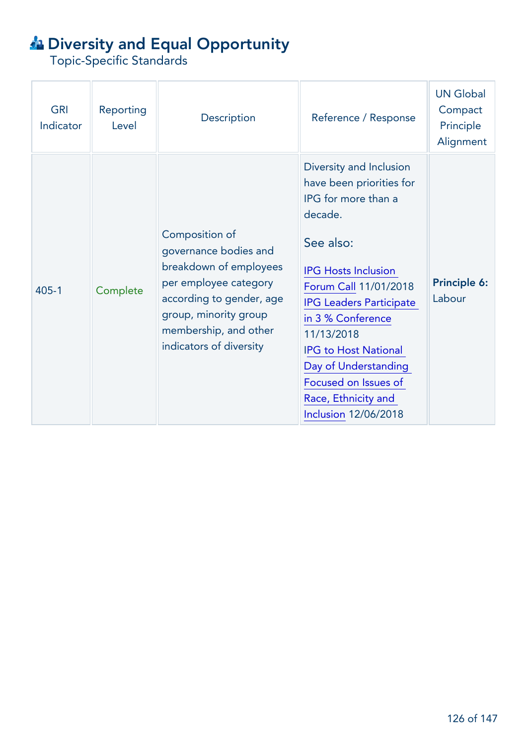# Diversity and Equal Opportunity

Topic-Specific Standards

| GRI Indicator | Reporting Level | Description | Reference / Response | UN Global Compact Principle Alignment |
|---|---|---|---|---|
| 405-1 | Complete | Composition of governance bodies and breakdown of employees per employee category according to gender, age group, minority group membership, and other indicators of diversity | Diversity and Inclusion have been priorities for IPG for more than a decade. See also: IPG Hosts Inclusion Forum Call 11/01/2018 IPG Leaders Participate in 3 % Conference 11/13/2018 IPG to Host National Day of Understanding Focused on Issues of Race, Ethnicity and Inclusion 12/06/2018 | **Principle 6:** Labour |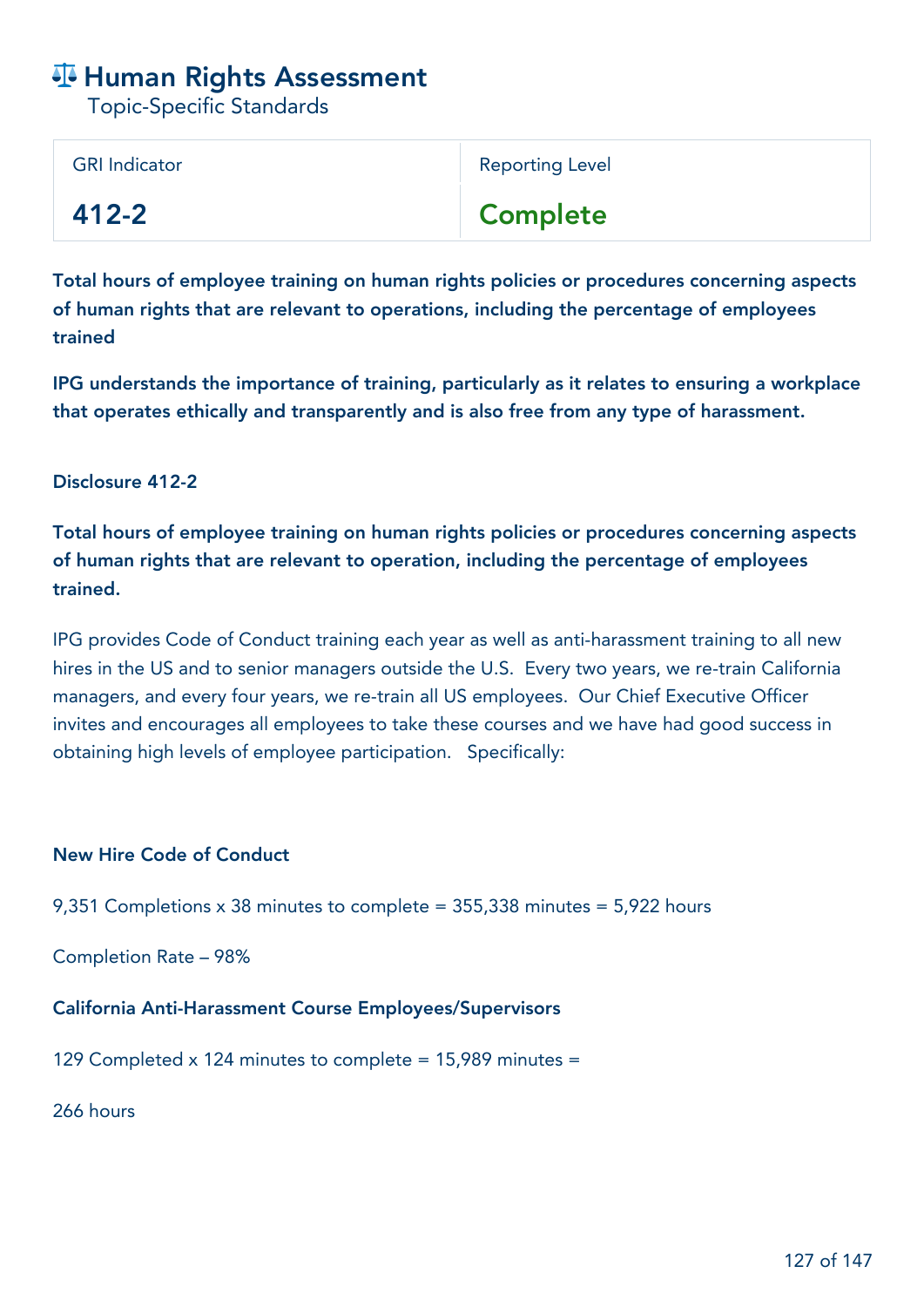# ⚖ Human Rights Assessment

Topic-Specific Standards

| GRI Indicator | Reporting Level |
| --- | --- |
| **412-2** | **Complete** |

**Total hours of employee training on human rights policies or procedures concerning aspects of human rights that are relevant to operations, including the percentage of employees trained**

**IPG understands the importance of training, particularly as it relates to ensuring a workplace that operates ethically and transparently and is also free from any type of harassment.**

## Disclosure 412-2

**Total hours of employee training on human rights policies or procedures concerning aspects of human rights that are relevant to operation, including the percentage of employees trained.**

IPG provides Code of Conduct training each year as well as anti-harassment training to all new hires in the US and to senior managers outside the U.S. Every two years, we re-train California managers, and every four years, we re-train all US employees. Our Chief Executive Officer invites and encourages all employees to take these courses and we have had good success in obtaining high levels of employee participation. Specifically:

### New Hire Code of Conduct

9,351 Completions x 38 minutes to complete = 355,338 minutes = 5,922 hours

Completion Rate – 98%

### California Anti-Harassment Course Employees/Supervisors

129 Completed x 124 minutes to complete = 15,989 minutes =

266 hours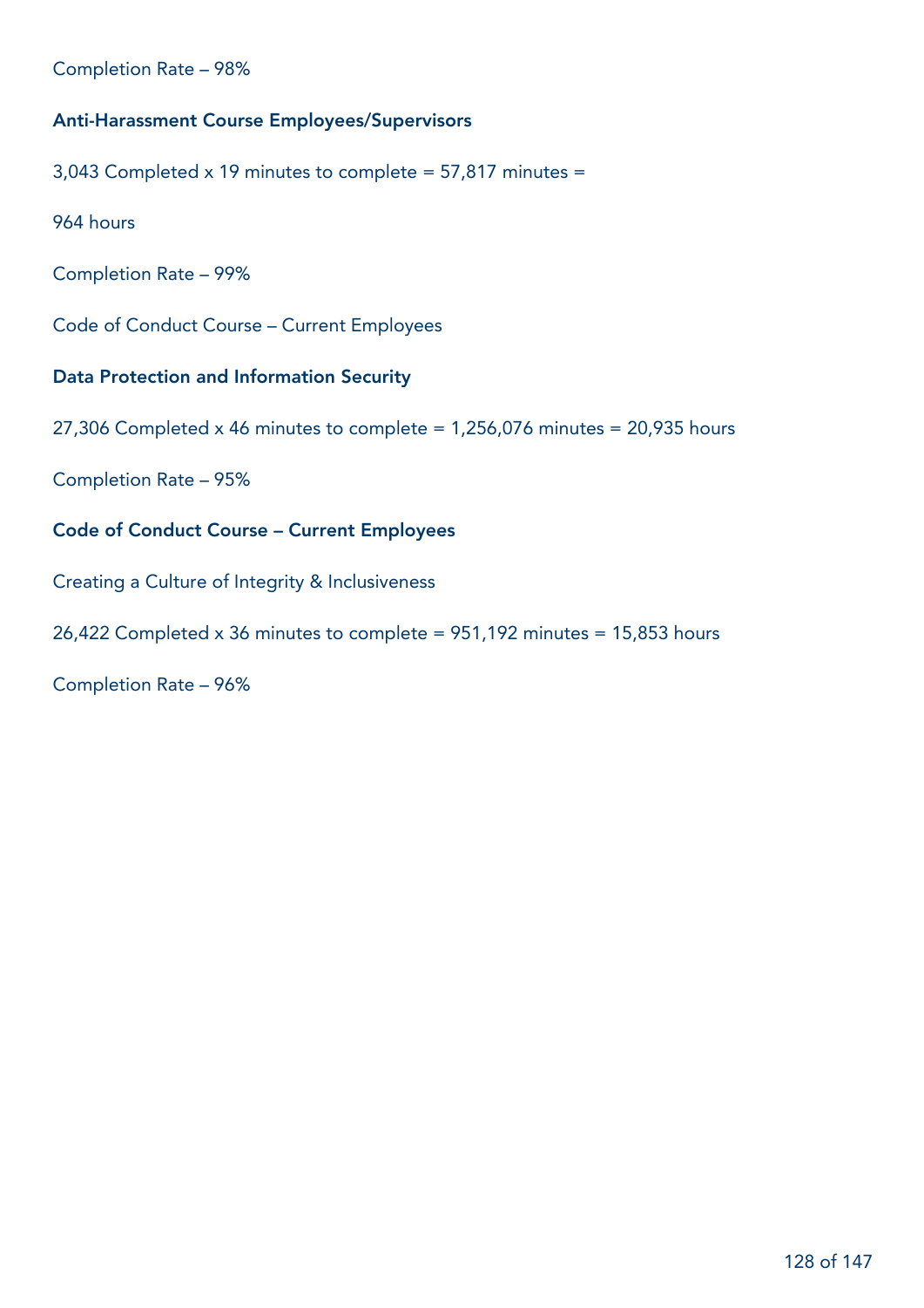Completion Rate – 98%

**Anti-Harassment Course Employees/Supervisors**

3,043 Completed x 19 minutes to complete = 57,817 minutes =

964 hours

Completion Rate – 99%

Code of Conduct Course – Current Employees

**Data Protection and Information Security**

27,306 Completed x 46 minutes to complete = 1,256,076 minutes = 20,935 hours

Completion Rate – 95%

**Code of Conduct Course – Current Employees**

Creating a Culture of Integrity & Inclusiveness

26,422 Completed x 36 minutes to complete = 951,192 minutes = 15,853 hours

Completion Rate – 96%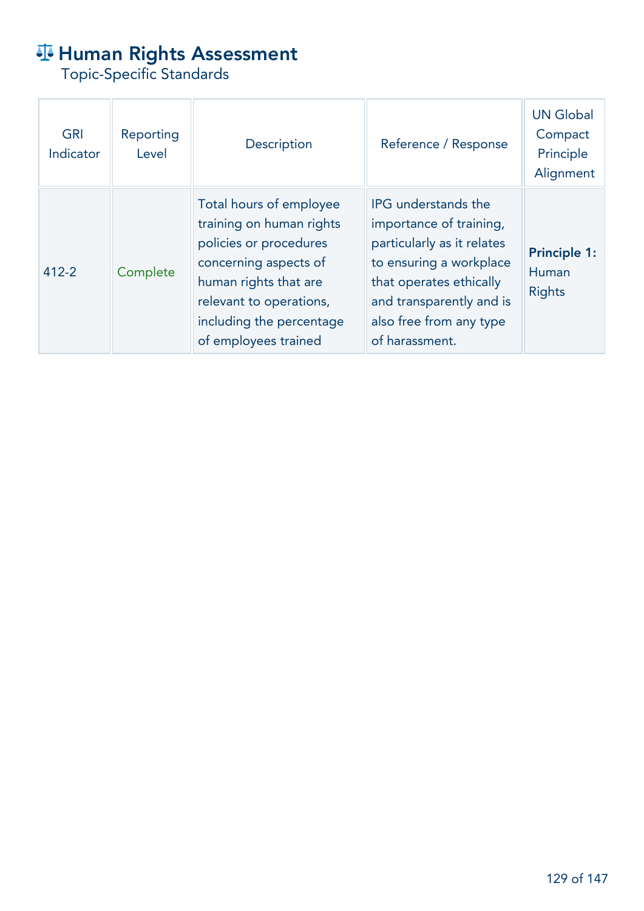# ⚖️ Human Rights Assessment

Topic-Specific Standards

| GRI Indicator | Reporting Level | Description | Reference / Response | UN Global Compact Principle Alignment |
|---|---|---|---|---|
| 412-2 | Complete | Total hours of employee training on human rights policies or procedures concerning aspects of human rights that are relevant to operations, including the percentage of employees trained | IPG understands the importance of training, particularly as it relates to ensuring a workplace that operates ethically and transparently and is also free from any type of harassment. | **Principle 1:** Human Rights |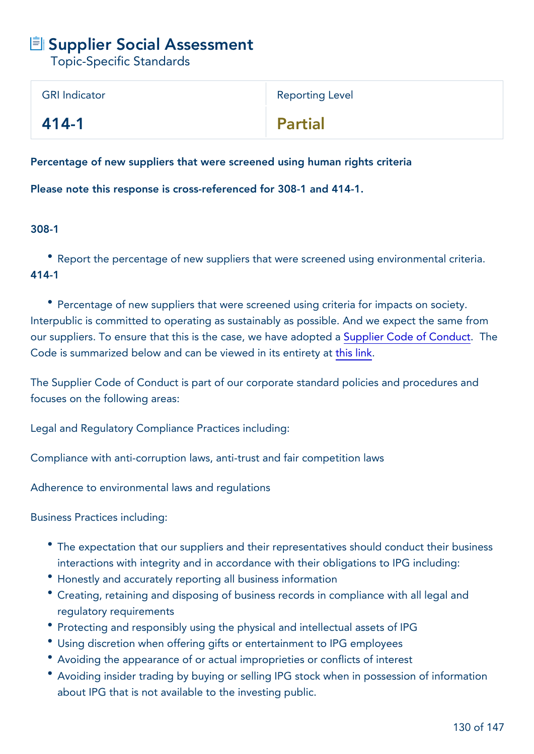# Supplier Social Assessment

Topic-Specific Standards

| GRI Indicator | Reporting Level |
| --- | --- |
| **414-1** | **Partial** |

**Percentage of new suppliers that were screened using human rights criteria**

**Please note this response is cross-referenced for 308-1 and 414-1.**

**308-1**

- Report the percentage of new suppliers that were screened using environmental criteria.

**414-1**

- Percentage of new suppliers that were screened using criteria for impacts on society.

Interpublic is committed to operating as sustainably as possible. And we expect the same from our suppliers. To ensure that this is the case, we have adopted a Supplier Code of Conduct. The Code is summarized below and can be viewed in its entirety at this link.

The Supplier Code of Conduct is part of our corporate standard policies and procedures and focuses on the following areas:

Legal and Regulatory Compliance Practices including:

Compliance with anti-corruption laws, anti-trust and fair competition laws

Adherence to environmental laws and regulations

Business Practices including:

- The expectation that our suppliers and their representatives should conduct their business interactions with integrity and in accordance with their obligations to IPG including:
- Honestly and accurately reporting all business information
- Creating, retaining and disposing of business records in compliance with all legal and regulatory requirements
- Protecting and responsibly using the physical and intellectual assets of IPG
- Using discretion when offering gifts or entertainment to IPG employees
- Avoiding the appearance of or actual improprieties or conflicts of interest
- Avoiding insider trading by buying or selling IPG stock when in possession of information about IPG that is not available to the investing public.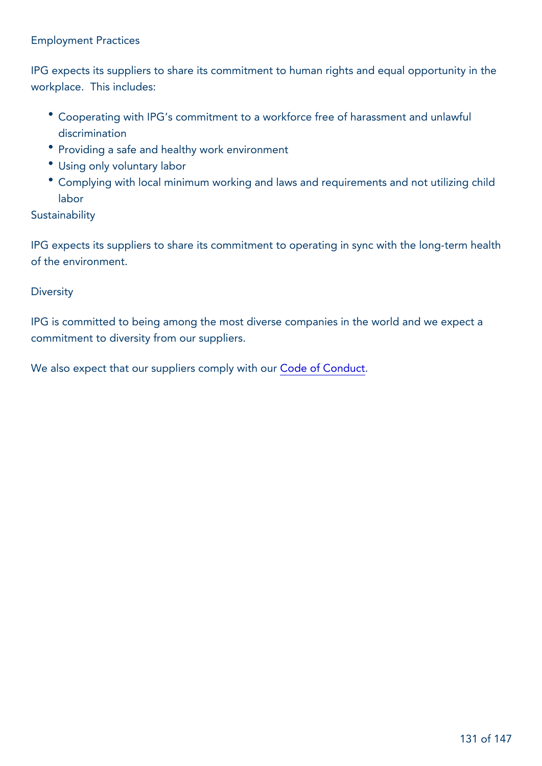## Employment Practices

IPG expects its suppliers to share its commitment to human rights and equal opportunity in the workplace. This includes:

- Cooperating with IPG's commitment to a workforce free of harassment and unlawful discrimination
- Providing a safe and healthy work environment
- Using only voluntary labor
- Complying with local minimum working and laws and requirements and not utilizing child labor

## Sustainability

IPG expects its suppliers to share its commitment to operating in sync with the long-term health of the environment.

## Diversity

IPG is committed to being among the most diverse companies in the world and we expect a commitment to diversity from our suppliers.

We also expect that our suppliers comply with our Code of Conduct.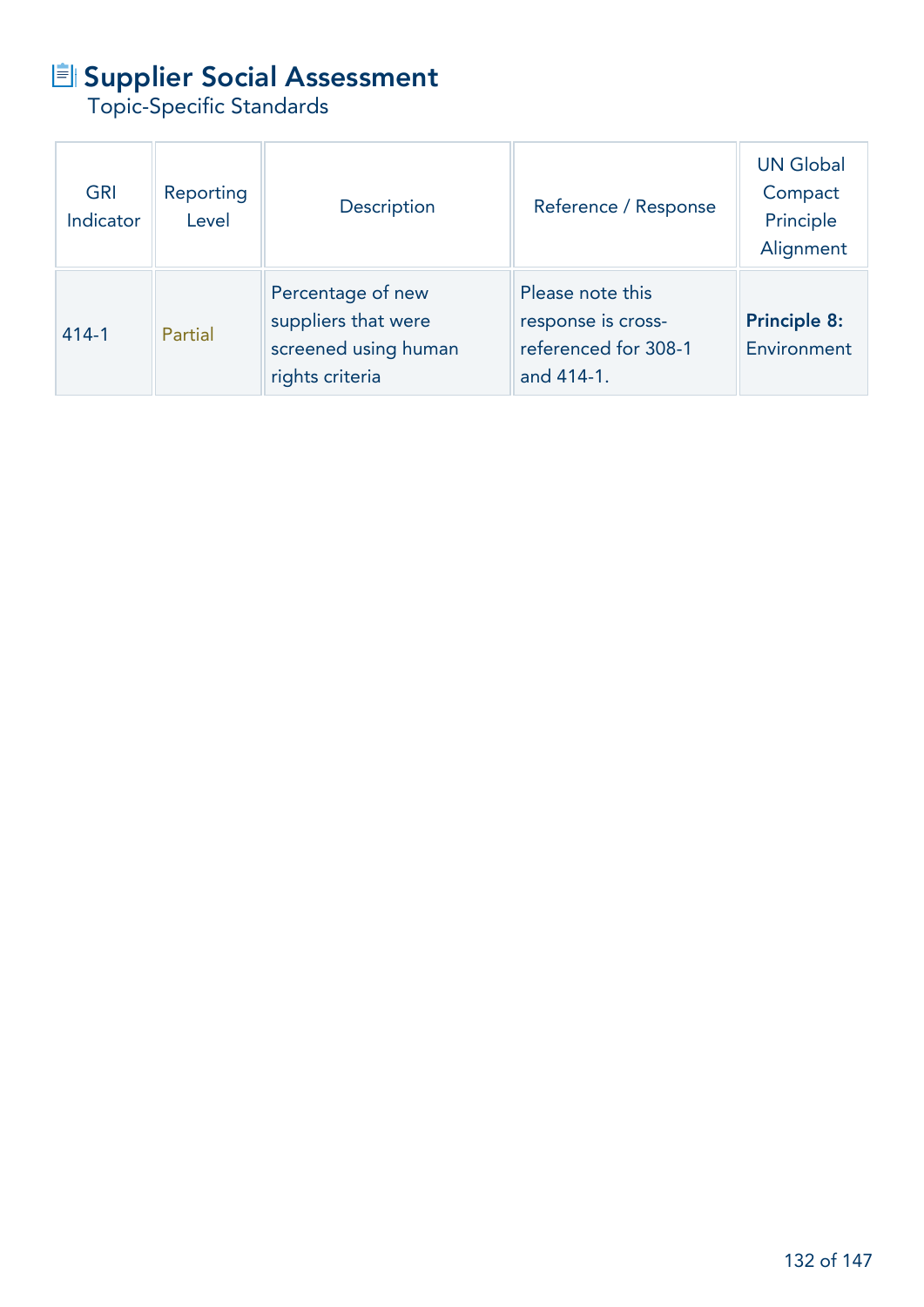# Supplier Social Assessment

Topic-Specific Standards

| GRI Indicator | Reporting Level | Description | Reference / Response | UN Global Compact Principle Alignment |
|---|---|---|---|---|
| 414-1 | Partial | Percentage of new suppliers that were screened using human rights criteria | Please note this response is cross-referenced for 308-1 and 414-1. | **Principle 8:** Environment |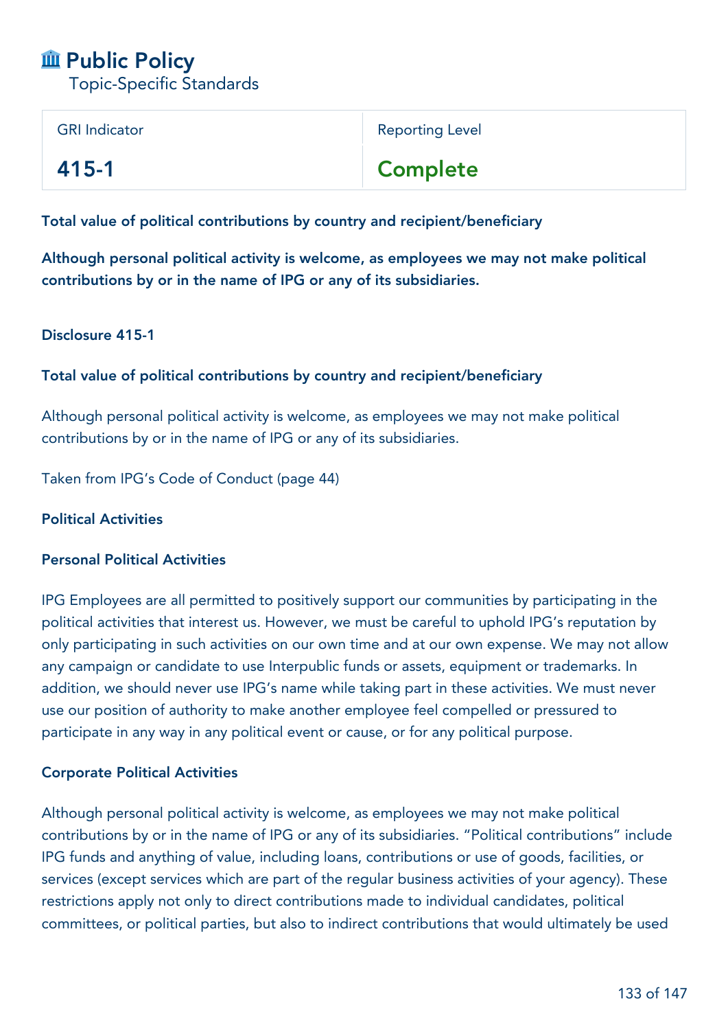# 🏛 Public Policy

Topic-Specific Standards

| GRI Indicator | Reporting Level |
| --- | --- |
| **415-1** | **Complete** |

**Total value of political contributions by country and recipient/beneficiary**

**Although personal political activity is welcome, as employees we may not make political contributions by or in the name of IPG or any of its subsidiaries.**

**Disclosure 415-1**

**Total value of political contributions by country and recipient/beneficiary**

Although personal political activity is welcome, as employees we may not make political contributions by or in the name of IPG or any of its subsidiaries.

Taken from IPG's Code of Conduct (page 44)

**Political Activities**

**Personal Political Activities**

IPG Employees are all permitted to positively support our communities by participating in the political activities that interest us. However, we must be careful to uphold IPG's reputation by only participating in such activities on our own time and at our own expense. We may not allow any campaign or candidate to use Interpublic funds or assets, equipment or trademarks. In addition, we should never use IPG's name while taking part in these activities. We must never use our position of authority to make another employee feel compelled or pressured to participate in any way in any political event or cause, or for any political purpose.

**Corporate Political Activities**

Although personal political activity is welcome, as employees we may not make political contributions by or in the name of IPG or any of its subsidiaries. "Political contributions" include IPG funds and anything of value, including loans, contributions or use of goods, facilities, or services (except services which are part of the regular business activities of your agency). These restrictions apply not only to direct contributions made to individual candidates, political committees, or political parties, but also to indirect contributions that would ultimately be used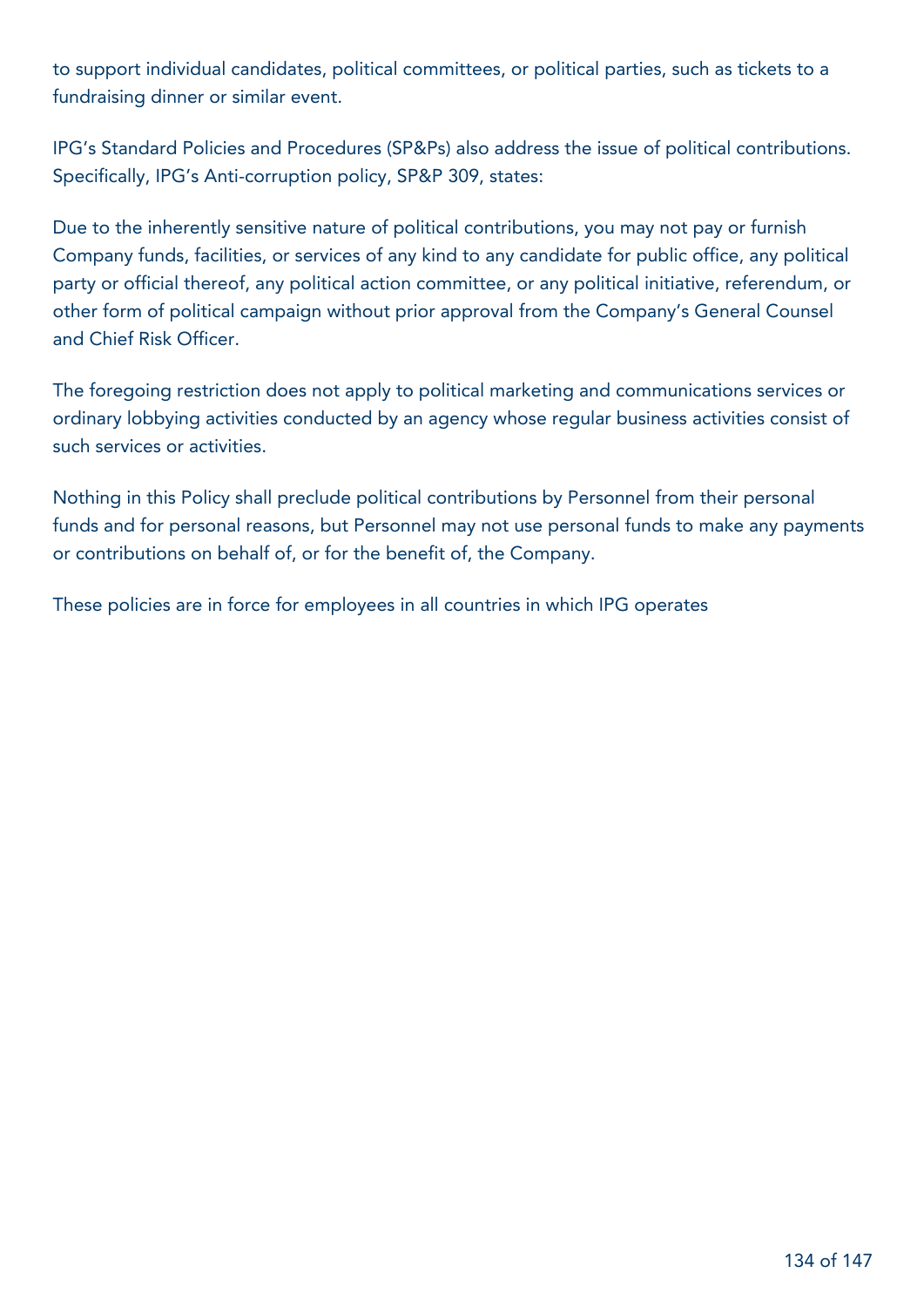to support individual candidates, political committees, or political parties, such as tickets to a fundraising dinner or similar event.

IPG's Standard Policies and Procedures (SP&Ps) also address the issue of political contributions. Specifically, IPG's Anti-corruption policy, SP&P 309, states:

Due to the inherently sensitive nature of political contributions, you may not pay or furnish Company funds, facilities, or services of any kind to any candidate for public office, any political party or official thereof, any political action committee, or any political initiative, referendum, or other form of political campaign without prior approval from the Company's General Counsel and Chief Risk Officer.

The foregoing restriction does not apply to political marketing and communications services or ordinary lobbying activities conducted by an agency whose regular business activities consist of such services or activities.

Nothing in this Policy shall preclude political contributions by Personnel from their personal funds and for personal reasons, but Personnel may not use personal funds to make any payments or contributions on behalf of, or for the benefit of, the Company.

These policies are in force for employees in all countries in which IPG operates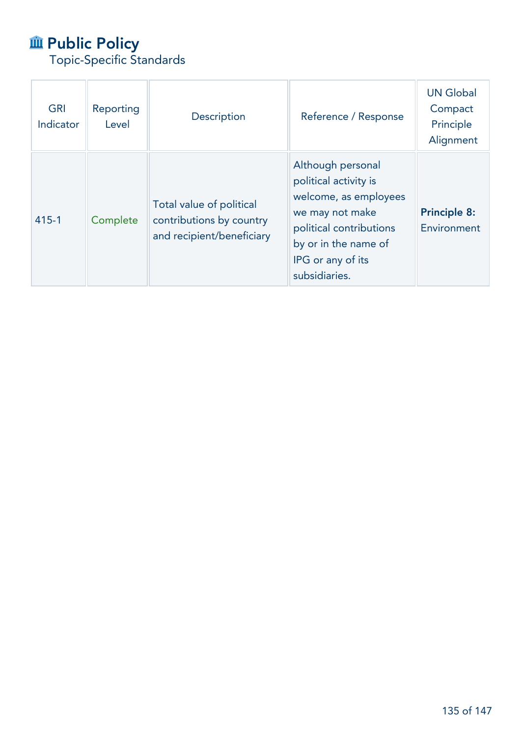# Public Policy

Topic-Specific Standards

| GRI Indicator | Reporting Level | Description | Reference / Response | UN Global Compact Principle Alignment |
| --- | --- | --- | --- | --- |
| 415-1 | Complete | Total value of political contributions by country and recipient/beneficiary | Although personal political activity is welcome, as employees we may not make political contributions by or in the name of IPG or any of its subsidiaries. | **Principle 8:** Environment |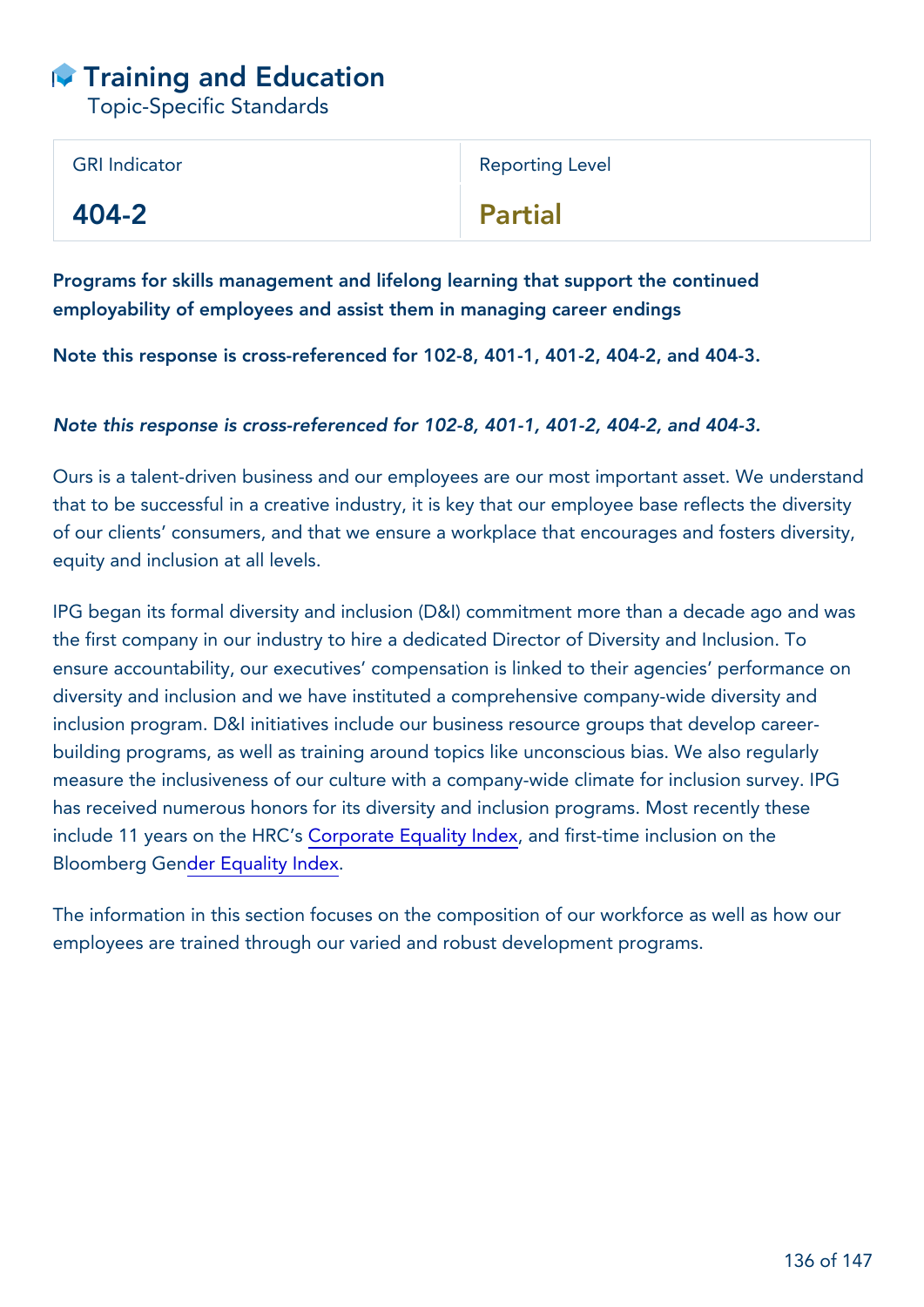# Training and Education

Topic-Specific Standards

| GRI Indicator | Reporting Level |
|---|---|
| 404-2 | Partial |

**Programs for skills management and lifelong learning that support the continued employability of employees and assist them in managing career endings**

**Note this response is cross-referenced for 102-8, 401-1, 401-2, 404-2, and 404-3.**

*Note this response is cross-referenced for 102-8, 401-1, 401-2, 404-2, and 404-3.*

Ours is a talent-driven business and our employees are our most important asset. We understand that to be successful in a creative industry, it is key that our employee base reflects the diversity of our clients' consumers, and that we ensure a workplace that encourages and fosters diversity, equity and inclusion at all levels.

IPG began its formal diversity and inclusion (D&I) commitment more than a decade ago and was the first company in our industry to hire a dedicated Director of Diversity and Inclusion. To ensure accountability, our executives' compensation is linked to their agencies' performance on diversity and inclusion and we have instituted a comprehensive company-wide diversity and inclusion program. D&I initiatives include our business resource groups that develop career-building programs, as well as training around topics like unconscious bias. We also regularly measure the inclusiveness of our culture with a company-wide climate for inclusion survey. IPG has received numerous honors for its diversity and inclusion programs. Most recently these include 11 years on the HRC's Corporate Equality Index, and first-time inclusion on the Bloomberg Gender Equality Index.

The information in this section focuses on the composition of our workforce as well as how our employees are trained through our varied and robust development programs.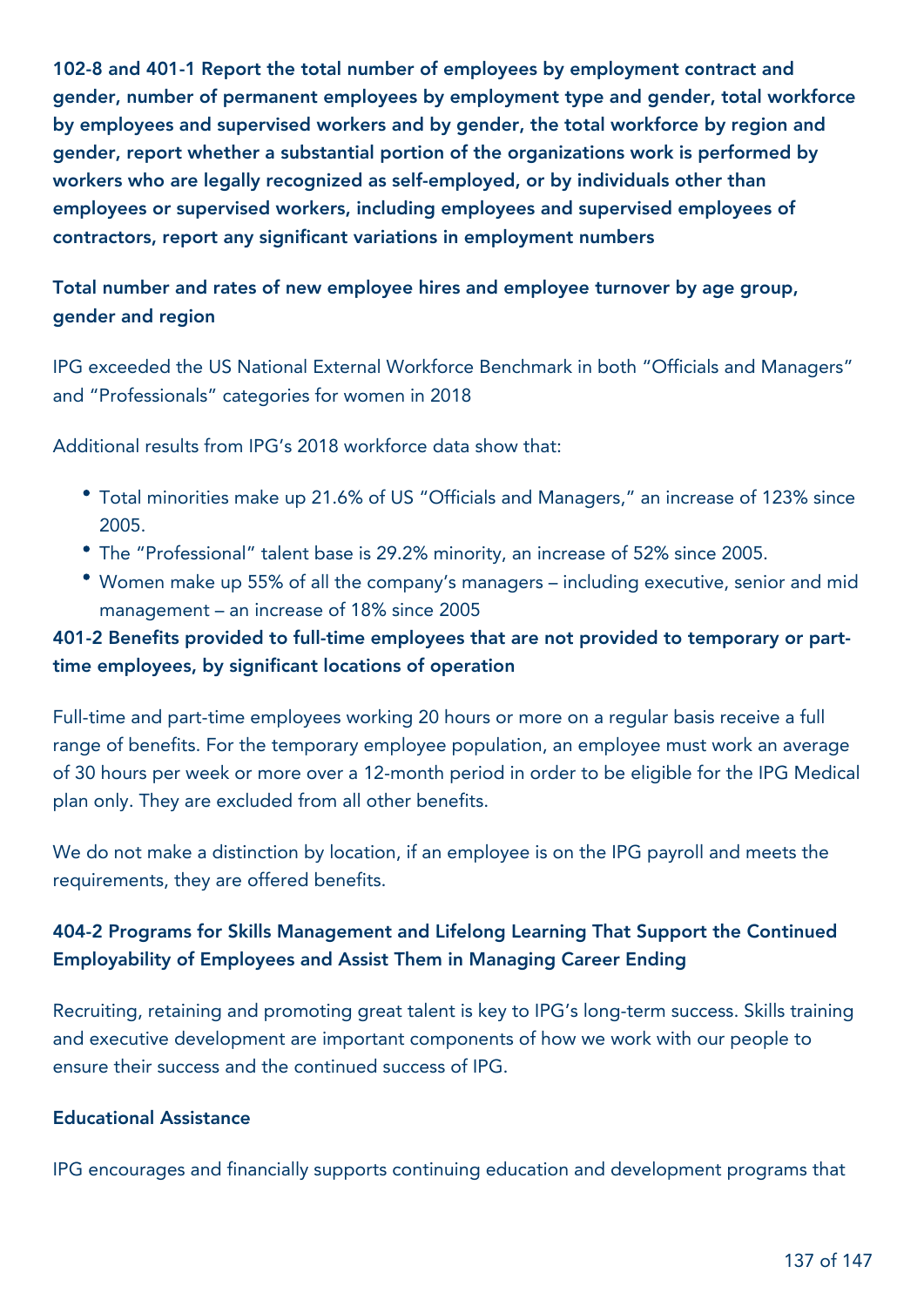**102-8 and 401-1 Report the total number of employees by employment contract and gender, number of permanent employees by employment type and gender, total workforce by employees and supervised workers and by gender, the total workforce by region and gender, report whether a substantial portion of the organizations work is performed by workers who are legally recognized as self-employed, or by individuals other than employees or supervised workers, including employees and supervised employees of contractors, report any significant variations in employment numbers**

**Total number and rates of new employee hires and employee turnover by age group, gender and region**

IPG exceeded the US National External Workforce Benchmark in both "Officials and Managers" and "Professionals" categories for women in 2018

Additional results from IPG's 2018 workforce data show that:

- Total minorities make up 21.6% of US "Officials and Managers," an increase of 123% since 2005.
- The "Professional" talent base is 29.2% minority, an increase of 52% since 2005.
- Women make up 55% of all the company's managers – including executive, senior and mid management – an increase of 18% since 2005

**401-2 Benefits provided to full-time employees that are not provided to temporary or part-time employees, by significant locations of operation**

Full-time and part-time employees working 20 hours or more on a regular basis receive a full range of benefits. For the temporary employee population, an employee must work an average of 30 hours per week or more over a 12-month period in order to be eligible for the IPG Medical plan only. They are excluded from all other benefits.

We do not make a distinction by location, if an employee is on the IPG payroll and meets the requirements, they are offered benefits.

**404-2 Programs for Skills Management and Lifelong Learning That Support the Continued Employability of Employees and Assist Them in Managing Career Ending**

Recruiting, retaining and promoting great talent is key to IPG's long-term success. Skills training and executive development are important components of how we work with our people to ensure their success and the continued success of IPG.

**Educational Assistance**

IPG encourages and financially supports continuing education and development programs that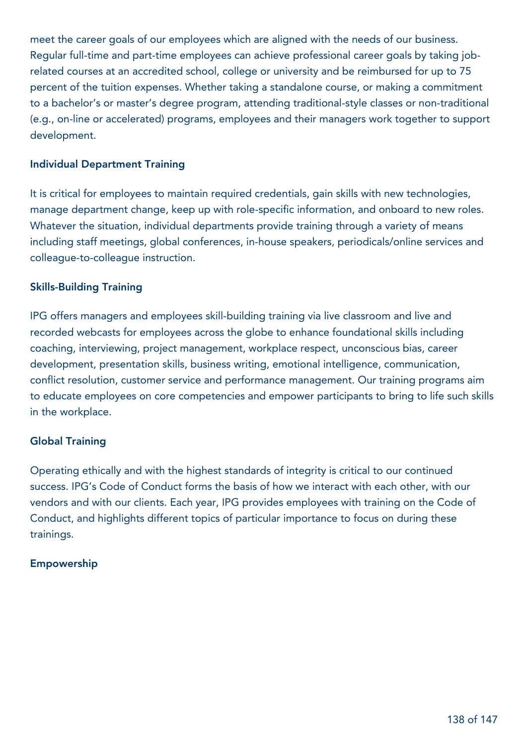meet the career goals of our employees which are aligned with the needs of our business. Regular full-time and part-time employees can achieve professional career goals by taking job-related courses at an accredited school, college or university and be reimbursed for up to 75 percent of the tuition expenses. Whether taking a standalone course, or making a commitment to a bachelor's or master's degree program, attending traditional-style classes or non-traditional (e.g., on-line or accelerated) programs, employees and their managers work together to support development.

### Individual Department Training

It is critical for employees to maintain required credentials, gain skills with new technologies, manage department change, keep up with role-specific information, and onboard to new roles. Whatever the situation, individual departments provide training through a variety of means including staff meetings, global conferences, in-house speakers, periodicals/online services and colleague-to-colleague instruction.

### Skills-Building Training

IPG offers managers and employees skill-building training via live classroom and live and recorded webcasts for employees across the globe to enhance foundational skills including coaching, interviewing, project management, workplace respect, unconscious bias, career development, presentation skills, business writing, emotional intelligence, communication, conflict resolution, customer service and performance management. Our training programs aim to educate employees on core competencies and empower participants to bring to life such skills in the workplace.

### Global Training

Operating ethically and with the highest standards of integrity is critical to our continued success. IPG's Code of Conduct forms the basis of how we interact with each other, with our vendors and with our clients. Each year, IPG provides employees with training on the Code of Conduct, and highlights different topics of particular importance to focus on during these trainings.

### Empowership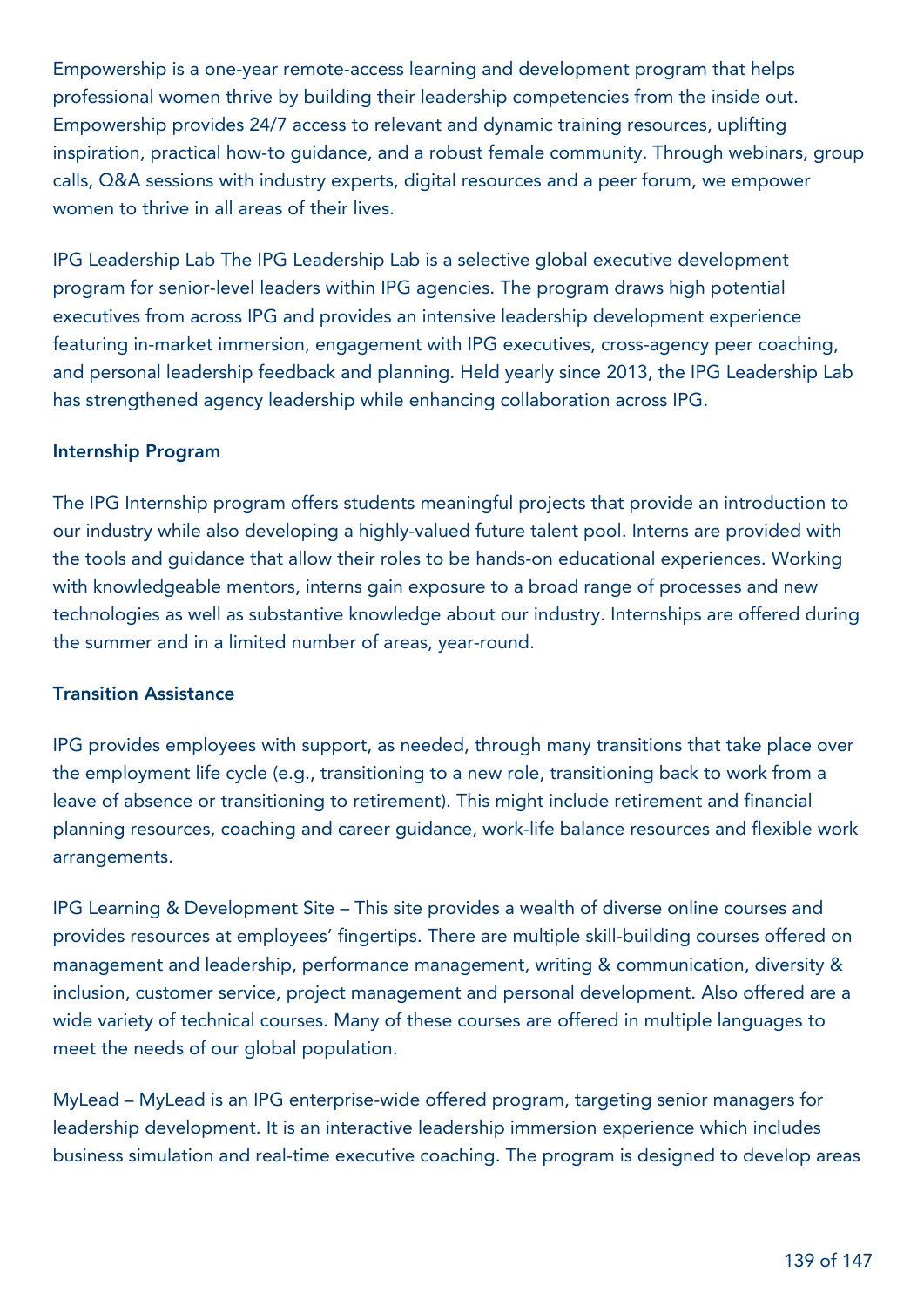Empowership is a one-year remote-access learning and development program that helps professional women thrive by building their leadership competencies from the inside out. Empowership provides 24/7 access to relevant and dynamic training resources, uplifting inspiration, practical how-to guidance, and a robust female community. Through webinars, group calls, Q&A sessions with industry experts, digital resources and a peer forum, we empower women to thrive in all areas of their lives.

IPG Leadership Lab The IPG Leadership Lab is a selective global executive development program for senior-level leaders within IPG agencies. The program draws high potential executives from across IPG and provides an intensive leadership development experience featuring in-market immersion, engagement with IPG executives, cross-agency peer coaching, and personal leadership feedback and planning. Held yearly since 2013, the IPG Leadership Lab has strengthened agency leadership while enhancing collaboration across IPG.

**Internship Program**

The IPG Internship program offers students meaningful projects that provide an introduction to our industry while also developing a highly-valued future talent pool. Interns are provided with the tools and guidance that allow their roles to be hands-on educational experiences. Working with knowledgeable mentors, interns gain exposure to a broad range of processes and new technologies as well as substantive knowledge about our industry. Internships are offered during the summer and in a limited number of areas, year-round.

**Transition Assistance**

IPG provides employees with support, as needed, through many transitions that take place over the employment life cycle (e.g., transitioning to a new role, transitioning back to work from a leave of absence or transitioning to retirement). This might include retirement and financial planning resources, coaching and career guidance, work-life balance resources and flexible work arrangements.

IPG Learning & Development Site – This site provides a wealth of diverse online courses and provides resources at employees' fingertips. There are multiple skill-building courses offered on management and leadership, performance management, writing & communication, diversity & inclusion, customer service, project management and personal development. Also offered are a wide variety of technical courses. Many of these courses are offered in multiple languages to meet the needs of our global population.

MyLead – MyLead is an IPG enterprise-wide offered program, targeting senior managers for leadership development. It is an interactive leadership immersion experience which includes business simulation and real-time executive coaching. The program is designed to develop areas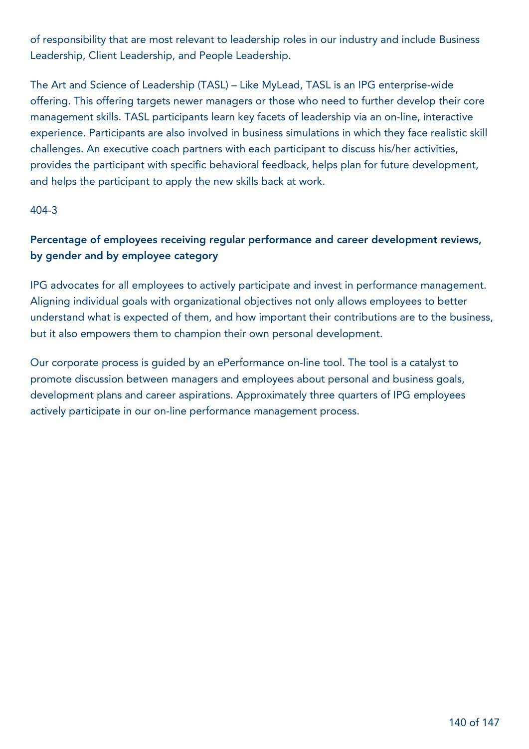of responsibility that are most relevant to leadership roles in our industry and include Business Leadership, Client Leadership, and People Leadership.

The Art and Science of Leadership (TASL) – Like MyLead, TASL is an IPG enterprise-wide offering. This offering targets newer managers or those who need to further develop their core management skills. TASL participants learn key facets of leadership via an on-line, interactive experience. Participants are also involved in business simulations in which they face realistic skill challenges. An executive coach partners with each participant to discuss his/her activities, provides the participant with specific behavioral feedback, helps plan for future development, and helps the participant to apply the new skills back at work.

404-3

## Percentage of employees receiving regular performance and career development reviews, by gender and by employee category

IPG advocates for all employees to actively participate and invest in performance management. Aligning individual goals with organizational objectives not only allows employees to better understand what is expected of them, and how important their contributions are to the business, but it also empowers them to champion their own personal development.

Our corporate process is guided by an ePerformance on-line tool. The tool is a catalyst to promote discussion between managers and employees about personal and business goals, development plans and career aspirations. Approximately three quarters of IPG employees actively participate in our on-line performance management process.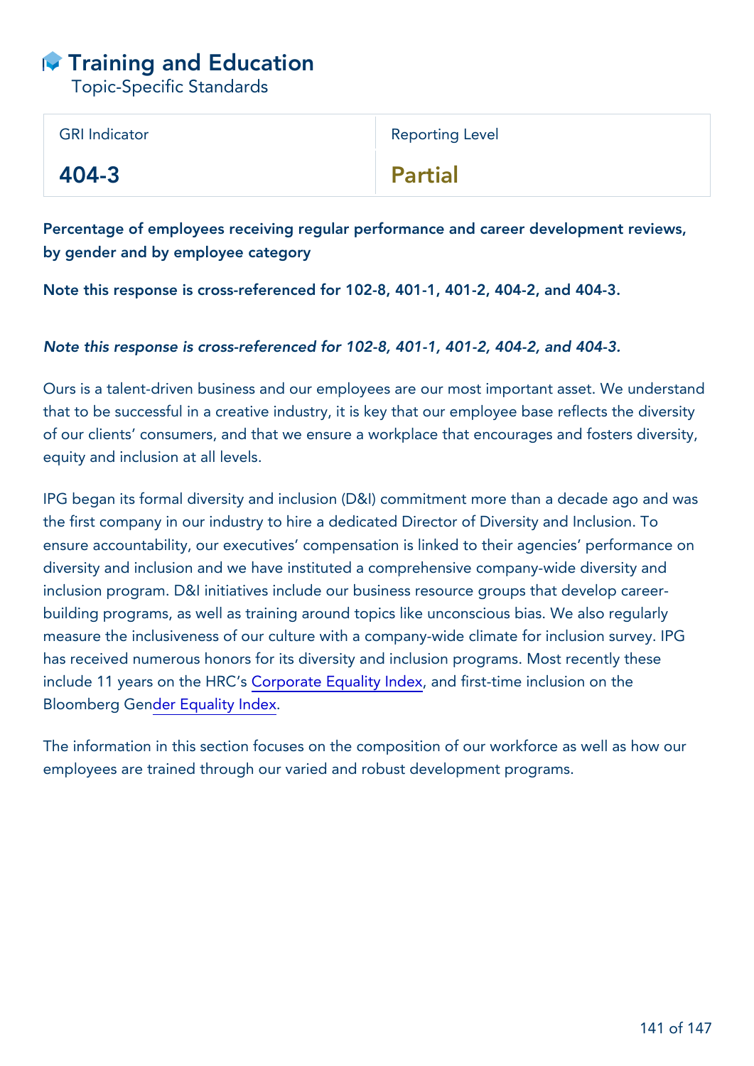# Training and Education

Topic-Specific Standards

| GRI Indicator | Reporting Level |
| --- | --- |
| 404-3 | Partial |

**Percentage of employees receiving regular performance and career development reviews, by gender and by employee category**

**Note this response is cross-referenced for 102-8, 401-1, 401-2, 404-2, and 404-3.**

*Note this response is cross-referenced for 102-8, 401-1, 401-2, 404-2, and 404-3.*

Ours is a talent-driven business and our employees are our most important asset. We understand that to be successful in a creative industry, it is key that our employee base reflects the diversity of our clients' consumers, and that we ensure a workplace that encourages and fosters diversity, equity and inclusion at all levels.

IPG began its formal diversity and inclusion (D&I) commitment more than a decade ago and was the first company in our industry to hire a dedicated Director of Diversity and Inclusion. To ensure accountability, our executives' compensation is linked to their agencies' performance on diversity and inclusion and we have instituted a comprehensive company-wide diversity and inclusion program. D&I initiatives include our business resource groups that develop career-building programs, as well as training around topics like unconscious bias. We also regularly measure the inclusiveness of our culture with a company-wide climate for inclusion survey. IPG has received numerous honors for its diversity and inclusion programs. Most recently these include 11 years on the HRC's Corporate Equality Index, and first-time inclusion on the Bloomberg Gender Equality Index.

The information in this section focuses on the composition of our workforce as well as how our employees are trained through our varied and robust development programs.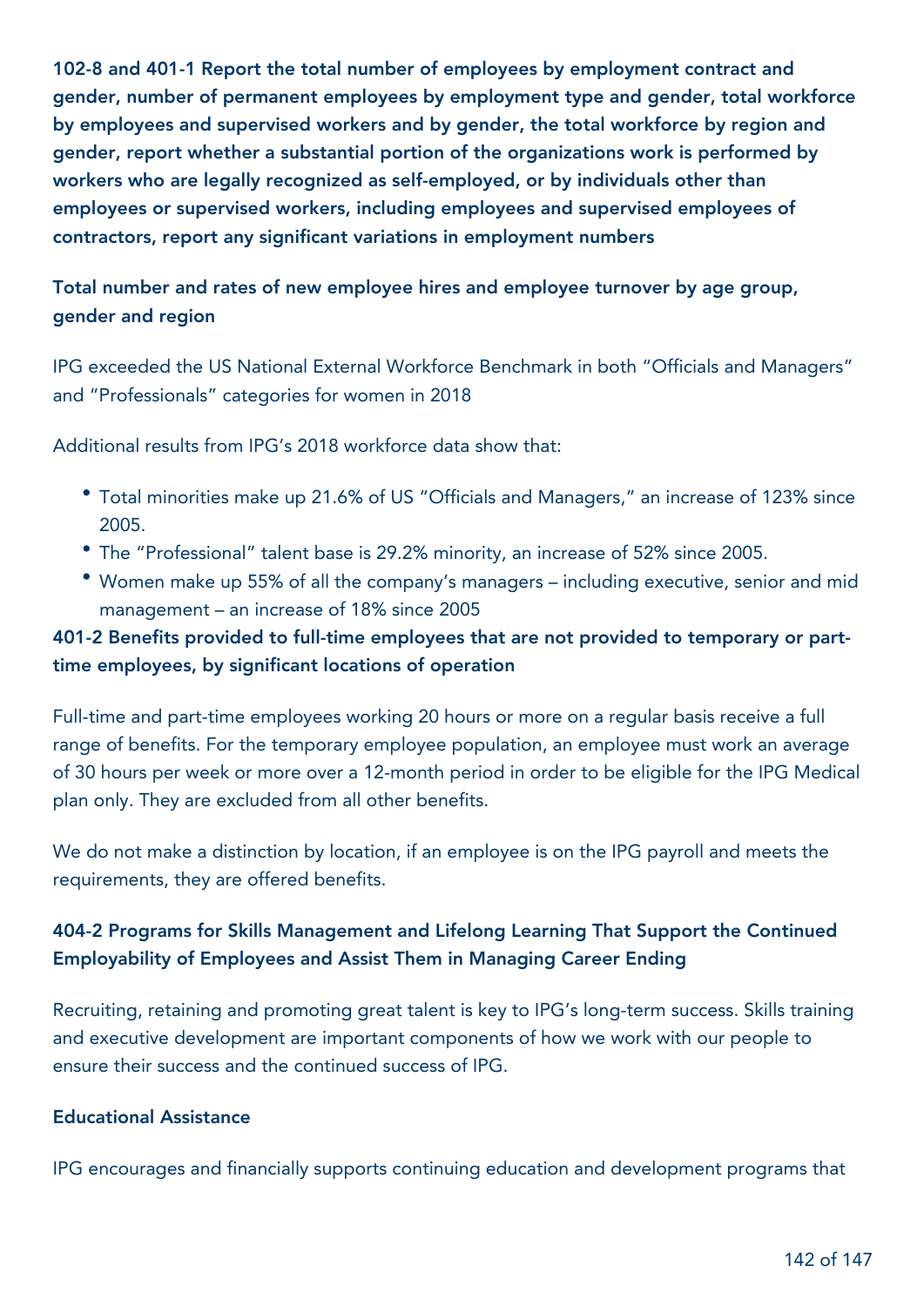**102-8 and 401-1 Report the total number of employees by employment contract and gender, number of permanent employees by employment type and gender, total workforce by employees and supervised workers and by gender, the total workforce by region and gender, report whether a substantial portion of the organizations work is performed by workers who are legally recognized as self-employed, or by individuals other than employees or supervised workers, including employees and supervised employees of contractors, report any significant variations in employment numbers**

**Total number and rates of new employee hires and employee turnover by age group, gender and region**

IPG exceeded the US National External Workforce Benchmark in both "Officials and Managers" and "Professionals" categories for women in 2018

Additional results from IPG's 2018 workforce data show that:

- Total minorities make up 21.6% of US "Officials and Managers," an increase of 123% since 2005.
- The "Professional" talent base is 29.2% minority, an increase of 52% since 2005.
- Women make up 55% of all the company's managers – including executive, senior and mid management – an increase of 18% since 2005

**401-2 Benefits provided to full-time employees that are not provided to temporary or part-time employees, by significant locations of operation**

Full-time and part-time employees working 20 hours or more on a regular basis receive a full range of benefits. For the temporary employee population, an employee must work an average of 30 hours per week or more over a 12-month period in order to be eligible for the IPG Medical plan only. They are excluded from all other benefits.

We do not make a distinction by location, if an employee is on the IPG payroll and meets the requirements, they are offered benefits.

**404-2 Programs for Skills Management and Lifelong Learning That Support the Continued Employability of Employees and Assist Them in Managing Career Ending**

Recruiting, retaining and promoting great talent is key to IPG's long-term success. Skills training and executive development are important components of how we work with our people to ensure their success and the continued success of IPG.

**Educational Assistance**

IPG encourages and financially supports continuing education and development programs that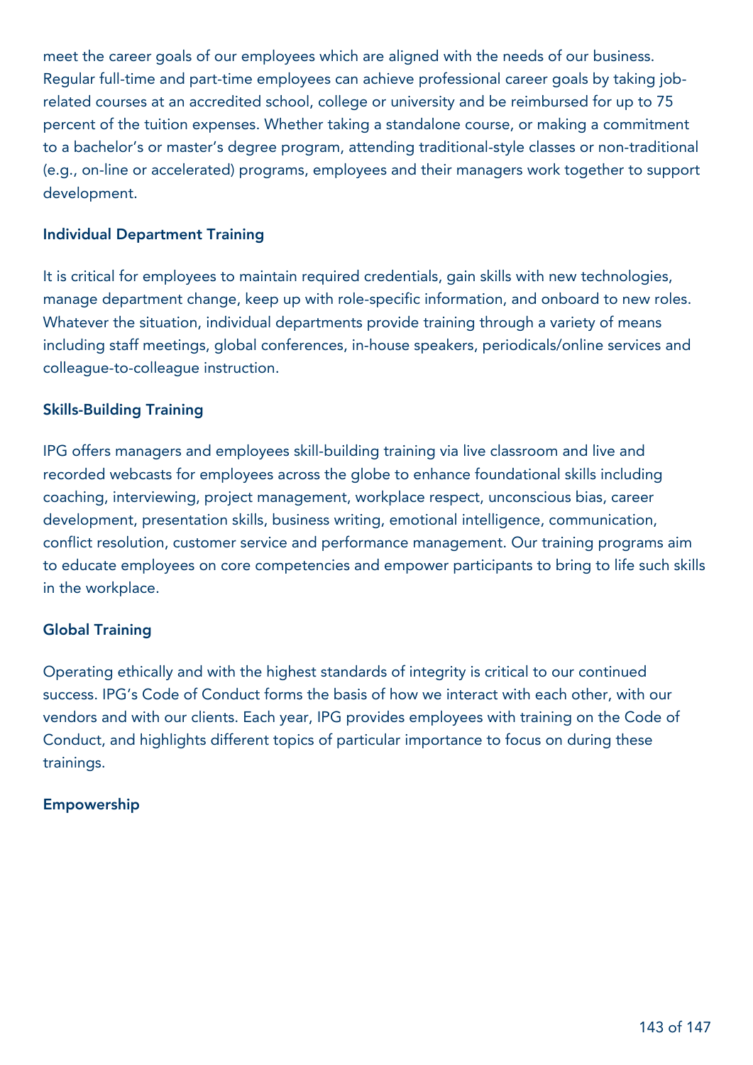meet the career goals of our employees which are aligned with the needs of our business. Regular full-time and part-time employees can achieve professional career goals by taking job-related courses at an accredited school, college or university and be reimbursed for up to 75 percent of the tuition expenses. Whether taking a standalone course, or making a commitment to a bachelor's or master's degree program, attending traditional-style classes or non-traditional (e.g., on-line or accelerated) programs, employees and their managers work together to support development.

### Individual Department Training

It is critical for employees to maintain required credentials, gain skills with new technologies, manage department change, keep up with role-specific information, and onboard to new roles. Whatever the situation, individual departments provide training through a variety of means including staff meetings, global conferences, in-house speakers, periodicals/online services and colleague-to-colleague instruction.

### Skills-Building Training

IPG offers managers and employees skill-building training via live classroom and live and recorded webcasts for employees across the globe to enhance foundational skills including coaching, interviewing, project management, workplace respect, unconscious bias, career development, presentation skills, business writing, emotional intelligence, communication, conflict resolution, customer service and performance management. Our training programs aim to educate employees on core competencies and empower participants to bring to life such skills in the workplace.

### Global Training

Operating ethically and with the highest standards of integrity is critical to our continued success. IPG's Code of Conduct forms the basis of how we interact with each other, with our vendors and with our clients. Each year, IPG provides employees with training on the Code of Conduct, and highlights different topics of particular importance to focus on during these trainings.

### Empowership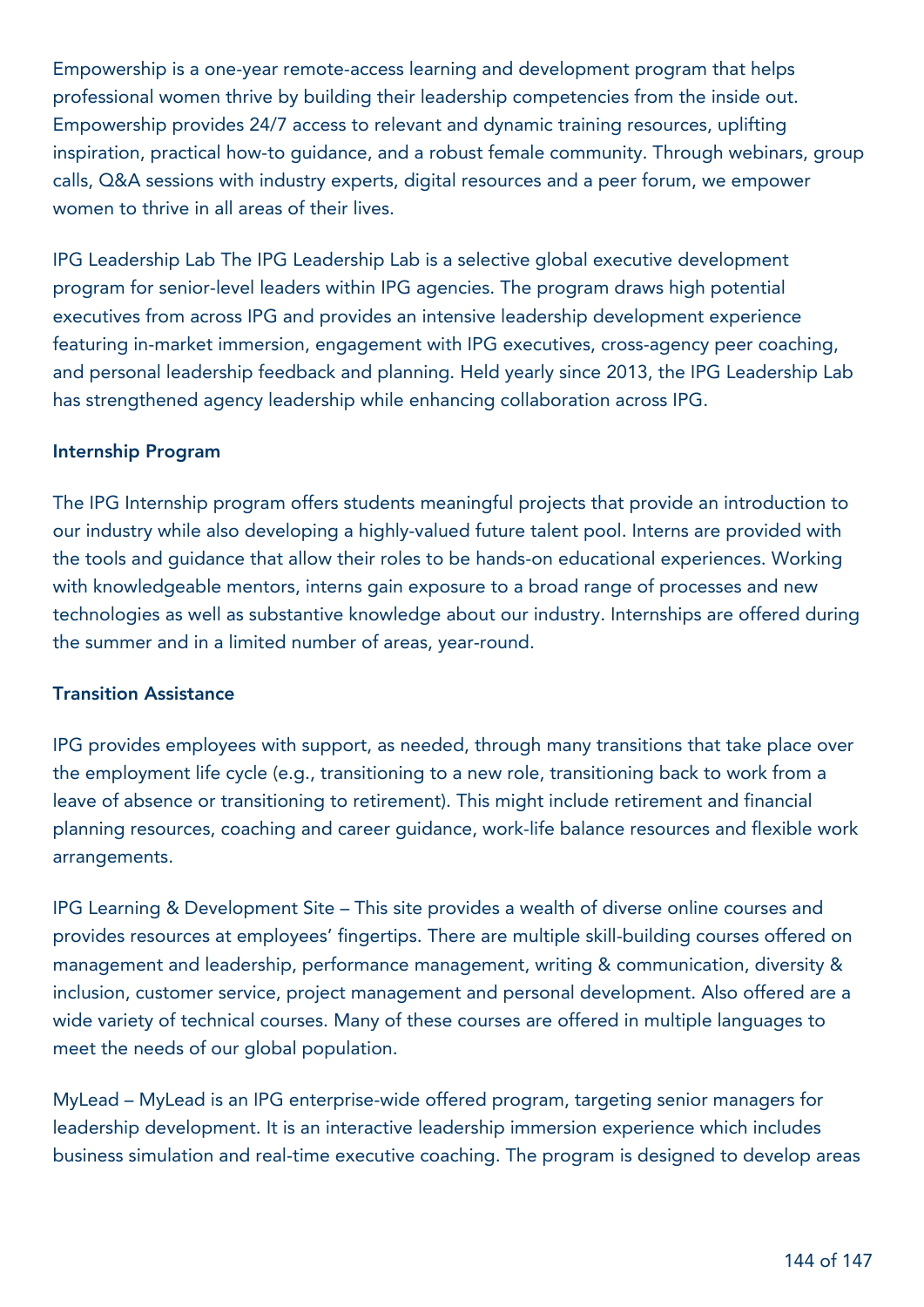Empowership is a one-year remote-access learning and development program that helps professional women thrive by building their leadership competencies from the inside out. Empowership provides 24/7 access to relevant and dynamic training resources, uplifting inspiration, practical how-to guidance, and a robust female community. Through webinars, group calls, Q&A sessions with industry experts, digital resources and a peer forum, we empower women to thrive in all areas of their lives.

IPG Leadership Lab The IPG Leadership Lab is a selective global executive development program for senior-level leaders within IPG agencies. The program draws high potential executives from across IPG and provides an intensive leadership development experience featuring in-market immersion, engagement with IPG executives, cross-agency peer coaching, and personal leadership feedback and planning. Held yearly since 2013, the IPG Leadership Lab has strengthened agency leadership while enhancing collaboration across IPG.

**Internship Program**

The IPG Internship program offers students meaningful projects that provide an introduction to our industry while also developing a highly-valued future talent pool. Interns are provided with the tools and guidance that allow their roles to be hands-on educational experiences. Working with knowledgeable mentors, interns gain exposure to a broad range of processes and new technologies as well as substantive knowledge about our industry. Internships are offered during the summer and in a limited number of areas, year-round.

**Transition Assistance**

IPG provides employees with support, as needed, through many transitions that take place over the employment life cycle (e.g., transitioning to a new role, transitioning back to work from a leave of absence or transitioning to retirement). This might include retirement and financial planning resources, coaching and career guidance, work-life balance resources and flexible work arrangements.

IPG Learning & Development Site – This site provides a wealth of diverse online courses and provides resources at employees' fingertips. There are multiple skill-building courses offered on management and leadership, performance management, writing & communication, diversity & inclusion, customer service, project management and personal development. Also offered are a wide variety of technical courses. Many of these courses are offered in multiple languages to meet the needs of our global population.

MyLead – MyLead is an IPG enterprise-wide offered program, targeting senior managers for leadership development. It is an interactive leadership immersion experience which includes business simulation and real-time executive coaching. The program is designed to develop areas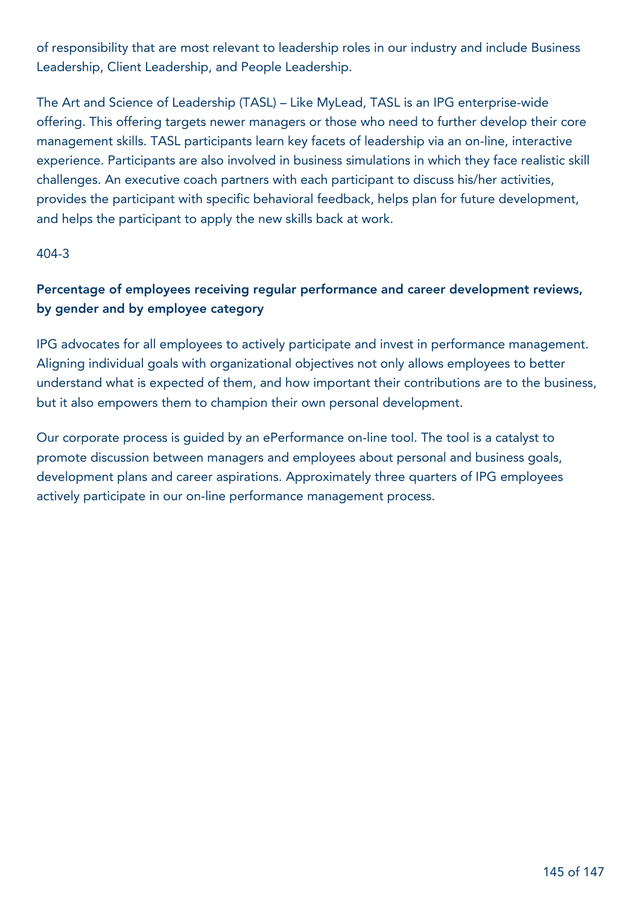of responsibility that are most relevant to leadership roles in our industry and include Business Leadership, Client Leadership, and People Leadership.

The Art and Science of Leadership (TASL) – Like MyLead, TASL is an IPG enterprise-wide offering. This offering targets newer managers or those who need to further develop their core management skills. TASL participants learn key facets of leadership via an on-line, interactive experience. Participants are also involved in business simulations in which they face realistic skill challenges. An executive coach partners with each participant to discuss his/her activities, provides the participant with specific behavioral feedback, helps plan for future development, and helps the participant to apply the new skills back at work.

404-3

## Percentage of employees receiving regular performance and career development reviews, by gender and by employee category

IPG advocates for all employees to actively participate and invest in performance management. Aligning individual goals with organizational objectives not only allows employees to better understand what is expected of them, and how important their contributions are to the business, but it also empowers them to champion their own personal development.

Our corporate process is guided by an ePerformance on-line tool. The tool is a catalyst to promote discussion between managers and employees about personal and business goals, development plans and career aspirations. Approximately three quarters of IPG employees actively participate in our on-line performance management process.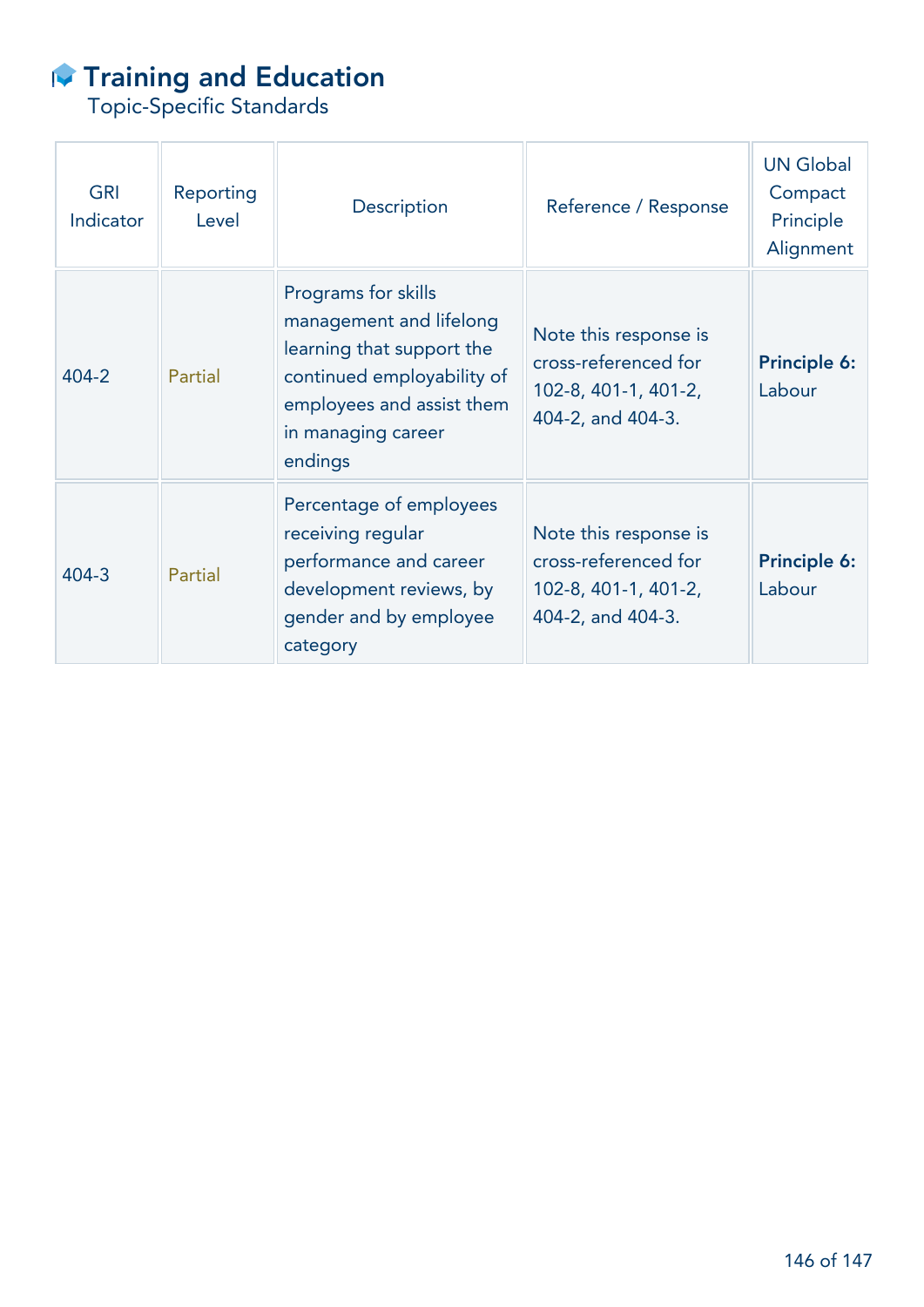# Training and Education

Topic-Specific Standards

| GRI Indicator | Reporting Level | Description | Reference / Response | UN Global Compact Principle Alignment |
|---|---|---|---|---|
| 404-2 | Partial | Programs for skills management and lifelong learning that support the continued employability of employees and assist them in managing career endings | Note this response is cross-referenced for 102-8, 401-1, 401-2, 404-2, and 404-3. | **Principle 6:** Labour |
| 404-3 | Partial | Percentage of employees receiving regular performance and career development reviews, by gender and by employee category | Note this response is cross-referenced for 102-8, 401-1, 401-2, 404-2, and 404-3. | **Principle 6:** Labour |